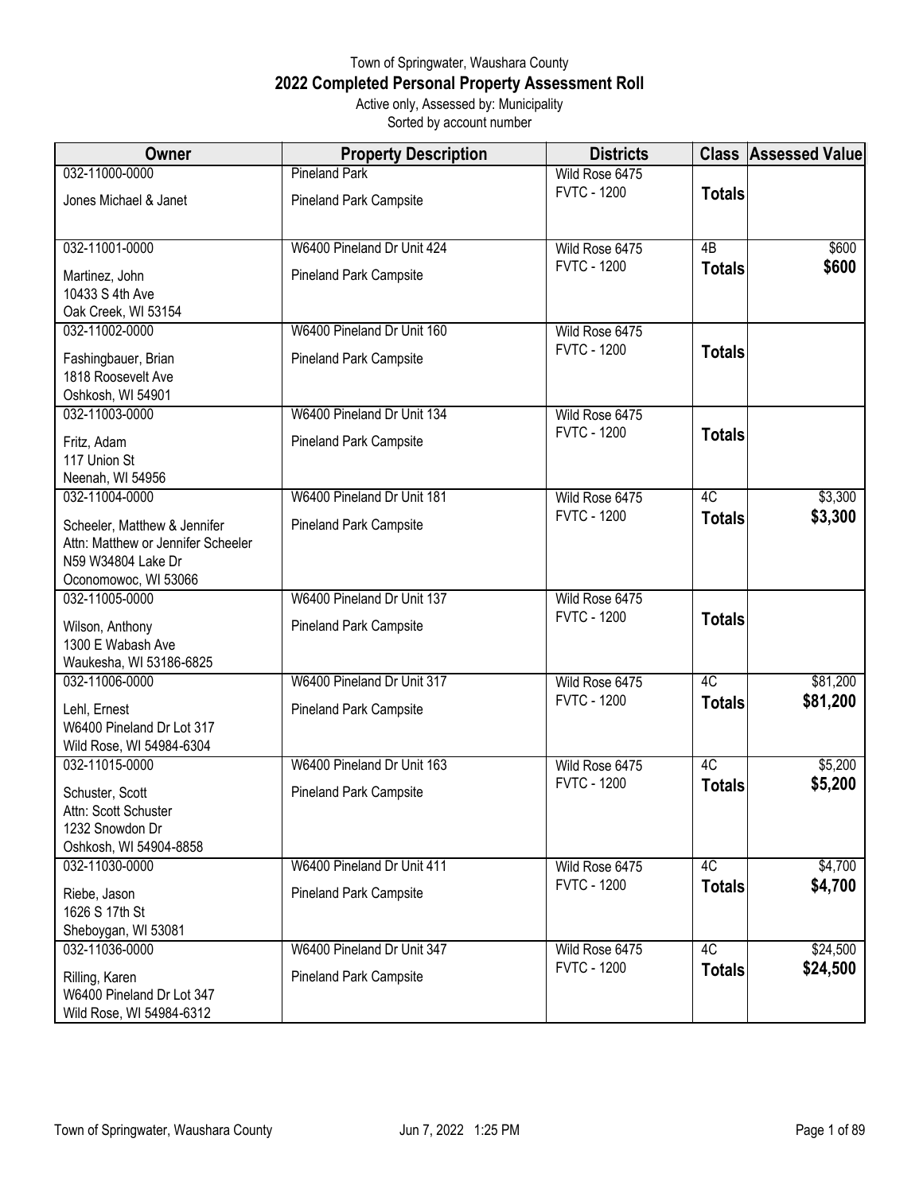# Town of Springwater, Waushara County
## 2022 Completed Personal Property Assessment Roll
Active only, Assessed by: Municipality
Sorted by account number

| Owner | Property Description | Districts | Class | Assessed Value |
|---|---|---|---|---|
| 032-11000-0000<br>Jones Michael & Janet | Pineland Park<br>Pineland Park Campsite | Wild Rose 6475<br>FVTC - 1200 | **Totals** | |
| 032-11001-0000<br>Martinez, John<br>10433 S 4th Ave<br>Oak Creek, WI 53154 | W6400 Pineland Dr Unit 424<br>Pineland Park Campsite | Wild Rose 6475<br>FVTC - 1200 | 4B<br>**Totals** | $600<br>**$600** |
| 032-11002-0000<br>Fashingbauer, Brian<br>1818 Roosevelt Ave<br>Oshkosh, WI 54901 | W6400 Pineland Dr Unit 160<br>Pineland Park Campsite | Wild Rose 6475<br>FVTC - 1200 | **Totals** | |
| 032-11003-0000<br>Fritz, Adam<br>117 Union St<br>Neenah, WI 54956 | W6400 Pineland Dr Unit 134<br>Pineland Park Campsite | Wild Rose 6475<br>FVTC - 1200 | **Totals** | |
| 032-11004-0000<br>Scheeler, Matthew & Jennifer<br>Attn: Matthew or Jennifer Scheeler<br>N59 W34804 Lake Dr<br>Oconomowoc, WI 53066 | W6400 Pineland Dr Unit 181<br>Pineland Park Campsite | Wild Rose 6475<br>FVTC - 1200 | 4C<br>**Totals** | $3,300<br>**$3,300** |
| 032-11005-0000<br>Wilson, Anthony<br>1300 E Wabash Ave<br>Waukesha, WI 53186-6825 | W6400 Pineland Dr Unit 137<br>Pineland Park Campsite | Wild Rose 6475<br>FVTC - 1200 | **Totals** | |
| 032-11006-0000<br>Lehl, Ernest<br>W6400 Pineland Dr Lot 317<br>Wild Rose, WI 54984-6304 | W6400 Pineland Dr Unit 317<br>Pineland Park Campsite | Wild Rose 6475<br>FVTC - 1200 | 4C<br>**Totals** | $81,200<br>**$81,200** |
| 032-11015-0000<br>Schuster, Scott<br>Attn: Scott Schuster<br>1232 Snowdon Dr<br>Oshkosh, WI 54904-8858 | W6400 Pineland Dr Unit 163<br>Pineland Park Campsite | Wild Rose 6475<br>FVTC - 1200 | 4C<br>**Totals** | $5,200<br>**$5,200** |
| 032-11030-0000<br>Riebe, Jason<br>1626 S 17th St<br>Sheboygan, WI 53081 | W6400 Pineland Dr Unit 411<br>Pineland Park Campsite | Wild Rose 6475<br>FVTC - 1200 | 4C<br>**Totals** | $4,700<br>**$4,700** |
| 032-11036-0000<br>Rilling, Karen<br>W6400 Pineland Dr Lot 347<br>Wild Rose, WI 54984-6312 | W6400 Pineland Dr Unit 347<br>Pineland Park Campsite | Wild Rose 6475<br>FVTC - 1200 | 4C<br>**Totals** | $24,500<br>**$24,500** |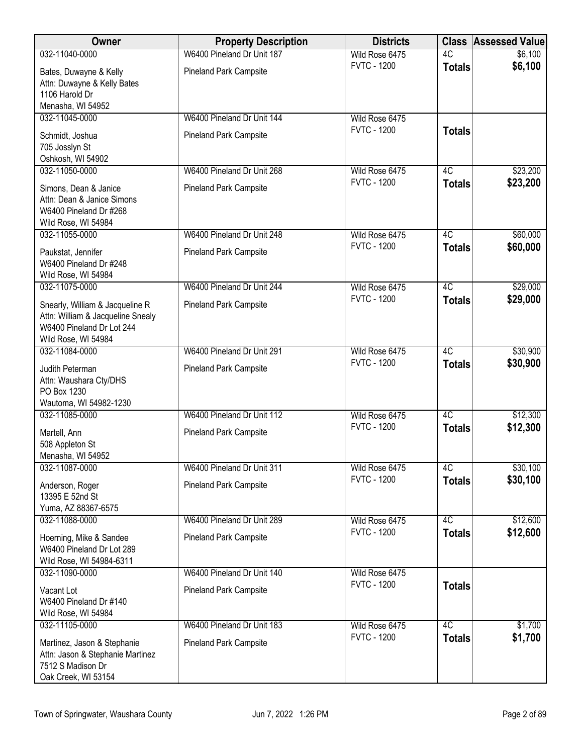| Owner | Property Description | Districts | Class | Assessed Value |
|---|---|---|---|---|
| 032-11040-0000<br>Bates, Duwayne & Kelly<br>Attn: Duwayne & Kelly Bates<br>1106 Harold Dr<br>Menasha, WI 54952 | W6400 Pineland Dr Unit 187<br>Pineland Park Campsite | Wild Rose 6475<br>FVTC - 1200 | 4C<br>**Totals** | $6,100<br>**$6,100** |
| 032-11045-0000<br>Schmidt, Joshua<br>705 Josslyn St<br>Oshkosh, WI 54902 | W6400 Pineland Dr Unit 144<br>Pineland Park Campsite | Wild Rose 6475<br>FVTC - 1200 | **Totals** | |
| 032-11050-0000<br>Simons, Dean & Janice<br>Attn: Dean & Janice Simons<br>W6400 Pineland Dr #268<br>Wild Rose, WI 54984 | W6400 Pineland Dr Unit 268<br>Pineland Park Campsite | Wild Rose 6475<br>FVTC - 1200 | 4C<br>**Totals** | $23,200<br>**$23,200** |
| 032-11055-0000<br>Paukstat, Jennifer<br>W6400 Pineland Dr #248<br>Wild Rose, WI 54984 | W6400 Pineland Dr Unit 248<br>Pineland Park Campsite | Wild Rose 6475<br>FVTC - 1200 | 4C<br>**Totals** | $60,000<br>**$60,000** |
| 032-11075-0000<br>Snearly, William & Jacqueline R<br>Attn: William & Jacqueline Snealy<br>W6400 Pineland Dr Lot 244<br>Wild Rose, WI 54984 | W6400 Pineland Dr Unit 244<br>Pineland Park Campsite | Wild Rose 6475<br>FVTC - 1200 | 4C<br>**Totals** | $29,000<br>**$29,000** |
| 032-11084-0000<br>Judith Peterman<br>Attn: Waushara Cty/DHS<br>PO Box 1230<br>Wautoma, WI 54982-1230 | W6400 Pineland Dr Unit 291<br>Pineland Park Campsite | Wild Rose 6475<br>FVTC - 1200 | 4C<br>**Totals** | $30,900<br>**$30,900** |
| 032-11085-0000<br>Martell, Ann<br>508 Appleton St<br>Menasha, WI 54952 | W6400 Pineland Dr Unit 112<br>Pineland Park Campsite | Wild Rose 6475<br>FVTC - 1200 | 4C<br>**Totals** | $12,300<br>**$12,300** |
| 032-11087-0000<br>Anderson, Roger<br>13395 E 52nd St<br>Yuma, AZ 88367-6575 | W6400 Pineland Dr Unit 311<br>Pineland Park Campsite | Wild Rose 6475<br>FVTC - 1200 | 4C<br>**Totals** | $30,100<br>**$30,100** |
| 032-11088-0000<br>Hoerning, Mike & Sandee<br>W6400 Pineland Dr Lot 289<br>Wild Rose, WI 54984-6311 | W6400 Pineland Dr Unit 289<br>Pineland Park Campsite | Wild Rose 6475<br>FVTC - 1200 | 4C<br>**Totals** | $12,600<br>**$12,600** |
| 032-11090-0000<br>Vacant Lot<br>W6400 Pineland Dr #140<br>Wild Rose, WI 54984 | W6400 Pineland Dr Unit 140<br>Pineland Park Campsite | Wild Rose 6475<br>FVTC - 1200 | **Totals** | |
| 032-11105-0000<br>Martinez, Jason & Stephanie<br>Attn: Jason & Stephanie Martinez<br>7512 S Madison Dr<br>Oak Creek, WI 53154 | W6400 Pineland Dr Unit 183<br>Pineland Park Campsite | Wild Rose 6475<br>FVTC - 1200 | 4C<br>**Totals** | $1,700<br>**$1,700** |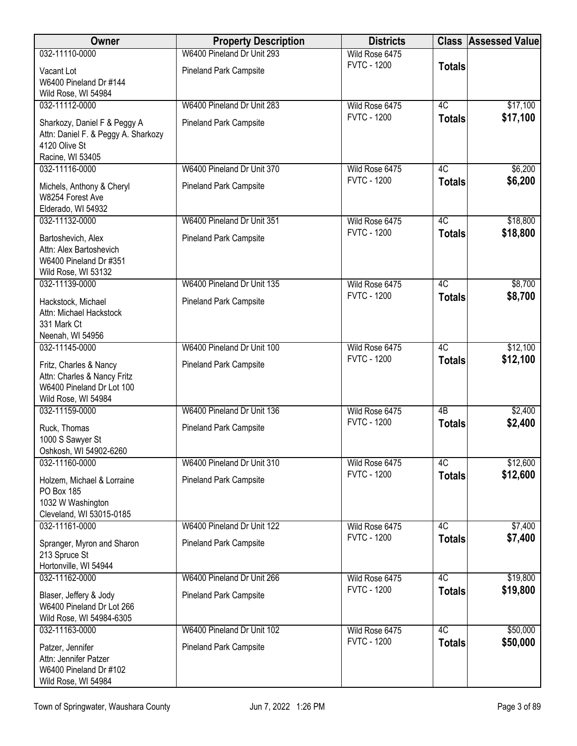| Owner | Property Description | Districts | Class | Assessed Value |
|---|---|---|---|---|
| 032-11110-0000<br>Vacant Lot<br>W6400 Pineland Dr #144<br>Wild Rose, WI 54984 | W6400 Pineland Dr Unit 293<br>Pineland Park Campsite | Wild Rose 6475<br>FVTC - 1200 | **Totals** | |
| 032-11112-0000<br>Sharkozy, Daniel F & Peggy A<br>Attn: Daniel F. & Peggy A. Sharkozy<br>4120 Olive St<br>Racine, WI 53405 | W6400 Pineland Dr Unit 283<br>Pineland Park Campsite | Wild Rose 6475<br>FVTC - 1200 | 4C<br>**Totals** | $17,100<br>**$17,100** |
| 032-11116-0000<br>Michels, Anthony & Cheryl<br>W8254 Forest Ave<br>Elderado, WI 54932 | W6400 Pineland Dr Unit 370<br>Pineland Park Campsite | Wild Rose 6475<br>FVTC - 1200 | 4C<br>**Totals** | $6,200<br>**$6,200** |
| 032-11132-0000<br>Bartoshevich, Alex<br>Attn: Alex Bartoshevich<br>W6400 Pineland Dr #351<br>Wild Rose, WI 53132 | W6400 Pineland Dr Unit 351<br>Pineland Park Campsite | Wild Rose 6475<br>FVTC - 1200 | 4C<br>**Totals** | $18,800<br>**$18,800** |
| 032-11139-0000<br>Hackstock, Michael<br>Attn: Michael Hackstock<br>331 Mark Ct<br>Neenah, WI 54956 | W6400 Pineland Dr Unit 135<br>Pineland Park Campsite | Wild Rose 6475<br>FVTC - 1200 | 4C<br>**Totals** | $8,700<br>**$8,700** |
| 032-11145-0000<br>Fritz, Charles & Nancy<br>Attn: Charles & Nancy Fritz<br>W6400 Pineland Dr Lot 100<br>Wild Rose, WI 54984 | W6400 Pineland Dr Unit 100<br>Pineland Park Campsite | Wild Rose 6475<br>FVTC - 1200 | 4C<br>**Totals** | $12,100<br>**$12,100** |
| 032-11159-0000<br>Ruck, Thomas<br>1000 S Sawyer St<br>Oshkosh, WI 54902-6260 | W6400 Pineland Dr Unit 136<br>Pineland Park Campsite | Wild Rose 6475<br>FVTC - 1200 | 4B<br>**Totals** | $2,400<br>**$2,400** |
| 032-11160-0000<br>Holzem, Michael & Lorraine<br>PO Box 185<br>1032 W Washington<br>Cleveland, WI 53015-0185 | W6400 Pineland Dr Unit 310<br>Pineland Park Campsite | Wild Rose 6475<br>FVTC - 1200 | 4C<br>**Totals** | $12,600<br>**$12,600** |
| 032-11161-0000<br>Spranger, Myron and Sharon<br>213 Spruce St<br>Hortonville, WI 54944 | W6400 Pineland Dr Unit 122<br>Pineland Park Campsite | Wild Rose 6475<br>FVTC - 1200 | 4C<br>**Totals** | $7,400<br>**$7,400** |
| 032-11162-0000<br>Blaser, Jeffery & Jody<br>W6400 Pineland Dr Lot 266<br>Wild Rose, WI 54984-6305 | W6400 Pineland Dr Unit 266<br>Pineland Park Campsite | Wild Rose 6475<br>FVTC - 1200 | 4C<br>**Totals** | $19,800<br>**$19,800** |
| 032-11163-0000<br>Patzer, Jennifer<br>Attn: Jennifer Patzer<br>W6400 Pineland Dr #102<br>Wild Rose, WI 54984 | W6400 Pineland Dr Unit 102<br>Pineland Park Campsite | Wild Rose 6475<br>FVTC - 1200 | 4C<br>**Totals** | $50,000<br>**$50,000** |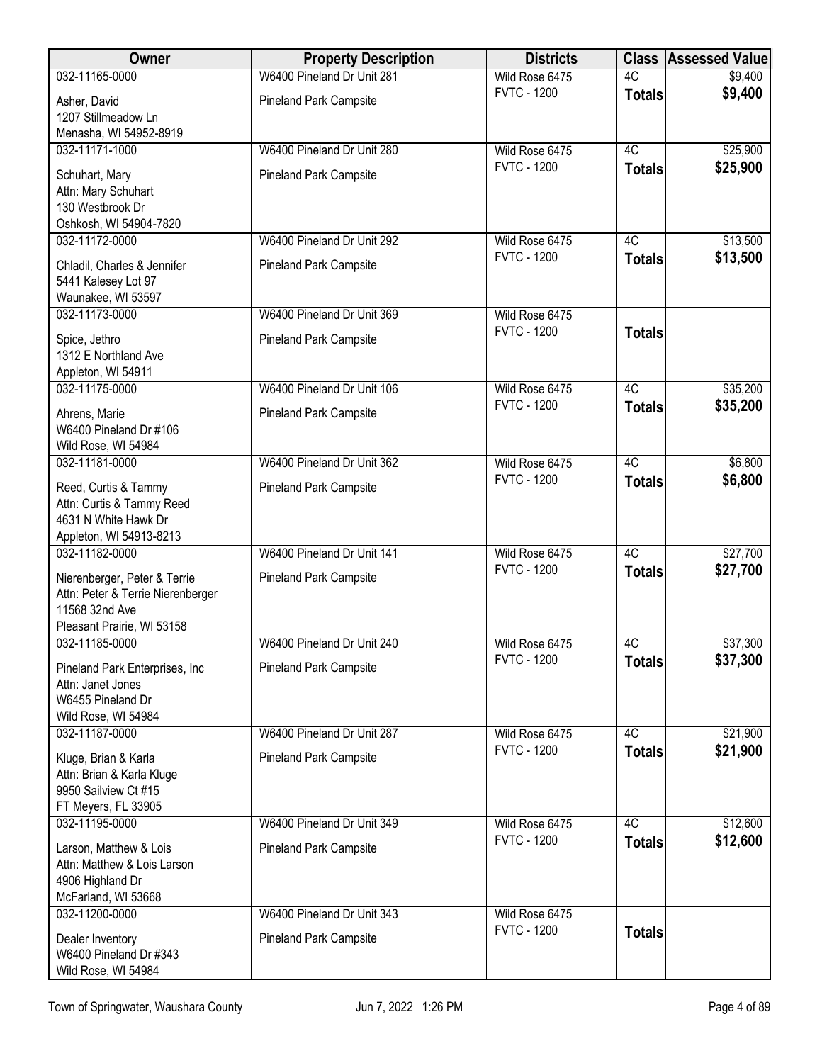| Owner | Property Description | Districts | Class | Assessed Value |
|---|---|---|---|---|
| 032-11165-0000<br>Asher, David<br>1207 Stillmeadow Ln<br>Menasha, WI 54952-8919 | W6400 Pineland Dr Unit 281<br>Pineland Park Campsite | Wild Rose 6475<br>FVTC - 1200 | 4C<br>**Totals** | $9,400<br>**$9,400** |
| 032-11171-1000<br>Schuhart, Mary<br>Attn: Mary Schuhart<br>130 Westbrook Dr<br>Oshkosh, WI 54904-7820 | W6400 Pineland Dr Unit 280<br>Pineland Park Campsite | Wild Rose 6475<br>FVTC - 1200 | 4C<br>**Totals** | $25,900<br>**$25,900** |
| 032-11172-0000<br>Chladil, Charles & Jennifer<br>5441 Kalesey Lot 97<br>Waunakee, WI 53597 | W6400 Pineland Dr Unit 292<br>Pineland Park Campsite | Wild Rose 6475<br>FVTC - 1200 | 4C<br>**Totals** | $13,500<br>**$13,500** |
| 032-11173-0000<br>Spice, Jethro<br>1312 E Northland Ave<br>Appleton, WI 54911 | W6400 Pineland Dr Unit 369<br>Pineland Park Campsite | Wild Rose 6475<br>FVTC - 1200 | **Totals** | |
| 032-11175-0000<br>Ahrens, Marie<br>W6400 Pineland Dr #106<br>Wild Rose, WI 54984 | W6400 Pineland Dr Unit 106<br>Pineland Park Campsite | Wild Rose 6475<br>FVTC - 1200 | 4C<br>**Totals** | $35,200<br>**$35,200** |
| 032-11181-0000<br>Reed, Curtis & Tammy<br>Attn: Curtis & Tammy Reed<br>4631 N White Hawk Dr<br>Appleton, WI 54913-8213 | W6400 Pineland Dr Unit 362<br>Pineland Park Campsite | Wild Rose 6475<br>FVTC - 1200 | 4C<br>**Totals** | $6,800<br>**$6,800** |
| 032-11182-0000<br>Nierenberger, Peter & Terrie<br>Attn: Peter & Terrie Nierenberger<br>11568 32nd Ave<br>Pleasant Prairie, WI 53158 | W6400 Pineland Dr Unit 141<br>Pineland Park Campsite | Wild Rose 6475<br>FVTC - 1200 | 4C<br>**Totals** | $27,700<br>**$27,700** |
| 032-11185-0000<br>Pineland Park Enterprises, Inc<br>Attn: Janet Jones<br>W6455 Pineland Dr<br>Wild Rose, WI 54984 | W6400 Pineland Dr Unit 240<br>Pineland Park Campsite | Wild Rose 6475<br>FVTC - 1200 | 4C<br>**Totals** | $37,300<br>**$37,300** |
| 032-11187-0000<br>Kluge, Brian & Karla<br>Attn: Brian & Karla Kluge<br>9950 Sailview Ct #15<br>FT Meyers, FL 33905 | W6400 Pineland Dr Unit 287<br>Pineland Park Campsite | Wild Rose 6475<br>FVTC - 1200 | 4C<br>**Totals** | $21,900<br>**$21,900** |
| 032-11195-0000<br>Larson, Matthew & Lois<br>Attn: Matthew & Lois Larson<br>4906 Highland Dr<br>McFarland, WI 53668 | W6400 Pineland Dr Unit 349<br>Pineland Park Campsite | Wild Rose 6475<br>FVTC - 1200 | 4C<br>**Totals** | $12,600<br>**$12,600** |
| 032-11200-0000<br>Dealer Inventory<br>W6400 Pineland Dr #343<br>Wild Rose, WI 54984 | W6400 Pineland Dr Unit 343<br>Pineland Park Campsite | Wild Rose 6475<br>FVTC - 1200 | **Totals** | |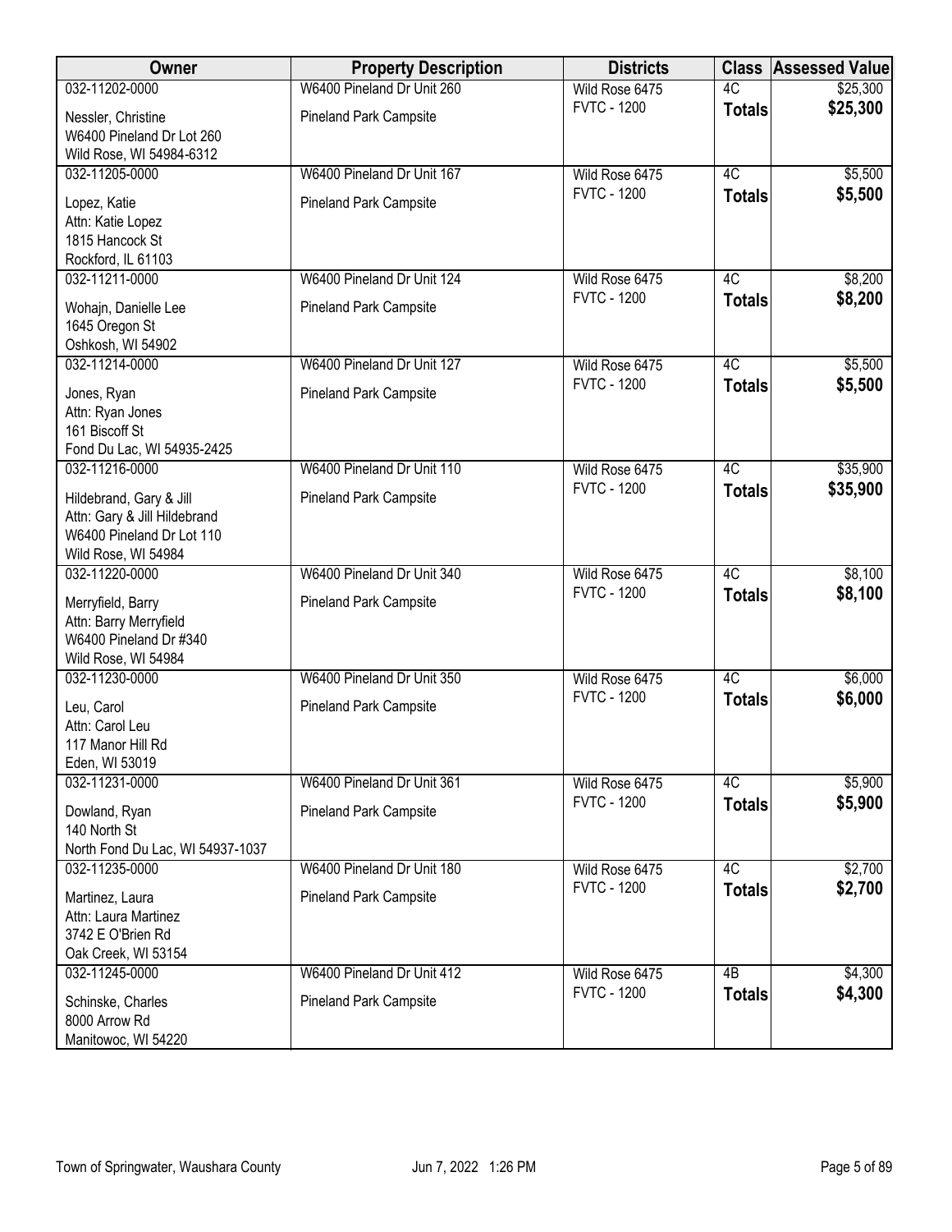| Owner | Property Description | Districts | Class | Assessed Value |
|---|---|---|---|---|
| 032-11202-0000<br>Nessler, Christine<br>W6400 Pineland Dr Lot 260<br>Wild Rose, WI 54984-6312 | W6400 Pineland Dr Unit 260<br>Pineland Park Campsite | Wild Rose 6475<br>FVTC - 1200 | 4C<br>**Totals** | $25,300<br>**$25,300** |
| 032-11205-0000<br>Lopez, Katie<br>Attn: Katie Lopez<br>1815 Hancock St<br>Rockford, IL 61103 | W6400 Pineland Dr Unit 167<br>Pineland Park Campsite | Wild Rose 6475<br>FVTC - 1200 | 4C<br>**Totals** | $5,500<br>**$5,500** |
| 032-11211-0000<br>Wohajn, Danielle Lee<br>1645 Oregon St<br>Oshkosh, WI 54902 | W6400 Pineland Dr Unit 124<br>Pineland Park Campsite | Wild Rose 6475<br>FVTC - 1200 | 4C<br>**Totals** | $8,200<br>**$8,200** |
| 032-11214-0000<br>Jones, Ryan<br>Attn: Ryan Jones<br>161 Biscoff St<br>Fond Du Lac, WI 54935-2425 | W6400 Pineland Dr Unit 127<br>Pineland Park Campsite | Wild Rose 6475<br>FVTC - 1200 | 4C<br>**Totals** | $5,500<br>**$5,500** |
| 032-11216-0000<br>Hildebrand, Gary & Jill<br>Attn: Gary & Jill Hildebrand<br>W6400 Pineland Dr Lot 110<br>Wild Rose, WI 54984 | W6400 Pineland Dr Unit 110<br>Pineland Park Campsite | Wild Rose 6475<br>FVTC - 1200 | 4C<br>**Totals** | $35,900<br>**$35,900** |
| 032-11220-0000<br>Merryfield, Barry<br>Attn: Barry Merryfield<br>W6400 Pineland Dr #340<br>Wild Rose, WI 54984 | W6400 Pineland Dr Unit 340<br>Pineland Park Campsite | Wild Rose 6475<br>FVTC - 1200 | 4C<br>**Totals** | $8,100<br>**$8,100** |
| 032-11230-0000<br>Leu, Carol<br>Attn: Carol Leu<br>117 Manor Hill Rd<br>Eden, WI 53019 | W6400 Pineland Dr Unit 350<br>Pineland Park Campsite | Wild Rose 6475<br>FVTC - 1200 | 4C<br>**Totals** | $6,000<br>**$6,000** |
| 032-11231-0000<br>Dowland, Ryan<br>140 North St<br>North Fond Du Lac, WI 54937-1037 | W6400 Pineland Dr Unit 361<br>Pineland Park Campsite | Wild Rose 6475<br>FVTC - 1200 | 4C<br>**Totals** | $5,900<br>**$5,900** |
| 032-11235-0000<br>Martinez, Laura<br>Attn: Laura Martinez<br>3742 E O'Brien Rd<br>Oak Creek, WI 53154 | W6400 Pineland Dr Unit 180<br>Pineland Park Campsite | Wild Rose 6475<br>FVTC - 1200 | 4C<br>**Totals** | $2,700<br>**$2,700** |
| 032-11245-0000<br>Schinske, Charles<br>8000 Arrow Rd<br>Manitowoc, WI 54220 | W6400 Pineland Dr Unit 412<br>Pineland Park Campsite | Wild Rose 6475<br>FVTC - 1200 | 4B<br>**Totals** | $4,300<br>**$4,300** |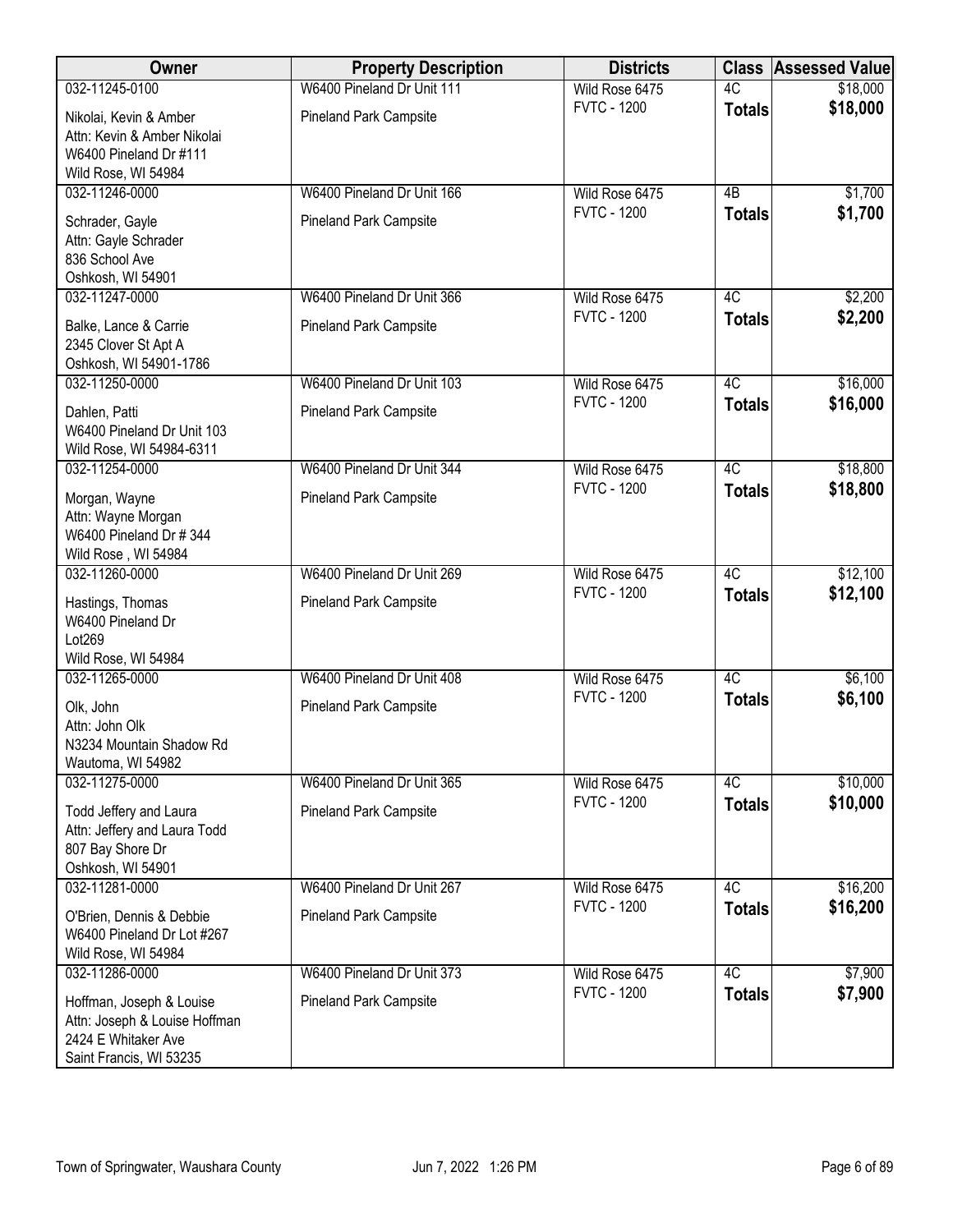| Owner | Property Description | Districts | Class | Assessed Value |
|---|---|---|---|---|
| 032-11245-0100 | W6400 Pineland Dr Unit 111 | Wild Rose 6475 | 4C | $18,000 |
| Nikolai, Kevin & Amber<br>Attn: Kevin & Amber Nikolai<br>W6400 Pineland Dr #111<br>Wild Rose, WI 54984 | Pineland Park Campsite | FVTC - 1200 | **Totals** | **$18,000** |
| 032-11246-0000 | W6400 Pineland Dr Unit 166 | Wild Rose 6475 | 4B | $1,700 |
| Schrader, Gayle<br>Attn: Gayle Schrader<br>836 School Ave<br>Oshkosh, WI 54901 | Pineland Park Campsite | FVTC - 1200 | **Totals** | **$1,700** |
| 032-11247-0000 | W6400 Pineland Dr Unit 366 | Wild Rose 6475 | 4C | $2,200 |
| Balke, Lance & Carrie<br>2345 Clover St Apt A<br>Oshkosh, WI 54901-1786 | Pineland Park Campsite | FVTC - 1200 | **Totals** | **$2,200** |
| 032-11250-0000 | W6400 Pineland Dr Unit 103 | Wild Rose 6475 | 4C | $16,000 |
| Dahlen, Patti<br>W6400 Pineland Dr Unit 103<br>Wild Rose, WI 54984-6311 | Pineland Park Campsite | FVTC - 1200 | **Totals** | **$16,000** |
| 032-11254-0000 | W6400 Pineland Dr Unit 344 | Wild Rose 6475 | 4C | $18,800 |
| Morgan, Wayne<br>Attn: Wayne Morgan<br>W6400 Pineland Dr # 344<br>Wild Rose , WI 54984 | Pineland Park Campsite | FVTC - 1200 | **Totals** | **$18,800** |
| 032-11260-0000 | W6400 Pineland Dr Unit 269 | Wild Rose 6475 | 4C | $12,100 |
| Hastings, Thomas<br>W6400 Pineland Dr<br>Lot269<br>Wild Rose, WI 54984 | Pineland Park Campsite | FVTC - 1200 | **Totals** | **$12,100** |
| 032-11265-0000 | W6400 Pineland Dr Unit 408 | Wild Rose 6475 | 4C | $6,100 |
| Olk, John<br>Attn: John Olk<br>N3234 Mountain Shadow Rd<br>Wautoma, WI 54982 | Pineland Park Campsite | FVTC - 1200 | **Totals** | **$6,100** |
| 032-11275-0000 | W6400 Pineland Dr Unit 365 | Wild Rose 6475 | 4C | $10,000 |
| Todd Jeffery and Laura<br>Attn: Jeffery and Laura Todd<br>807 Bay Shore Dr<br>Oshkosh, WI 54901 | Pineland Park Campsite | FVTC - 1200 | **Totals** | **$10,000** |
| 032-11281-0000 | W6400 Pineland Dr Unit 267 | Wild Rose 6475 | 4C | $16,200 |
| O'Brien, Dennis & Debbie<br>W6400 Pineland Dr Lot #267<br>Wild Rose, WI 54984 | Pineland Park Campsite | FVTC - 1200 | **Totals** | **$16,200** |
| 032-11286-0000 | W6400 Pineland Dr Unit 373 | Wild Rose 6475 | 4C | $7,900 |
| Hoffman, Joseph & Louise<br>Attn: Joseph & Louise Hoffman<br>2424 E Whitaker Ave<br>Saint Francis, WI 53235 | Pineland Park Campsite | FVTC - 1200 | **Totals** | **$7,900** |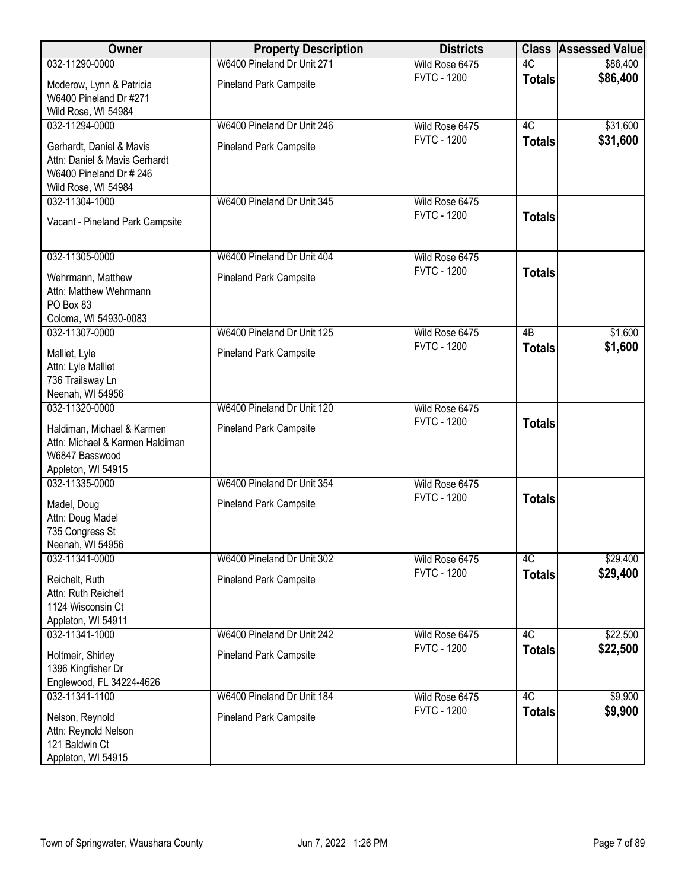| Owner | Property Description | Districts | Class | Assessed Value |
|---|---|---|---|---|
| 032-11290-0000<br>Moderow, Lynn & Patricia<br>W6400 Pineland Dr #271<br>Wild Rose, WI 54984 | W6400 Pineland Dr Unit 271<br>Pineland Park Campsite | Wild Rose 6475<br>FVTC - 1200 | 4C<br>**Totals** | $86,400<br>**$86,400** |
| 032-11294-0000<br>Gerhardt, Daniel & Mavis<br>Attn: Daniel & Mavis Gerhardt<br>W6400 Pineland Dr # 246<br>Wild Rose, WI 54984 | W6400 Pineland Dr Unit 246<br>Pineland Park Campsite | Wild Rose 6475<br>FVTC - 1200 | 4C<br>**Totals** | $31,600<br>**$31,600** |
| 032-11304-1000<br>Vacant - Pineland Park Campsite | W6400 Pineland Dr Unit 345 | Wild Rose 6475<br>FVTC - 1200 | **Totals** | |
| 032-11305-0000<br>Wehrmann, Matthew<br>Attn: Matthew Wehrmann<br>PO Box 83<br>Coloma, WI 54930-0083 | W6400 Pineland Dr Unit 404<br>Pineland Park Campsite | Wild Rose 6475<br>FVTC - 1200 | **Totals** | |
| 032-11307-0000<br>Malliet, Lyle<br>Attn: Lyle Malliet<br>736 Trailsway Ln<br>Neenah, WI 54956 | W6400 Pineland Dr Unit 125<br>Pineland Park Campsite | Wild Rose 6475<br>FVTC - 1200 | 4B<br>**Totals** | $1,600<br>**$1,600** |
| 032-11320-0000<br>Haldiman, Michael & Karmen<br>Attn: Michael & Karmen Haldiman<br>W6847 Basswood<br>Appleton, WI 54915 | W6400 Pineland Dr Unit 120<br>Pineland Park Campsite | Wild Rose 6475<br>FVTC - 1200 | **Totals** | |
| 032-11335-0000<br>Madel, Doug<br>Attn: Doug Madel<br>735 Congress St<br>Neenah, WI 54956 | W6400 Pineland Dr Unit 354<br>Pineland Park Campsite | Wild Rose 6475<br>FVTC - 1200 | **Totals** | |
| 032-11341-0000<br>Reichelt, Ruth<br>Attn: Ruth Reichelt<br>1124 Wisconsin Ct<br>Appleton, WI 54911 | W6400 Pineland Dr Unit 302<br>Pineland Park Campsite | Wild Rose 6475<br>FVTC - 1200 | 4C<br>**Totals** | $29,400<br>**$29,400** |
| 032-11341-1000<br>Holtmeir, Shirley<br>1396 Kingfisher Dr<br>Englewood, FL 34224-4626 | W6400 Pineland Dr Unit 242<br>Pineland Park Campsite | Wild Rose 6475<br>FVTC - 1200 | 4C<br>**Totals** | $22,500<br>**$22,500** |
| 032-11341-1100<br>Nelson, Reynold<br>Attn: Reynold Nelson<br>121 Baldwin Ct<br>Appleton, WI 54915 | W6400 Pineland Dr Unit 184<br>Pineland Park Campsite | Wild Rose 6475<br>FVTC - 1200 | 4C<br>**Totals** | $9,900<br>**$9,900** |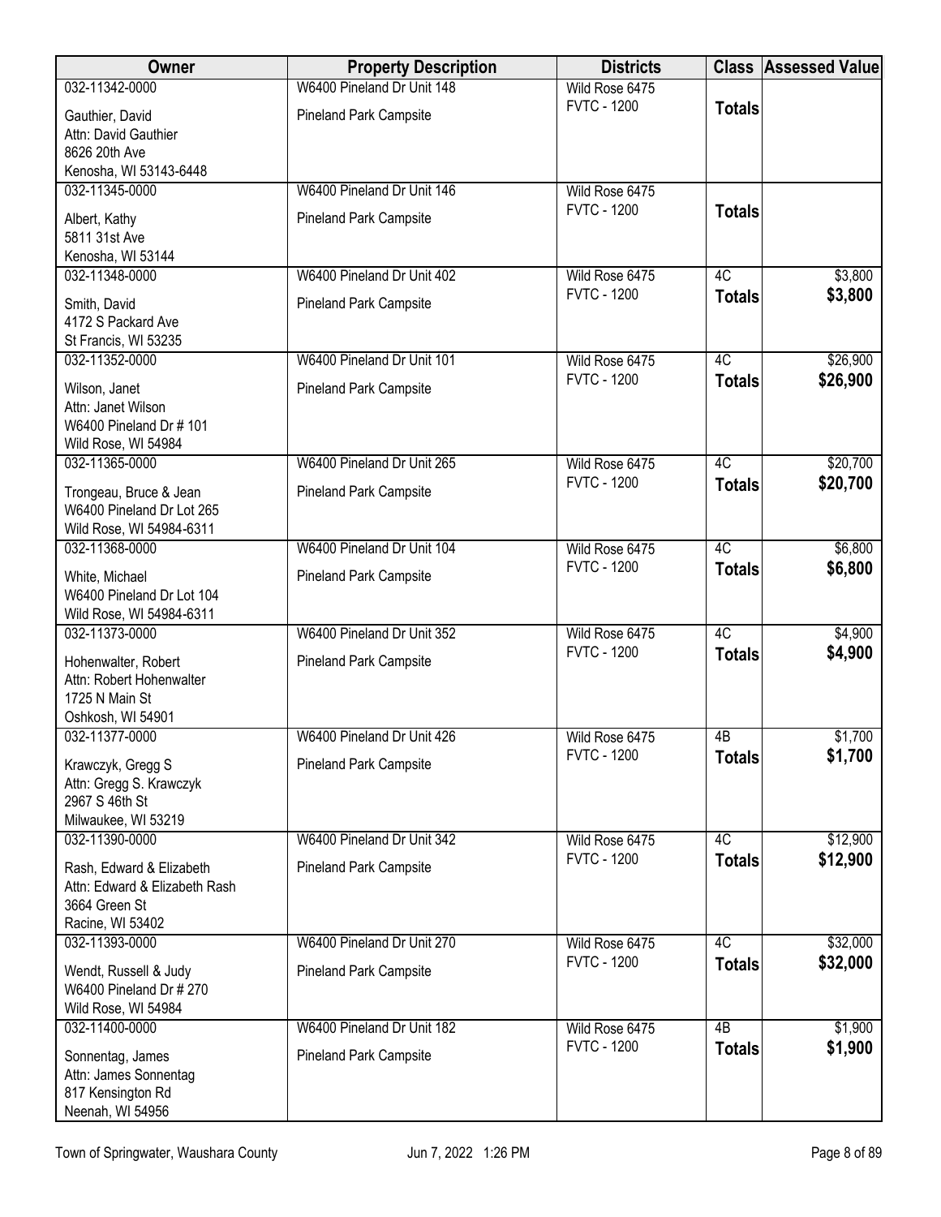| Owner | Property Description | Districts | Class | Assessed Value |
|---|---|---|---|---|
| 032-11342-0000<br>Gauthier, David<br>Attn: David Gauthier<br>8626 20th Ave<br>Kenosha, WI 53143-6448 | W6400 Pineland Dr Unit 148<br>Pineland Park Campsite | Wild Rose 6475<br>FVTC - 1200 | **Totals** | |
| 032-11345-0000<br>Albert, Kathy<br>5811 31st Ave<br>Kenosha, WI 53144 | W6400 Pineland Dr Unit 146<br>Pineland Park Campsite | Wild Rose 6475<br>FVTC - 1200 | **Totals** | |
| 032-11348-0000<br>Smith, David<br>4172 S Packard Ave<br>St Francis, WI 53235 | W6400 Pineland Dr Unit 402<br>Pineland Park Campsite | Wild Rose 6475<br>FVTC - 1200 | 4C<br>**Totals** | \$3,800<br>**\$3,800** |
| 032-11352-0000<br>Wilson, Janet<br>Attn: Janet Wilson<br>W6400 Pineland Dr # 101<br>Wild Rose, WI 54984 | W6400 Pineland Dr Unit 101<br>Pineland Park Campsite | Wild Rose 6475<br>FVTC - 1200 | 4C<br>**Totals** | \$26,900<br>**\$26,900** |
| 032-11365-0000<br>Trongeau, Bruce & Jean<br>W6400 Pineland Dr Lot 265<br>Wild Rose, WI 54984-6311 | W6400 Pineland Dr Unit 265<br>Pineland Park Campsite | Wild Rose 6475<br>FVTC - 1200 | 4C<br>**Totals** | \$20,700<br>**\$20,700** |
| 032-11368-0000<br>White, Michael<br>W6400 Pineland Dr Lot 104<br>Wild Rose, WI 54984-6311 | W6400 Pineland Dr Unit 104<br>Pineland Park Campsite | Wild Rose 6475<br>FVTC - 1200 | 4C<br>**Totals** | \$6,800<br>**\$6,800** |
| 032-11373-0000<br>Hohenwalter, Robert<br>Attn: Robert Hohenwalter<br>1725 N Main St<br>Oshkosh, WI 54901 | W6400 Pineland Dr Unit 352<br>Pineland Park Campsite | Wild Rose 6475<br>FVTC - 1200 | 4C<br>**Totals** | \$4,900<br>**\$4,900** |
| 032-11377-0000<br>Krawczyk, Gregg S<br>Attn: Gregg S. Krawczyk<br>2967 S 46th St<br>Milwaukee, WI 53219 | W6400 Pineland Dr Unit 426<br>Pineland Park Campsite | Wild Rose 6475<br>FVTC - 1200 | 4B<br>**Totals** | \$1,700<br>**\$1,700** |
| 032-11390-0000<br>Rash, Edward & Elizabeth<br>Attn: Edward & Elizabeth Rash<br>3664 Green St<br>Racine, WI 53402 | W6400 Pineland Dr Unit 342<br>Pineland Park Campsite | Wild Rose 6475<br>FVTC - 1200 | 4C<br>**Totals** | \$12,900<br>**\$12,900** |
| 032-11393-0000<br>Wendt, Russell & Judy<br>W6400 Pineland Dr # 270<br>Wild Rose, WI 54984 | W6400 Pineland Dr Unit 270<br>Pineland Park Campsite | Wild Rose 6475<br>FVTC - 1200 | 4C<br>**Totals** | \$32,000<br>**\$32,000** |
| 032-11400-0000<br>Sonnentag, James<br>Attn: James Sonnentag<br>817 Kensington Rd<br>Neenah, WI 54956 | W6400 Pineland Dr Unit 182<br>Pineland Park Campsite | Wild Rose 6475<br>FVTC - 1200 | 4B<br>**Totals** | \$1,900<br>**\$1,900** |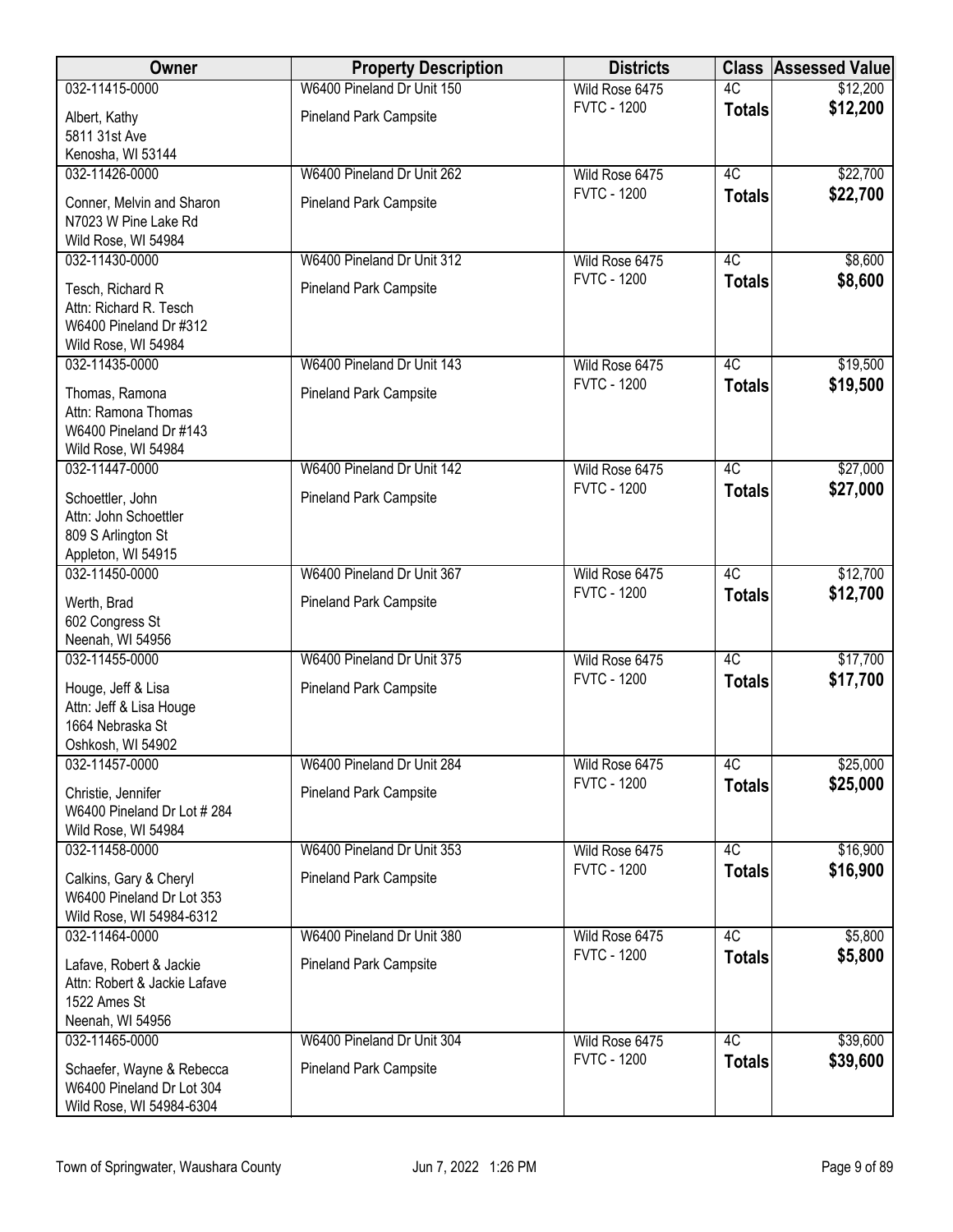| Owner | Property Description | Districts | Class | Assessed Value |
|---|---|---|---|---|
| 032-11415-0000 | W6400 Pineland Dr Unit 150 | Wild Rose 6475 | 4C | $12,200 |
| Albert, Kathy<br>5811 31st Ave<br>Kenosha, WI 53144 | Pineland Park Campsite | FVTC - 1200 | **Totals** | **$12,200** |
| 032-11426-0000 | W6400 Pineland Dr Unit 262 | Wild Rose 6475 | 4C | $22,700 |
| Conner, Melvin and Sharon<br>N7023 W Pine Lake Rd<br>Wild Rose, WI 54984 | Pineland Park Campsite | FVTC - 1200 | **Totals** | **$22,700** |
| 032-11430-0000 | W6400 Pineland Dr Unit 312 | Wild Rose 6475 | 4C | $8,600 |
| Tesch, Richard R<br>Attn: Richard R. Tesch<br>W6400 Pineland Dr #312<br>Wild Rose, WI 54984 | Pineland Park Campsite | FVTC - 1200 | **Totals** | **$8,600** |
| 032-11435-0000 | W6400 Pineland Dr Unit 143 | Wild Rose 6475 | 4C | $19,500 |
| Thomas, Ramona<br>Attn: Ramona Thomas<br>W6400 Pineland Dr #143<br>Wild Rose, WI 54984 | Pineland Park Campsite | FVTC - 1200 | **Totals** | **$19,500** |
| 032-11447-0000 | W6400 Pineland Dr Unit 142 | Wild Rose 6475 | 4C | $27,000 |
| Schoettler, John<br>Attn: John Schoettler<br>809 S Arlington St<br>Appleton, WI 54915 | Pineland Park Campsite | FVTC - 1200 | **Totals** | **$27,000** |
| 032-11450-0000 | W6400 Pineland Dr Unit 367 | Wild Rose 6475 | 4C | $12,700 |
| Werth, Brad<br>602 Congress St<br>Neenah, WI 54956 | Pineland Park Campsite | FVTC - 1200 | **Totals** | **$12,700** |
| 032-11455-0000 | W6400 Pineland Dr Unit 375 | Wild Rose 6475 | 4C | $17,700 |
| Houge, Jeff & Lisa<br>Attn: Jeff & Lisa Houge<br>1664 Nebraska St<br>Oshkosh, WI 54902 | Pineland Park Campsite | FVTC - 1200 | **Totals** | **$17,700** |
| 032-11457-0000 | W6400 Pineland Dr Unit 284 | Wild Rose 6475 | 4C | $25,000 |
| Christie, Jennifer<br>W6400 Pineland Dr Lot # 284<br>Wild Rose, WI 54984 | Pineland Park Campsite | FVTC - 1200 | **Totals** | **$25,000** |
| 032-11458-0000 | W6400 Pineland Dr Unit 353 | Wild Rose 6475 | 4C | $16,900 |
| Calkins, Gary & Cheryl<br>W6400 Pineland Dr Lot 353<br>Wild Rose, WI 54984-6312 | Pineland Park Campsite | FVTC - 1200 | **Totals** | **$16,900** |
| 032-11464-0000 | W6400 Pineland Dr Unit 380 | Wild Rose 6475 | 4C | $5,800 |
| Lafave, Robert & Jackie<br>Attn: Robert & Jackie Lafave<br>1522 Ames St<br>Neenah, WI 54956 | Pineland Park Campsite | FVTC - 1200 | **Totals** | **$5,800** |
| 032-11465-0000 | W6400 Pineland Dr Unit 304 | Wild Rose 6475 | 4C | $39,600 |
| Schaefer, Wayne & Rebecca<br>W6400 Pineland Dr Lot 304<br>Wild Rose, WI 54984-6304 | Pineland Park Campsite | FVTC - 1200 | **Totals** | **$39,600** |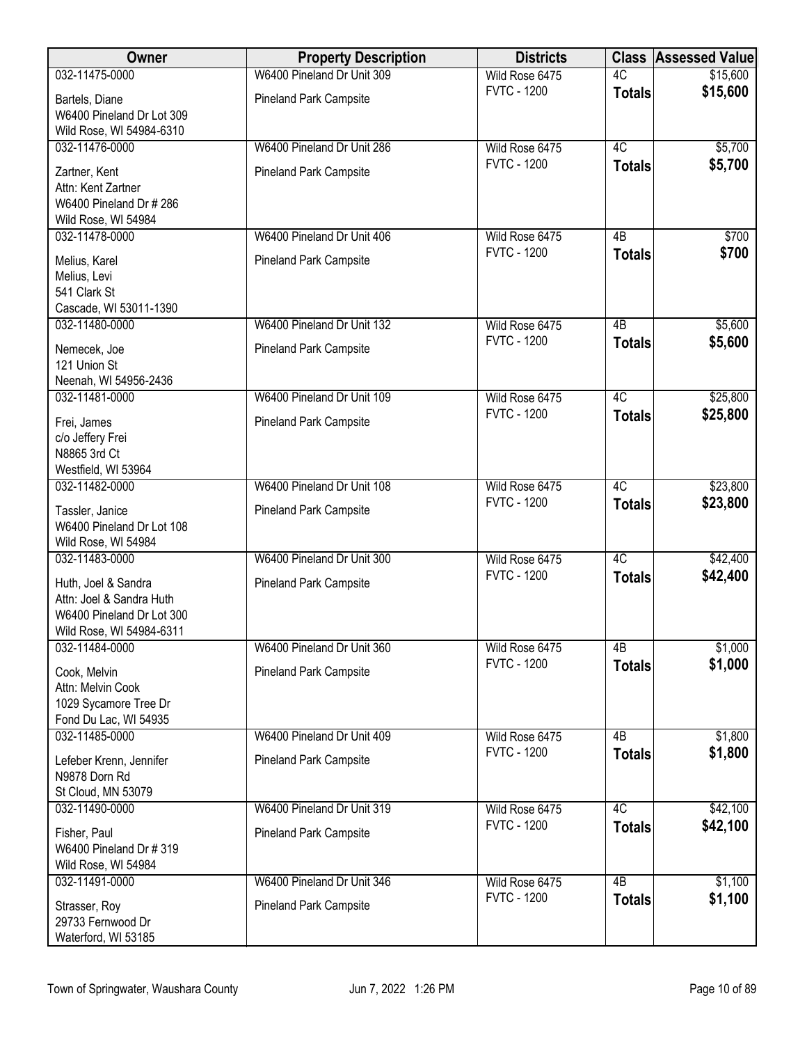| Owner | Property Description | Districts | Class | Assessed Value |
|---|---|---|---|---|
| 032-11475-0000<br>Bartels, Diane<br>W6400 Pineland Dr Lot 309<br>Wild Rose, WI 54984-6310 | W6400 Pineland Dr Unit 309<br>Pineland Park Campsite | Wild Rose 6475<br>FVTC - 1200 | 4C<br>**Totals** | $15,600<br>**$15,600** |
| 032-11476-0000<br>Zartner, Kent<br>Attn: Kent Zartner<br>W6400 Pineland Dr # 286<br>Wild Rose, WI 54984 | W6400 Pineland Dr Unit 286<br>Pineland Park Campsite | Wild Rose 6475<br>FVTC - 1200 | 4C<br>**Totals** | $5,700<br>**$5,700** |
| 032-11478-0000<br>Melius, Karel<br>Melius, Levi<br>541 Clark St<br>Cascade, WI 53011-1390 | W6400 Pineland Dr Unit 406<br>Pineland Park Campsite | Wild Rose 6475<br>FVTC - 1200 | 4B<br>**Totals** | $700<br>**$700** |
| 032-11480-0000<br>Nemecek, Joe<br>121 Union St<br>Neenah, WI 54956-2436 | W6400 Pineland Dr Unit 132<br>Pineland Park Campsite | Wild Rose 6475<br>FVTC - 1200 | 4B<br>**Totals** | $5,600<br>**$5,600** |
| 032-11481-0000<br>Frei, James<br>c/o Jeffery Frei<br>N8865 3rd Ct<br>Westfield, WI 53964 | W6400 Pineland Dr Unit 109<br>Pineland Park Campsite | Wild Rose 6475<br>FVTC - 1200 | 4C<br>**Totals** | $25,800<br>**$25,800** |
| 032-11482-0000<br>Tassler, Janice<br>W6400 Pineland Dr Lot 108<br>Wild Rose, WI 54984 | W6400 Pineland Dr Unit 108<br>Pineland Park Campsite | Wild Rose 6475<br>FVTC - 1200 | 4C<br>**Totals** | $23,800<br>**$23,800** |
| 032-11483-0000<br>Huth, Joel & Sandra<br>Attn: Joel & Sandra Huth<br>W6400 Pineland Dr Lot 300<br>Wild Rose, WI 54984-6311 | W6400 Pineland Dr Unit 300<br>Pineland Park Campsite | Wild Rose 6475<br>FVTC - 1200 | 4C<br>**Totals** | $42,400<br>**$42,400** |
| 032-11484-0000<br>Cook, Melvin<br>Attn: Melvin Cook<br>1029 Sycamore Tree Dr<br>Fond Du Lac, WI 54935 | W6400 Pineland Dr Unit 360<br>Pineland Park Campsite | Wild Rose 6475<br>FVTC - 1200 | 4B<br>**Totals** | $1,000<br>**$1,000** |
| 032-11485-0000<br>Lefeber Krenn, Jennifer<br>N9878 Dorn Rd<br>St Cloud, MN 53079 | W6400 Pineland Dr Unit 409<br>Pineland Park Campsite | Wild Rose 6475<br>FVTC - 1200 | 4B<br>**Totals** | $1,800<br>**$1,800** |
| 032-11490-0000<br>Fisher, Paul<br>W6400 Pineland Dr # 319<br>Wild Rose, WI 54984 | W6400 Pineland Dr Unit 319<br>Pineland Park Campsite | Wild Rose 6475<br>FVTC - 1200 | 4C<br>**Totals** | $42,100<br>**$42,100** |
| 032-11491-0000<br>Strasser, Roy<br>29733 Fernwood Dr<br>Waterford, WI 53185 | W6400 Pineland Dr Unit 346<br>Pineland Park Campsite | Wild Rose 6475<br>FVTC - 1200 | 4B<br>**Totals** | $1,100<br>**$1,100** |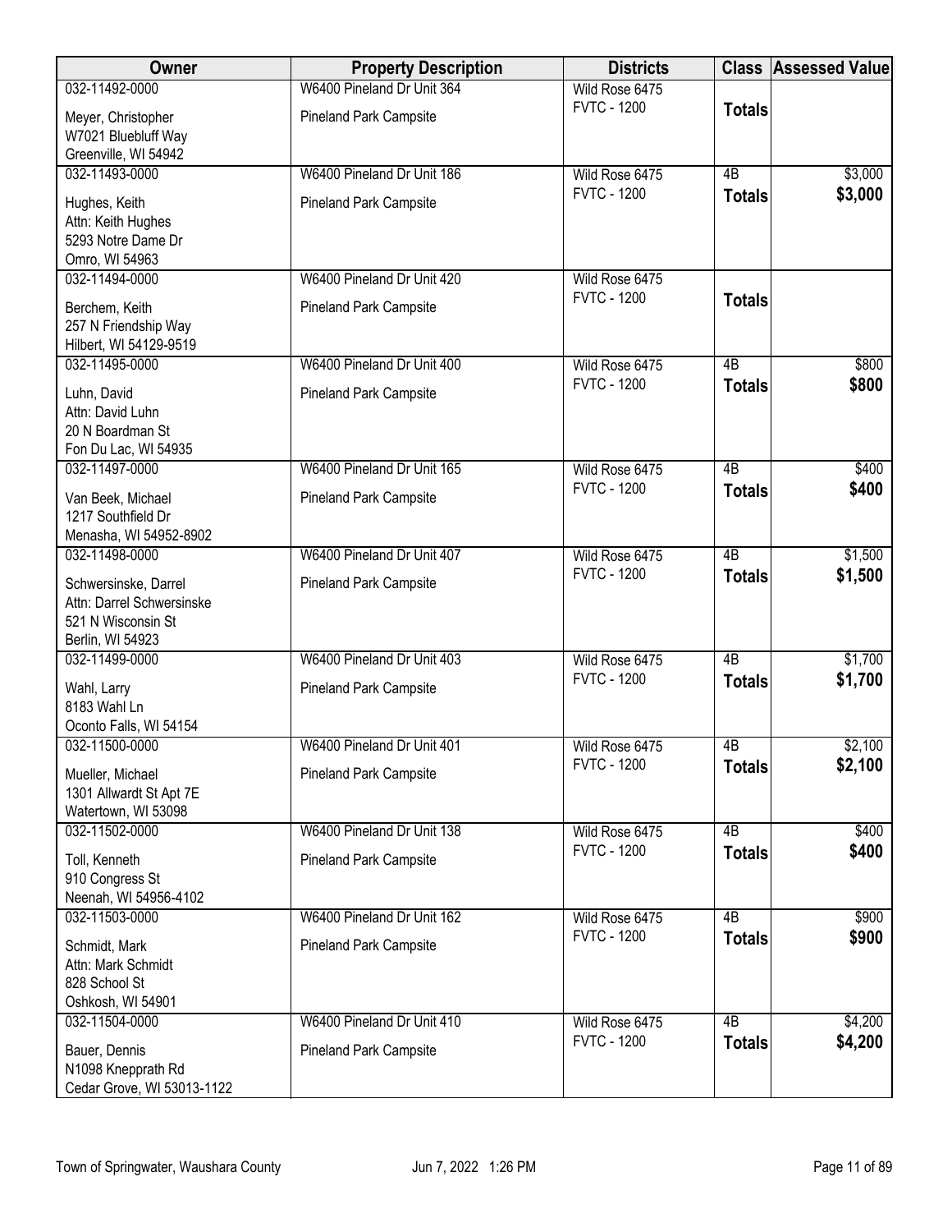| Owner | Property Description | Districts | Class | Assessed Value |
|---|---|---|---|---|
| 032-11492-0000<br>Meyer, Christopher<br>W7021 Bluebluff Way<br>Greenville, WI 54942 | W6400 Pineland Dr Unit 364<br>Pineland Park Campsite | Wild Rose 6475<br>FVTC - 1200 | **Totals** | |
| 032-11493-0000<br>Hughes, Keith<br>Attn: Keith Hughes<br>5293 Notre Dame Dr<br>Omro, WI 54963 | W6400 Pineland Dr Unit 186<br>Pineland Park Campsite | Wild Rose 6475<br>FVTC - 1200 | 4B<br>**Totals** | $3,000<br>**$3,000** |
| 032-11494-0000<br>Berchem, Keith<br>257 N Friendship Way<br>Hilbert, WI 54129-9519 | W6400 Pineland Dr Unit 420<br>Pineland Park Campsite | Wild Rose 6475<br>FVTC - 1200 | **Totals** | |
| 032-11495-0000<br>Luhn, David<br>Attn: David Luhn<br>20 N Boardman St<br>Fon Du Lac, WI 54935 | W6400 Pineland Dr Unit 400<br>Pineland Park Campsite | Wild Rose 6475<br>FVTC - 1200 | 4B<br>**Totals** | $800<br>**$800** |
| 032-11497-0000<br>Van Beek, Michael<br>1217 Southfield Dr<br>Menasha, WI 54952-8902 | W6400 Pineland Dr Unit 165<br>Pineland Park Campsite | Wild Rose 6475<br>FVTC - 1200 | 4B<br>**Totals** | $400<br>**$400** |
| 032-11498-0000<br>Schwersinske, Darrel<br>Attn: Darrel Schwersinske<br>521 N Wisconsin St<br>Berlin, WI 54923 | W6400 Pineland Dr Unit 407<br>Pineland Park Campsite | Wild Rose 6475<br>FVTC - 1200 | 4B<br>**Totals** | $1,500<br>**$1,500** |
| 032-11499-0000<br>Wahl, Larry<br>8183 Wahl Ln<br>Oconto Falls, WI 54154 | W6400 Pineland Dr Unit 403<br>Pineland Park Campsite | Wild Rose 6475<br>FVTC - 1200 | 4B<br>**Totals** | $1,700<br>**$1,700** |
| 032-11500-0000<br>Mueller, Michael<br>1301 Allwardt St Apt 7E<br>Watertown, WI 53098 | W6400 Pineland Dr Unit 401<br>Pineland Park Campsite | Wild Rose 6475<br>FVTC - 1200 | 4B<br>**Totals** | $2,100<br>**$2,100** |
| 032-11502-0000<br>Toll, Kenneth<br>910 Congress St<br>Neenah, WI 54956-4102 | W6400 Pineland Dr Unit 138<br>Pineland Park Campsite | Wild Rose 6475<br>FVTC - 1200 | 4B<br>**Totals** | $400<br>**$400** |
| 032-11503-0000<br>Schmidt, Mark<br>Attn: Mark Schmidt<br>828 School St<br>Oshkosh, WI 54901 | W6400 Pineland Dr Unit 162<br>Pineland Park Campsite | Wild Rose 6475<br>FVTC - 1200 | 4B<br>**Totals** | $900<br>**$900** |
| 032-11504-0000<br>Bauer, Dennis<br>N1098 Knepprath Rd<br>Cedar Grove, WI 53013-1122 | W6400 Pineland Dr Unit 410<br>Pineland Park Campsite | Wild Rose 6475<br>FVTC - 1200 | 4B<br>**Totals** | $4,200<br>**$4,200** |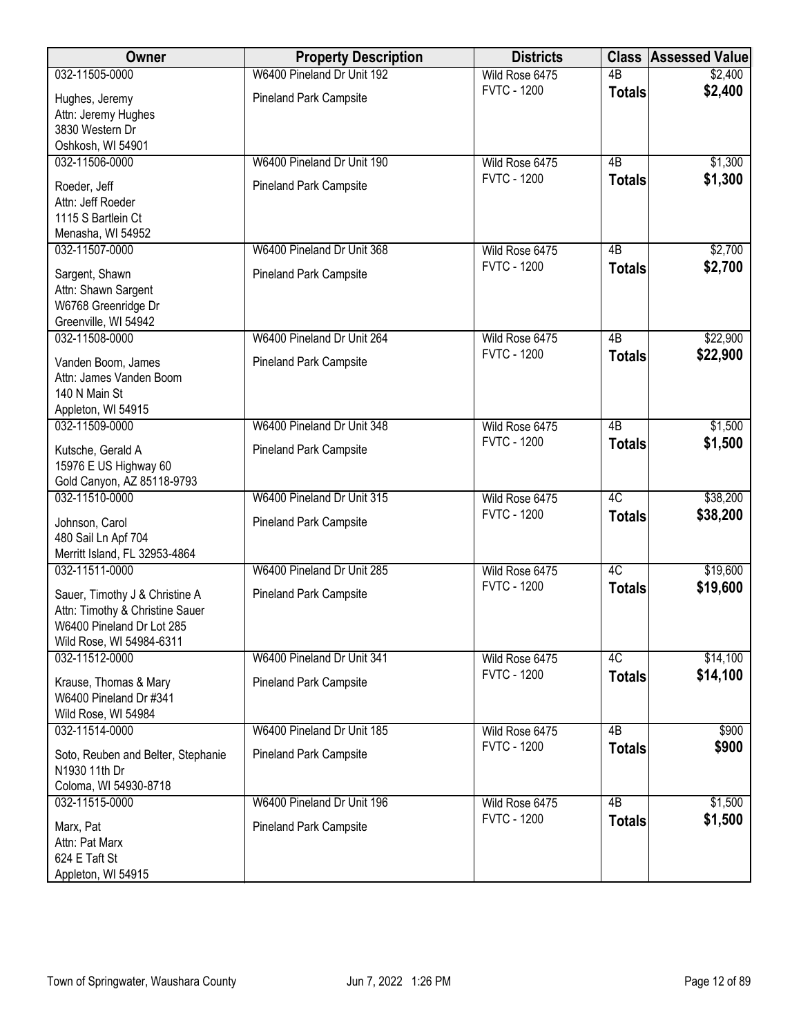| Owner | Property Description | Districts | Class | Assessed Value |
|---|---|---|---|---|
| 032-11505-0000<br>Hughes, Jeremy<br>Attn: Jeremy Hughes<br>3830 Western Dr<br>Oshkosh, WI 54901 | W6400 Pineland Dr Unit 192<br>Pineland Park Campsite | Wild Rose 6475<br>FVTC - 1200 | 4B<br>**Totals** | $2,400<br>**$2,400** |
| 032-11506-0000<br>Roeder, Jeff<br>Attn: Jeff Roeder<br>1115 S Bartlein Ct<br>Menasha, WI 54952 | W6400 Pineland Dr Unit 190<br>Pineland Park Campsite | Wild Rose 6475<br>FVTC - 1200 | 4B<br>**Totals** | $1,300<br>**$1,300** |
| 032-11507-0000<br>Sargent, Shawn<br>Attn: Shawn Sargent<br>W6768 Greenridge Dr<br>Greenville, WI 54942 | W6400 Pineland Dr Unit 368<br>Pineland Park Campsite | Wild Rose 6475<br>FVTC - 1200 | 4B<br>**Totals** | $2,700<br>**$2,700** |
| 032-11508-0000<br>Vanden Boom, James<br>Attn: James Vanden Boom<br>140 N Main St<br>Appleton, WI 54915 | W6400 Pineland Dr Unit 264<br>Pineland Park Campsite | Wild Rose 6475<br>FVTC - 1200 | 4B<br>**Totals** | $22,900<br>**$22,900** |
| 032-11509-0000<br>Kutsche, Gerald A<br>15976 E US Highway 60<br>Gold Canyon, AZ 85118-9793 | W6400 Pineland Dr Unit 348<br>Pineland Park Campsite | Wild Rose 6475<br>FVTC - 1200 | 4B<br>**Totals** | $1,500<br>**$1,500** |
| 032-11510-0000<br>Johnson, Carol<br>480 Sail Ln Apf 704<br>Merritt Island, FL 32953-4864 | W6400 Pineland Dr Unit 315<br>Pineland Park Campsite | Wild Rose 6475<br>FVTC - 1200 | 4C<br>**Totals** | $38,200<br>**$38,200** |
| 032-11511-0000<br>Sauer, Timothy J & Christine A<br>Attn: Timothy & Christine Sauer<br>W6400 Pineland Dr Lot 285<br>Wild Rose, WI 54984-6311 | W6400 Pineland Dr Unit 285<br>Pineland Park Campsite | Wild Rose 6475<br>FVTC - 1200 | 4C<br>**Totals** | $19,600<br>**$19,600** |
| 032-11512-0000<br>Krause, Thomas & Mary<br>W6400 Pineland Dr #341<br>Wild Rose, WI 54984 | W6400 Pineland Dr Unit 341<br>Pineland Park Campsite | Wild Rose 6475<br>FVTC - 1200 | 4C<br>**Totals** | $14,100<br>**$14,100** |
| 032-11514-0000<br>Soto, Reuben and Belter, Stephanie<br>N1930 11th Dr<br>Coloma, WI 54930-8718 | W6400 Pineland Dr Unit 185<br>Pineland Park Campsite | Wild Rose 6475<br>FVTC - 1200 | 4B<br>**Totals** | $900<br>**$900** |
| 032-11515-0000<br>Marx, Pat<br>Attn: Pat Marx<br>624 E Taft St<br>Appleton, WI 54915 | W6400 Pineland Dr Unit 196<br>Pineland Park Campsite | Wild Rose 6475<br>FVTC - 1200 | 4B<br>**Totals** | $1,500<br>**$1,500** |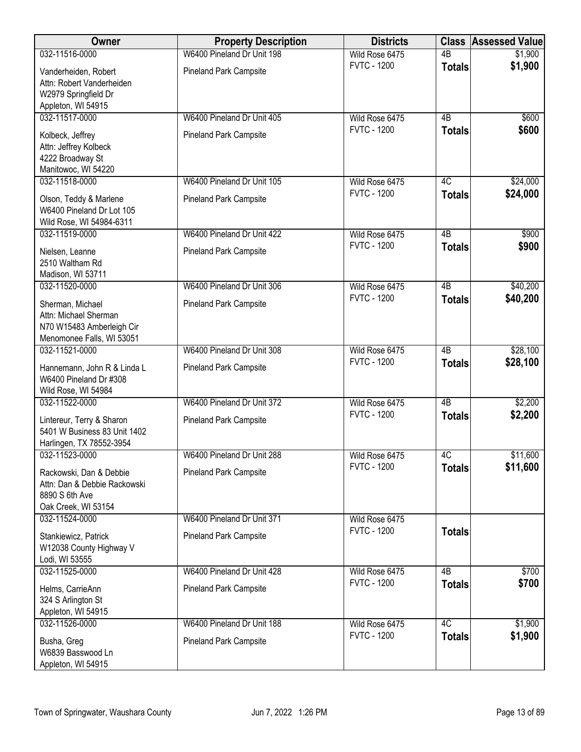| Owner | Property Description | Districts | Class | Assessed Value |
|---|---|---|---|---|
| 032-11516-0000<br>Vanderheiden, Robert<br>Attn: Robert Vanderheiden<br>W2979 Springfield Dr<br>Appleton, WI 54915 | W6400 Pineland Dr Unit 198<br>Pineland Park Campsite | Wild Rose 6475<br>FVTC - 1200 | 4B<br>**Totals** | $1,900<br>**$1,900** |
| 032-11517-0000<br>Kolbeck, Jeffrey<br>Attn: Jeffrey Kolbeck<br>4222 Broadway St<br>Manitowoc, WI 54220 | W6400 Pineland Dr Unit 405<br>Pineland Park Campsite | Wild Rose 6475<br>FVTC - 1200 | 4B<br>**Totals** | $600<br>**$600** |
| 032-11518-0000<br>Olson, Teddy & Marlene<br>W6400 Pineland Dr Lot 105<br>Wild Rose, WI 54984-6311 | W6400 Pineland Dr Unit 105<br>Pineland Park Campsite | Wild Rose 6475<br>FVTC - 1200 | 4C<br>**Totals** | $24,000<br>**$24,000** |
| 032-11519-0000<br>Nielsen, Leanne<br>2510 Waltham Rd<br>Madison, WI 53711 | W6400 Pineland Dr Unit 422<br>Pineland Park Campsite | Wild Rose 6475<br>FVTC - 1200 | 4B<br>**Totals** | $900<br>**$900** |
| 032-11520-0000<br>Sherman, Michael<br>Attn: Michael Sherman<br>N70 W15483 Amberleigh Cir<br>Menomonee Falls, WI 53051 | W6400 Pineland Dr Unit 306<br>Pineland Park Campsite | Wild Rose 6475<br>FVTC - 1200 | 4B<br>**Totals** | $40,200<br>**$40,200** |
| 032-11521-0000<br>Hannemann, John R & Linda L<br>W6400 Pineland Dr #308<br>Wild Rose, WI 54984 | W6400 Pineland Dr Unit 308<br>Pineland Park Campsite | Wild Rose 6475<br>FVTC - 1200 | 4B<br>**Totals** | $28,100<br>**$28,100** |
| 032-11522-0000<br>Lintereur, Terry & Sharon<br>5401 W Business 83 Unit 1402<br>Harlingen, TX 78552-3954 | W6400 Pineland Dr Unit 372<br>Pineland Park Campsite | Wild Rose 6475<br>FVTC - 1200 | 4B<br>**Totals** | $2,200<br>**$2,200** |
| 032-11523-0000<br>Rackowski, Dan & Debbie<br>Attn: Dan & Debbie Rackowski<br>8890 S 6th Ave<br>Oak Creek, WI 53154 | W6400 Pineland Dr Unit 288<br>Pineland Park Campsite | Wild Rose 6475<br>FVTC - 1200 | 4C<br>**Totals** | $11,600<br>**$11,600** |
| 032-11524-0000<br>Stankiewicz, Patrick<br>W12038 County Highway V<br>Lodi, WI 53555 | W6400 Pineland Dr Unit 371<br>Pineland Park Campsite | Wild Rose 6475<br>FVTC - 1200 | **Totals** | |
| 032-11525-0000<br>Helms, CarrieAnn<br>324 S Arlington St<br>Appleton, WI 54915 | W6400 Pineland Dr Unit 428<br>Pineland Park Campsite | Wild Rose 6475<br>FVTC - 1200 | 4B<br>**Totals** | $700<br>**$700** |
| 032-11526-0000<br>Busha, Greg<br>W6839 Basswood Ln<br>Appleton, WI 54915 | W6400 Pineland Dr Unit 188<br>Pineland Park Campsite | Wild Rose 6475<br>FVTC - 1200 | 4C<br>**Totals** | $1,900<br>**$1,900** |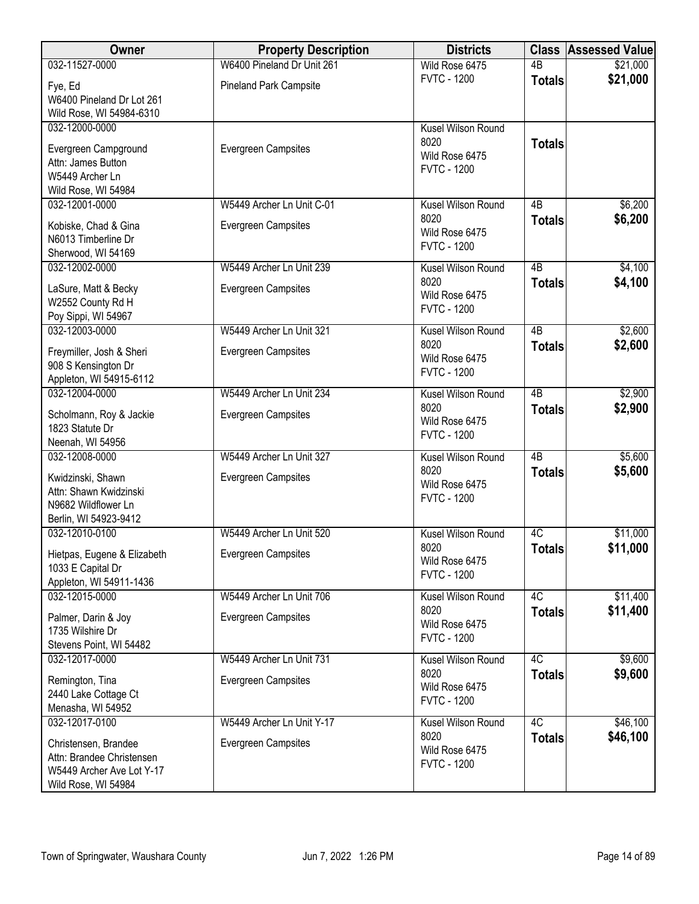| Owner | Property Description | Districts | Class | Assessed Value |
|---|---|---|---|---|
| 032-11527-0000<br>Fye, Ed<br>W6400 Pineland Dr Lot 261<br>Wild Rose, WI 54984-6310 | W6400 Pineland Dr Unit 261<br>Pineland Park Campsite | Wild Rose 6475<br>FVTC - 1200 | 4B<br>**Totals** | $21,000<br>**$21,000** |
| 032-12000-0000<br>Evergreen Campground<br>Attn: James Button<br>W5449 Archer Ln<br>Wild Rose, WI 54984 | Evergreen Campsites | Kusel Wilson Round 8020<br>Wild Rose 6475<br>FVTC - 1200 | **Totals** | |
| 032-12001-0000<br>Kobiske, Chad & Gina<br>N6013 Timberline Dr<br>Sherwood, WI 54169 | W5449 Archer Ln Unit C-01<br>Evergreen Campsites | Kusel Wilson Round 8020<br>Wild Rose 6475<br>FVTC - 1200 | 4B<br>**Totals** | $6,200<br>**$6,200** |
| 032-12002-0000<br>LaSure, Matt & Becky<br>W2552 County Rd H<br>Poy Sippi, WI 54967 | W5449 Archer Ln Unit 239<br>Evergreen Campsites | Kusel Wilson Round 8020<br>Wild Rose 6475<br>FVTC - 1200 | 4B<br>**Totals** | $4,100<br>**$4,100** |
| 032-12003-0000<br>Freymiller, Josh & Sheri<br>908 S Kensington Dr<br>Appleton, WI 54915-6112 | W5449 Archer Ln Unit 321<br>Evergreen Campsites | Kusel Wilson Round 8020<br>Wild Rose 6475<br>FVTC - 1200 | 4B<br>**Totals** | $2,600<br>**$2,600** |
| 032-12004-0000<br>Scholmann, Roy & Jackie<br>1823 Statute Dr<br>Neenah, WI 54956 | W5449 Archer Ln Unit 234<br>Evergreen Campsites | Kusel Wilson Round 8020<br>Wild Rose 6475<br>FVTC - 1200 | 4B<br>**Totals** | $2,900<br>**$2,900** |
| 032-12008-0000<br>Kwidzinski, Shawn<br>Attn: Shawn Kwidzinski<br>N9682 Wildflower Ln<br>Berlin, WI 54923-9412 | W5449 Archer Ln Unit 327<br>Evergreen Campsites | Kusel Wilson Round 8020<br>Wild Rose 6475<br>FVTC - 1200 | 4B<br>**Totals** | $5,600<br>**$5,600** |
| 032-12010-0100<br>Hietpas, Eugene & Elizabeth<br>1033 E Capital Dr<br>Appleton, WI 54911-1436 | W5449 Archer Ln Unit 520<br>Evergreen Campsites | Kusel Wilson Round 8020<br>Wild Rose 6475<br>FVTC - 1200 | 4C<br>**Totals** | $11,000<br>**$11,000** |
| 032-12015-0000<br>Palmer, Darin & Joy<br>1735 Wilshire Dr<br>Stevens Point, WI 54482 | W5449 Archer Ln Unit 706<br>Evergreen Campsites | Kusel Wilson Round 8020<br>Wild Rose 6475<br>FVTC - 1200 | 4C<br>**Totals** | $11,400<br>**$11,400** |
| 032-12017-0000<br>Remington, Tina<br>2440 Lake Cottage Ct<br>Menasha, WI 54952 | W5449 Archer Ln Unit 731<br>Evergreen Campsites | Kusel Wilson Round 8020<br>Wild Rose 6475<br>FVTC - 1200 | 4C<br>**Totals** | $9,600<br>**$9,600** |
| 032-12017-0100<br>Christensen, Brandee<br>Attn: Brandee Christensen<br>W5449 Archer Ave Lot Y-17<br>Wild Rose, WI 54984 | W5449 Archer Ln Unit Y-17<br>Evergreen Campsites | Kusel Wilson Round 8020<br>Wild Rose 6475<br>FVTC - 1200 | 4C<br>**Totals** | $46,100<br>**$46,100** |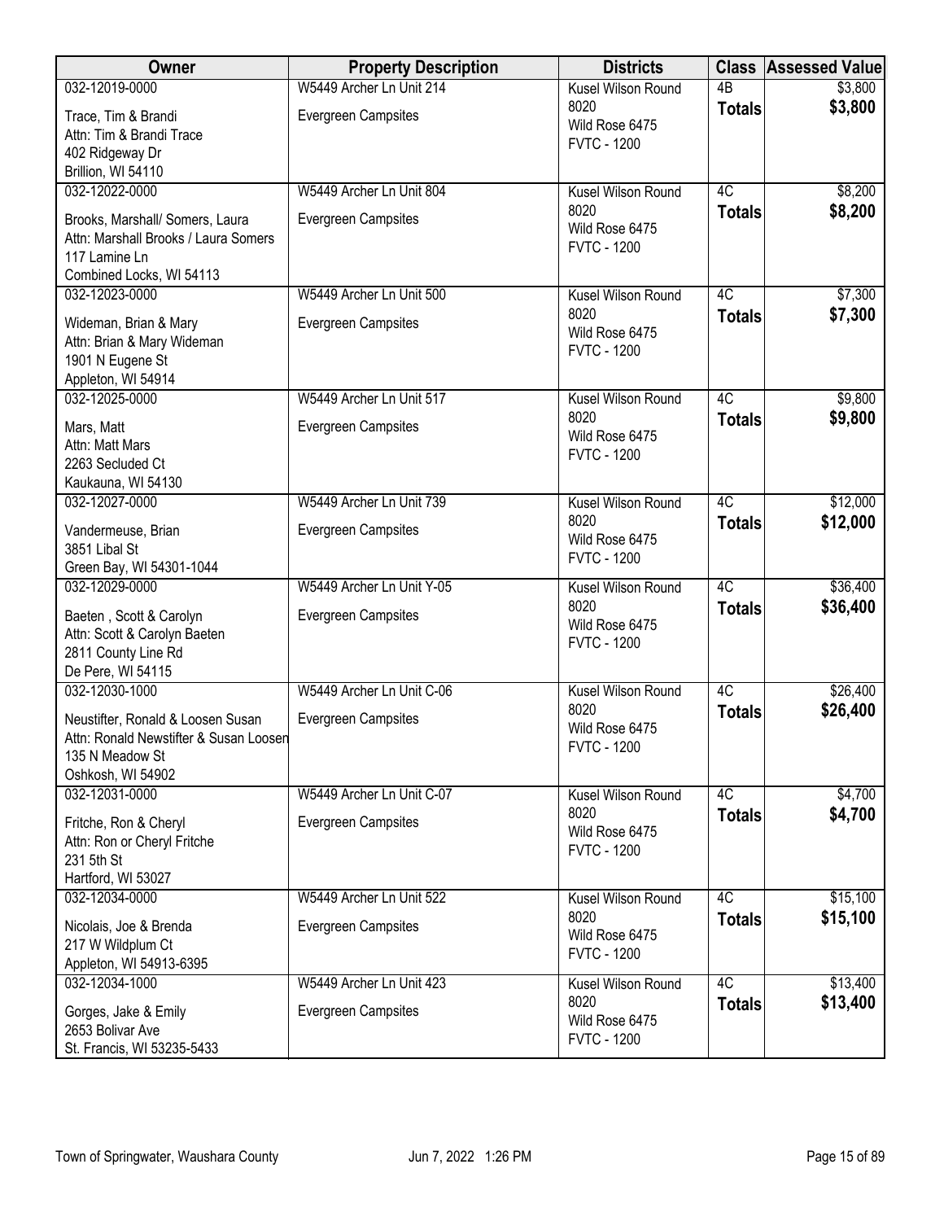| Owner | Property Description | Districts | Class | Assessed Value |
|---|---|---|---|---|
| 032-12019-0000<br>Trace, Tim & Brandi<br>Attn: Tim & Brandi Trace<br>402 Ridgeway Dr<br>Brillion, WI 54110 | W5449 Archer Ln Unit 214<br>Evergreen Campsites | Kusel Wilson Round 8020<br>Wild Rose 6475<br>FVTC - 1200 | 4B<br>**Totals** | \$3,800<br>**\$3,800** |
| 032-12022-0000<br>Brooks, Marshall/ Somers, Laura<br>Attn: Marshall Brooks / Laura Somers<br>117 Lamine Ln<br>Combined Locks, WI 54113 | W5449 Archer Ln Unit 804<br>Evergreen Campsites | Kusel Wilson Round 8020<br>Wild Rose 6475<br>FVTC - 1200 | 4C<br>**Totals** | \$8,200<br>**\$8,200** |
| 032-12023-0000<br>Wideman, Brian & Mary<br>Attn: Brian & Mary Wideman<br>1901 N Eugene St<br>Appleton, WI 54914 | W5449 Archer Ln Unit 500<br>Evergreen Campsites | Kusel Wilson Round 8020<br>Wild Rose 6475<br>FVTC - 1200 | 4C<br>**Totals** | \$7,300<br>**\$7,300** |
| 032-12025-0000<br>Mars, Matt<br>Attn: Matt Mars<br>2263 Secluded Ct<br>Kaukauna, WI 54130 | W5449 Archer Ln Unit 517<br>Evergreen Campsites | Kusel Wilson Round 8020<br>Wild Rose 6475<br>FVTC - 1200 | 4C<br>**Totals** | \$9,800<br>**\$9,800** |
| 032-12027-0000<br>Vandermeuse, Brian<br>3851 Libal St<br>Green Bay, WI 54301-1044 | W5449 Archer Ln Unit 739<br>Evergreen Campsites | Kusel Wilson Round 8020<br>Wild Rose 6475<br>FVTC - 1200 | 4C<br>**Totals** | \$12,000<br>**\$12,000** |
| 032-12029-0000<br>Baeten , Scott & Carolyn<br>Attn: Scott & Carolyn Baeten<br>2811 County Line Rd<br>De Pere, WI 54115 | W5449 Archer Ln Unit Y-05<br>Evergreen Campsites | Kusel Wilson Round 8020<br>Wild Rose 6475<br>FVTC - 1200 | 4C<br>**Totals** | \$36,400<br>**\$36,400** |
| 032-12030-1000<br>Neustifter, Ronald & Loosen Susan<br>Attn: Ronald Newstifter & Susan Loosen<br>135 N Meadow St<br>Oshkosh, WI 54902 | W5449 Archer Ln Unit C-06<br>Evergreen Campsites | Kusel Wilson Round 8020<br>Wild Rose 6475<br>FVTC - 1200 | 4C<br>**Totals** | \$26,400<br>**\$26,400** |
| 032-12031-0000<br>Fritche, Ron & Cheryl<br>Attn: Ron or Cheryl Fritche<br>231 5th St<br>Hartford, WI 53027 | W5449 Archer Ln Unit C-07<br>Evergreen Campsites | Kusel Wilson Round 8020<br>Wild Rose 6475<br>FVTC - 1200 | 4C<br>**Totals** | \$4,700<br>**\$4,700** |
| 032-12034-0000<br>Nicolais, Joe & Brenda<br>217 W Wildplum Ct<br>Appleton, WI 54913-6395 | W5449 Archer Ln Unit 522<br>Evergreen Campsites | Kusel Wilson Round 8020<br>Wild Rose 6475<br>FVTC - 1200 | 4C<br>**Totals** | \$15,100<br>**\$15,100** |
| 032-12034-1000<br>Gorges, Jake & Emily<br>2653 Bolivar Ave<br>St. Francis, WI 53235-5433 | W5449 Archer Ln Unit 423<br>Evergreen Campsites | Kusel Wilson Round 8020<br>Wild Rose 6475<br>FVTC - 1200 | 4C<br>**Totals** | \$13,400<br>**\$13,400** |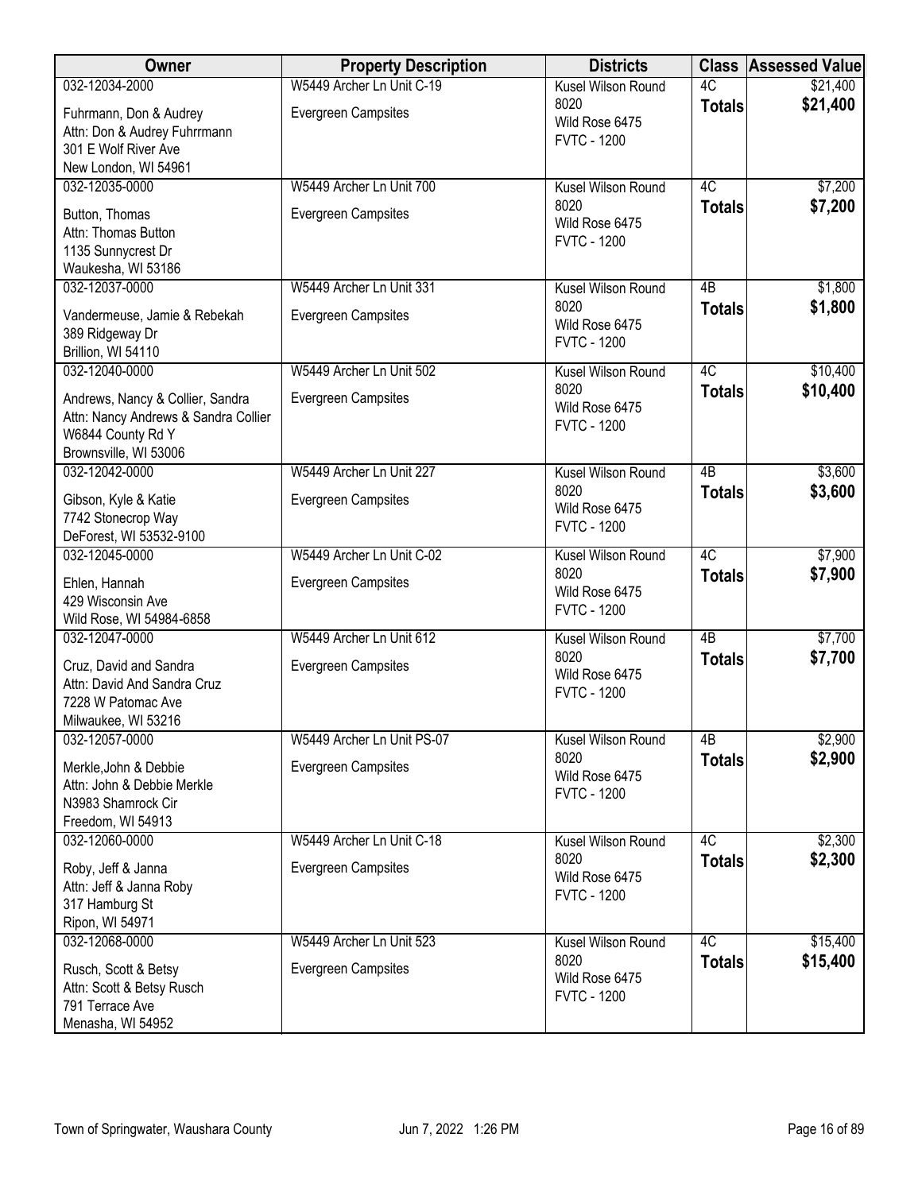| Owner | Property Description | Districts | Class | Assessed Value |
|---|---|---|---|---|
| 032-12034-2000<br>Fuhrmann, Don & Audrey<br>Attn: Don & Audrey Fuhrrmann<br>301 E Wolf River Ave<br>New London, WI 54961 | W5449 Archer Ln Unit C-19<br>Evergreen Campsites | Kusel Wilson Round 8020<br>Wild Rose 6475<br>FVTC - 1200 | 4C<br>**Totals** | \$21,400<br>**\$21,400** |
| 032-12035-0000<br>Button, Thomas<br>Attn: Thomas Button<br>1135 Sunnycrest Dr<br>Waukesha, WI 53186 | W5449 Archer Ln Unit 700<br>Evergreen Campsites | Kusel Wilson Round 8020<br>Wild Rose 6475<br>FVTC - 1200 | 4C<br>**Totals** | \$7,200<br>**\$7,200** |
| 032-12037-0000<br>Vandermeuse, Jamie & Rebekah<br>389 Ridgeway Dr<br>Brillion, WI 54110 | W5449 Archer Ln Unit 331<br>Evergreen Campsites | Kusel Wilson Round 8020<br>Wild Rose 6475<br>FVTC - 1200 | 4B<br>**Totals** | \$1,800<br>**\$1,800** |
| 032-12040-0000<br>Andrews, Nancy & Collier, Sandra<br>Attn: Nancy Andrews & Sandra Collier<br>W6844 County Rd Y<br>Brownsville, WI 53006 | W5449 Archer Ln Unit 502<br>Evergreen Campsites | Kusel Wilson Round 8020<br>Wild Rose 6475<br>FVTC - 1200 | 4C<br>**Totals** | \$10,400<br>**\$10,400** |
| 032-12042-0000<br>Gibson, Kyle & Katie<br>7742 Stonecrop Way<br>DeForest, WI 53532-9100 | W5449 Archer Ln Unit 227<br>Evergreen Campsites | Kusel Wilson Round 8020<br>Wild Rose 6475<br>FVTC - 1200 | 4B<br>**Totals** | \$3,600<br>**\$3,600** |
| 032-12045-0000<br>Ehlen, Hannah<br>429 Wisconsin Ave<br>Wild Rose, WI 54984-6858 | W5449 Archer Ln Unit C-02<br>Evergreen Campsites | Kusel Wilson Round 8020<br>Wild Rose 6475<br>FVTC - 1200 | 4C<br>**Totals** | \$7,900<br>**\$7,900** |
| 032-12047-0000<br>Cruz, David and Sandra<br>Attn: David And Sandra Cruz<br>7228 W Patomac Ave<br>Milwaukee, WI 53216 | W5449 Archer Ln Unit 612<br>Evergreen Campsites | Kusel Wilson Round 8020<br>Wild Rose 6475<br>FVTC - 1200 | 4B<br>**Totals** | \$7,700<br>**\$7,700** |
| 032-12057-0000<br>Merkle,John & Debbie<br>Attn: John & Debbie Merkle<br>N3983 Shamrock Cir<br>Freedom, WI 54913 | W5449 Archer Ln Unit PS-07<br>Evergreen Campsites | Kusel Wilson Round 8020<br>Wild Rose 6475<br>FVTC - 1200 | 4B<br>**Totals** | \$2,900<br>**\$2,900** |
| 032-12060-0000<br>Roby, Jeff & Janna<br>Attn: Jeff & Janna Roby<br>317 Hamburg St<br>Ripon, WI 54971 | W5449 Archer Ln Unit C-18<br>Evergreen Campsites | Kusel Wilson Round 8020<br>Wild Rose 6475<br>FVTC - 1200 | 4C<br>**Totals** | \$2,300<br>**\$2,300** |
| 032-12068-0000<br>Rusch, Scott & Betsy<br>Attn: Scott & Betsy Rusch<br>791 Terrace Ave<br>Menasha, WI 54952 | W5449 Archer Ln Unit 523<br>Evergreen Campsites | Kusel Wilson Round 8020<br>Wild Rose 6475<br>FVTC - 1200 | 4C<br>**Totals** | \$15,400<br>**\$15,400** |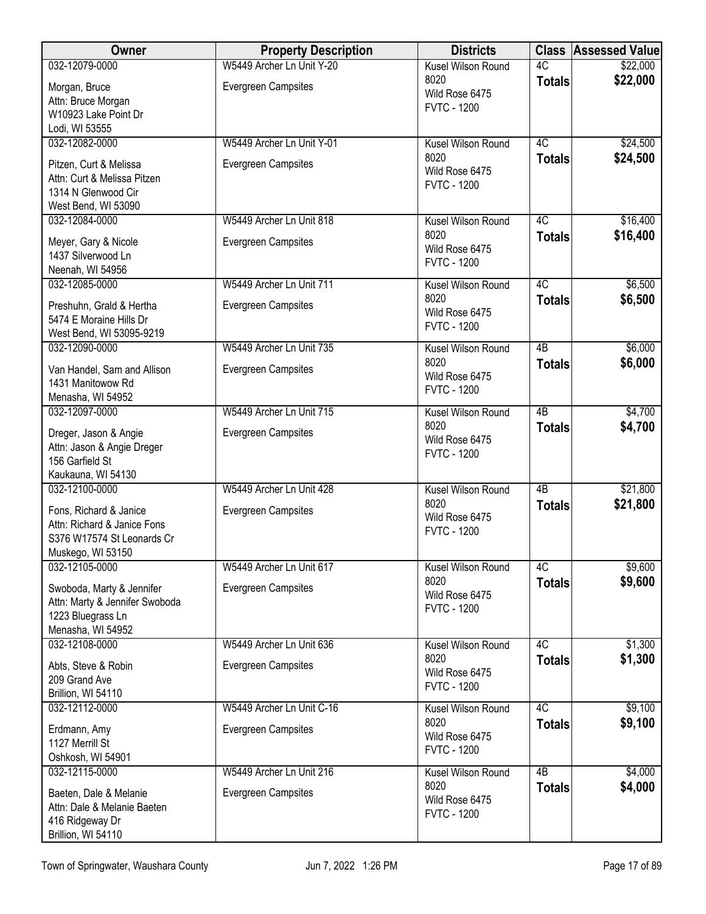| Owner | Property Description | Districts | Class | Assessed Value |
|---|---|---|---|---|
| 032-12079-0000<br>Morgan, Bruce<br>Attn: Bruce Morgan<br>W10923 Lake Point Dr<br>Lodi, WI 53555 | W5449 Archer Ln Unit Y-20<br>Evergreen Campsites | Kusel Wilson Round 8020<br>Wild Rose 6475<br>FVTC - 1200 | 4C<br>**Totals** | $22,000<br>**$22,000** |
| 032-12082-0000<br>Pitzen, Curt & Melissa<br>Attn: Curt & Melissa Pitzen<br>1314 N Glenwood Cir<br>West Bend, WI 53090 | W5449 Archer Ln Unit Y-01<br>Evergreen Campsites | Kusel Wilson Round 8020<br>Wild Rose 6475<br>FVTC - 1200 | 4C<br>**Totals** | $24,500<br>**$24,500** |
| 032-12084-0000<br>Meyer, Gary & Nicole<br>1437 Silverwood Ln<br>Neenah, WI 54956 | W5449 Archer Ln Unit 818<br>Evergreen Campsites | Kusel Wilson Round 8020<br>Wild Rose 6475<br>FVTC - 1200 | 4C<br>**Totals** | $16,400<br>**$16,400** |
| 032-12085-0000<br>Preshuhn, Grald & Hertha<br>5474 E Moraine Hills Dr<br>West Bend, WI 53095-9219 | W5449 Archer Ln Unit 711<br>Evergreen Campsites | Kusel Wilson Round 8020<br>Wild Rose 6475<br>FVTC - 1200 | 4C<br>**Totals** | $6,500<br>**$6,500** |
| 032-12090-0000<br>Van Handel, Sam and Allison<br>1431 Manitowow Rd<br>Menasha, WI 54952 | W5449 Archer Ln Unit 735<br>Evergreen Campsites | Kusel Wilson Round 8020<br>Wild Rose 6475<br>FVTC - 1200 | 4B<br>**Totals** | $6,000<br>**$6,000** |
| 032-12097-0000<br>Dreger, Jason & Angie<br>Attn: Jason & Angie Dreger<br>156 Garfield St<br>Kaukauna, WI 54130 | W5449 Archer Ln Unit 715<br>Evergreen Campsites | Kusel Wilson Round 8020<br>Wild Rose 6475<br>FVTC - 1200 | 4B<br>**Totals** | $4,700<br>**$4,700** |
| 032-12100-0000<br>Fons, Richard & Janice<br>Attn: Richard & Janice Fons<br>S376 W17574 St Leonards Cr<br>Muskego, WI 53150 | W5449 Archer Ln Unit 428<br>Evergreen Campsites | Kusel Wilson Round 8020<br>Wild Rose 6475<br>FVTC - 1200 | 4B<br>**Totals** | $21,800<br>**$21,800** |
| 032-12105-0000<br>Swoboda, Marty & Jennifer<br>Attn: Marty & Jennifer Swoboda<br>1223 Bluegrass Ln<br>Menasha, WI 54952 | W5449 Archer Ln Unit 617<br>Evergreen Campsites | Kusel Wilson Round 8020<br>Wild Rose 6475<br>FVTC - 1200 | 4C<br>**Totals** | $9,600<br>**$9,600** |
| 032-12108-0000<br>Abts, Steve & Robin<br>209 Grand Ave<br>Brillion, WI 54110 | W5449 Archer Ln Unit 636<br>Evergreen Campsites | Kusel Wilson Round 8020<br>Wild Rose 6475<br>FVTC - 1200 | 4C<br>**Totals** | $1,300<br>**$1,300** |
| 032-12112-0000<br>Erdmann, Amy<br>1127 Merrill St<br>Oshkosh, WI 54901 | W5449 Archer Ln Unit C-16<br>Evergreen Campsites | Kusel Wilson Round 8020<br>Wild Rose 6475<br>FVTC - 1200 | 4C<br>**Totals** | $9,100<br>**$9,100** |
| 032-12115-0000<br>Baeten, Dale & Melanie<br>Attn: Dale & Melanie Baeten<br>416 Ridgeway Dr<br>Brillion, WI 54110 | W5449 Archer Ln Unit 216<br>Evergreen Campsites | Kusel Wilson Round 8020<br>Wild Rose 6475<br>FVTC - 1200 | 4B<br>**Totals** | $4,000<br>**$4,000** |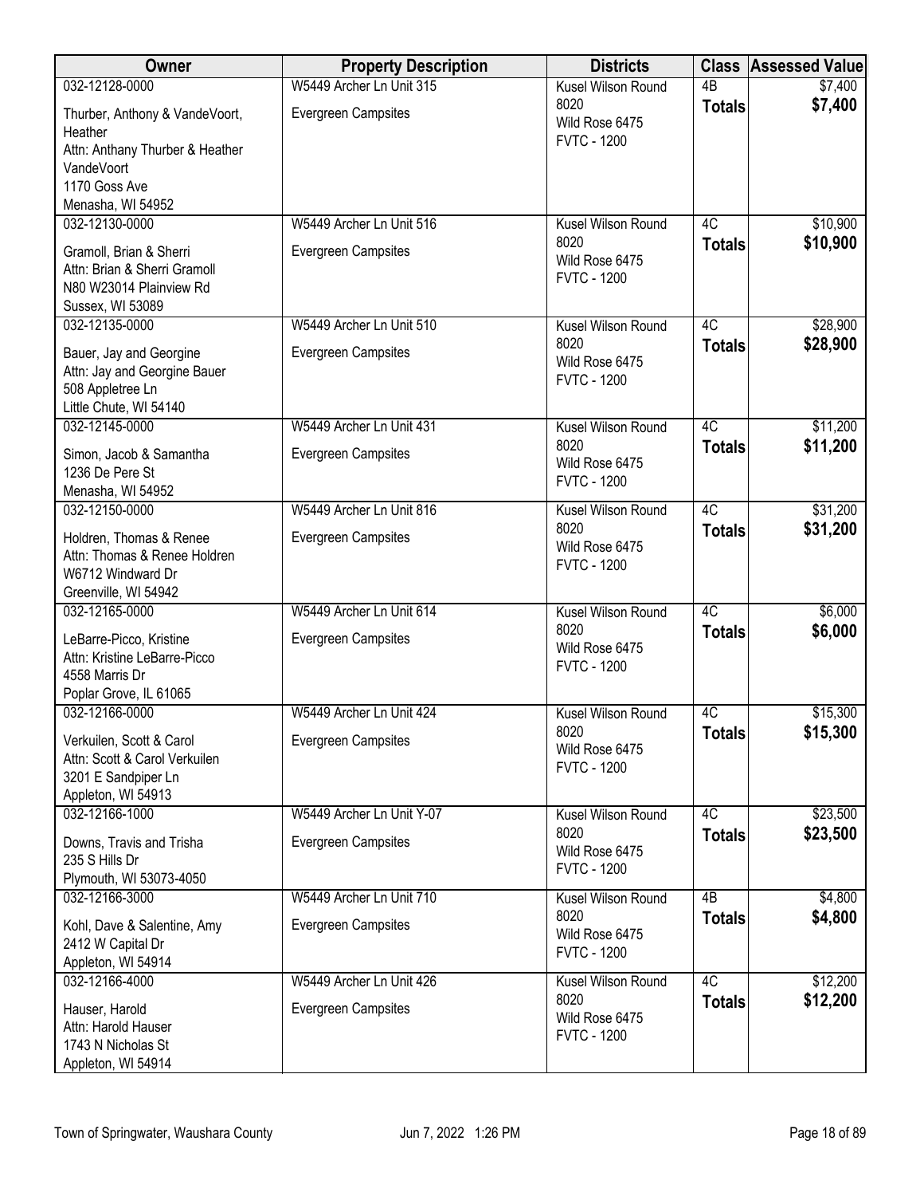| Owner | Property Description | Districts | Class | Assessed Value |
|---|---|---|---|---|
| 032-12128-0000<br>Thurber, Anthony & VandeVoort, Heather<br>Attn: Anthony Thurber & Heather VandeVoort<br>1170 Goss Ave<br>Menasha, WI 54952 | W5449 Archer Ln Unit 315<br>Evergreen Campsites | Kusel Wilson Round 8020<br>Wild Rose 6475<br>FVTC - 1200 | 4B<br>**Totals** | $7,400<br>**$7,400** |
| 032-12130-0000<br>Gramoll, Brian & Sherri<br>Attn: Brian & Sherri Gramoll<br>N80 W23014 Plainview Rd<br>Sussex, WI 53089 | W5449 Archer Ln Unit 516<br>Evergreen Campsites | Kusel Wilson Round 8020<br>Wild Rose 6475<br>FVTC - 1200 | 4C<br>**Totals** | $10,900<br>**$10,900** |
| 032-12135-0000<br>Bauer, Jay and Georgine<br>Attn: Jay and Georgine Bauer<br>508 Appletree Ln<br>Little Chute, WI 54140 | W5449 Archer Ln Unit 510<br>Evergreen Campsites | Kusel Wilson Round 8020<br>Wild Rose 6475<br>FVTC - 1200 | 4C<br>**Totals** | $28,900<br>**$28,900** |
| 032-12145-0000<br>Simon, Jacob & Samantha<br>1236 De Pere St<br>Menasha, WI 54952 | W5449 Archer Ln Unit 431<br>Evergreen Campsites | Kusel Wilson Round 8020<br>Wild Rose 6475<br>FVTC - 1200 | 4C<br>**Totals** | $11,200<br>**$11,200** |
| 032-12150-0000<br>Holdren, Thomas & Renee<br>Attn: Thomas & Renee Holdren<br>W6712 Windward Dr<br>Greenville, WI 54942 | W5449 Archer Ln Unit 816<br>Evergreen Campsites | Kusel Wilson Round 8020<br>Wild Rose 6475<br>FVTC - 1200 | 4C<br>**Totals** | $31,200<br>**$31,200** |
| 032-12165-0000<br>LeBarre-Picco, Kristine<br>Attn: Kristine LeBarre-Picco<br>4558 Marris Dr<br>Poplar Grove, IL 61065 | W5449 Archer Ln Unit 614<br>Evergreen Campsites | Kusel Wilson Round 8020<br>Wild Rose 6475<br>FVTC - 1200 | 4C<br>**Totals** | $6,000<br>**$6,000** |
| 032-12166-0000<br>Verkuilen, Scott & Carol<br>Attn: Scott & Carol Verkuilen<br>3201 E Sandpiper Ln<br>Appleton, WI 54913 | W5449 Archer Ln Unit 424<br>Evergreen Campsites | Kusel Wilson Round 8020<br>Wild Rose 6475<br>FVTC - 1200 | 4C<br>**Totals** | $15,300<br>**$15,300** |
| 032-12166-1000<br>Downs, Travis and Trisha<br>235 S Hills Dr<br>Plymouth, WI 53073-4050 | W5449 Archer Ln Unit Y-07<br>Evergreen Campsites | Kusel Wilson Round 8020<br>Wild Rose 6475<br>FVTC - 1200 | 4C<br>**Totals** | $23,500<br>**$23,500** |
| 032-12166-3000<br>Kohl, Dave & Salentine, Amy<br>2412 W Capital Dr<br>Appleton, WI 54914 | W5449 Archer Ln Unit 710<br>Evergreen Campsites | Kusel Wilson Round 8020<br>Wild Rose 6475<br>FVTC - 1200 | 4B<br>**Totals** | $4,800<br>**$4,800** |
| 032-12166-4000<br>Hauser, Harold<br>Attn: Harold Hauser<br>1743 N Nicholas St<br>Appleton, WI 54914 | W5449 Archer Ln Unit 426<br>Evergreen Campsites | Kusel Wilson Round 8020<br>Wild Rose 6475<br>FVTC - 1200 | 4C<br>**Totals** | $12,200<br>**$12,200** |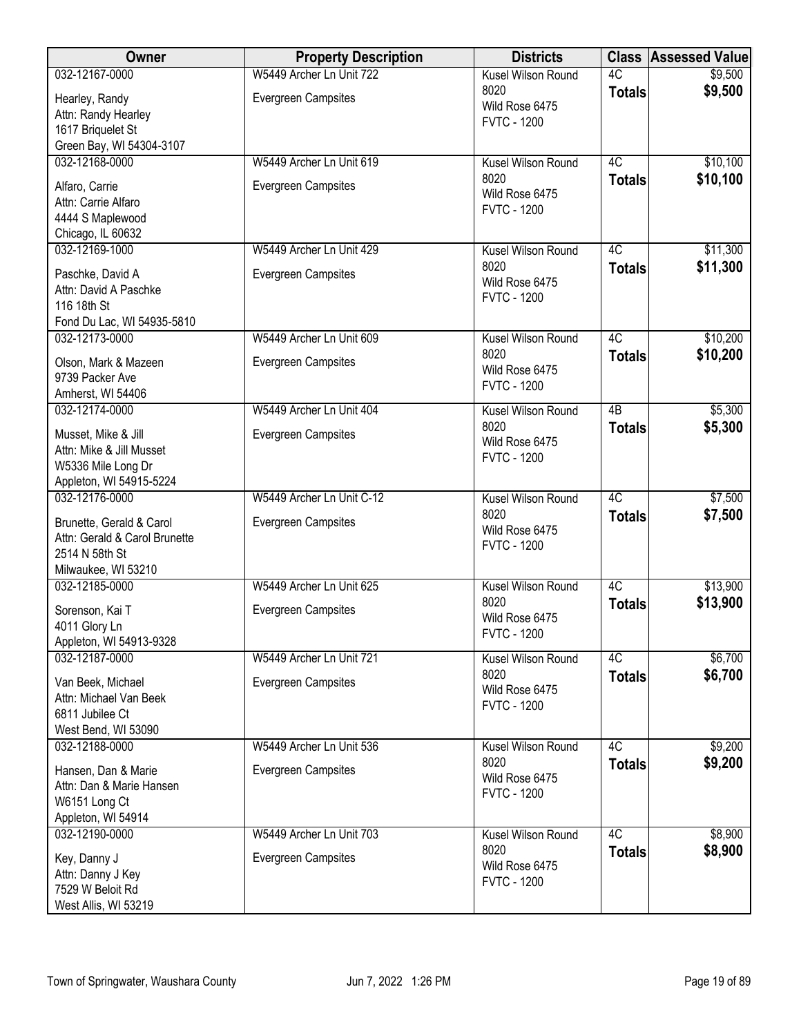| Owner | Property Description | Districts | Class | Assessed Value |
|---|---|---|---|---|
| 032-12167-0000<br>Hearley, Randy<br>Attn: Randy Hearley<br>1617 Briquelet St<br>Green Bay, WI 54304-3107 | W5449 Archer Ln Unit 722<br>Evergreen Campsites | Kusel Wilson Round 8020<br>Wild Rose 6475<br>FVTC - 1200 | 4C<br>**Totals** | \$9,500<br>**\$9,500** |
| 032-12168-0000<br>Alfaro, Carrie<br>Attn: Carrie Alfaro<br>4444 S Maplewood<br>Chicago, IL 60632 | W5449 Archer Ln Unit 619<br>Evergreen Campsites | Kusel Wilson Round 8020<br>Wild Rose 6475<br>FVTC - 1200 | 4C<br>**Totals** | \$10,100<br>**\$10,100** |
| 032-12169-1000<br>Paschke, David A<br>Attn: David A Paschke<br>116 18th St<br>Fond Du Lac, WI 54935-5810 | W5449 Archer Ln Unit 429<br>Evergreen Campsites | Kusel Wilson Round 8020<br>Wild Rose 6475<br>FVTC - 1200 | 4C<br>**Totals** | \$11,300<br>**\$11,300** |
| 032-12173-0000<br>Olson, Mark & Mazeen<br>9739 Packer Ave<br>Amherst, WI 54406 | W5449 Archer Ln Unit 609<br>Evergreen Campsites | Kusel Wilson Round 8020<br>Wild Rose 6475<br>FVTC - 1200 | 4C<br>**Totals** | \$10,200<br>**\$10,200** |
| 032-12174-0000<br>Musset, Mike & Jill<br>Attn: Mike & Jill Musset<br>W5336 Mile Long Dr<br>Appleton, WI 54915-5224 | W5449 Archer Ln Unit 404<br>Evergreen Campsites | Kusel Wilson Round 8020<br>Wild Rose 6475<br>FVTC - 1200 | 4B<br>**Totals** | \$5,300<br>**\$5,300** |
| 032-12176-0000<br>Brunette, Gerald & Carol<br>Attn: Gerald & Carol Brunette<br>2514 N 58th St<br>Milwaukee, WI 53210 | W5449 Archer Ln Unit C-12<br>Evergreen Campsites | Kusel Wilson Round 8020<br>Wild Rose 6475<br>FVTC - 1200 | 4C<br>**Totals** | \$7,500<br>**\$7,500** |
| 032-12185-0000<br>Sorenson, Kai T<br>4011 Glory Ln<br>Appleton, WI 54913-9328 | W5449 Archer Ln Unit 625<br>Evergreen Campsites | Kusel Wilson Round 8020<br>Wild Rose 6475<br>FVTC - 1200 | 4C<br>**Totals** | \$13,900<br>**\$13,900** |
| 032-12187-0000<br>Van Beek, Michael<br>Attn: Michael Van Beek<br>6811 Jubilee Ct<br>West Bend, WI 53090 | W5449 Archer Ln Unit 721<br>Evergreen Campsites | Kusel Wilson Round 8020<br>Wild Rose 6475<br>FVTC - 1200 | 4C<br>**Totals** | \$6,700<br>**\$6,700** |
| 032-12188-0000<br>Hansen, Dan & Marie<br>Attn: Dan & Marie Hansen<br>W6151 Long Ct<br>Appleton, WI 54914 | W5449 Archer Ln Unit 536<br>Evergreen Campsites | Kusel Wilson Round 8020<br>Wild Rose 6475<br>FVTC - 1200 | 4C<br>**Totals** | \$9,200<br>**\$9,200** |
| 032-12190-0000<br>Key, Danny J<br>Attn: Danny J Key<br>7529 W Beloit Rd<br>West Allis, WI 53219 | W5449 Archer Ln Unit 703<br>Evergreen Campsites | Kusel Wilson Round 8020<br>Wild Rose 6475<br>FVTC - 1200 | 4C<br>**Totals** | \$8,900<br>**\$8,900** |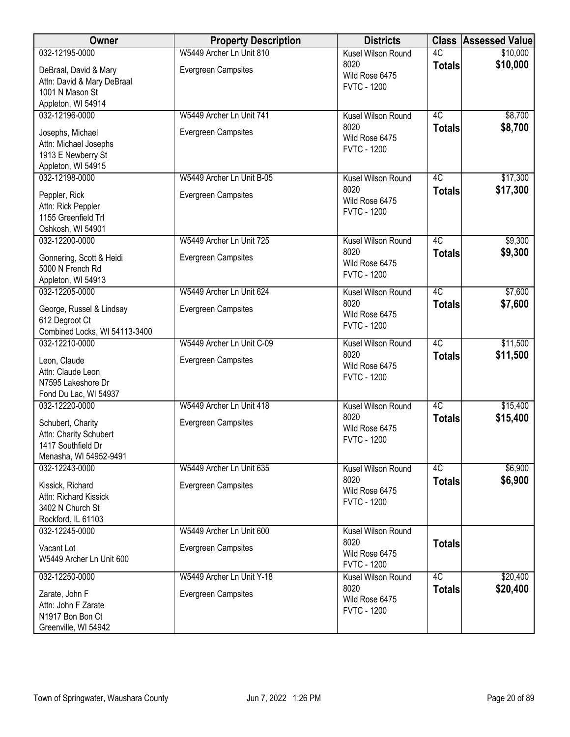| Owner | Property Description | Districts | Class | Assessed Value |
|---|---|---|---|---|
| 032-12195-0000<br>DeBraal, David & Mary<br>Attn: David & Mary DeBraal<br>1001 N Mason St<br>Appleton, WI 54914 | W5449 Archer Ln Unit 810<br>Evergreen Campsites | Kusel Wilson Round 8020<br>Wild Rose 6475<br>FVTC - 1200 | 4C<br>**Totals** | \$10,000<br>**\$10,000** |
| 032-12196-0000<br>Josephs, Michael<br>Attn: Michael Josephs<br>1913 E Newberry St<br>Appleton, WI 54915 | W5449 Archer Ln Unit 741<br>Evergreen Campsites | Kusel Wilson Round 8020<br>Wild Rose 6475<br>FVTC - 1200 | 4C<br>**Totals** | \$8,700<br>**\$8,700** |
| 032-12198-0000<br>Peppler, Rick<br>Attn: Rick Peppler<br>1155 Greenfield Trl<br>Oshkosh, WI 54901 | W5449 Archer Ln Unit B-05<br>Evergreen Campsites | Kusel Wilson Round 8020<br>Wild Rose 6475<br>FVTC - 1200 | 4C<br>**Totals** | \$17,300<br>**\$17,300** |
| 032-12200-0000<br>Gonnering, Scott & Heidi<br>5000 N French Rd<br>Appleton, WI 54913 | W5449 Archer Ln Unit 725<br>Evergreen Campsites | Kusel Wilson Round 8020<br>Wild Rose 6475<br>FVTC - 1200 | 4C<br>**Totals** | \$9,300<br>**\$9,300** |
| 032-12205-0000<br>George, Russel & Lindsay<br>612 Degroot Ct<br>Combined Locks, WI 54113-3400 | W5449 Archer Ln Unit 624<br>Evergreen Campsites | Kusel Wilson Round 8020<br>Wild Rose 6475<br>FVTC - 1200 | 4C<br>**Totals** | \$7,600<br>**\$7,600** |
| 032-12210-0000<br>Leon, Claude<br>Attn: Claude Leon<br>N7595 Lakeshore Dr<br>Fond Du Lac, WI 54937 | W5449 Archer Ln Unit C-09<br>Evergreen Campsites | Kusel Wilson Round 8020<br>Wild Rose 6475<br>FVTC - 1200 | 4C<br>**Totals** | \$11,500<br>**\$11,500** |
| 032-12220-0000<br>Schubert, Charity<br>Attn: Charity Schubert<br>1417 Southfield Dr<br>Menasha, WI 54952-9491 | W5449 Archer Ln Unit 418<br>Evergreen Campsites | Kusel Wilson Round 8020<br>Wild Rose 6475<br>FVTC - 1200 | 4C<br>**Totals** | \$15,400<br>**\$15,400** |
| 032-12243-0000<br>Kissick, Richard<br>Attn: Richard Kissick<br>3402 N Church St<br>Rockford, IL 61103 | W5449 Archer Ln Unit 635<br>Evergreen Campsites | Kusel Wilson Round 8020<br>Wild Rose 6475<br>FVTC - 1200 | 4C<br>**Totals** | \$6,900<br>**\$6,900** |
| 032-12245-0000<br>Vacant Lot<br>W5449 Archer Ln Unit 600 | W5449 Archer Ln Unit 600<br>Evergreen Campsites | Kusel Wilson Round 8020<br>Wild Rose 6475<br>FVTC - 1200 | **Totals** | |
| 032-12250-0000<br>Zarate, John F<br>Attn: John F Zarate<br>N1917 Bon Bon Ct<br>Greenville, WI 54942 | W5449 Archer Ln Unit Y-18<br>Evergreen Campsites | Kusel Wilson Round 8020<br>Wild Rose 6475<br>FVTC - 1200 | 4C<br>**Totals** | \$20,400<br>**\$20,400** |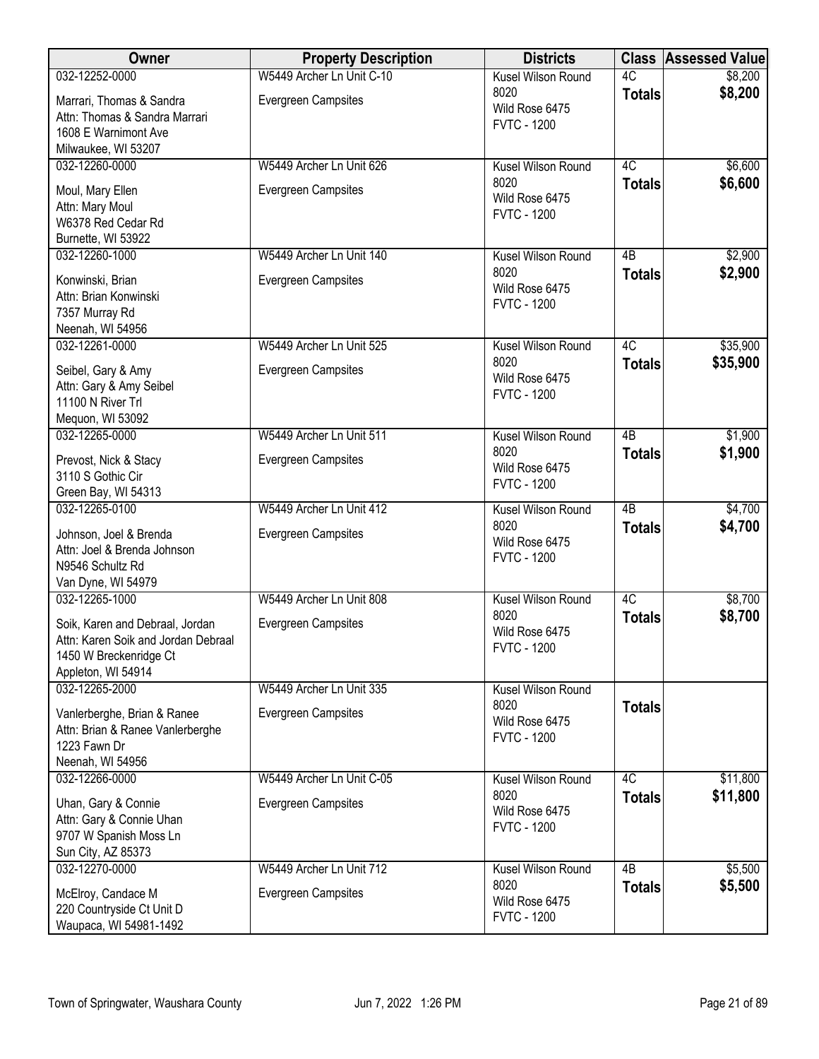| Owner | Property Description | Districts | Class | Assessed Value |
|---|---|---|---|---|
| 032-12252-0000<br>Marrari, Thomas & Sandra<br>Attn: Thomas & Sandra Marrari<br>1608 E Warnimont Ave<br>Milwaukee, WI 53207 | W5449 Archer Ln Unit C-10<br>Evergreen Campsites | Kusel Wilson Round 8020<br>Wild Rose 6475<br>FVTC - 1200 | 4C<br>**Totals** | $8,200<br>**$8,200** |
| 032-12260-0000<br>Moul, Mary Ellen<br>Attn: Mary Moul<br>W6378 Red Cedar Rd<br>Burnette, WI 53922 | W5449 Archer Ln Unit 626<br>Evergreen Campsites | Kusel Wilson Round 8020<br>Wild Rose 6475<br>FVTC - 1200 | 4C<br>**Totals** | $6,600<br>**$6,600** |
| 032-12260-1000<br>Konwinski, Brian<br>Attn: Brian Konwinski<br>7357 Murray Rd<br>Neenah, WI 54956 | W5449 Archer Ln Unit 140<br>Evergreen Campsites | Kusel Wilson Round 8020<br>Wild Rose 6475<br>FVTC - 1200 | 4B<br>**Totals** | $2,900<br>**$2,900** |
| 032-12261-0000<br>Seibel, Gary & Amy<br>Attn: Gary & Amy Seibel<br>11100 N River Trl<br>Mequon, WI 53092 | W5449 Archer Ln Unit 525<br>Evergreen Campsites | Kusel Wilson Round 8020<br>Wild Rose 6475<br>FVTC - 1200 | 4C<br>**Totals** | $35,900<br>**$35,900** |
| 032-12265-0000<br>Prevost, Nick & Stacy<br>3110 S Gothic Cir<br>Green Bay, WI 54313 | W5449 Archer Ln Unit 511<br>Evergreen Campsites | Kusel Wilson Round 8020<br>Wild Rose 6475<br>FVTC - 1200 | 4B<br>**Totals** | $1,900<br>**$1,900** |
| 032-12265-0100<br>Johnson, Joel & Brenda<br>Attn: Joel & Brenda Johnson<br>N9546 Schultz Rd<br>Van Dyne, WI 54979 | W5449 Archer Ln Unit 412<br>Evergreen Campsites | Kusel Wilson Round 8020<br>Wild Rose 6475<br>FVTC - 1200 | 4B<br>**Totals** | $4,700<br>**$4,700** |
| 032-12265-1000<br>Soik, Karen and Debraal, Jordan<br>Attn: Karen Soik and Jordan Debraal<br>1450 W Breckenridge Ct<br>Appleton, WI 54914 | W5449 Archer Ln Unit 808<br>Evergreen Campsites | Kusel Wilson Round 8020<br>Wild Rose 6475<br>FVTC - 1200 | 4C<br>**Totals** | $8,700<br>**$8,700** |
| 032-12265-2000<br>Vanlerberghe, Brian & Ranee<br>Attn: Brian & Ranee Vanlerberghe<br>1223 Fawn Dr<br>Neenah, WI 54956 | W5449 Archer Ln Unit 335<br>Evergreen Campsites | Kusel Wilson Round 8020<br>Wild Rose 6475<br>FVTC - 1200 | **Totals** | |
| 032-12266-0000<br>Uhan, Gary & Connie<br>Attn: Gary & Connie Uhan<br>9707 W Spanish Moss Ln<br>Sun City, AZ 85373 | W5449 Archer Ln Unit C-05<br>Evergreen Campsites | Kusel Wilson Round 8020<br>Wild Rose 6475<br>FVTC - 1200 | 4C<br>**Totals** | $11,800<br>**$11,800** |
| 032-12270-0000<br>McElroy, Candace M<br>220 Countryside Ct Unit D<br>Waupaca, WI 54981-1492 | W5449 Archer Ln Unit 712<br>Evergreen Campsites | Kusel Wilson Round 8020<br>Wild Rose 6475<br>FVTC - 1200 | 4B<br>**Totals** | $5,500<br>**$5,500** |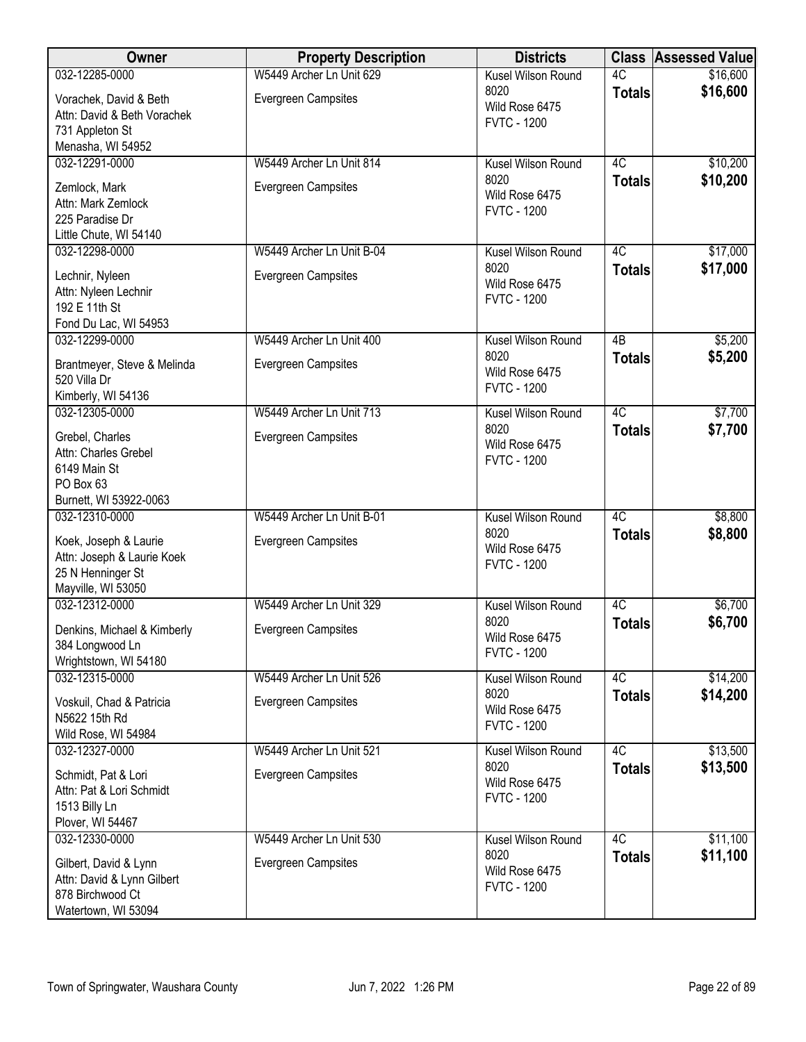| Owner | Property Description | Districts | Class | Assessed Value |
|---|---|---|---|---|
| 032-12285-0000<br>Vorachek, David & Beth<br>Attn: David & Beth Vorachek<br>731 Appleton St<br>Menasha, WI 54952 | W5449 Archer Ln Unit 629<br>Evergreen Campsites | Kusel Wilson Round 8020<br>Wild Rose 6475<br>FVTC - 1200 | 4C<br>**Totals** | $16,600<br>**$16,600** |
| 032-12291-0000<br>Zemlock, Mark<br>Attn: Mark Zemlock<br>225 Paradise Dr<br>Little Chute, WI 54140 | W5449 Archer Ln Unit 814<br>Evergreen Campsites | Kusel Wilson Round 8020<br>Wild Rose 6475<br>FVTC - 1200 | 4C<br>**Totals** | $10,200<br>**$10,200** |
| 032-12298-0000<br>Lechnir, Nyleen<br>Attn: Nyleen Lechnir<br>192 E 11th St<br>Fond Du Lac, WI 54953 | W5449 Archer Ln Unit B-04<br>Evergreen Campsites | Kusel Wilson Round 8020<br>Wild Rose 6475<br>FVTC - 1200 | 4C<br>**Totals** | $17,000<br>**$17,000** |
| 032-12299-0000<br>Brantmeyer, Steve & Melinda<br>520 Villa Dr<br>Kimberly, WI 54136 | W5449 Archer Ln Unit 400<br>Evergreen Campsites | Kusel Wilson Round 8020<br>Wild Rose 6475<br>FVTC - 1200 | 4B<br>**Totals** | $5,200<br>**$5,200** |
| 032-12305-0000<br>Grebel, Charles<br>Attn: Charles Grebel<br>6149 Main St<br>PO Box 63<br>Burnett, WI 53922-0063 | W5449 Archer Ln Unit 713<br>Evergreen Campsites | Kusel Wilson Round 8020<br>Wild Rose 6475<br>FVTC - 1200 | 4C<br>**Totals** | $7,700<br>**$7,700** |
| 032-12310-0000<br>Koek, Joseph & Laurie<br>Attn: Joseph & Laurie Koek<br>25 N Henninger St<br>Mayville, WI 53050 | W5449 Archer Ln Unit B-01<br>Evergreen Campsites | Kusel Wilson Round 8020<br>Wild Rose 6475<br>FVTC - 1200 | 4C<br>**Totals** | $8,800<br>**$8,800** |
| 032-12312-0000<br>Denkins, Michael & Kimberly<br>384 Longwood Ln<br>Wrightstown, WI 54180 | W5449 Archer Ln Unit 329<br>Evergreen Campsites | Kusel Wilson Round 8020<br>Wild Rose 6475<br>FVTC - 1200 | 4C<br>**Totals** | $6,700<br>**$6,700** |
| 032-12315-0000<br>Voskuil, Chad & Patricia<br>N5622 15th Rd<br>Wild Rose, WI 54984 | W5449 Archer Ln Unit 526<br>Evergreen Campsites | Kusel Wilson Round 8020<br>Wild Rose 6475<br>FVTC - 1200 | 4C<br>**Totals** | $14,200<br>**$14,200** |
| 032-12327-0000<br>Schmidt, Pat & Lori<br>Attn: Pat & Lori Schmidt<br>1513 Billy Ln<br>Plover, WI 54467 | W5449 Archer Ln Unit 521<br>Evergreen Campsites | Kusel Wilson Round 8020<br>Wild Rose 6475<br>FVTC - 1200 | 4C<br>**Totals** | $13,500<br>**$13,500** |
| 032-12330-0000<br>Gilbert, David & Lynn<br>Attn: David & Lynn Gilbert<br>878 Birchwood Ct<br>Watertown, WI 53094 | W5449 Archer Ln Unit 530<br>Evergreen Campsites | Kusel Wilson Round 8020<br>Wild Rose 6475<br>FVTC - 1200 | 4C<br>**Totals** | $11,100<br>**$11,100** |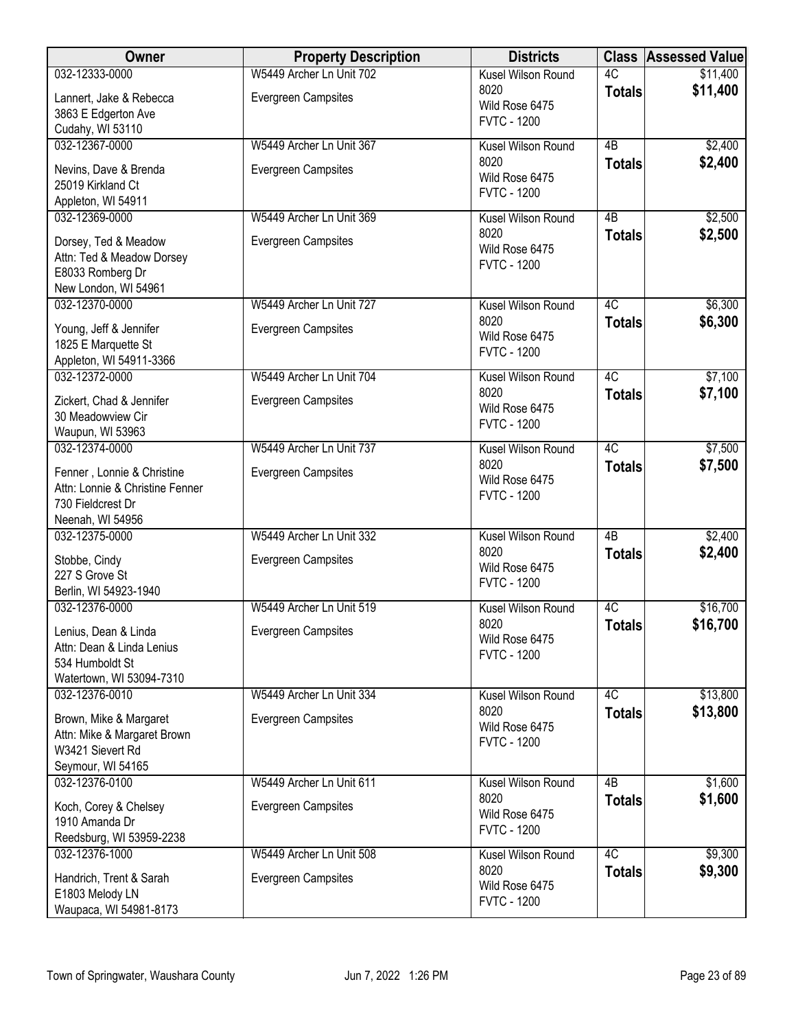| Owner | Property Description | Districts | Class | Assessed Value |
|---|---|---|---|---|
| 032-12333-0000<br>Lannert, Jake & Rebecca<br>3863 E Edgerton Ave<br>Cudahy, WI 53110 | W5449 Archer Ln Unit 702<br>Evergreen Campsites | Kusel Wilson Round 8020<br>Wild Rose 6475<br>FVTC - 1200 | 4C<br>**Totals** | $11,400<br>**$11,400** |
| 032-12367-0000<br>Nevins, Dave & Brenda<br>25019 Kirkland Ct<br>Appleton, WI 54911 | W5449 Archer Ln Unit 367<br>Evergreen Campsites | Kusel Wilson Round 8020<br>Wild Rose 6475<br>FVTC - 1200 | 4B<br>**Totals** | $2,400<br>**$2,400** |
| 032-12369-0000<br>Dorsey, Ted & Meadow<br>Attn: Ted & Meadow Dorsey<br>E8033 Romberg Dr<br>New London, WI 54961 | W5449 Archer Ln Unit 369<br>Evergreen Campsites | Kusel Wilson Round 8020<br>Wild Rose 6475<br>FVTC - 1200 | 4B<br>**Totals** | $2,500<br>**$2,500** |
| 032-12370-0000<br>Young, Jeff & Jennifer<br>1825 E Marquette St<br>Appleton, WI 54911-3366 | W5449 Archer Ln Unit 727<br>Evergreen Campsites | Kusel Wilson Round 8020<br>Wild Rose 6475<br>FVTC - 1200 | 4C<br>**Totals** | $6,300<br>**$6,300** |
| 032-12372-0000<br>Zickert, Chad & Jennifer<br>30 Meadowview Cir<br>Waupun, WI 53963 | W5449 Archer Ln Unit 704<br>Evergreen Campsites | Kusel Wilson Round 8020<br>Wild Rose 6475<br>FVTC - 1200 | 4C<br>**Totals** | $7,100<br>**$7,100** |
| 032-12374-0000<br>Fenner , Lonnie & Christine<br>Attn: Lonnie & Christine Fenner<br>730 Fieldcrest Dr<br>Neenah, WI 54956 | W5449 Archer Ln Unit 737<br>Evergreen Campsites | Kusel Wilson Round 8020<br>Wild Rose 6475<br>FVTC - 1200 | 4C<br>**Totals** | $7,500<br>**$7,500** |
| 032-12375-0000<br>Stobbe, Cindy<br>227 S Grove St<br>Berlin, WI 54923-1940 | W5449 Archer Ln Unit 332<br>Evergreen Campsites | Kusel Wilson Round 8020<br>Wild Rose 6475<br>FVTC - 1200 | 4B<br>**Totals** | $2,400<br>**$2,400** |
| 032-12376-0000<br>Lenius, Dean & Linda<br>Attn: Dean & Linda Lenius<br>534 Humboldt St<br>Watertown, WI 53094-7310 | W5449 Archer Ln Unit 519<br>Evergreen Campsites | Kusel Wilson Round 8020<br>Wild Rose 6475<br>FVTC - 1200 | 4C<br>**Totals** | $16,700<br>**$16,700** |
| 032-12376-0010<br>Brown, Mike & Margaret<br>Attn: Mike & Margaret Brown<br>W3421 Sievert Rd<br>Seymour, WI 54165 | W5449 Archer Ln Unit 334<br>Evergreen Campsites | Kusel Wilson Round 8020<br>Wild Rose 6475<br>FVTC - 1200 | 4C<br>**Totals** | $13,800<br>**$13,800** |
| 032-12376-0100<br>Koch, Corey & Chelsey<br>1910 Amanda Dr<br>Reedsburg, WI 53959-2238 | W5449 Archer Ln Unit 611<br>Evergreen Campsites | Kusel Wilson Round 8020<br>Wild Rose 6475<br>FVTC - 1200 | 4B<br>**Totals** | $1,600<br>**$1,600** |
| 032-12376-1000<br>Handrich, Trent & Sarah<br>E1803 Melody LN<br>Waupaca, WI 54981-8173 | W5449 Archer Ln Unit 508<br>Evergreen Campsites | Kusel Wilson Round 8020<br>Wild Rose 6475<br>FVTC - 1200 | 4C<br>**Totals** | $9,300<br>**$9,300** |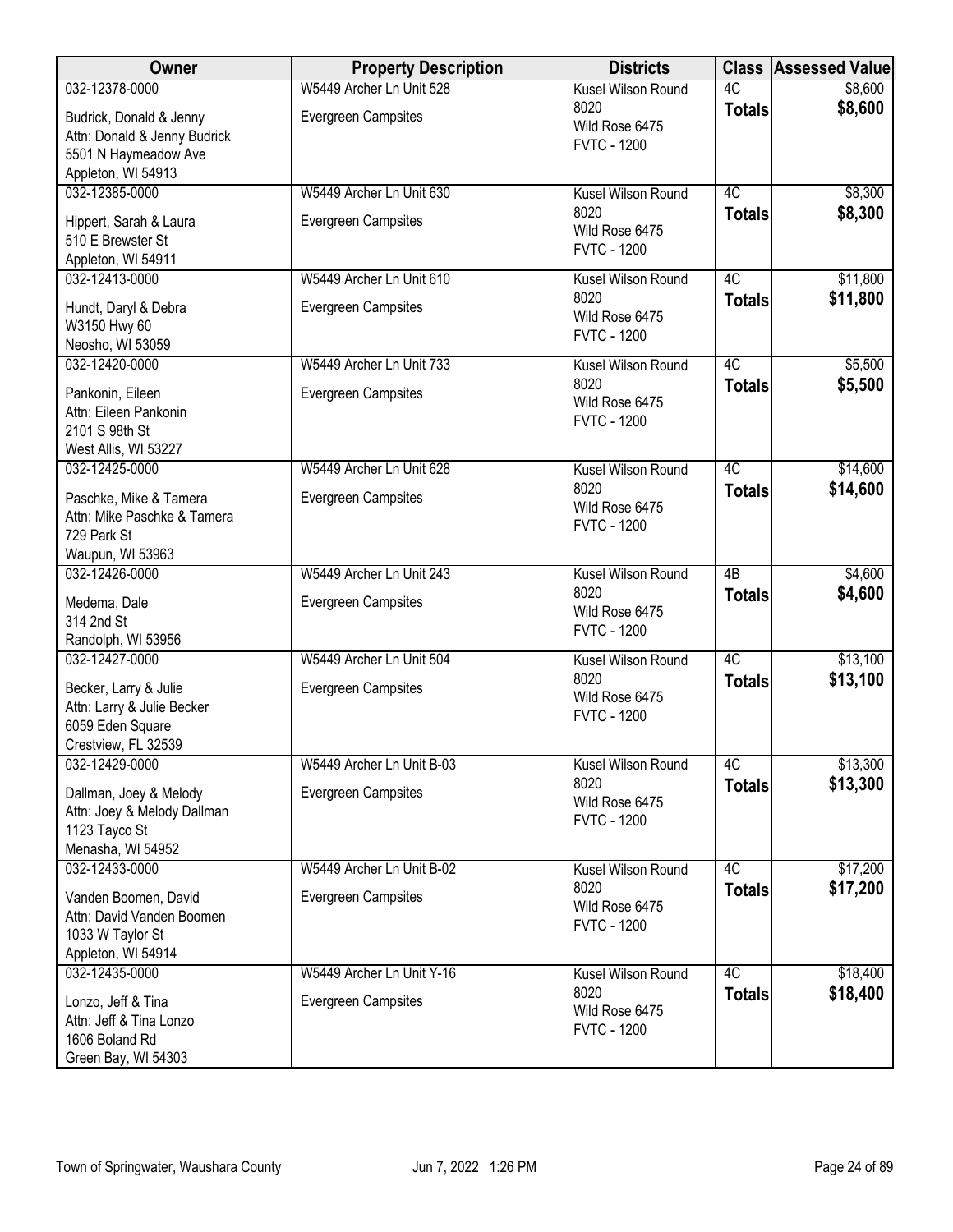| Owner | Property Description | Districts | Class | Assessed Value |
|---|---|---|---|---|
| 032-12378-0000<br>Budrick, Donald & Jenny<br>Attn: Donald & Jenny Budrick<br>5501 N Haymeadow Ave<br>Appleton, WI 54913 | W5449 Archer Ln Unit 528<br>Evergreen Campsites | Kusel Wilson Round 8020<br>Wild Rose 6475<br>FVTC - 1200 | 4C<br>**Totals** | $8,600<br>**$8,600** |
| 032-12385-0000<br>Hippert, Sarah & Laura<br>510 E Brewster St<br>Appleton, WI 54911 | W5449 Archer Ln Unit 630<br>Evergreen Campsites | Kusel Wilson Round 8020<br>Wild Rose 6475<br>FVTC - 1200 | 4C<br>**Totals** | $8,300<br>**$8,300** |
| 032-12413-0000<br>Hundt, Daryl & Debra<br>W3150 Hwy 60<br>Neosho, WI 53059 | W5449 Archer Ln Unit 610<br>Evergreen Campsites | Kusel Wilson Round 8020<br>Wild Rose 6475<br>FVTC - 1200 | 4C<br>**Totals** | $11,800<br>**$11,800** |
| 032-12420-0000<br>Pankonin, Eileen<br>Attn: Eileen Pankonin<br>2101 S 98th St<br>West Allis, WI 53227 | W5449 Archer Ln Unit 733<br>Evergreen Campsites | Kusel Wilson Round 8020<br>Wild Rose 6475<br>FVTC - 1200 | 4C<br>**Totals** | $5,500<br>**$5,500** |
| 032-12425-0000<br>Paschke, Mike & Tamera<br>Attn: Mike Paschke & Tamera<br>729 Park St<br>Waupun, WI 53963 | W5449 Archer Ln Unit 628<br>Evergreen Campsites | Kusel Wilson Round 8020<br>Wild Rose 6475<br>FVTC - 1200 | 4C<br>**Totals** | $14,600<br>**$14,600** |
| 032-12426-0000<br>Medema, Dale<br>314 2nd St<br>Randolph, WI 53956 | W5449 Archer Ln Unit 243<br>Evergreen Campsites | Kusel Wilson Round 8020<br>Wild Rose 6475<br>FVTC - 1200 | 4B<br>**Totals** | $4,600<br>**$4,600** |
| 032-12427-0000<br>Becker, Larry & Julie<br>Attn: Larry & Julie Becker<br>6059 Eden Square<br>Crestview, FL 32539 | W5449 Archer Ln Unit 504<br>Evergreen Campsites | Kusel Wilson Round 8020<br>Wild Rose 6475<br>FVTC - 1200 | 4C<br>**Totals** | $13,100<br>**$13,100** |
| 032-12429-0000<br>Dallman, Joey & Melody<br>Attn: Joey & Melody Dallman<br>1123 Tayco St<br>Menasha, WI 54952 | W5449 Archer Ln Unit B-03<br>Evergreen Campsites | Kusel Wilson Round 8020<br>Wild Rose 6475<br>FVTC - 1200 | 4C<br>**Totals** | $13,300<br>**$13,300** |
| 032-12433-0000<br>Vanden Boomen, David<br>Attn: David Vanden Boomen<br>1033 W Taylor St<br>Appleton, WI 54914 | W5449 Archer Ln Unit B-02<br>Evergreen Campsites | Kusel Wilson Round 8020<br>Wild Rose 6475<br>FVTC - 1200 | 4C<br>**Totals** | $17,200<br>**$17,200** |
| 032-12435-0000<br>Lonzo, Jeff & Tina<br>Attn: Jeff & Tina Lonzo<br>1606 Boland Rd<br>Green Bay, WI 54303 | W5449 Archer Ln Unit Y-16<br>Evergreen Campsites | Kusel Wilson Round 8020<br>Wild Rose 6475<br>FVTC - 1200 | 4C<br>**Totals** | $18,400<br>**$18,400** |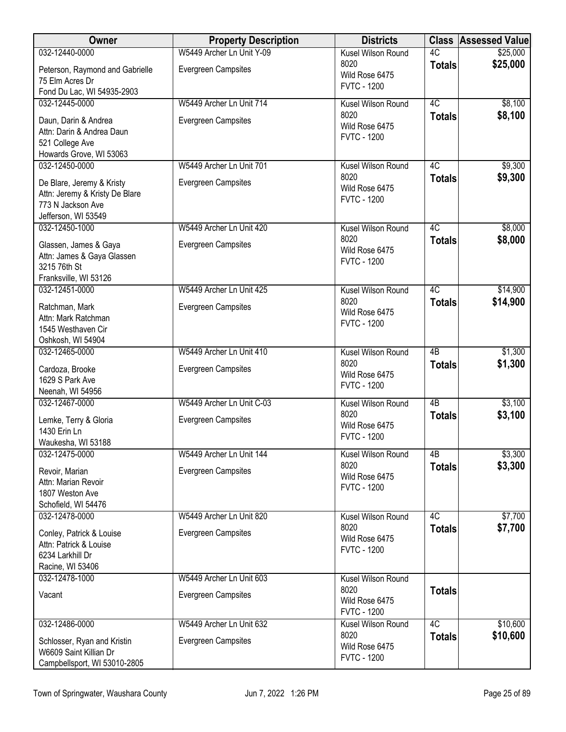| Owner | Property Description | Districts | Class | Assessed Value |
|---|---|---|---|---|
| 032-12440-0000<br>Peterson, Raymond and Gabrielle<br>75 Elm Acres Dr<br>Fond Du Lac, WI 54935-2903 | W5449 Archer Ln Unit Y-09<br>Evergreen Campsites | Kusel Wilson Round 8020<br>Wild Rose 6475<br>FVTC - 1200 | 4C<br>**Totals** | $25,000<br>**$25,000** |
| 032-12445-0000<br>Daun, Darin & Andrea<br>Attn: Darin & Andrea Daun<br>521 College Ave<br>Howards Grove, WI 53063 | W5449 Archer Ln Unit 714<br>Evergreen Campsites | Kusel Wilson Round 8020<br>Wild Rose 6475<br>FVTC - 1200 | 4C<br>**Totals** | $8,100<br>**$8,100** |
| 032-12450-0000<br>De Blare, Jeremy & Kristy<br>Attn: Jeremy & Kristy De Blare<br>773 N Jackson Ave<br>Jefferson, WI 53549 | W5449 Archer Ln Unit 701<br>Evergreen Campsites | Kusel Wilson Round 8020<br>Wild Rose 6475<br>FVTC - 1200 | 4C<br>**Totals** | $9,300<br>**$9,300** |
| 032-12450-1000<br>Glassen, James & Gaya<br>Attn: James & Gaya Glassen<br>3215 76th St<br>Franksville, WI 53126 | W5449 Archer Ln Unit 420<br>Evergreen Campsites | Kusel Wilson Round 8020<br>Wild Rose 6475<br>FVTC - 1200 | 4C<br>**Totals** | $8,000<br>**$8,000** |
| 032-12451-0000<br>Ratchman, Mark<br>Attn: Mark Ratchman<br>1545 Westhaven Cir<br>Oshkosh, WI 54904 | W5449 Archer Ln Unit 425<br>Evergreen Campsites | Kusel Wilson Round 8020<br>Wild Rose 6475<br>FVTC - 1200 | 4C<br>**Totals** | $14,900<br>**$14,900** |
| 032-12465-0000<br>Cardoza, Brooke<br>1629 S Park Ave<br>Neenah, WI 54956 | W5449 Archer Ln Unit 410<br>Evergreen Campsites | Kusel Wilson Round 8020<br>Wild Rose 6475<br>FVTC - 1200 | 4B<br>**Totals** | $1,300<br>**$1,300** |
| 032-12467-0000<br>Lemke, Terry & Gloria<br>1430 Erin Ln<br>Waukesha, WI 53188 | W5449 Archer Ln Unit C-03<br>Evergreen Campsites | Kusel Wilson Round 8020<br>Wild Rose 6475<br>FVTC - 1200 | 4B<br>**Totals** | $3,100<br>**$3,100** |
| 032-12475-0000<br>Revoir, Marian<br>Attn: Marian Revoir<br>1807 Weston Ave<br>Schofield, WI 54476 | W5449 Archer Ln Unit 144<br>Evergreen Campsites | Kusel Wilson Round 8020<br>Wild Rose 6475<br>FVTC - 1200 | 4B<br>**Totals** | $3,300<br>**$3,300** |
| 032-12478-0000<br>Conley, Patrick & Louise<br>Attn: Patrick & Louise<br>6234 Larkhill Dr<br>Racine, WI 53406 | W5449 Archer Ln Unit 820<br>Evergreen Campsites | Kusel Wilson Round 8020<br>Wild Rose 6475<br>FVTC - 1200 | 4C<br>**Totals** | $7,700<br>**$7,700** |
| 032-12478-1000<br>Vacant | W5449 Archer Ln Unit 603<br>Evergreen Campsites | Kusel Wilson Round 8020<br>Wild Rose 6475<br>FVTC - 1200 | **Totals** | |
| 032-12486-0000<br>Schlosser, Ryan and Kristin<br>W6609 Saint Killian Dr<br>Campbellsport, WI 53010-2805 | W5449 Archer Ln Unit 632<br>Evergreen Campsites | Kusel Wilson Round 8020<br>Wild Rose 6475<br>FVTC - 1200 | 4C<br>**Totals** | $10,600<br>**$10,600** |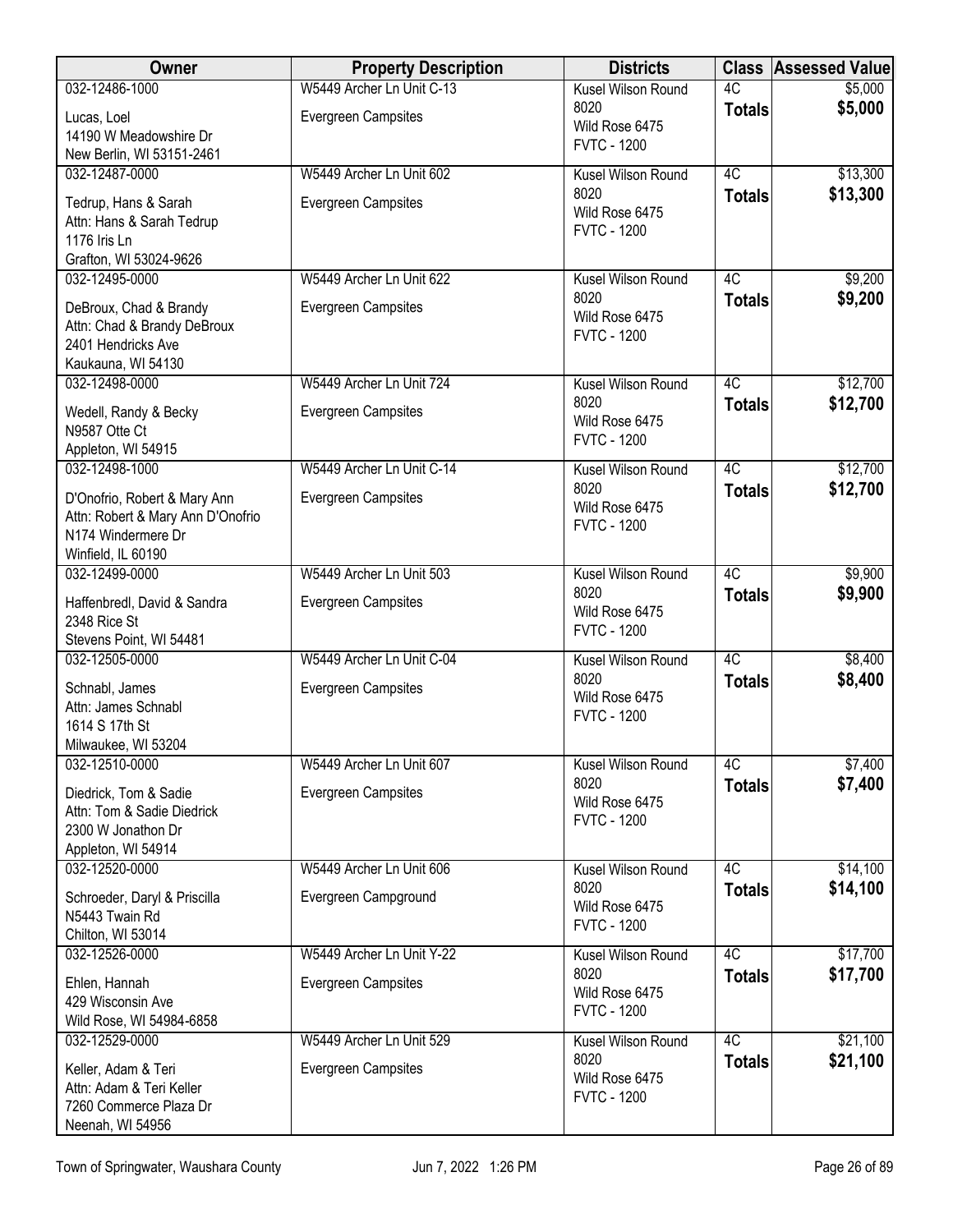| Owner | Property Description | Districts | Class | Assessed Value |
|---|---|---|---|---|
| 032-12486-1000<br>Lucas, Loel<br>14190 W Meadowshire Dr<br>New Berlin, WI 53151-2461 | W5449 Archer Ln Unit C-13<br>Evergreen Campsites | Kusel Wilson Round 8020<br>Wild Rose 6475<br>FVTC - 1200 | 4C<br>**Totals** | $5,000<br>**$5,000** |
| 032-12487-0000<br>Tedrup, Hans & Sarah<br>Attn: Hans & Sarah Tedrup<br>1176 Iris Ln<br>Grafton, WI 53024-9626 | W5449 Archer Ln Unit 602<br>Evergreen Campsites | Kusel Wilson Round 8020<br>Wild Rose 6475<br>FVTC - 1200 | 4C<br>**Totals** | $13,300<br>**$13,300** |
| 032-12495-0000<br>DeBroux, Chad & Brandy<br>Attn: Chad & Brandy DeBroux<br>2401 Hendricks Ave<br>Kaukauna, WI 54130 | W5449 Archer Ln Unit 622<br>Evergreen Campsites | Kusel Wilson Round 8020<br>Wild Rose 6475<br>FVTC - 1200 | 4C<br>**Totals** | $9,200<br>**$9,200** |
| 032-12498-0000<br>Wedell, Randy & Becky<br>N9587 Otte Ct<br>Appleton, WI 54915 | W5449 Archer Ln Unit 724<br>Evergreen Campsites | Kusel Wilson Round 8020<br>Wild Rose 6475<br>FVTC - 1200 | 4C<br>**Totals** | $12,700<br>**$12,700** |
| 032-12498-1000<br>D'Onofrio, Robert & Mary Ann<br>Attn: Robert & Mary Ann D'Onofrio<br>N174 Windermere Dr<br>Winfield, IL 60190 | W5449 Archer Ln Unit C-14<br>Evergreen Campsites | Kusel Wilson Round 8020<br>Wild Rose 6475<br>FVTC - 1200 | 4C<br>**Totals** | $12,700<br>**$12,700** |
| 032-12499-0000<br>Haffenbredl, David & Sandra<br>2348 Rice St<br>Stevens Point, WI 54481 | W5449 Archer Ln Unit 503<br>Evergreen Campsites | Kusel Wilson Round 8020<br>Wild Rose 6475<br>FVTC - 1200 | 4C<br>**Totals** | $9,900<br>**$9,900** |
| 032-12505-0000<br>Schnabl, James<br>Attn: James Schnabl<br>1614 S 17th St<br>Milwaukee, WI 53204 | W5449 Archer Ln Unit C-04<br>Evergreen Campsites | Kusel Wilson Round 8020<br>Wild Rose 6475<br>FVTC - 1200 | 4C<br>**Totals** | $8,400<br>**$8,400** |
| 032-12510-0000<br>Diedrick, Tom & Sadie<br>Attn: Tom & Sadie Diedrick<br>2300 W Jonathon Dr<br>Appleton, WI 54914 | W5449 Archer Ln Unit 607<br>Evergreen Campsites | Kusel Wilson Round 8020<br>Wild Rose 6475<br>FVTC - 1200 | 4C<br>**Totals** | $7,400<br>**$7,400** |
| 032-12520-0000<br>Schroeder, Daryl & Priscilla<br>N5443 Twain Rd<br>Chilton, WI 53014 | W5449 Archer Ln Unit 606<br>Evergreen Campground | Kusel Wilson Round 8020<br>Wild Rose 6475<br>FVTC - 1200 | 4C<br>**Totals** | $14,100<br>**$14,100** |
| 032-12526-0000<br>Ehlen, Hannah<br>429 Wisconsin Ave<br>Wild Rose, WI 54984-6858 | W5449 Archer Ln Unit Y-22<br>Evergreen Campsites | Kusel Wilson Round 8020<br>Wild Rose 6475<br>FVTC - 1200 | 4C<br>**Totals** | $17,700<br>**$17,700** |
| 032-12529-0000<br>Keller, Adam & Teri<br>Attn: Adam & Teri Keller<br>7260 Commerce Plaza Dr<br>Neenah, WI 54956 | W5449 Archer Ln Unit 529<br>Evergreen Campsites | Kusel Wilson Round 8020<br>Wild Rose 6475<br>FVTC - 1200 | 4C<br>**Totals** | $21,100<br>**$21,100** |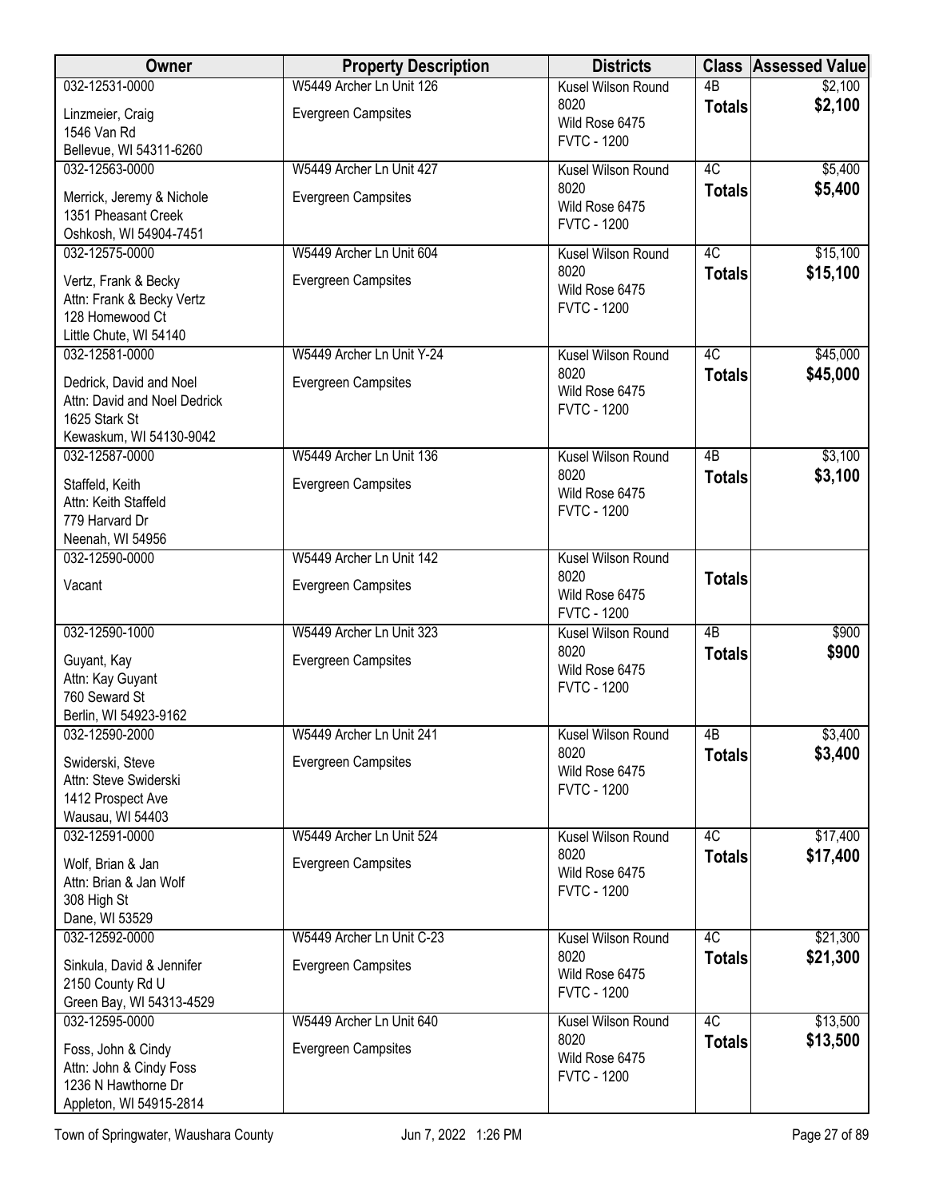| Owner | Property Description | Districts | Class | Assessed Value |
|---|---|---|---|---|
| 032-12531-0000<br>Linzmeier, Craig<br>1546 Van Rd<br>Bellevue, WI 54311-6260 | W5449 Archer Ln Unit 126<br>Evergreen Campsites | Kusel Wilson Round 8020<br>Wild Rose 6475<br>FVTC - 1200 | 4B<br>**Totals** | \$2,100<br>**\$2,100** |
| 032-12563-0000<br>Merrick, Jeremy & Nichole<br>1351 Pheasant Creek<br>Oshkosh, WI 54904-7451 | W5449 Archer Ln Unit 427<br>Evergreen Campsites | Kusel Wilson Round 8020<br>Wild Rose 6475<br>FVTC - 1200 | 4C<br>**Totals** | \$5,400<br>**\$5,400** |
| 032-12575-0000<br>Vertz, Frank & Becky<br>Attn: Frank & Becky Vertz<br>128 Homewood Ct<br>Little Chute, WI 54140 | W5449 Archer Ln Unit 604<br>Evergreen Campsites | Kusel Wilson Round 8020<br>Wild Rose 6475<br>FVTC - 1200 | 4C<br>**Totals** | \$15,100<br>**\$15,100** |
| 032-12581-0000<br>Dedrick, David and Noel<br>Attn: David and Noel Dedrick<br>1625 Stark St<br>Kewaskum, WI 54130-9042 | W5449 Archer Ln Unit Y-24<br>Evergreen Campsites | Kusel Wilson Round 8020<br>Wild Rose 6475<br>FVTC - 1200 | 4C<br>**Totals** | \$45,000<br>**\$45,000** |
| 032-12587-0000<br>Staffeld, Keith<br>Attn: Keith Staffeld<br>779 Harvard Dr<br>Neenah, WI 54956 | W5449 Archer Ln Unit 136<br>Evergreen Campsites | Kusel Wilson Round 8020<br>Wild Rose 6475<br>FVTC - 1200 | 4B<br>**Totals** | \$3,100<br>**\$3,100** |
| 032-12590-0000<br>Vacant | W5449 Archer Ln Unit 142<br>Evergreen Campsites | Kusel Wilson Round 8020<br>Wild Rose 6475<br>FVTC - 1200 | **Totals** | |
| 032-12590-1000<br>Guyant, Kay<br>Attn: Kay Guyant<br>760 Seward St<br>Berlin, WI 54923-9162 | W5449 Archer Ln Unit 323<br>Evergreen Campsites | Kusel Wilson Round 8020<br>Wild Rose 6475<br>FVTC - 1200 | 4B<br>**Totals** | \$900<br>**\$900** |
| 032-12590-2000<br>Swiderski, Steve<br>Attn: Steve Swiderski<br>1412 Prospect Ave<br>Wausau, WI 54403 | W5449 Archer Ln Unit 241<br>Evergreen Campsites | Kusel Wilson Round 8020<br>Wild Rose 6475<br>FVTC - 1200 | 4B<br>**Totals** | \$3,400<br>**\$3,400** |
| 032-12591-0000<br>Wolf, Brian & Jan<br>Attn: Brian & Jan Wolf<br>308 High St<br>Dane, WI 53529 | W5449 Archer Ln Unit 524<br>Evergreen Campsites | Kusel Wilson Round 8020<br>Wild Rose 6475<br>FVTC - 1200 | 4C<br>**Totals** | \$17,400<br>**\$17,400** |
| 032-12592-0000<br>Sinkula, David & Jennifer<br>2150 County Rd U<br>Green Bay, WI 54313-4529 | W5449 Archer Ln Unit C-23<br>Evergreen Campsites | Kusel Wilson Round 8020<br>Wild Rose 6475<br>FVTC - 1200 | 4C<br>**Totals** | \$21,300<br>**\$21,300** |
| 032-12595-0000<br>Foss, John & Cindy<br>Attn: John & Cindy Foss<br>1236 N Hawthorne Dr<br>Appleton, WI 54915-2814 | W5449 Archer Ln Unit 640<br>Evergreen Campsites | Kusel Wilson Round 8020<br>Wild Rose 6475<br>FVTC - 1200 | 4C<br>**Totals** | \$13,500<br>**\$13,500** |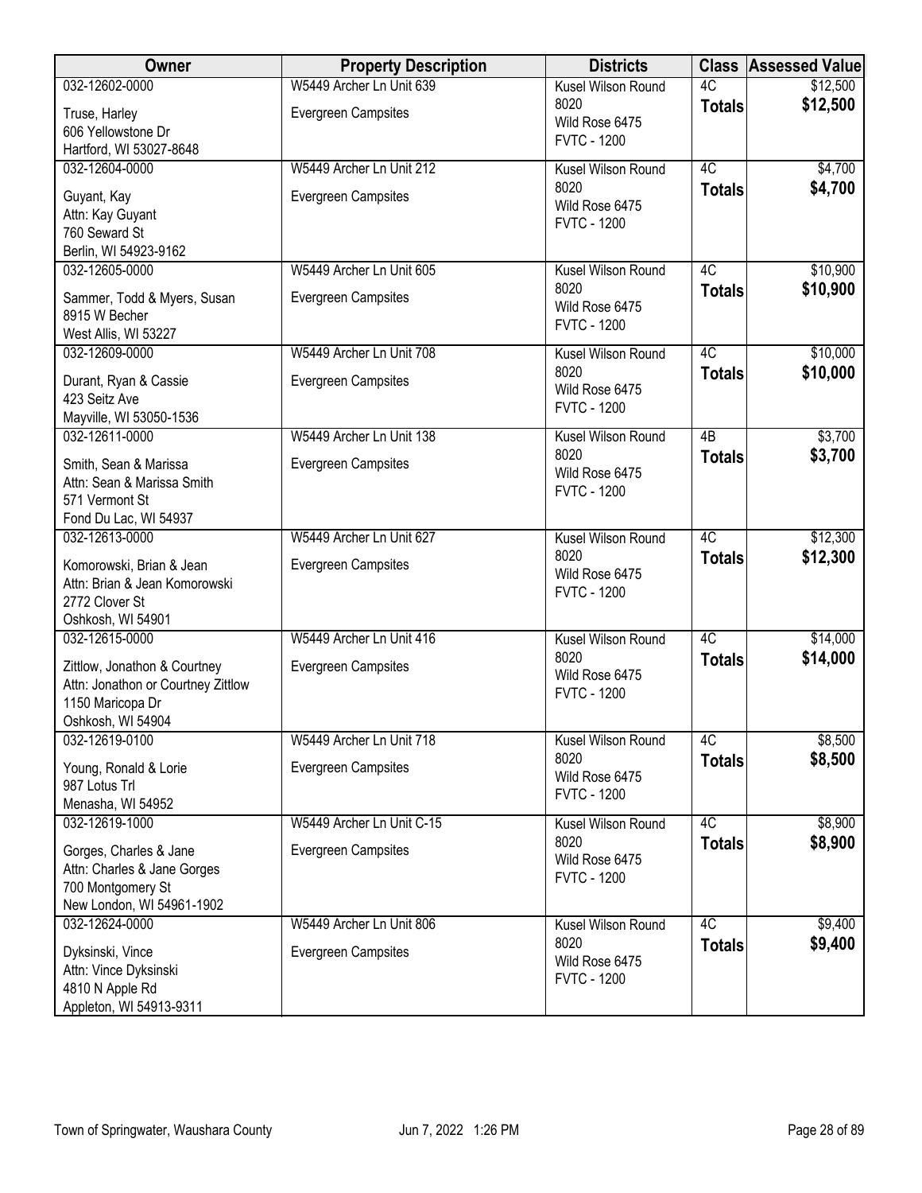| Owner | Property Description | Districts | Class | Assessed Value |
|---|---|---|---|---|
| 032-12602-0000<br>Truse, Harley<br>606 Yellowstone Dr<br>Hartford, WI 53027-8648 | W5449 Archer Ln Unit 639<br>Evergreen Campsites | Kusel Wilson Round 8020<br>Wild Rose 6475<br>FVTC - 1200 | 4C<br>**Totals** | $12,500<br>**$12,500** |
| 032-12604-0000<br>Guyant, Kay<br>Attn: Kay Guyant<br>760 Seward St<br>Berlin, WI 54923-9162 | W5449 Archer Ln Unit 212<br>Evergreen Campsites | Kusel Wilson Round 8020<br>Wild Rose 6475<br>FVTC - 1200 | 4C<br>**Totals** | $4,700<br>**$4,700** |
| 032-12605-0000<br>Sammer, Todd & Myers, Susan<br>8915 W Becher<br>West Allis, WI 53227 | W5449 Archer Ln Unit 605<br>Evergreen Campsites | Kusel Wilson Round 8020<br>Wild Rose 6475<br>FVTC - 1200 | 4C<br>**Totals** | $10,900<br>**$10,900** |
| 032-12609-0000<br>Durant, Ryan & Cassie<br>423 Seitz Ave<br>Mayville, WI 53050-1536 | W5449 Archer Ln Unit 708<br>Evergreen Campsites | Kusel Wilson Round 8020<br>Wild Rose 6475<br>FVTC - 1200 | 4C<br>**Totals** | $10,000<br>**$10,000** |
| 032-12611-0000<br>Smith, Sean & Marissa<br>Attn: Sean & Marissa Smith<br>571 Vermont St<br>Fond Du Lac, WI 54937 | W5449 Archer Ln Unit 138<br>Evergreen Campsites | Kusel Wilson Round 8020<br>Wild Rose 6475<br>FVTC - 1200 | 4B<br>**Totals** | $3,700<br>**$3,700** |
| 032-12613-0000<br>Komorowski, Brian & Jean<br>Attn: Brian & Jean Komorowski<br>2772 Clover St<br>Oshkosh, WI 54901 | W5449 Archer Ln Unit 627<br>Evergreen Campsites | Kusel Wilson Round 8020<br>Wild Rose 6475<br>FVTC - 1200 | 4C<br>**Totals** | $12,300<br>**$12,300** |
| 032-12615-0000<br>Zittlow, Jonathon & Courtney<br>Attn: Jonathon or Courtney Zittlow<br>1150 Maricopa Dr<br>Oshkosh, WI 54904 | W5449 Archer Ln Unit 416<br>Evergreen Campsites | Kusel Wilson Round 8020<br>Wild Rose 6475<br>FVTC - 1200 | 4C<br>**Totals** | $14,000<br>**$14,000** |
| 032-12619-0100<br>Young, Ronald & Lorie<br>987 Lotus Trl<br>Menasha, WI 54952 | W5449 Archer Ln Unit 718<br>Evergreen Campsites | Kusel Wilson Round 8020<br>Wild Rose 6475<br>FVTC - 1200 | 4C<br>**Totals** | $8,500<br>**$8,500** |
| 032-12619-1000<br>Gorges, Charles & Jane<br>Attn: Charles & Jane Gorges<br>700 Montgomery St<br>New London, WI 54961-1902 | W5449 Archer Ln Unit C-15<br>Evergreen Campsites | Kusel Wilson Round 8020<br>Wild Rose 6475<br>FVTC - 1200 | 4C<br>**Totals** | $8,900<br>**$8,900** |
| 032-12624-0000<br>Dyksinski, Vince<br>Attn: Vince Dyksinski<br>4810 N Apple Rd<br>Appleton, WI 54913-9311 | W5449 Archer Ln Unit 806<br>Evergreen Campsites | Kusel Wilson Round 8020<br>Wild Rose 6475<br>FVTC - 1200 | 4C<br>**Totals** | $9,400<br>**$9,400** |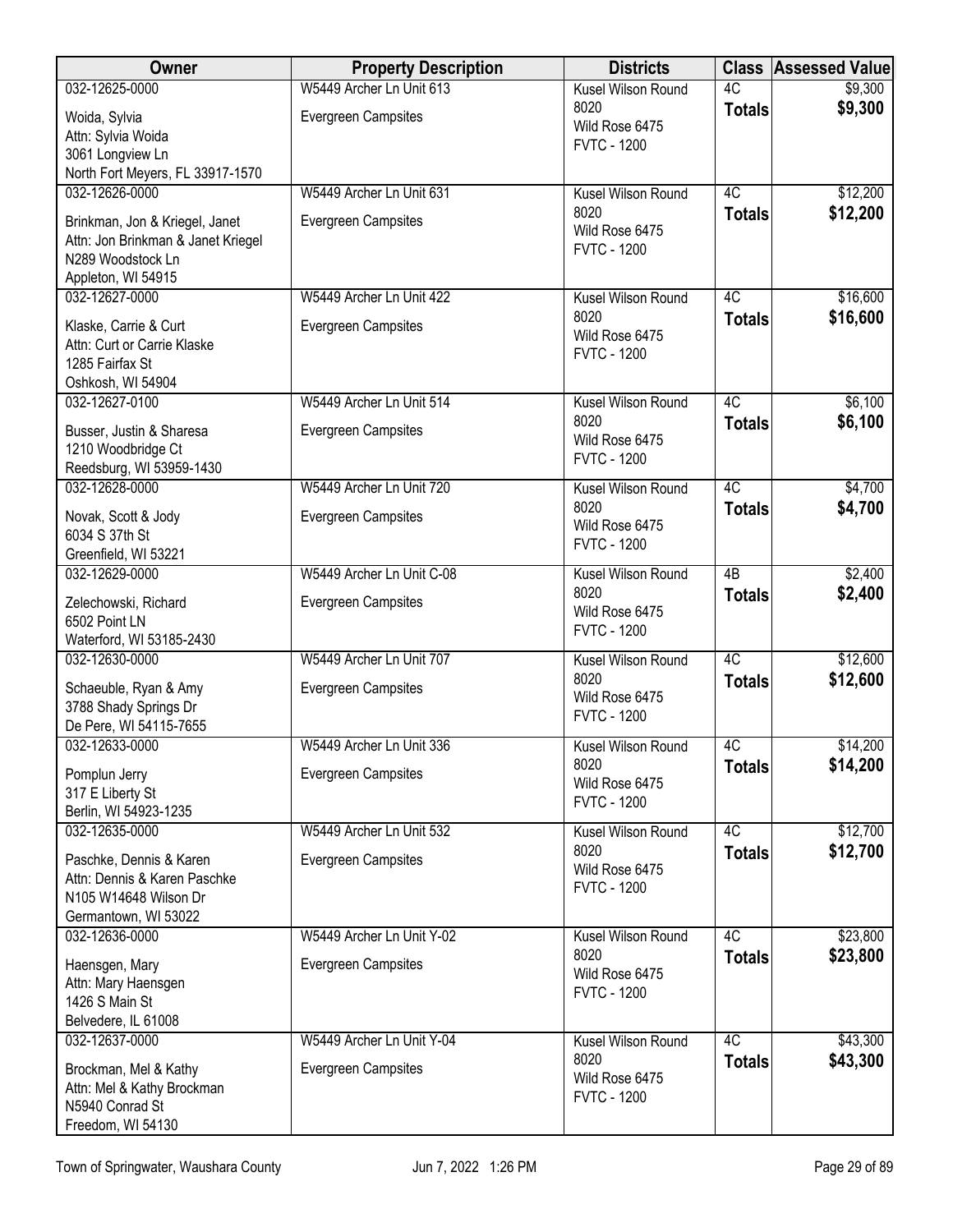| Owner | Property Description | Districts | Class | Assessed Value |
|---|---|---|---|---|
| 032-12625-0000<br>Woida, Sylvia<br>Attn: Sylvia Woida<br>3061 Longview Ln<br>North Fort Meyers, FL 33917-1570 | W5449 Archer Ln Unit 613<br>Evergreen Campsites | Kusel Wilson Round 8020<br>Wild Rose 6475<br>FVTC - 1200 | 4C<br>**Totals** | $9,300<br>**$9,300** |
| 032-12626-0000<br>Brinkman, Jon & Kriegel, Janet<br>Attn: Jon Brinkman & Janet Kriegel<br>N289 Woodstock Ln<br>Appleton, WI 54915 | W5449 Archer Ln Unit 631<br>Evergreen Campsites | Kusel Wilson Round 8020<br>Wild Rose 6475<br>FVTC - 1200 | 4C<br>**Totals** | $12,200<br>**$12,200** |
| 032-12627-0000<br>Klaske, Carrie & Curt<br>Attn: Curt or Carrie Klaske<br>1285 Fairfax St<br>Oshkosh, WI 54904 | W5449 Archer Ln Unit 422<br>Evergreen Campsites | Kusel Wilson Round 8020<br>Wild Rose 6475<br>FVTC - 1200 | 4C<br>**Totals** | $16,600<br>**$16,600** |
| 032-12627-0100<br>Busser, Justin & Sharesa<br>1210 Woodbridge Ct<br>Reedsburg, WI 53959-1430 | W5449 Archer Ln Unit 514<br>Evergreen Campsites | Kusel Wilson Round 8020<br>Wild Rose 6475<br>FVTC - 1200 | 4C<br>**Totals** | $6,100<br>**$6,100** |
| 032-12628-0000<br>Novak, Scott & Jody<br>6034 S 37th St<br>Greenfield, WI 53221 | W5449 Archer Ln Unit 720<br>Evergreen Campsites | Kusel Wilson Round 8020<br>Wild Rose 6475<br>FVTC - 1200 | 4C<br>**Totals** | $4,700<br>**$4,700** |
| 032-12629-0000<br>Zelechowski, Richard<br>6502 Point LN<br>Waterford, WI 53185-2430 | W5449 Archer Ln Unit C-08<br>Evergreen Campsites | Kusel Wilson Round 8020<br>Wild Rose 6475<br>FVTC - 1200 | 4B<br>**Totals** | $2,400<br>**$2,400** |
| 032-12630-0000<br>Schaeuble, Ryan & Amy<br>3788 Shady Springs Dr<br>De Pere, WI 54115-7655 | W5449 Archer Ln Unit 707<br>Evergreen Campsites | Kusel Wilson Round 8020<br>Wild Rose 6475<br>FVTC - 1200 | 4C<br>**Totals** | $12,600<br>**$12,600** |
| 032-12633-0000<br>Pomplun Jerry<br>317 E Liberty St<br>Berlin, WI 54923-1235 | W5449 Archer Ln Unit 336<br>Evergreen Campsites | Kusel Wilson Round 8020<br>Wild Rose 6475<br>FVTC - 1200 | 4C<br>**Totals** | $14,200<br>**$14,200** |
| 032-12635-0000<br>Paschke, Dennis & Karen<br>Attn: Dennis & Karen Paschke<br>N105 W14648 Wilson Dr<br>Germantown, WI 53022 | W5449 Archer Ln Unit 532<br>Evergreen Campsites | Kusel Wilson Round 8020<br>Wild Rose 6475<br>FVTC - 1200 | 4C<br>**Totals** | $12,700<br>**$12,700** |
| 032-12636-0000<br>Haensgen, Mary<br>Attn: Mary Haensgen<br>1426 S Main St<br>Belvedere, IL 61008 | W5449 Archer Ln Unit Y-02<br>Evergreen Campsites | Kusel Wilson Round 8020<br>Wild Rose 6475<br>FVTC - 1200 | 4C<br>**Totals** | $23,800<br>**$23,800** |
| 032-12637-0000<br>Brockman, Mel & Kathy<br>Attn: Mel & Kathy Brockman<br>N5940 Conrad St<br>Freedom, WI 54130 | W5449 Archer Ln Unit Y-04<br>Evergreen Campsites | Kusel Wilson Round 8020<br>Wild Rose 6475<br>FVTC - 1200 | 4C<br>**Totals** | $43,300<br>**$43,300** |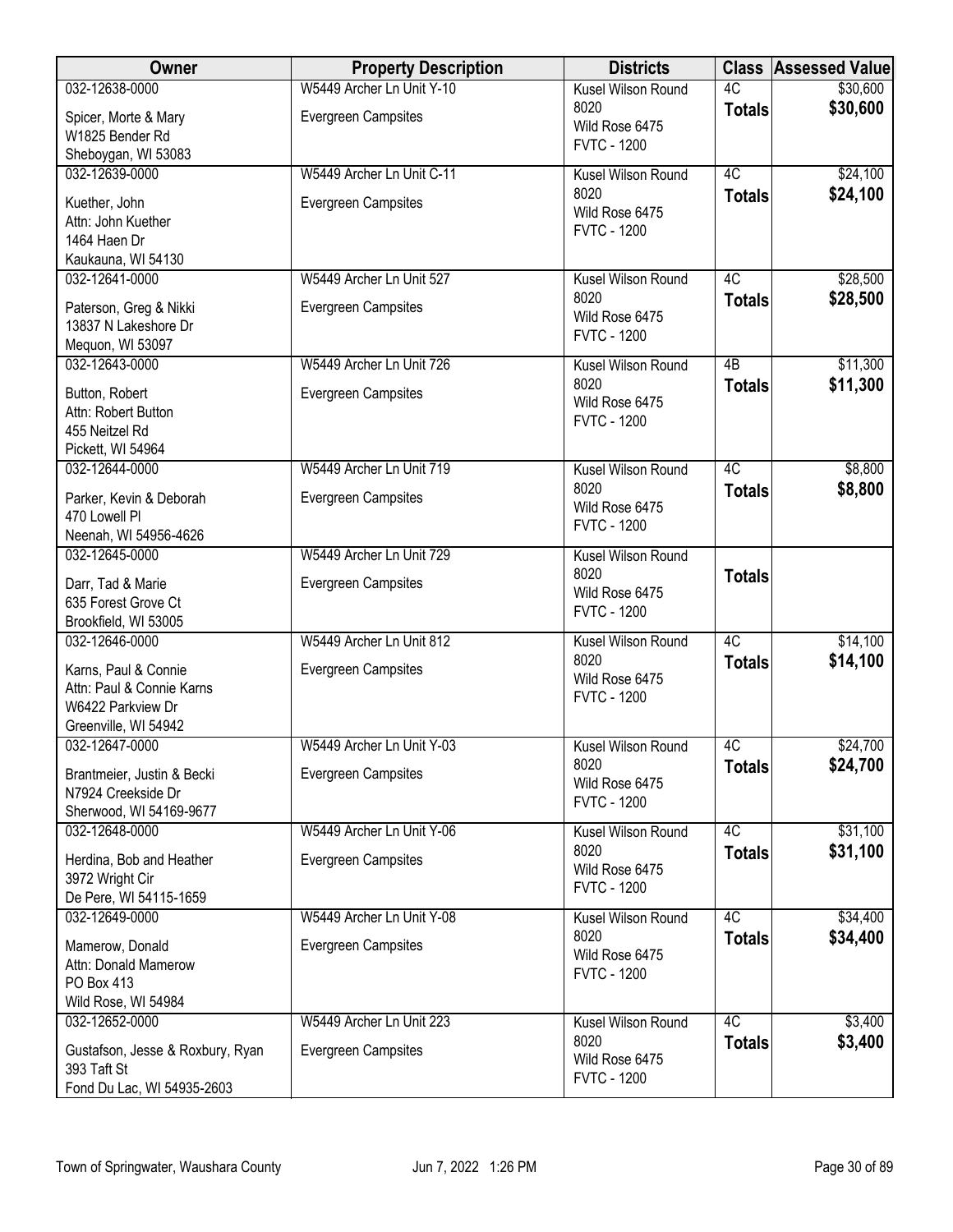| Owner | Property Description | Districts | Class | Assessed Value |
|---|---|---|---|---|
| 032-12638-0000<br>Spicer, Morte & Mary<br>W1825 Bender Rd<br>Sheboygan, WI 53083 | W5449 Archer Ln Unit Y-10<br>Evergreen Campsites | Kusel Wilson Round 8020<br>Wild Rose 6475<br>FVTC - 1200 | 4C<br>**Totals** | $30,600<br>**$30,600** |
| 032-12639-0000<br>Kuether, John<br>Attn: John Kuether<br>1464 Haen Dr<br>Kaukauna, WI 54130 | W5449 Archer Ln Unit C-11<br>Evergreen Campsites | Kusel Wilson Round 8020<br>Wild Rose 6475<br>FVTC - 1200 | 4C<br>**Totals** | $24,100<br>**$24,100** |
| 032-12641-0000<br>Paterson, Greg & Nikki<br>13837 N Lakeshore Dr<br>Mequon, WI 53097 | W5449 Archer Ln Unit 527<br>Evergreen Campsites | Kusel Wilson Round 8020<br>Wild Rose 6475<br>FVTC - 1200 | 4C<br>**Totals** | $28,500<br>**$28,500** |
| 032-12643-0000<br>Button, Robert<br>Attn: Robert Button<br>455 Neitzel Rd<br>Pickett, WI 54964 | W5449 Archer Ln Unit 726<br>Evergreen Campsites | Kusel Wilson Round 8020<br>Wild Rose 6475<br>FVTC - 1200 | 4B<br>**Totals** | $11,300<br>**$11,300** |
| 032-12644-0000<br>Parker, Kevin & Deborah<br>470 Lowell Pl<br>Neenah, WI 54956-4626 | W5449 Archer Ln Unit 719<br>Evergreen Campsites | Kusel Wilson Round 8020<br>Wild Rose 6475<br>FVTC - 1200 | 4C<br>**Totals** | $8,800<br>**$8,800** |
| 032-12645-0000<br>Darr, Tad & Marie<br>635 Forest Grove Ct<br>Brookfield, WI 53005 | W5449 Archer Ln Unit 729<br>Evergreen Campsites | Kusel Wilson Round 8020<br>Wild Rose 6475<br>FVTC - 1200 | **Totals** | |
| 032-12646-0000<br>Karns, Paul & Connie<br>Attn: Paul & Connie Karns<br>W6422 Parkview Dr<br>Greenville, WI 54942 | W5449 Archer Ln Unit 812<br>Evergreen Campsites | Kusel Wilson Round 8020<br>Wild Rose 6475<br>FVTC - 1200 | 4C<br>**Totals** | $14,100<br>**$14,100** |
| 032-12647-0000<br>Brantmeier, Justin & Becki<br>N7924 Creekside Dr<br>Sherwood, WI 54169-9677 | W5449 Archer Ln Unit Y-03<br>Evergreen Campsites | Kusel Wilson Round 8020<br>Wild Rose 6475<br>FVTC - 1200 | 4C<br>**Totals** | $24,700<br>**$24,700** |
| 032-12648-0000<br>Herdina, Bob and Heather<br>3972 Wright Cir<br>De Pere, WI 54115-1659 | W5449 Archer Ln Unit Y-06<br>Evergreen Campsites | Kusel Wilson Round 8020<br>Wild Rose 6475<br>FVTC - 1200 | 4C<br>**Totals** | $31,100<br>**$31,100** |
| 032-12649-0000<br>Mamerow, Donald<br>Attn: Donald Mamerow<br>PO Box 413<br>Wild Rose, WI 54984 | W5449 Archer Ln Unit Y-08<br>Evergreen Campsites | Kusel Wilson Round 8020<br>Wild Rose 6475<br>FVTC - 1200 | 4C<br>**Totals** | $34,400<br>**$34,400** |
| 032-12652-0000<br>Gustafson, Jesse & Roxbury, Ryan<br>393 Taft St<br>Fond Du Lac, WI 54935-2603 | W5449 Archer Ln Unit 223<br>Evergreen Campsites | Kusel Wilson Round 8020<br>Wild Rose 6475<br>FVTC - 1200 | 4C<br>**Totals** | $3,400<br>**$3,400** |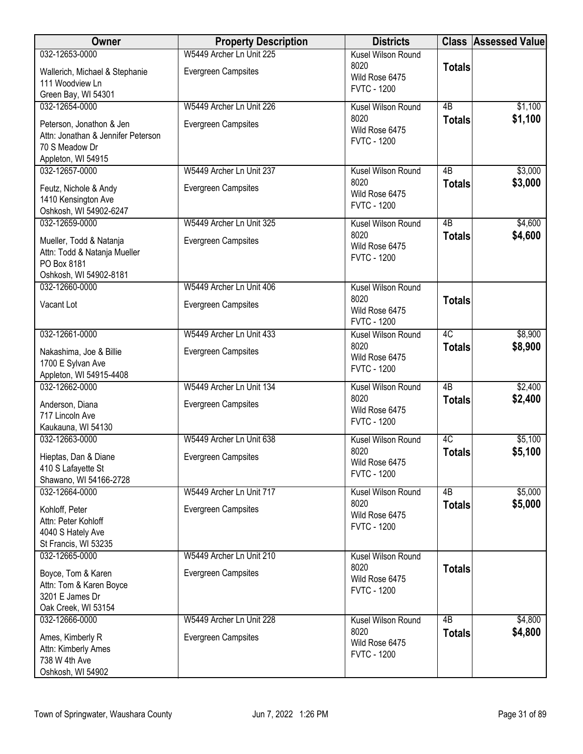| Owner | Property Description | Districts | Class | Assessed Value |
|---|---|---|---|---|
| 032-12653-0000<br>Wallerich, Michael & Stephanie<br>111 Woodview Ln<br>Green Bay, WI 54301 | W5449 Archer Ln Unit 225<br>Evergreen Campsites | Kusel Wilson Round 8020<br>Wild Rose 6475<br>FVTC - 1200 | **Totals** | |
| 032-12654-0000<br>Peterson, Jonathon & Jen<br>Attn: Jonathan & Jennifer Peterson<br>70 S Meadow Dr<br>Appleton, WI 54915 | W5449 Archer Ln Unit 226<br>Evergreen Campsites | Kusel Wilson Round 8020<br>Wild Rose 6475<br>FVTC - 1200 | 4B<br>**Totals** | $1,100<br>**$1,100** |
| 032-12657-0000<br>Feutz, Nichole & Andy<br>1410 Kensington Ave<br>Oshkosh, WI 54902-6247 | W5449 Archer Ln Unit 237<br>Evergreen Campsites | Kusel Wilson Round 8020<br>Wild Rose 6475<br>FVTC - 1200 | 4B<br>**Totals** | $3,000<br>**$3,000** |
| 032-12659-0000<br>Mueller, Todd & Natanja<br>Attn: Todd & Natanja Mueller<br>PO Box 8181<br>Oshkosh, WI 54902-8181 | W5449 Archer Ln Unit 325<br>Evergreen Campsites | Kusel Wilson Round 8020<br>Wild Rose 6475<br>FVTC - 1200 | 4B<br>**Totals** | $4,600<br>**$4,600** |
| 032-12660-0000<br>Vacant Lot | W5449 Archer Ln Unit 406<br>Evergreen Campsites | Kusel Wilson Round 8020<br>Wild Rose 6475<br>FVTC - 1200 | **Totals** | |
| 032-12661-0000<br>Nakashima, Joe & Billie<br>1700 E Sylvan Ave<br>Appleton, WI 54915-4408 | W5449 Archer Ln Unit 433<br>Evergreen Campsites | Kusel Wilson Round 8020<br>Wild Rose 6475<br>FVTC - 1200 | 4C<br>**Totals** | $8,900<br>**$8,900** |
| 032-12662-0000<br>Anderson, Diana<br>717 Lincoln Ave<br>Kaukauna, WI 54130 | W5449 Archer Ln Unit 134<br>Evergreen Campsites | Kusel Wilson Round 8020<br>Wild Rose 6475<br>FVTC - 1200 | 4B<br>**Totals** | $2,400<br>**$2,400** |
| 032-12663-0000<br>Hieptas, Dan & Diane<br>410 S Lafayette St<br>Shawano, WI 54166-2728 | W5449 Archer Ln Unit 638<br>Evergreen Campsites | Kusel Wilson Round 8020<br>Wild Rose 6475<br>FVTC - 1200 | 4C<br>**Totals** | $5,100<br>**$5,100** |
| 032-12664-0000<br>Kohloff, Peter<br>Attn: Peter Kohloff<br>4040 S Hately Ave<br>St Francis, WI 53235 | W5449 Archer Ln Unit 717<br>Evergreen Campsites | Kusel Wilson Round 8020<br>Wild Rose 6475<br>FVTC - 1200 | 4B<br>**Totals** | $5,000<br>**$5,000** |
| 032-12665-0000<br>Boyce, Tom & Karen<br>Attn: Tom & Karen Boyce<br>3201 E James Dr<br>Oak Creek, WI 53154 | W5449 Archer Ln Unit 210<br>Evergreen Campsites | Kusel Wilson Round 8020<br>Wild Rose 6475<br>FVTC - 1200 | **Totals** | |
| 032-12666-0000<br>Ames, Kimberly R<br>Attn: Kimberly Ames<br>738 W 4th Ave<br>Oshkosh, WI 54902 | W5449 Archer Ln Unit 228<br>Evergreen Campsites | Kusel Wilson Round 8020<br>Wild Rose 6475<br>FVTC - 1200 | 4B<br>**Totals** | $4,800<br>**$4,800** |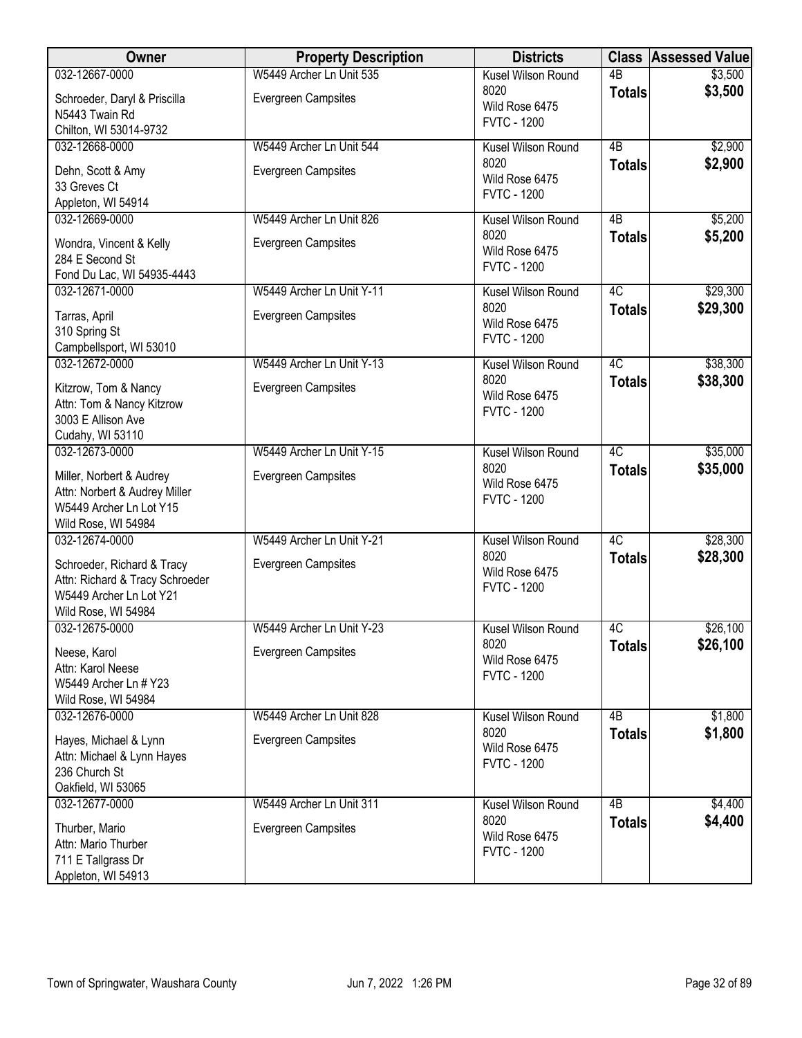| Owner | Property Description | Districts | Class | Assessed Value |
|---|---|---|---|---|
| 032-12667-0000<br>Schroeder, Daryl & Priscilla<br>N5443 Twain Rd<br>Chilton, WI 53014-9732 | W5449 Archer Ln Unit 535<br>Evergreen Campsites | Kusel Wilson Round 8020<br>Wild Rose 6475<br>FVTC - 1200 | 4B<br>**Totals** | $3,500<br>**$3,500** |
| 032-12668-0000<br>Dehn, Scott & Amy<br>33 Greves Ct<br>Appleton, WI 54914 | W5449 Archer Ln Unit 544<br>Evergreen Campsites | Kusel Wilson Round 8020<br>Wild Rose 6475<br>FVTC - 1200 | 4B<br>**Totals** | $2,900<br>**$2,900** |
| 032-12669-0000<br>Wondra, Vincent & Kelly<br>284 E Second St<br>Fond Du Lac, WI 54935-4443 | W5449 Archer Ln Unit 826<br>Evergreen Campsites | Kusel Wilson Round 8020<br>Wild Rose 6475<br>FVTC - 1200 | 4B<br>**Totals** | $5,200<br>**$5,200** |
| 032-12671-0000<br>Tarras, April<br>310 Spring St<br>Campbellsport, WI 53010 | W5449 Archer Ln Unit Y-11<br>Evergreen Campsites | Kusel Wilson Round 8020<br>Wild Rose 6475<br>FVTC - 1200 | 4C<br>**Totals** | $29,300<br>**$29,300** |
| 032-12672-0000<br>Kitzrow, Tom & Nancy<br>Attn: Tom & Nancy Kitzrow<br>3003 E Allison Ave<br>Cudahy, WI 53110 | W5449 Archer Ln Unit Y-13<br>Evergreen Campsites | Kusel Wilson Round 8020<br>Wild Rose 6475<br>FVTC - 1200 | 4C<br>**Totals** | $38,300<br>**$38,300** |
| 032-12673-0000<br>Miller, Norbert & Audrey<br>Attn: Norbert & Audrey Miller<br>W5449 Archer Ln Lot Y15<br>Wild Rose, WI 54984 | W5449 Archer Ln Unit Y-15<br>Evergreen Campsites | Kusel Wilson Round 8020<br>Wild Rose 6475<br>FVTC - 1200 | 4C<br>**Totals** | $35,000<br>**$35,000** |
| 032-12674-0000<br>Schroeder, Richard & Tracy<br>Attn: Richard & Tracy Schroeder<br>W5449 Archer Ln Lot Y21<br>Wild Rose, WI 54984 | W5449 Archer Ln Unit Y-21<br>Evergreen Campsites | Kusel Wilson Round 8020<br>Wild Rose 6475<br>FVTC - 1200 | 4C<br>**Totals** | $28,300<br>**$28,300** |
| 032-12675-0000<br>Neese, Karol<br>Attn: Karol Neese<br>W5449 Archer Ln # Y23<br>Wild Rose, WI 54984 | W5449 Archer Ln Unit Y-23<br>Evergreen Campsites | Kusel Wilson Round 8020<br>Wild Rose 6475<br>FVTC - 1200 | 4C<br>**Totals** | $26,100<br>**$26,100** |
| 032-12676-0000<br>Hayes, Michael & Lynn<br>Attn: Michael & Lynn Hayes<br>236 Church St<br>Oakfield, WI 53065 | W5449 Archer Ln Unit 828<br>Evergreen Campsites | Kusel Wilson Round 8020<br>Wild Rose 6475<br>FVTC - 1200 | 4B<br>**Totals** | $1,800<br>**$1,800** |
| 032-12677-0000<br>Thurber, Mario<br>Attn: Mario Thurber<br>711 E Tallgrass Dr<br>Appleton, WI 54913 | W5449 Archer Ln Unit 311<br>Evergreen Campsites | Kusel Wilson Round 8020<br>Wild Rose 6475<br>FVTC - 1200 | 4B<br>**Totals** | $4,400<br>**$4,400** |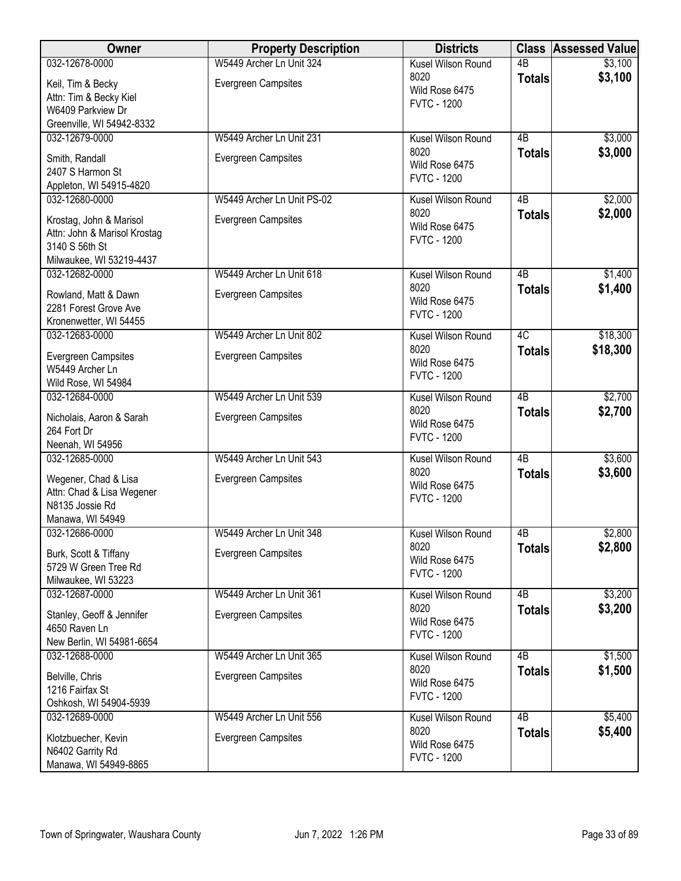| Owner | Property Description | Districts | Class | Assessed Value |
|---|---|---|---|---|
| 032-12678-0000<br>Keil, Tim & Becky<br>Attn: Tim & Becky Kiel<br>W6409 Parkview Dr<br>Greenville, WI 54942-8332 | W5449 Archer Ln Unit 324<br>Evergreen Campsites | Kusel Wilson Round 8020<br>Wild Rose 6475<br>FVTC - 1200 | 4B<br>**Totals** | $3,100<br>**$3,100** |
| 032-12679-0000<br>Smith, Randall<br>2407 S Harmon St<br>Appleton, WI 54915-4820 | W5449 Archer Ln Unit 231<br>Evergreen Campsites | Kusel Wilson Round 8020<br>Wild Rose 6475<br>FVTC - 1200 | 4B<br>**Totals** | $3,000<br>**$3,000** |
| 032-12680-0000<br>Krostag, John & Marisol<br>Attn: John & Marisol Krostag<br>3140 S 56th St<br>Milwaukee, WI 53219-4437 | W5449 Archer Ln Unit PS-02<br>Evergreen Campsites | Kusel Wilson Round 8020<br>Wild Rose 6475<br>FVTC - 1200 | 4B<br>**Totals** | $2,000<br>**$2,000** |
| 032-12682-0000<br>Rowland, Matt & Dawn<br>2281 Forest Grove Ave<br>Kronenwetter, WI 54455 | W5449 Archer Ln Unit 618<br>Evergreen Campsites | Kusel Wilson Round 8020<br>Wild Rose 6475<br>FVTC - 1200 | 4B<br>**Totals** | $1,400<br>**$1,400** |
| 032-12683-0000<br>Evergreen Campsites<br>W5449 Archer Ln<br>Wild Rose, WI 54984 | W5449 Archer Ln Unit 802<br>Evergreen Campsites | Kusel Wilson Round 8020<br>Wild Rose 6475<br>FVTC - 1200 | 4C<br>**Totals** | $18,300<br>**$18,300** |
| 032-12684-0000<br>Nicholais, Aaron & Sarah<br>264 Fort Dr<br>Neenah, WI 54956 | W5449 Archer Ln Unit 539<br>Evergreen Campsites | Kusel Wilson Round 8020<br>Wild Rose 6475<br>FVTC - 1200 | 4B<br>**Totals** | $2,700<br>**$2,700** |
| 032-12685-0000<br>Wegener, Chad & Lisa<br>Attn: Chad & Lisa Wegener<br>N8135 Jossie Rd<br>Manawa, WI 54949 | W5449 Archer Ln Unit 543<br>Evergreen Campsites | Kusel Wilson Round 8020<br>Wild Rose 6475<br>FVTC - 1200 | 4B<br>**Totals** | $3,600<br>**$3,600** |
| 032-12686-0000<br>Burk, Scott & Tiffany<br>5729 W Green Tree Rd<br>Milwaukee, WI 53223 | W5449 Archer Ln Unit 348<br>Evergreen Campsites | Kusel Wilson Round 8020<br>Wild Rose 6475<br>FVTC - 1200 | 4B<br>**Totals** | $2,800<br>**$2,800** |
| 032-12687-0000<br>Stanley, Geoff & Jennifer<br>4650 Raven Ln<br>New Berlin, WI 54981-6654 | W5449 Archer Ln Unit 361<br>Evergreen Campsites | Kusel Wilson Round 8020<br>Wild Rose 6475<br>FVTC - 1200 | 4B<br>**Totals** | $3,200<br>**$3,200** |
| 032-12688-0000<br>Belville, Chris<br>1216 Fairfax St<br>Oshkosh, WI 54904-5939 | W5449 Archer Ln Unit 365<br>Evergreen Campsites | Kusel Wilson Round 8020<br>Wild Rose 6475<br>FVTC - 1200 | 4B<br>**Totals** | $1,500<br>**$1,500** |
| 032-12689-0000<br>Klotzbuecher, Kevin<br>N6402 Garrity Rd<br>Manawa, WI 54949-8865 | W5449 Archer Ln Unit 556<br>Evergreen Campsites | Kusel Wilson Round 8020<br>Wild Rose 6475<br>FVTC - 1200 | 4B<br>**Totals** | $5,400<br>**$5,400** |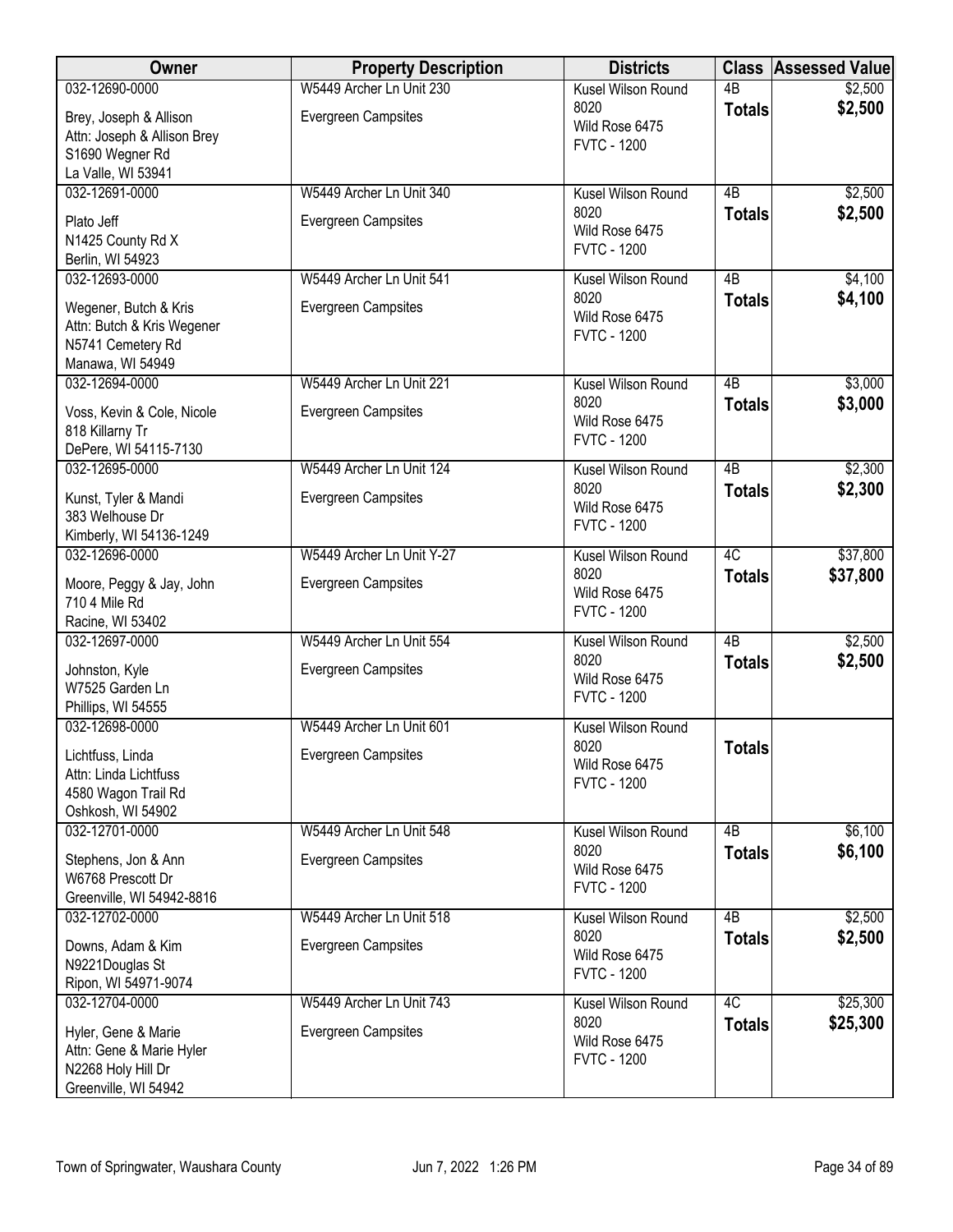| Owner | Property Description | Districts | Class | Assessed Value |
|---|---|---|---|---|
| 032-12690-0000<br>Brey, Joseph & Allison<br>Attn: Joseph & Allison Brey<br>S1690 Wegner Rd<br>La Valle, WI 53941 | W5449 Archer Ln Unit 230<br>Evergreen Campsites | Kusel Wilson Round 8020<br>Wild Rose 6475<br>FVTC - 1200 | 4B<br>**Totals** | $2,500<br>**$2,500** |
| 032-12691-0000<br>Plato Jeff<br>N1425 County Rd X<br>Berlin, WI 54923 | W5449 Archer Ln Unit 340<br>Evergreen Campsites | Kusel Wilson Round 8020<br>Wild Rose 6475<br>FVTC - 1200 | 4B<br>**Totals** | $2,500<br>**$2,500** |
| 032-12693-0000<br>Wegener, Butch & Kris<br>Attn: Butch & Kris Wegener<br>N5741 Cemetery Rd<br>Manawa, WI 54949 | W5449 Archer Ln Unit 541<br>Evergreen Campsites | Kusel Wilson Round 8020<br>Wild Rose 6475<br>FVTC - 1200 | 4B<br>**Totals** | $4,100<br>**$4,100** |
| 032-12694-0000<br>Voss, Kevin & Cole, Nicole<br>818 Killarny Tr<br>DePere, WI 54115-7130 | W5449 Archer Ln Unit 221<br>Evergreen Campsites | Kusel Wilson Round 8020<br>Wild Rose 6475<br>FVTC - 1200 | 4B<br>**Totals** | $3,000<br>**$3,000** |
| 032-12695-0000<br>Kunst, Tyler & Mandi<br>383 Welhouse Dr<br>Kimberly, WI 54136-1249 | W5449 Archer Ln Unit 124<br>Evergreen Campsites | Kusel Wilson Round 8020<br>Wild Rose 6475<br>FVTC - 1200 | 4B<br>**Totals** | $2,300<br>**$2,300** |
| 032-12696-0000<br>Moore, Peggy & Jay, John<br>710 4 Mile Rd<br>Racine, WI 53402 | W5449 Archer Ln Unit Y-27<br>Evergreen Campsites | Kusel Wilson Round 8020<br>Wild Rose 6475<br>FVTC - 1200 | 4C<br>**Totals** | $37,800<br>**$37,800** |
| 032-12697-0000<br>Johnston, Kyle<br>W7525 Garden Ln<br>Phillips, WI 54555 | W5449 Archer Ln Unit 554<br>Evergreen Campsites | Kusel Wilson Round 8020<br>Wild Rose 6475<br>FVTC - 1200 | 4B<br>**Totals** | $2,500<br>**$2,500** |
| 032-12698-0000<br>Lichtfuss, Linda<br>Attn: Linda Lichtfuss<br>4580 Wagon Trail Rd<br>Oshkosh, WI 54902 | W5449 Archer Ln Unit 601<br>Evergreen Campsites | Kusel Wilson Round 8020<br>Wild Rose 6475<br>FVTC - 1200 | **Totals** | |
| 032-12701-0000<br>Stephens, Jon & Ann<br>W6768 Prescott Dr<br>Greenville, WI 54942-8816 | W5449 Archer Ln Unit 548<br>Evergreen Campsites | Kusel Wilson Round 8020<br>Wild Rose 6475<br>FVTC - 1200 | 4B<br>**Totals** | $6,100<br>**$6,100** |
| 032-12702-0000<br>Downs, Adam & Kim<br>N9221Douglas St<br>Ripon, WI 54971-9074 | W5449 Archer Ln Unit 518<br>Evergreen Campsites | Kusel Wilson Round 8020<br>Wild Rose 6475<br>FVTC - 1200 | 4B<br>**Totals** | $2,500<br>**$2,500** |
| 032-12704-0000<br>Hyler, Gene & Marie<br>Attn: Gene & Marie Hyler<br>N2268 Holy Hill Dr<br>Greenville, WI 54942 | W5449 Archer Ln Unit 743<br>Evergreen Campsites | Kusel Wilson Round 8020<br>Wild Rose 6475<br>FVTC - 1200 | 4C<br>**Totals** | $25,300<br>**$25,300** |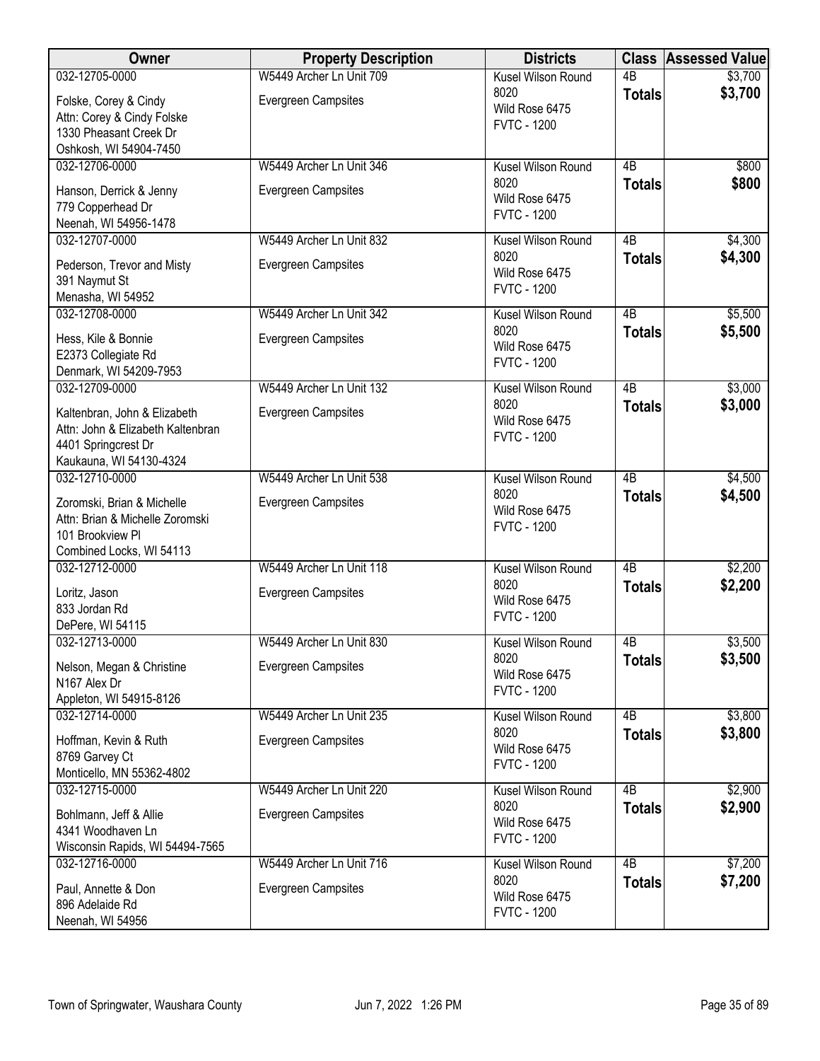| Owner | Property Description | Districts | Class | Assessed Value |
|---|---|---|---|---|
| 032-12705-0000<br>Folske, Corey & Cindy<br>Attn: Corey & Cindy Folske<br>1330 Pheasant Creek Dr<br>Oshkosh, WI 54904-7450 | W5449 Archer Ln Unit 709<br>Evergreen Campsites | Kusel Wilson Round 8020<br>Wild Rose 6475<br>FVTC - 1200 | 4B<br>**Totals** | \$3,700<br>**\$3,700** |
| 032-12706-0000<br>Hanson, Derrick & Jenny<br>779 Copperhead Dr<br>Neenah, WI 54956-1478 | W5449 Archer Ln Unit 346<br>Evergreen Campsites | Kusel Wilson Round 8020<br>Wild Rose 6475<br>FVTC - 1200 | 4B<br>**Totals** | \$800<br>**\$800** |
| 032-12707-0000<br>Pederson, Trevor and Misty<br>391 Naymut St<br>Menasha, WI 54952 | W5449 Archer Ln Unit 832<br>Evergreen Campsites | Kusel Wilson Round 8020<br>Wild Rose 6475<br>FVTC - 1200 | 4B<br>**Totals** | \$4,300<br>**\$4,300** |
| 032-12708-0000<br>Hess, Kile & Bonnie<br>E2373 Collegiate Rd<br>Denmark, WI 54209-7953 | W5449 Archer Ln Unit 342<br>Evergreen Campsites | Kusel Wilson Round 8020<br>Wild Rose 6475<br>FVTC - 1200 | 4B<br>**Totals** | \$5,500<br>**\$5,500** |
| 032-12709-0000<br>Kaltenbran, John & Elizabeth<br>Attn: John & Elizabeth Kaltenbran<br>4401 Springcrest Dr<br>Kaukauna, WI 54130-4324 | W5449 Archer Ln Unit 132<br>Evergreen Campsites | Kusel Wilson Round 8020<br>Wild Rose 6475<br>FVTC - 1200 | 4B<br>**Totals** | \$3,000<br>**\$3,000** |
| 032-12710-0000<br>Zoromski, Brian & Michelle<br>Attn: Brian & Michelle Zoromski<br>101 Brookview Pl<br>Combined Locks, WI 54113 | W5449 Archer Ln Unit 538<br>Evergreen Campsites | Kusel Wilson Round 8020<br>Wild Rose 6475<br>FVTC - 1200 | 4B<br>**Totals** | \$4,500<br>**\$4,500** |
| 032-12712-0000<br>Loritz, Jason<br>833 Jordan Rd<br>DePere, WI 54115 | W5449 Archer Ln Unit 118<br>Evergreen Campsites | Kusel Wilson Round 8020<br>Wild Rose 6475<br>FVTC - 1200 | 4B<br>**Totals** | \$2,200<br>**\$2,200** |
| 032-12713-0000<br>Nelson, Megan & Christine<br>N167 Alex Dr<br>Appleton, WI 54915-8126 | W5449 Archer Ln Unit 830<br>Evergreen Campsites | Kusel Wilson Round 8020<br>Wild Rose 6475<br>FVTC - 1200 | 4B<br>**Totals** | \$3,500<br>**\$3,500** |
| 032-12714-0000<br>Hoffman, Kevin & Ruth<br>8769 Garvey Ct<br>Monticello, MN 55362-4802 | W5449 Archer Ln Unit 235<br>Evergreen Campsites | Kusel Wilson Round 8020<br>Wild Rose 6475<br>FVTC - 1200 | 4B<br>**Totals** | \$3,800<br>**\$3,800** |
| 032-12715-0000<br>Bohlmann, Jeff & Allie<br>4341 Woodhaven Ln<br>Wisconsin Rapids, WI 54494-7565 | W5449 Archer Ln Unit 220<br>Evergreen Campsites | Kusel Wilson Round 8020<br>Wild Rose 6475<br>FVTC - 1200 | 4B<br>**Totals** | \$2,900<br>**\$2,900** |
| 032-12716-0000<br>Paul, Annette & Don<br>896 Adelaide Rd<br>Neenah, WI 54956 | W5449 Archer Ln Unit 716<br>Evergreen Campsites | Kusel Wilson Round 8020<br>Wild Rose 6475<br>FVTC - 1200 | 4B<br>**Totals** | \$7,200<br>**\$7,200** |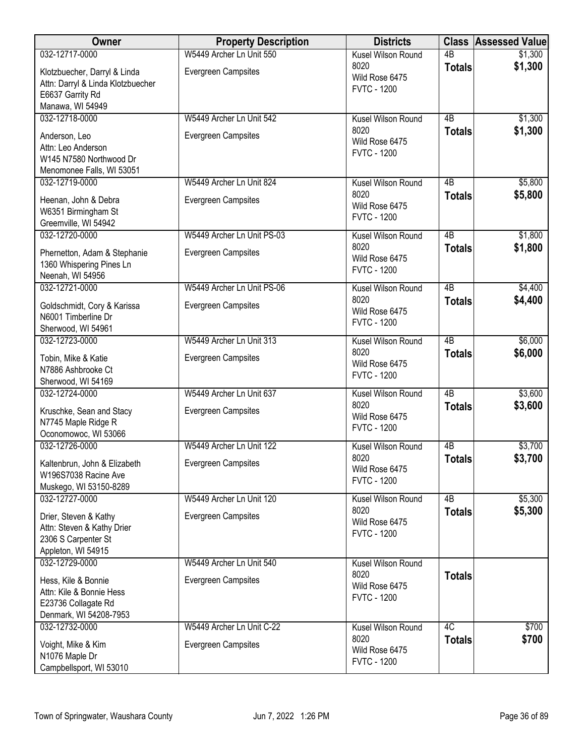| Owner | Property Description | Districts | Class | Assessed Value |
|---|---|---|---|---|
| 032-12717-0000<br>Klotzbuecher, Darryl & Linda<br>Attn: Darryl & Linda Klotzbuecher<br>E6637 Garrity Rd<br>Manawa, WI 54949 | W5449 Archer Ln Unit 550<br>Evergreen Campsites | Kusel Wilson Round 8020<br>Wild Rose 6475<br>FVTC - 1200 | 4B<br>**Totals** | $1,300<br>**$1,300** |
| 032-12718-0000<br>Anderson, Leo<br>Attn: Leo Anderson<br>W145 N7580 Northwood Dr<br>Menomonee Falls, WI 53051 | W5449 Archer Ln Unit 542<br>Evergreen Campsites | Kusel Wilson Round 8020<br>Wild Rose 6475<br>FVTC - 1200 | 4B<br>**Totals** | $1,300<br>**$1,300** |
| 032-12719-0000<br>Heenan, John & Debra<br>W6351 Birmingham St<br>Greemville, WI 54942 | W5449 Archer Ln Unit 824<br>Evergreen Campsites | Kusel Wilson Round 8020<br>Wild Rose 6475<br>FVTC - 1200 | 4B<br>**Totals** | $5,800<br>**$5,800** |
| 032-12720-0000<br>Phernetton, Adam & Stephanie<br>1360 Whispering Pines Ln<br>Neenah, WI 54956 | W5449 Archer Ln Unit PS-03<br>Evergreen Campsites | Kusel Wilson Round 8020<br>Wild Rose 6475<br>FVTC - 1200 | 4B<br>**Totals** | $1,800<br>**$1,800** |
| 032-12721-0000<br>Goldschmidt, Cory & Karissa<br>N6001 Timberline Dr<br>Sherwood, WI 54961 | W5449 Archer Ln Unit PS-06<br>Evergreen Campsites | Kusel Wilson Round 8020<br>Wild Rose 6475<br>FVTC - 1200 | 4B<br>**Totals** | $4,400<br>**$4,400** |
| 032-12723-0000<br>Tobin, Mike & Katie<br>N7886 Ashbrooke Ct<br>Sherwood, WI 54169 | W5449 Archer Ln Unit 313<br>Evergreen Campsites | Kusel Wilson Round 8020<br>Wild Rose 6475<br>FVTC - 1200 | 4B<br>**Totals** | $6,000<br>**$6,000** |
| 032-12724-0000<br>Kruschke, Sean and Stacy<br>N7745 Maple Ridge R<br>Oconomowoc, WI 53066 | W5449 Archer Ln Unit 637<br>Evergreen Campsites | Kusel Wilson Round 8020<br>Wild Rose 6475<br>FVTC - 1200 | 4B<br>**Totals** | $3,600<br>**$3,600** |
| 032-12726-0000<br>Kaltenbrun, John & Elizabeth<br>W196S7038 Racine Ave<br>Muskego, WI 53150-8289 | W5449 Archer Ln Unit 122<br>Evergreen Campsites | Kusel Wilson Round 8020<br>Wild Rose 6475<br>FVTC - 1200 | 4B<br>**Totals** | $3,700<br>**$3,700** |
| 032-12727-0000<br>Drier, Steven & Kathy<br>Attn: Steven & Kathy Drier<br>2306 S Carpenter St<br>Appleton, WI 54915 | W5449 Archer Ln Unit 120<br>Evergreen Campsites | Kusel Wilson Round 8020<br>Wild Rose 6475<br>FVTC - 1200 | 4B<br>**Totals** | $5,300<br>**$5,300** |
| 032-12729-0000<br>Hess, Kile & Bonnie<br>Attn: Kile & Bonnie Hess<br>E23736 Collagate Rd<br>Denmark, WI 54208-7953 | W5449 Archer Ln Unit 540<br>Evergreen Campsites | Kusel Wilson Round 8020<br>Wild Rose 6475<br>FVTC - 1200 | **Totals** | |
| 032-12732-0000<br>Voight, Mike & Kim<br>N1076 Maple Dr<br>Campbellsport, WI 53010 | W5449 Archer Ln Unit C-22<br>Evergreen Campsites | Kusel Wilson Round 8020<br>Wild Rose 6475<br>FVTC - 1200 | 4C<br>**Totals** | $700<br>**$700** |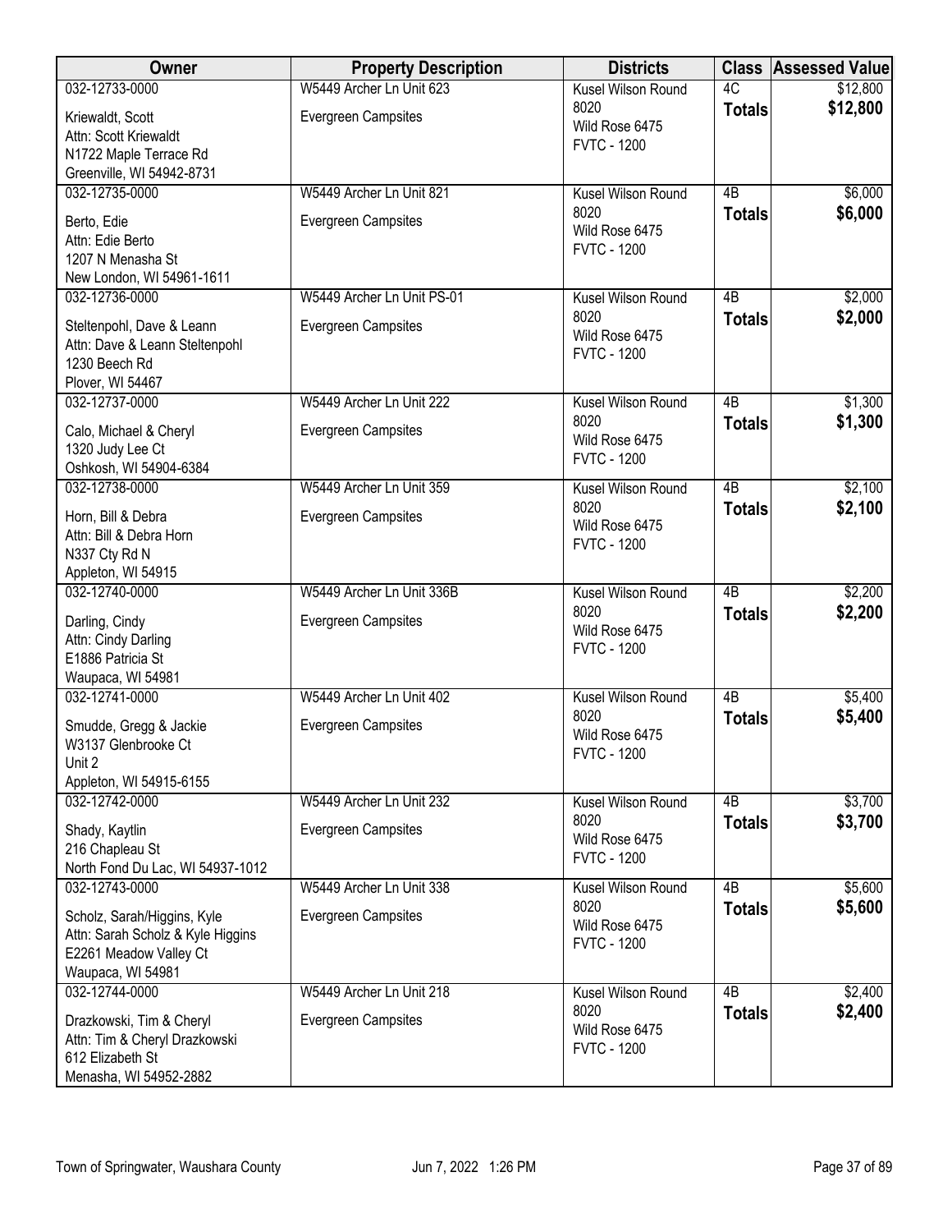| Owner | Property Description | Districts | Class | Assessed Value |
|---|---|---|---|---|
| 032-12733-0000<br>Kriewaldt, Scott<br>Attn: Scott Kriewaldt<br>N1722 Maple Terrace Rd<br>Greenville, WI 54942-8731 | W5449 Archer Ln Unit 623<br>Evergreen Campsites | Kusel Wilson Round 8020<br>Wild Rose 6475<br>FVTC - 1200 | 4C<br>**Totals** | $12,800<br>**$12,800** |
| 032-12735-0000<br>Berto, Edie<br>Attn: Edie Berto<br>1207 N Menasha St<br>New London, WI 54961-1611 | W5449 Archer Ln Unit 821<br>Evergreen Campsites | Kusel Wilson Round 8020<br>Wild Rose 6475<br>FVTC - 1200 | 4B<br>**Totals** | $6,000<br>**$6,000** |
| 032-12736-0000<br>Steltenpohl, Dave & Leann<br>Attn: Dave & Leann Steltenpohl<br>1230 Beech Rd<br>Plover, WI 54467 | W5449 Archer Ln Unit PS-01<br>Evergreen Campsites | Kusel Wilson Round 8020<br>Wild Rose 6475<br>FVTC - 1200 | 4B<br>**Totals** | $2,000<br>**$2,000** |
| 032-12737-0000<br>Calo, Michael & Cheryl<br>1320 Judy Lee Ct<br>Oshkosh, WI 54904-6384 | W5449 Archer Ln Unit 222<br>Evergreen Campsites | Kusel Wilson Round 8020<br>Wild Rose 6475<br>FVTC - 1200 | 4B<br>**Totals** | $1,300<br>**$1,300** |
| 032-12738-0000<br>Horn, Bill & Debra<br>Attn: Bill & Debra Horn<br>N337 Cty Rd N<br>Appleton, WI 54915 | W5449 Archer Ln Unit 359<br>Evergreen Campsites | Kusel Wilson Round 8020<br>Wild Rose 6475<br>FVTC - 1200 | 4B<br>**Totals** | $2,100<br>**$2,100** |
| 032-12740-0000<br>Darling, Cindy<br>Attn: Cindy Darling<br>E1886 Patricia St<br>Waupaca, WI 54981 | W5449 Archer Ln Unit 336B<br>Evergreen Campsites | Kusel Wilson Round 8020<br>Wild Rose 6475<br>FVTC - 1200 | 4B<br>**Totals** | $2,200<br>**$2,200** |
| 032-12741-0000<br>Smudde, Gregg & Jackie<br>W3137 Glenbrooke Ct<br>Unit 2<br>Appleton, WI 54915-6155 | W5449 Archer Ln Unit 402<br>Evergreen Campsites | Kusel Wilson Round 8020<br>Wild Rose 6475<br>FVTC - 1200 | 4B<br>**Totals** | $5,400<br>**$5,400** |
| 032-12742-0000<br>Shady, Kaytlin<br>216 Chapleau St<br>North Fond Du Lac, WI 54937-1012 | W5449 Archer Ln Unit 232<br>Evergreen Campsites | Kusel Wilson Round 8020<br>Wild Rose 6475<br>FVTC - 1200 | 4B<br>**Totals** | $3,700<br>**$3,700** |
| 032-12743-0000<br>Scholz, Sarah/Higgins, Kyle<br>Attn: Sarah Scholz & Kyle Higgins<br>E2261 Meadow Valley Ct<br>Waupaca, WI 54981 | W5449 Archer Ln Unit 338<br>Evergreen Campsites | Kusel Wilson Round 8020<br>Wild Rose 6475<br>FVTC - 1200 | 4B<br>**Totals** | $5,600<br>**$5,600** |
| 032-12744-0000<br>Drazkowski, Tim & Cheryl<br>Attn: Tim & Cheryl Drazkowski<br>612 Elizabeth St<br>Menasha, WI 54952-2882 | W5449 Archer Ln Unit 218<br>Evergreen Campsites | Kusel Wilson Round 8020<br>Wild Rose 6475<br>FVTC - 1200 | 4B<br>**Totals** | $2,400<br>**$2,400** |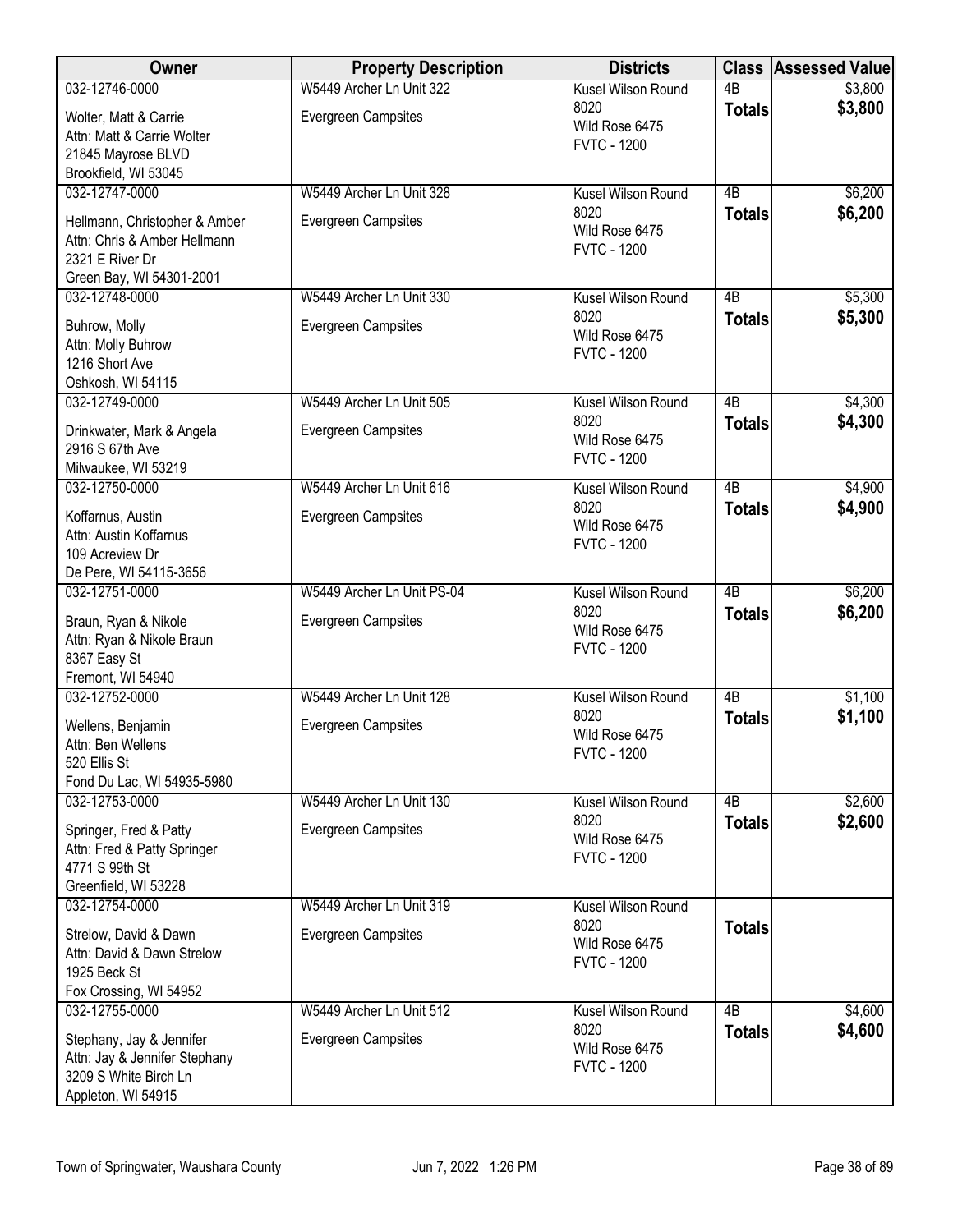| Owner | Property Description | Districts | Class | Assessed Value |
|---|---|---|---|---|
| 032-12746-0000<br>Wolter, Matt & Carrie<br>Attn: Matt & Carrie Wolter<br>21845 Mayrose BLVD<br>Brookfield, WI 53045 | W5449 Archer Ln Unit 322<br>Evergreen Campsites | Kusel Wilson Round 8020<br>Wild Rose 6475<br>FVTC - 1200 | 4B<br>**Totals** | $3,800<br>**$3,800** |
| 032-12747-0000<br>Hellmann, Christopher & Amber<br>Attn: Chris & Amber Hellmann<br>2321 E River Dr<br>Green Bay, WI 54301-2001 | W5449 Archer Ln Unit 328<br>Evergreen Campsites | Kusel Wilson Round 8020<br>Wild Rose 6475<br>FVTC - 1200 | 4B<br>**Totals** | $6,200<br>**$6,200** |
| 032-12748-0000<br>Buhrow, Molly<br>Attn: Molly Buhrow<br>1216 Short Ave<br>Oshkosh, WI 54115 | W5449 Archer Ln Unit 330<br>Evergreen Campsites | Kusel Wilson Round 8020<br>Wild Rose 6475<br>FVTC - 1200 | 4B<br>**Totals** | $5,300<br>**$5,300** |
| 032-12749-0000<br>Drinkwater, Mark & Angela<br>2916 S 67th Ave<br>Milwaukee, WI 53219 | W5449 Archer Ln Unit 505<br>Evergreen Campsites | Kusel Wilson Round 8020<br>Wild Rose 6475<br>FVTC - 1200 | 4B<br>**Totals** | $4,300<br>**$4,300** |
| 032-12750-0000<br>Koffarnus, Austin<br>Attn: Austin Koffarnus<br>109 Acreview Dr<br>De Pere, WI 54115-3656 | W5449 Archer Ln Unit 616<br>Evergreen Campsites | Kusel Wilson Round 8020<br>Wild Rose 6475<br>FVTC - 1200 | 4B<br>**Totals** | $4,900<br>**$4,900** |
| 032-12751-0000<br>Braun, Ryan & Nikole<br>Attn: Ryan & Nikole Braun<br>8367 Easy St<br>Fremont, WI 54940 | W5449 Archer Ln Unit PS-04<br>Evergreen Campsites | Kusel Wilson Round 8020<br>Wild Rose 6475<br>FVTC - 1200 | 4B<br>**Totals** | $6,200<br>**$6,200** |
| 032-12752-0000<br>Wellens, Benjamin<br>Attn: Ben Wellens<br>520 Ellis St<br>Fond Du Lac, WI 54935-5980 | W5449 Archer Ln Unit 128<br>Evergreen Campsites | Kusel Wilson Round 8020<br>Wild Rose 6475<br>FVTC - 1200 | 4B<br>**Totals** | $1,100<br>**$1,100** |
| 032-12753-0000<br>Springer, Fred & Patty<br>Attn: Fred & Patty Springer<br>4771 S 99th St<br>Greenfield, WI 53228 | W5449 Archer Ln Unit 130<br>Evergreen Campsites | Kusel Wilson Round 8020<br>Wild Rose 6475<br>FVTC - 1200 | 4B<br>**Totals** | $2,600<br>**$2,600** |
| 032-12754-0000<br>Strelow, David & Dawn<br>Attn: David & Dawn Strelow<br>1925 Beck St<br>Fox Crossing, WI 54952 | W5449 Archer Ln Unit 319<br>Evergreen Campsites | Kusel Wilson Round 8020<br>Wild Rose 6475<br>FVTC - 1200 | **Totals** | |
| 032-12755-0000<br>Stephany, Jay & Jennifer<br>Attn: Jay & Jennifer Stephany<br>3209 S White Birch Ln<br>Appleton, WI 54915 | W5449 Archer Ln Unit 512<br>Evergreen Campsites | Kusel Wilson Round 8020<br>Wild Rose 6475<br>FVTC - 1200 | 4B<br>**Totals** | $4,600<br>**$4,600** |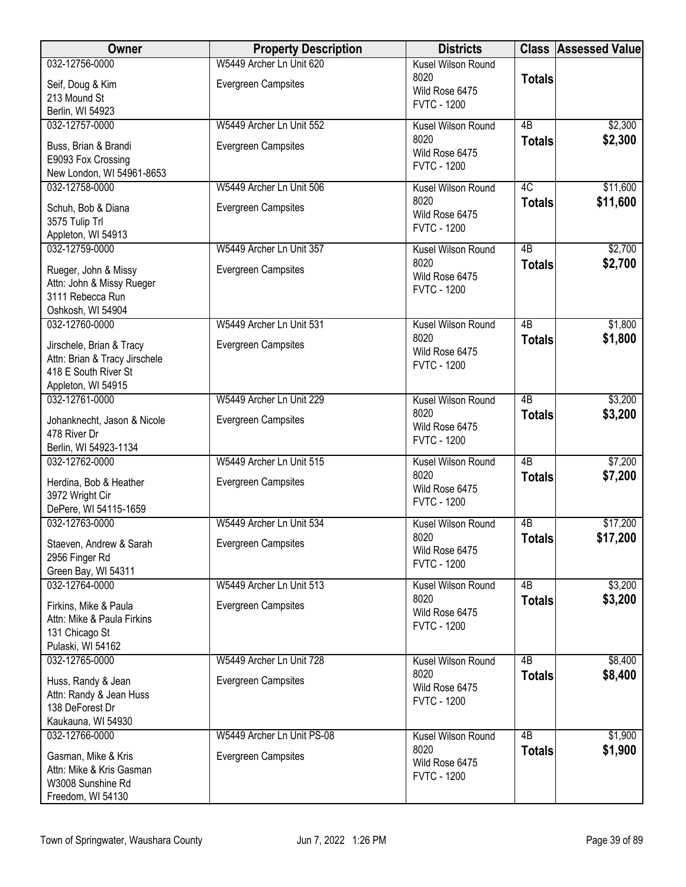| Owner | Property Description | Districts | Class | Assessed Value |
|---|---|---|---|---|
| 032-12756-0000<br>Seif, Doug & Kim<br>213 Mound St<br>Berlin, WI 54923 | W5449 Archer Ln Unit 620<br>Evergreen Campsites | Kusel Wilson Round 8020<br>Wild Rose 6475<br>FVTC - 1200 | **Totals** | |
| 032-12757-0000<br>Buss, Brian & Brandi<br>E9093 Fox Crossing<br>New London, WI 54961-8653 | W5449 Archer Ln Unit 552<br>Evergreen Campsites | Kusel Wilson Round 8020<br>Wild Rose 6475<br>FVTC - 1200 | 4B<br>**Totals** | $2,300<br>**$2,300** |
| 032-12758-0000<br>Schuh, Bob & Diana<br>3575 Tulip Trl<br>Appleton, WI 54913 | W5449 Archer Ln Unit 506<br>Evergreen Campsites | Kusel Wilson Round 8020<br>Wild Rose 6475<br>FVTC - 1200 | 4C<br>**Totals** | $11,600<br>**$11,600** |
| 032-12759-0000<br>Rueger, John & Missy<br>Attn: John & Missy Rueger<br>3111 Rebecca Run<br>Oshkosh, WI 54904 | W5449 Archer Ln Unit 357<br>Evergreen Campsites | Kusel Wilson Round 8020<br>Wild Rose 6475<br>FVTC - 1200 | 4B<br>**Totals** | $2,700<br>**$2,700** |
| 032-12760-0000<br>Jirschele, Brian & Tracy<br>Attn: Brian & Tracy Jirschele<br>418 E South River St<br>Appleton, WI 54915 | W5449 Archer Ln Unit 531<br>Evergreen Campsites | Kusel Wilson Round 8020<br>Wild Rose 6475<br>FVTC - 1200 | 4B<br>**Totals** | $1,800<br>**$1,800** |
| 032-12761-0000<br>Johanknecht, Jason & Nicole<br>478 River Dr<br>Berlin, WI 54923-1134 | W5449 Archer Ln Unit 229<br>Evergreen Campsites | Kusel Wilson Round 8020<br>Wild Rose 6475<br>FVTC - 1200 | 4B<br>**Totals** | $3,200<br>**$3,200** |
| 032-12762-0000<br>Herdina, Bob & Heather<br>3972 Wright Cir<br>DePere, WI 54115-1659 | W5449 Archer Ln Unit 515<br>Evergreen Campsites | Kusel Wilson Round 8020<br>Wild Rose 6475<br>FVTC - 1200 | 4B<br>**Totals** | $7,200<br>**$7,200** |
| 032-12763-0000<br>Staeven, Andrew & Sarah<br>2956 Finger Rd<br>Green Bay, WI 54311 | W5449 Archer Ln Unit 534<br>Evergreen Campsites | Kusel Wilson Round 8020<br>Wild Rose 6475<br>FVTC - 1200 | 4B<br>**Totals** | $17,200<br>**$17,200** |
| 032-12764-0000<br>Firkins, Mike & Paula<br>Attn: Mike & Paula Firkins<br>131 Chicago St<br>Pulaski, WI 54162 | W5449 Archer Ln Unit 513<br>Evergreen Campsites | Kusel Wilson Round 8020<br>Wild Rose 6475<br>FVTC - 1200 | 4B<br>**Totals** | $3,200<br>**$3,200** |
| 032-12765-0000<br>Huss, Randy & Jean<br>Attn: Randy & Jean Huss<br>138 DeForest Dr<br>Kaukauna, WI 54930 | W5449 Archer Ln Unit 728<br>Evergreen Campsites | Kusel Wilson Round 8020<br>Wild Rose 6475<br>FVTC - 1200 | 4B<br>**Totals** | $8,400<br>**$8,400** |
| 032-12766-0000<br>Gasman, Mike & Kris<br>Attn: Mike & Kris Gasman<br>W3008 Sunshine Rd<br>Freedom, WI 54130 | W5449 Archer Ln Unit PS-08<br>Evergreen Campsites | Kusel Wilson Round 8020<br>Wild Rose 6475<br>FVTC - 1200 | 4B<br>**Totals** | $1,900<br>**$1,900** |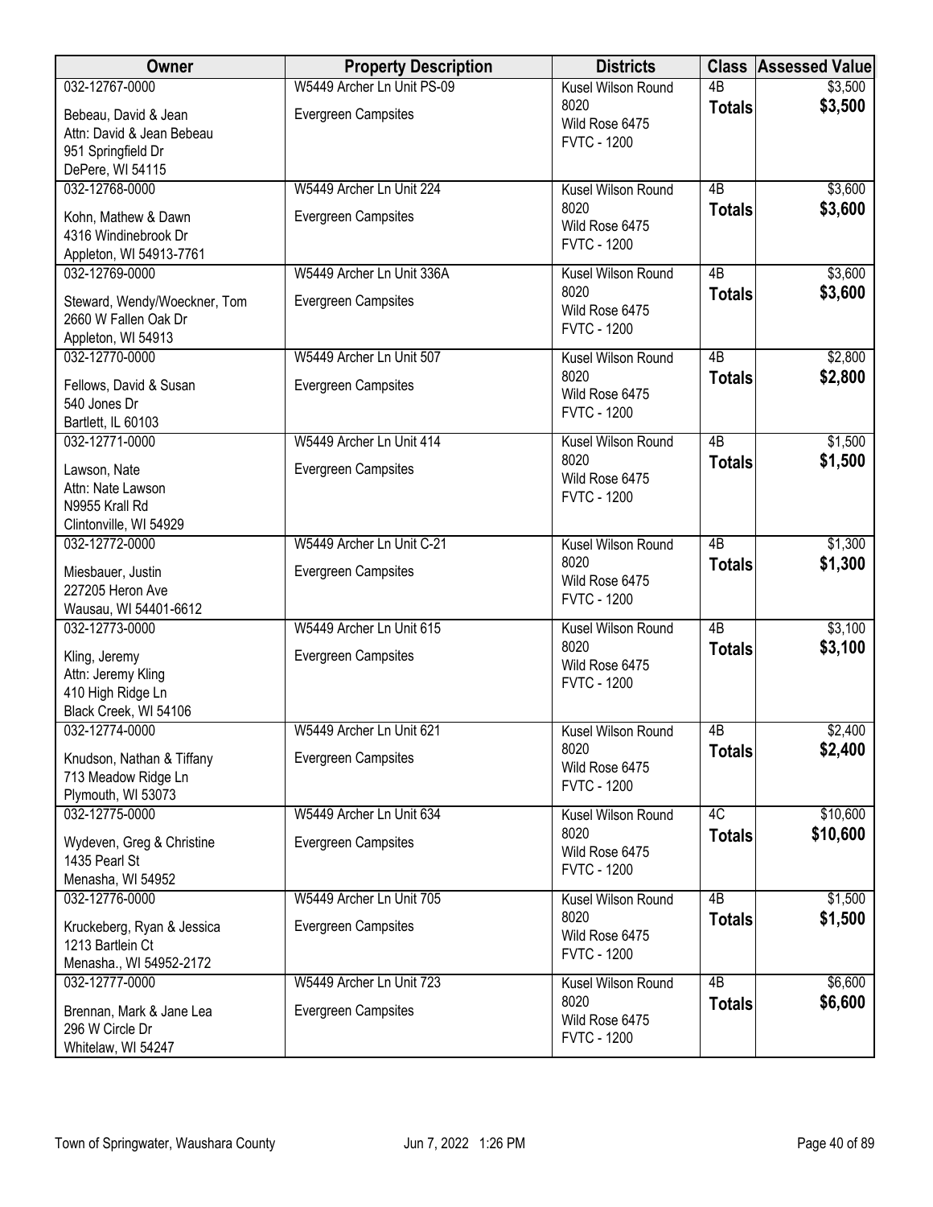| Owner | Property Description | Districts | Class | Assessed Value |
|---|---|---|---|---|
| 032-12767-0000<br>Bebeau, David & Jean<br>Attn: David & Jean Bebeau<br>951 Springfield Dr<br>DePere, WI 54115 | W5449 Archer Ln Unit PS-09<br>Evergreen Campsites | Kusel Wilson Round 8020<br>Wild Rose 6475<br>FVTC - 1200 | 4B<br>**Totals** | \$3,500<br>**\$3,500** |
| 032-12768-0000<br>Kohn, Mathew & Dawn<br>4316 Windinebrook Dr<br>Appleton, WI 54913-7761 | W5449 Archer Ln Unit 224<br>Evergreen Campsites | Kusel Wilson Round 8020<br>Wild Rose 6475<br>FVTC - 1200 | 4B<br>**Totals** | \$3,600<br>**\$3,600** |
| 032-12769-0000<br>Steward, Wendy/Woeckner, Tom<br>2660 W Fallen Oak Dr<br>Appleton, WI 54913 | W5449 Archer Ln Unit 336A<br>Evergreen Campsites | Kusel Wilson Round 8020<br>Wild Rose 6475<br>FVTC - 1200 | 4B<br>**Totals** | \$3,600<br>**\$3,600** |
| 032-12770-0000<br>Fellows, David & Susan<br>540 Jones Dr<br>Bartlett, IL 60103 | W5449 Archer Ln Unit 507<br>Evergreen Campsites | Kusel Wilson Round 8020<br>Wild Rose 6475<br>FVTC - 1200 | 4B<br>**Totals** | \$2,800<br>**\$2,800** |
| 032-12771-0000<br>Lawson, Nate<br>Attn: Nate Lawson<br>N9955 Krall Rd<br>Clintonville, WI 54929 | W5449 Archer Ln Unit 414<br>Evergreen Campsites | Kusel Wilson Round 8020<br>Wild Rose 6475<br>FVTC - 1200 | 4B<br>**Totals** | \$1,500<br>**\$1,500** |
| 032-12772-0000<br>Miesbauer, Justin<br>227205 Heron Ave<br>Wausau, WI 54401-6612 | W5449 Archer Ln Unit C-21<br>Evergreen Campsites | Kusel Wilson Round 8020<br>Wild Rose 6475<br>FVTC - 1200 | 4B<br>**Totals** | \$1,300<br>**\$1,300** |
| 032-12773-0000<br>Kling, Jeremy<br>Attn: Jeremy Kling<br>410 High Ridge Ln<br>Black Creek, WI 54106 | W5449 Archer Ln Unit 615<br>Evergreen Campsites | Kusel Wilson Round 8020<br>Wild Rose 6475<br>FVTC - 1200 | 4B<br>**Totals** | \$3,100<br>**\$3,100** |
| 032-12774-0000<br>Knudson, Nathan & Tiffany<br>713 Meadow Ridge Ln<br>Plymouth, WI 53073 | W5449 Archer Ln Unit 621<br>Evergreen Campsites | Kusel Wilson Round 8020<br>Wild Rose 6475<br>FVTC - 1200 | 4B<br>**Totals** | \$2,400<br>**\$2,400** |
| 032-12775-0000<br>Wydeven, Greg & Christine<br>1435 Pearl St<br>Menasha, WI 54952 | W5449 Archer Ln Unit 634<br>Evergreen Campsites | Kusel Wilson Round 8020<br>Wild Rose 6475<br>FVTC - 1200 | 4C<br>**Totals** | \$10,600<br>**\$10,600** |
| 032-12776-0000<br>Kruckeberg, Ryan & Jessica<br>1213 Bartlein Ct<br>Menasha., WI 54952-2172 | W5449 Archer Ln Unit 705<br>Evergreen Campsites | Kusel Wilson Round 8020<br>Wild Rose 6475<br>FVTC - 1200 | 4B<br>**Totals** | \$1,500<br>**\$1,500** |
| 032-12777-0000<br>Brennan, Mark & Jane Lea<br>296 W Circle Dr<br>Whitelaw, WI 54247 | W5449 Archer Ln Unit 723<br>Evergreen Campsites | Kusel Wilson Round 8020<br>Wild Rose 6475<br>FVTC - 1200 | 4B<br>**Totals** | \$6,600<br>**\$6,600** |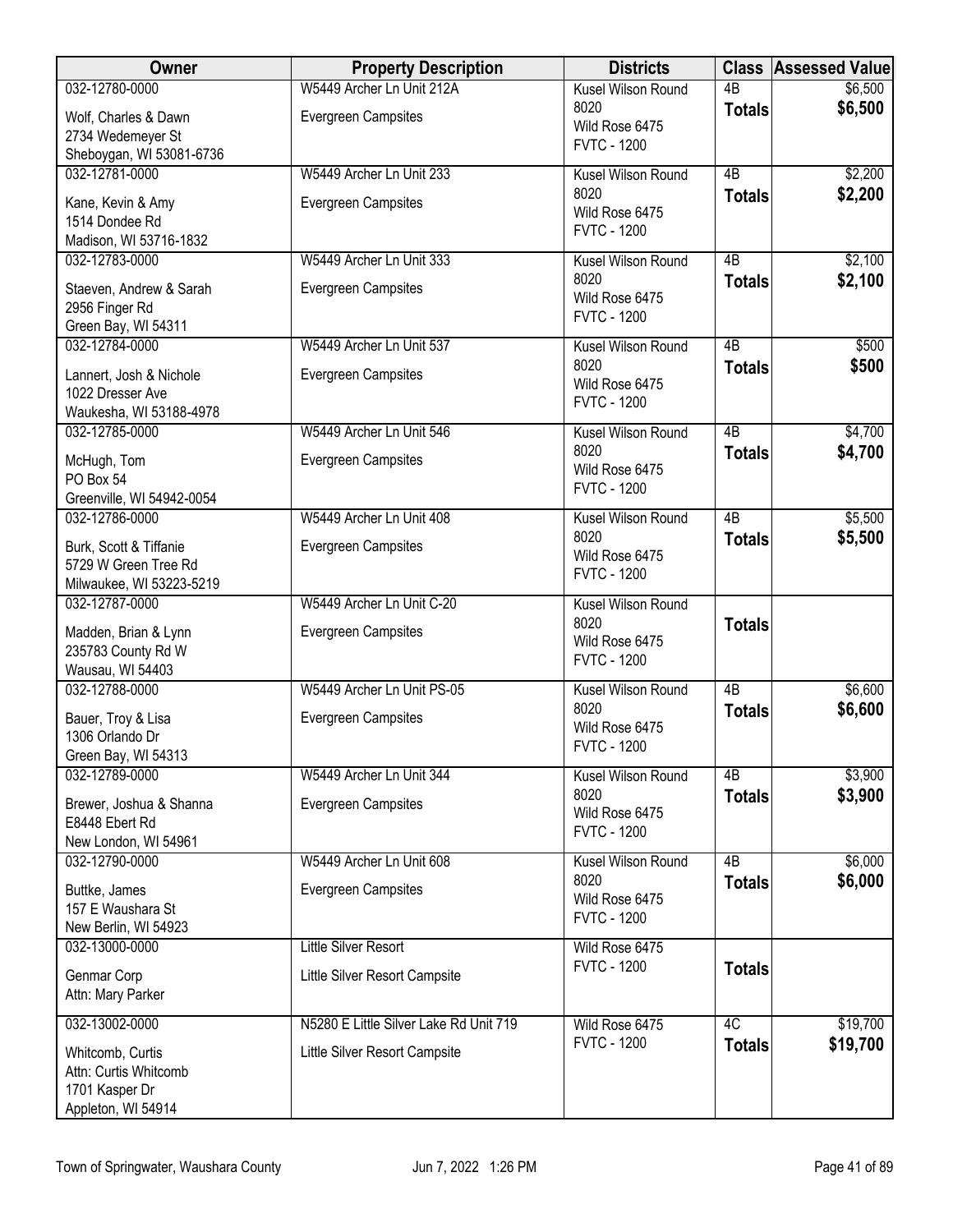| Owner | Property Description | Districts | Class | Assessed Value |
|---|---|---|---|---|
| 032-12780-0000<br>Wolf, Charles & Dawn<br>2734 Wedemeyer St<br>Sheboygan, WI 53081-6736 | W5449 Archer Ln Unit 212A<br>Evergreen Campsites | Kusel Wilson Round 8020<br>Wild Rose 6475<br>FVTC - 1200 | 4B<br>**Totals** | $6,500<br>**$6,500** |
| 032-12781-0000<br>Kane, Kevin & Amy<br>1514 Dondee Rd<br>Madison, WI 53716-1832 | W5449 Archer Ln Unit 233<br>Evergreen Campsites | Kusel Wilson Round 8020<br>Wild Rose 6475<br>FVTC - 1200 | 4B<br>**Totals** | $2,200<br>**$2,200** |
| 032-12783-0000<br>Staeven, Andrew & Sarah<br>2956 Finger Rd<br>Green Bay, WI 54311 | W5449 Archer Ln Unit 333<br>Evergreen Campsites | Kusel Wilson Round 8020<br>Wild Rose 6475<br>FVTC - 1200 | 4B<br>**Totals** | $2,100<br>**$2,100** |
| 032-12784-0000<br>Lannert, Josh & Nichole<br>1022 Dresser Ave<br>Waukesha, WI 53188-4978 | W5449 Archer Ln Unit 537<br>Evergreen Campsites | Kusel Wilson Round 8020<br>Wild Rose 6475<br>FVTC - 1200 | 4B<br>**Totals** | $500<br>**$500** |
| 032-12785-0000<br>McHugh, Tom<br>PO Box 54<br>Greenville, WI 54942-0054 | W5449 Archer Ln Unit 546<br>Evergreen Campsites | Kusel Wilson Round 8020<br>Wild Rose 6475<br>FVTC - 1200 | 4B<br>**Totals** | $4,700<br>**$4,700** |
| 032-12786-0000<br>Burk, Scott & Tiffanie<br>5729 W Green Tree Rd<br>Milwaukee, WI 53223-5219 | W5449 Archer Ln Unit 408<br>Evergreen Campsites | Kusel Wilson Round 8020<br>Wild Rose 6475<br>FVTC - 1200 | 4B<br>**Totals** | $5,500<br>**$5,500** |
| 032-12787-0000<br>Madden, Brian & Lynn<br>235783 County Rd W<br>Wausau, WI 54403 | W5449 Archer Ln Unit C-20<br>Evergreen Campsites | Kusel Wilson Round 8020<br>Wild Rose 6475<br>FVTC - 1200 | **Totals** | |
| 032-12788-0000<br>Bauer, Troy & Lisa<br>1306 Orlando Dr<br>Green Bay, WI 54313 | W5449 Archer Ln Unit PS-05<br>Evergreen Campsites | Kusel Wilson Round 8020<br>Wild Rose 6475<br>FVTC - 1200 | 4B<br>**Totals** | $6,600<br>**$6,600** |
| 032-12789-0000<br>Brewer, Joshua & Shanna<br>E8448 Ebert Rd<br>New London, WI 54961 | W5449 Archer Ln Unit 344<br>Evergreen Campsites | Kusel Wilson Round 8020<br>Wild Rose 6475<br>FVTC - 1200 | 4B<br>**Totals** | $3,900<br>**$3,900** |
| 032-12790-0000<br>Buttke, James<br>157 E Waushara St<br>New Berlin, WI 54923 | W5449 Archer Ln Unit 608<br>Evergreen Campsites | Kusel Wilson Round 8020<br>Wild Rose 6475<br>FVTC - 1200 | 4B<br>**Totals** | $6,000<br>**$6,000** |
| 032-13000-0000<br>Genmar Corp<br>Attn: Mary Parker | Little Silver Resort<br>Little Silver Resort Campsite | Wild Rose 6475<br>FVTC - 1200 | **Totals** | |
| 032-13002-0000<br>Whitcomb, Curtis<br>Attn: Curtis Whitcomb<br>1701 Kasper Dr<br>Appleton, WI 54914 | N5280 E Little Silver Lake Rd Unit 719<br>Little Silver Resort Campsite | Wild Rose 6475<br>FVTC - 1200 | 4C<br>**Totals** | $19,700<br>**$19,700** |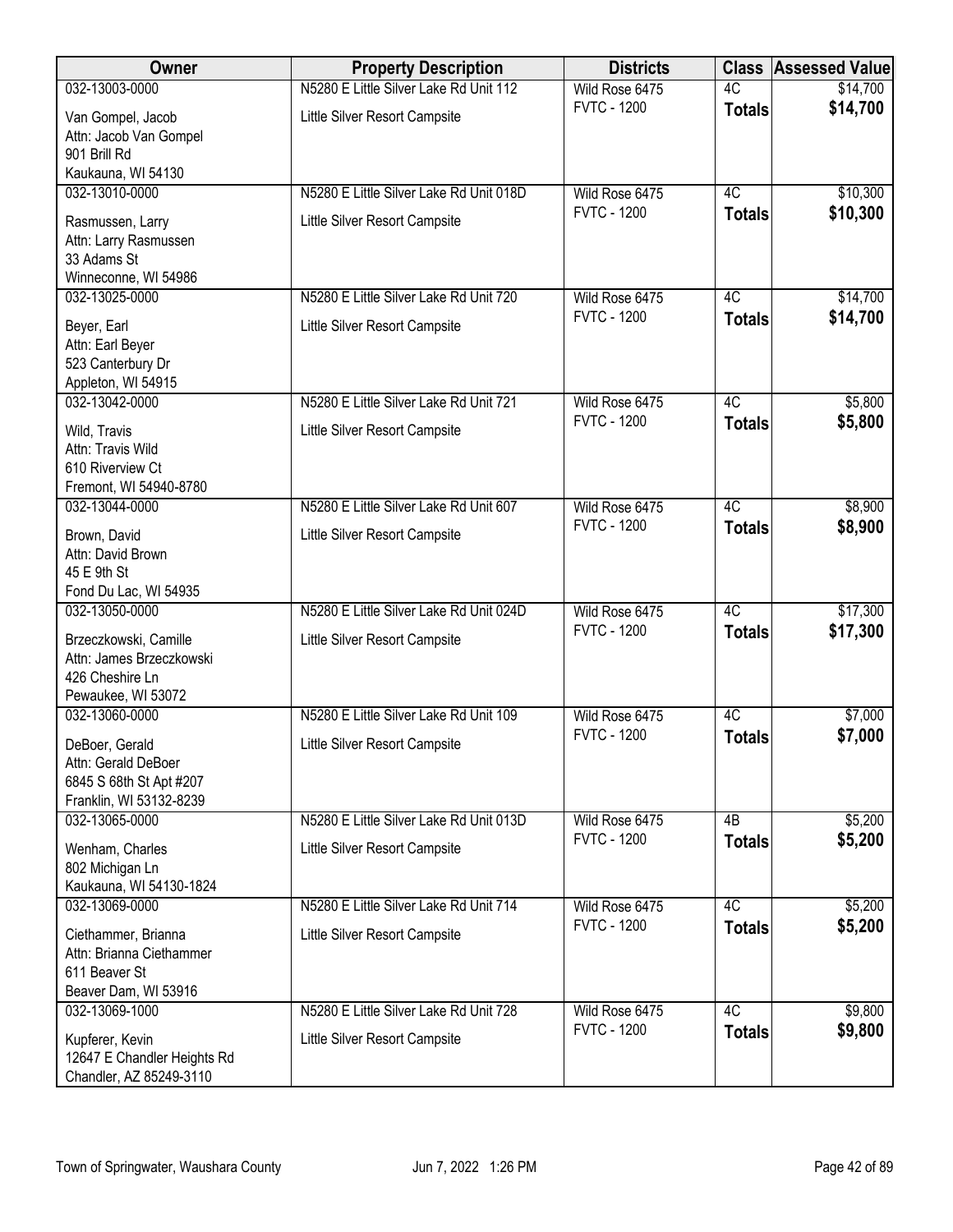| Owner | Property Description | Districts | Class | Assessed Value |
| --- | --- | --- | --- | --- |
| 032-13003-0000 | N5280 E Little Silver Lake Rd Unit 112 | Wild Rose 6475 | 4C | $14,700 |
| Van Gompel, Jacob<br>Attn: Jacob Van Gompel<br>901 Brill Rd<br>Kaukauna, WI 54130 | Little Silver Resort Campsite | FVTC - 1200 | **Totals** | **$14,700** |
| 032-13010-0000 | N5280 E Little Silver Lake Rd Unit 018D | Wild Rose 6475 | 4C | $10,300 |
| Rasmussen, Larry<br>Attn: Larry Rasmussen<br>33 Adams St<br>Winneconne, WI 54986 | Little Silver Resort Campsite | FVTC - 1200 | **Totals** | **$10,300** |
| 032-13025-0000 | N5280 E Little Silver Lake Rd Unit 720 | Wild Rose 6475 | 4C | $14,700 |
| Beyer, Earl<br>Attn: Earl Beyer<br>523 Canterbury Dr<br>Appleton, WI 54915 | Little Silver Resort Campsite | FVTC - 1200 | **Totals** | **$14,700** |
| 032-13042-0000 | N5280 E Little Silver Lake Rd Unit 721 | Wild Rose 6475 | 4C | $5,800 |
| Wild, Travis<br>Attn: Travis Wild<br>610 Riverview Ct<br>Fremont, WI 54940-8780 | Little Silver Resort Campsite | FVTC - 1200 | **Totals** | **$5,800** |
| 032-13044-0000 | N5280 E Little Silver Lake Rd Unit 607 | Wild Rose 6475 | 4C | $8,900 |
| Brown, David<br>Attn: David Brown<br>45 E 9th St<br>Fond Du Lac, WI 54935 | Little Silver Resort Campsite | FVTC - 1200 | **Totals** | **$8,900** |
| 032-13050-0000 | N5280 E Little Silver Lake Rd Unit 024D | Wild Rose 6475 | 4C | $17,300 |
| Brzeczkowski, Camille<br>Attn: James Brzeczkowski<br>426 Cheshire Ln<br>Pewaukee, WI 53072 | Little Silver Resort Campsite | FVTC - 1200 | **Totals** | **$17,300** |
| 032-13060-0000 | N5280 E Little Silver Lake Rd Unit 109 | Wild Rose 6475 | 4C | $7,000 |
| DeBoer, Gerald<br>Attn: Gerald DeBoer<br>6845 S 68th St Apt #207<br>Franklin, WI 53132-8239 | Little Silver Resort Campsite | FVTC - 1200 | **Totals** | **$7,000** |
| 032-13065-0000 | N5280 E Little Silver Lake Rd Unit 013D | Wild Rose 6475 | 4B | $5,200 |
| Wenham, Charles<br>802 Michigan Ln<br>Kaukauna, WI 54130-1824 | Little Silver Resort Campsite | FVTC - 1200 | **Totals** | **$5,200** |
| 032-13069-0000 | N5280 E Little Silver Lake Rd Unit 714 | Wild Rose 6475 | 4C | $5,200 |
| Ciethammer, Brianna<br>Attn: Brianna Ciethammer<br>611 Beaver St<br>Beaver Dam, WI 53916 | Little Silver Resort Campsite | FVTC - 1200 | **Totals** | **$5,200** |
| 032-13069-1000 | N5280 E Little Silver Lake Rd Unit 728 | Wild Rose 6475 | 4C | $9,800 |
| Kupferer, Kevin<br>12647 E Chandler Heights Rd<br>Chandler, AZ 85249-3110 | Little Silver Resort Campsite | FVTC - 1200 | **Totals** | **$9,800** |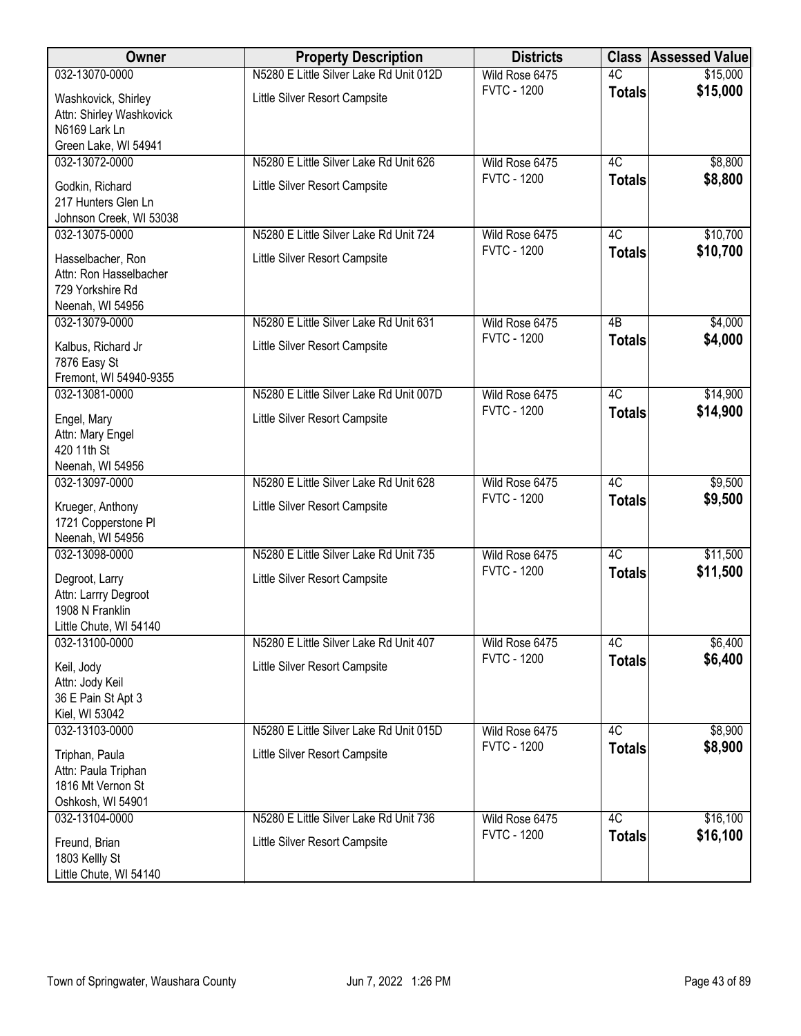| Owner | Property Description | Districts | Class | Assessed Value |
|---|---|---|---|---|
| 032-13070-0000<br>Washkovick, Shirley<br>Attn: Shirley Washkovick<br>N6169 Lark Ln<br>Green Lake, WI 54941 | N5280 E Little Silver Lake Rd Unit 012D<br>Little Silver Resort Campsite | Wild Rose 6475<br>FVTC - 1200 | 4C<br>**Totals** | $15,000<br>**$15,000** |
| 032-13072-0000<br>Godkin, Richard<br>217 Hunters Glen Ln<br>Johnson Creek, WI 53038 | N5280 E Little Silver Lake Rd Unit 626<br>Little Silver Resort Campsite | Wild Rose 6475<br>FVTC - 1200 | 4C<br>**Totals** | $8,800<br>**$8,800** |
| 032-13075-0000<br>Hasselbacher, Ron<br>Attn: Ron Hasselbacher<br>729 Yorkshire Rd<br>Neenah, WI 54956 | N5280 E Little Silver Lake Rd Unit 724<br>Little Silver Resort Campsite | Wild Rose 6475<br>FVTC - 1200 | 4C<br>**Totals** | $10,700<br>**$10,700** |
| 032-13079-0000<br>Kalbus, Richard Jr<br>7876 Easy St<br>Fremont, WI 54940-9355 | N5280 E Little Silver Lake Rd Unit 631<br>Little Silver Resort Campsite | Wild Rose 6475<br>FVTC - 1200 | 4B<br>**Totals** | $4,000<br>**$4,000** |
| 032-13081-0000<br>Engel, Mary<br>Attn: Mary Engel<br>420 11th St<br>Neenah, WI 54956 | N5280 E Little Silver Lake Rd Unit 007D<br>Little Silver Resort Campsite | Wild Rose 6475<br>FVTC - 1200 | 4C<br>**Totals** | $14,900<br>**$14,900** |
| 032-13097-0000<br>Krueger, Anthony<br>1721 Copperstone Pl<br>Neenah, WI 54956 | N5280 E Little Silver Lake Rd Unit 628<br>Little Silver Resort Campsite | Wild Rose 6475<br>FVTC - 1200 | 4C<br>**Totals** | $9,500<br>**$9,500** |
| 032-13098-0000<br>Degroot, Larry<br>Attn: Larrry Degroot<br>1908 N Franklin<br>Little Chute, WI 54140 | N5280 E Little Silver Lake Rd Unit 735<br>Little Silver Resort Campsite | Wild Rose 6475<br>FVTC - 1200 | 4C<br>**Totals** | $11,500<br>**$11,500** |
| 032-13100-0000<br>Keil, Jody<br>Attn: Jody Keil<br>36 E Pain St Apt 3<br>Kiel, WI 53042 | N5280 E Little Silver Lake Rd Unit 407<br>Little Silver Resort Campsite | Wild Rose 6475<br>FVTC - 1200 | 4C<br>**Totals** | $6,400<br>**$6,400** |
| 032-13103-0000<br>Triphan, Paula<br>Attn: Paula Triphan<br>1816 Mt Vernon St<br>Oshkosh, WI 54901 | N5280 E Little Silver Lake Rd Unit 015D<br>Little Silver Resort Campsite | Wild Rose 6475<br>FVTC - 1200 | 4C<br>**Totals** | $8,900<br>**$8,900** |
| 032-13104-0000<br>Freund, Brian<br>1803 Kellly St<br>Little Chute, WI 54140 | N5280 E Little Silver Lake Rd Unit 736<br>Little Silver Resort Campsite | Wild Rose 6475<br>FVTC - 1200 | 4C<br>**Totals** | $16,100<br>**$16,100** |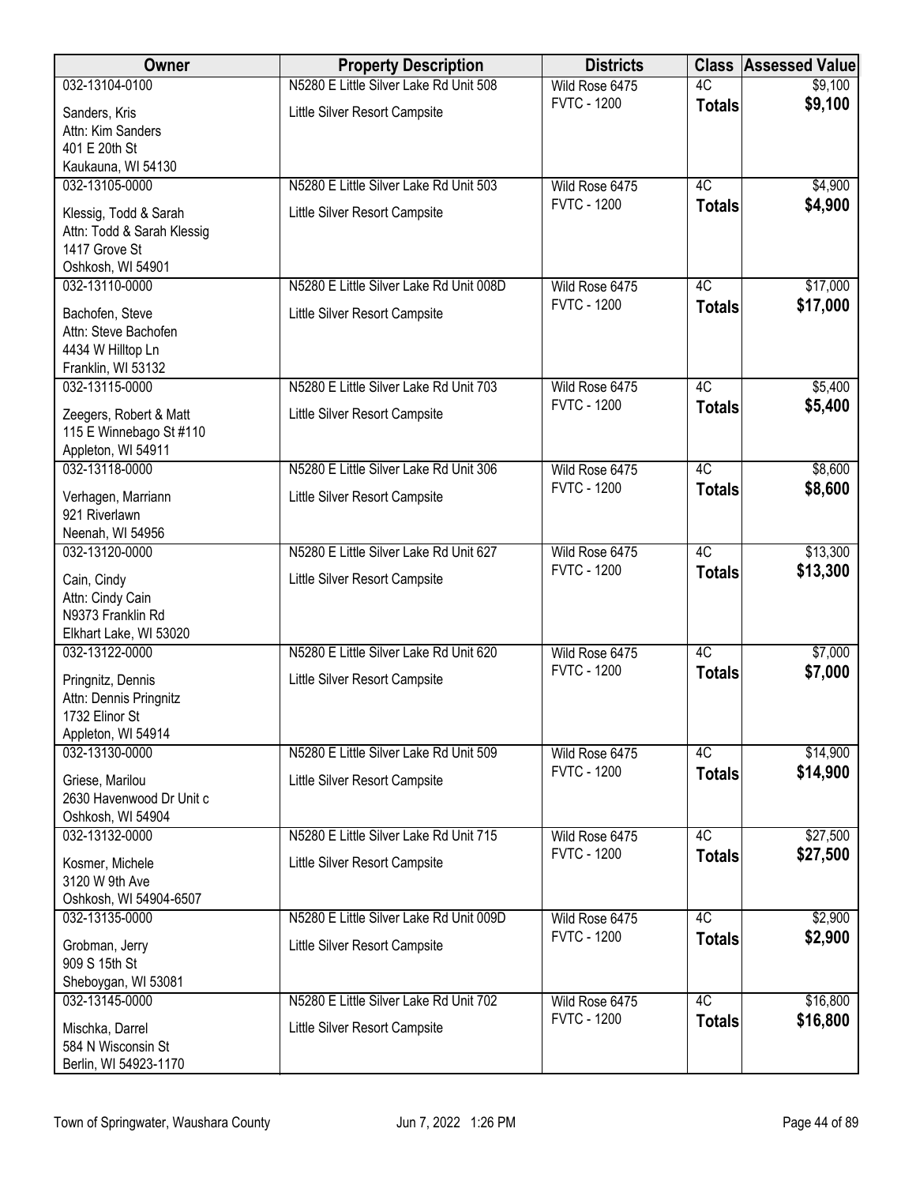| Owner | Property Description | Districts | Class | Assessed Value |
|---|---|---|---|---|
| 032-13104-0100<br>Sanders, Kris<br>Attn: Kim Sanders<br>401 E 20th St<br>Kaukauna, WI 54130 | N5280 E Little Silver Lake Rd Unit 508<br>Little Silver Resort Campsite | Wild Rose 6475<br>FVTC - 1200 | 4C<br>**Totals** | $9,100<br>**$9,100** |
| 032-13105-0000<br>Klessig, Todd & Sarah<br>Attn: Todd & Sarah Klessig<br>1417 Grove St<br>Oshkosh, WI 54901 | N5280 E Little Silver Lake Rd Unit 503<br>Little Silver Resort Campsite | Wild Rose 6475<br>FVTC - 1200 | 4C<br>**Totals** | $4,900<br>**$4,900** |
| 032-13110-0000<br>Bachofen, Steve<br>Attn: Steve Bachofen<br>4434 W Hilltop Ln<br>Franklin, WI 53132 | N5280 E Little Silver Lake Rd Unit 008D<br>Little Silver Resort Campsite | Wild Rose 6475<br>FVTC - 1200 | 4C<br>**Totals** | $17,000<br>**$17,000** |
| 032-13115-0000<br>Zeegers, Robert & Matt<br>115 E Winnebago St #110<br>Appleton, WI 54911 | N5280 E Little Silver Lake Rd Unit 703<br>Little Silver Resort Campsite | Wild Rose 6475<br>FVTC - 1200 | 4C<br>**Totals** | $5,400<br>**$5,400** |
| 032-13118-0000<br>Verhagen, Marriann<br>921 Riverlawn<br>Neenah, WI 54956 | N5280 E Little Silver Lake Rd Unit 306<br>Little Silver Resort Campsite | Wild Rose 6475<br>FVTC - 1200 | 4C<br>**Totals** | $8,600<br>**$8,600** |
| 032-13120-0000<br>Cain, Cindy<br>Attn: Cindy Cain<br>N9373 Franklin Rd<br>Elkhart Lake, WI 53020 | N5280 E Little Silver Lake Rd Unit 627<br>Little Silver Resort Campsite | Wild Rose 6475<br>FVTC - 1200 | 4C<br>**Totals** | $13,300<br>**$13,300** |
| 032-13122-0000<br>Pringnitz, Dennis<br>Attn: Dennis Pringnitz<br>1732 Elinor St<br>Appleton, WI 54914 | N5280 E Little Silver Lake Rd Unit 620<br>Little Silver Resort Campsite | Wild Rose 6475<br>FVTC - 1200 | 4C<br>**Totals** | $7,000<br>**$7,000** |
| 032-13130-0000<br>Griese, Marilou<br>2630 Havenwood Dr Unit c<br>Oshkosh, WI 54904 | N5280 E Little Silver Lake Rd Unit 509<br>Little Silver Resort Campsite | Wild Rose 6475<br>FVTC - 1200 | 4C<br>**Totals** | $14,900<br>**$14,900** |
| 032-13132-0000<br>Kosmer, Michele<br>3120 W 9th Ave<br>Oshkosh, WI 54904-6507 | N5280 E Little Silver Lake Rd Unit 715<br>Little Silver Resort Campsite | Wild Rose 6475<br>FVTC - 1200 | 4C<br>**Totals** | $27,500<br>**$27,500** |
| 032-13135-0000<br>Grobman, Jerry<br>909 S 15th St<br>Sheboygan, WI 53081 | N5280 E Little Silver Lake Rd Unit 009D<br>Little Silver Resort Campsite | Wild Rose 6475<br>FVTC - 1200 | 4C<br>**Totals** | $2,900<br>**$2,900** |
| 032-13145-0000<br>Mischka, Darrel<br>584 N Wisconsin St<br>Berlin, WI 54923-1170 | N5280 E Little Silver Lake Rd Unit 702<br>Little Silver Resort Campsite | Wild Rose 6475<br>FVTC - 1200 | 4C<br>**Totals** | $16,800<br>**$16,800** |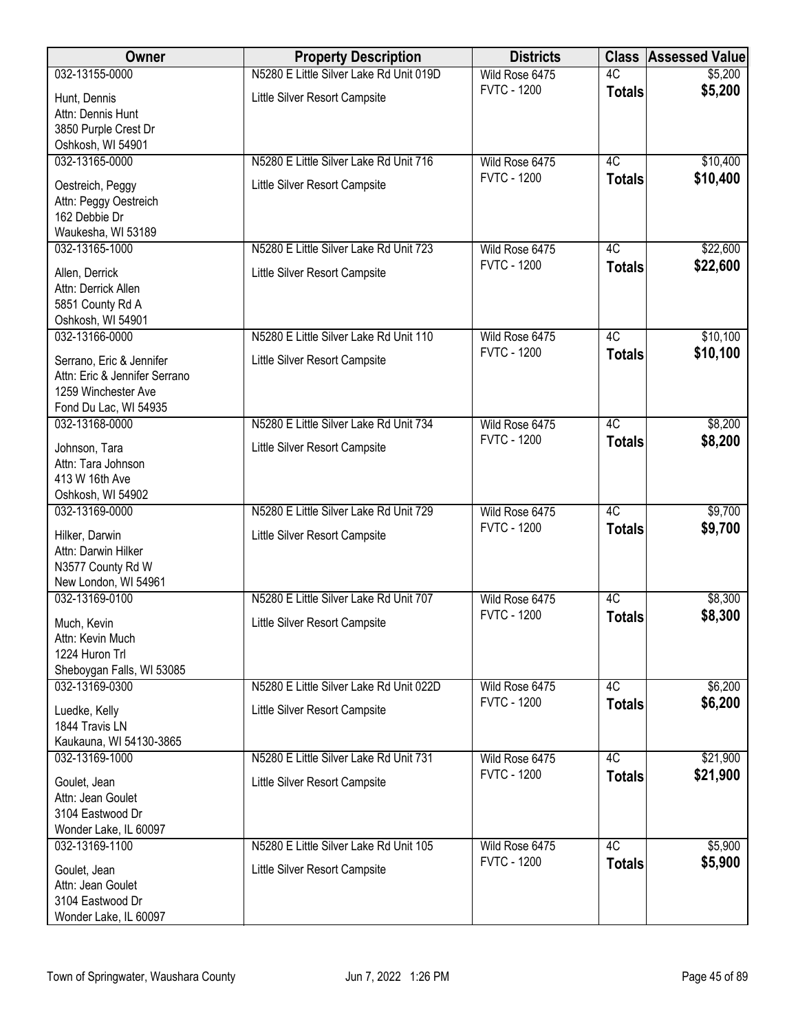| Owner | Property Description | Districts | Class | Assessed Value |
|---|---|---|---|---|
| 032-13155-0000<br>Hunt, Dennis<br>Attn: Dennis Hunt<br>3850 Purple Crest Dr<br>Oshkosh, WI 54901 | N5280 E Little Silver Lake Rd Unit 019D<br>Little Silver Resort Campsite | Wild Rose 6475<br>FVTC - 1200 | 4C<br>**Totals** | $5,200<br>**$5,200** |
| 032-13165-0000<br>Oestreich, Peggy<br>Attn: Peggy Oestreich<br>162 Debbie Dr<br>Waukesha, WI 53189 | N5280 E Little Silver Lake Rd Unit 716<br>Little Silver Resort Campsite | Wild Rose 6475<br>FVTC - 1200 | 4C<br>**Totals** | $10,400<br>**$10,400** |
| 032-13165-1000<br>Allen, Derrick<br>Attn: Derrick Allen<br>5851 County Rd A<br>Oshkosh, WI 54901 | N5280 E Little Silver Lake Rd Unit 723<br>Little Silver Resort Campsite | Wild Rose 6475<br>FVTC - 1200 | 4C<br>**Totals** | $22,600<br>**$22,600** |
| 032-13166-0000<br>Serrano, Eric & Jennifer<br>Attn: Eric & Jennifer Serrano<br>1259 Winchester Ave<br>Fond Du Lac, WI 54935 | N5280 E Little Silver Lake Rd Unit 110<br>Little Silver Resort Campsite | Wild Rose 6475<br>FVTC - 1200 | 4C<br>**Totals** | $10,100<br>**$10,100** |
| 032-13168-0000<br>Johnson, Tara<br>Attn: Tara Johnson<br>413 W 16th Ave<br>Oshkosh, WI 54902 | N5280 E Little Silver Lake Rd Unit 734<br>Little Silver Resort Campsite | Wild Rose 6475<br>FVTC - 1200 | 4C<br>**Totals** | $8,200<br>**$8,200** |
| 032-13169-0000<br>Hilker, Darwin<br>Attn: Darwin Hilker<br>N3577 County Rd W<br>New London, WI 54961 | N5280 E Little Silver Lake Rd Unit 729<br>Little Silver Resort Campsite | Wild Rose 6475<br>FVTC - 1200 | 4C<br>**Totals** | $9,700<br>**$9,700** |
| 032-13169-0100<br>Much, Kevin<br>Attn: Kevin Much<br>1224 Huron Trl<br>Sheboygan Falls, WI 53085 | N5280 E Little Silver Lake Rd Unit 707<br>Little Silver Resort Campsite | Wild Rose 6475<br>FVTC - 1200 | 4C<br>**Totals** | $8,300<br>**$8,300** |
| 032-13169-0300<br>Luedke, Kelly<br>1844 Travis LN<br>Kaukauna, WI 54130-3865 | N5280 E Little Silver Lake Rd Unit 022D<br>Little Silver Resort Campsite | Wild Rose 6475<br>FVTC - 1200 | 4C<br>**Totals** | $6,200<br>**$6,200** |
| 032-13169-1000<br>Goulet, Jean<br>Attn: Jean Goulet<br>3104 Eastwood Dr<br>Wonder Lake, IL 60097 | N5280 E Little Silver Lake Rd Unit 731<br>Little Silver Resort Campsite | Wild Rose 6475<br>FVTC - 1200 | 4C<br>**Totals** | $21,900<br>**$21,900** |
| 032-13169-1100<br>Goulet, Jean<br>Attn: Jean Goulet<br>3104 Eastwood Dr<br>Wonder Lake, IL 60097 | N5280 E Little Silver Lake Rd Unit 105<br>Little Silver Resort Campsite | Wild Rose 6475<br>FVTC - 1200 | 4C<br>**Totals** | $5,900<br>**$5,900** |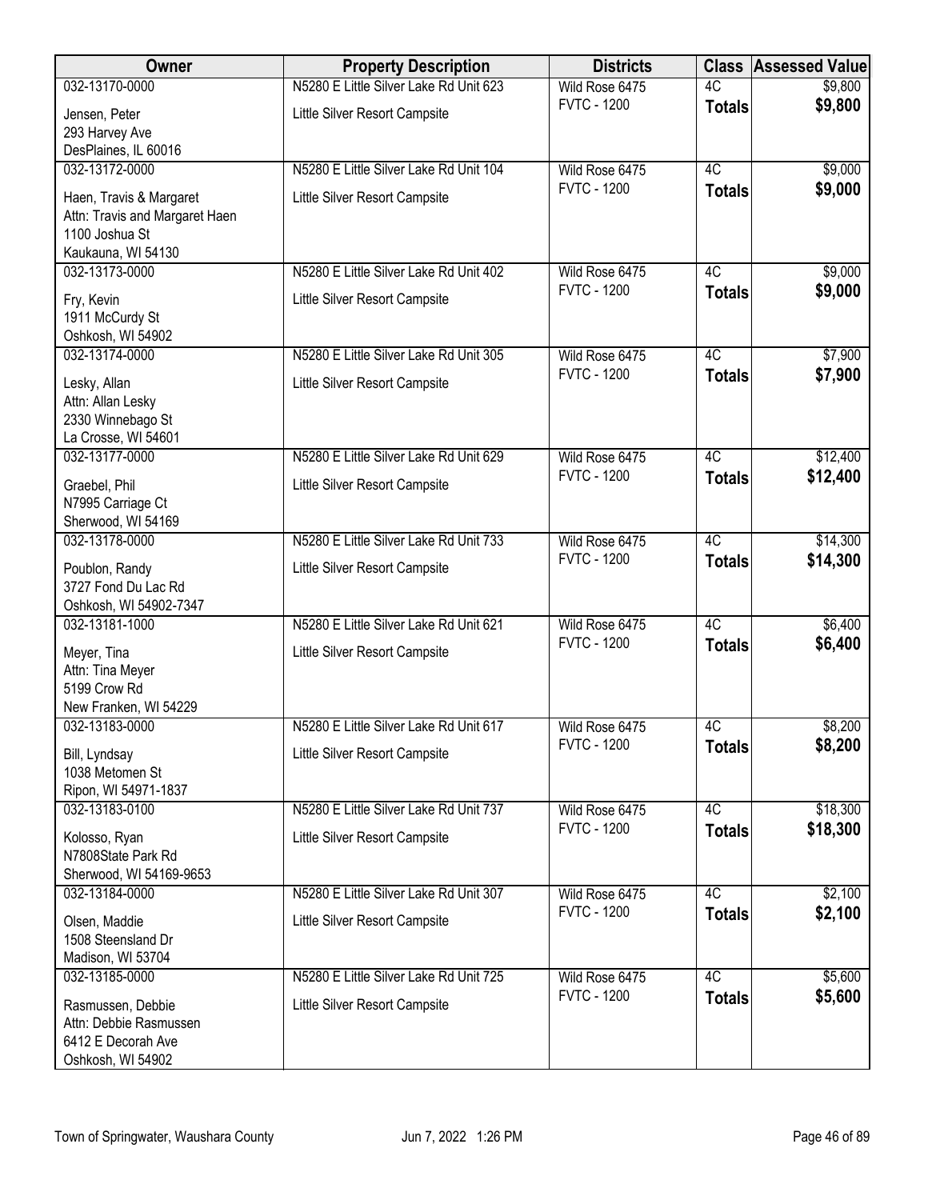| Owner | Property Description | Districts | Class | Assessed Value |
|---|---|---|---|---|
| 032-13170-0000<br>Jensen, Peter<br>293 Harvey Ave<br>DesPlaines, IL 60016 | N5280 E Little Silver Lake Rd Unit 623<br>Little Silver Resort Campsite | Wild Rose 6475<br>FVTC - 1200 | 4C<br>**Totals** | $9,800<br>**$9,800** |
| 032-13172-0000<br>Haen, Travis & Margaret<br>Attn: Travis and Margaret Haen<br>1100 Joshua St<br>Kaukauna, WI 54130 | N5280 E Little Silver Lake Rd Unit 104<br>Little Silver Resort Campsite | Wild Rose 6475<br>FVTC - 1200 | 4C<br>**Totals** | $9,000<br>**$9,000** |
| 032-13173-0000<br>Fry, Kevin<br>1911 McCurdy St<br>Oshkosh, WI 54902 | N5280 E Little Silver Lake Rd Unit 402<br>Little Silver Resort Campsite | Wild Rose 6475<br>FVTC - 1200 | 4C<br>**Totals** | $9,000<br>**$9,000** |
| 032-13174-0000<br>Lesky, Allan<br>Attn: Allan Lesky<br>2330 Winnebago St<br>La Crosse, WI 54601 | N5280 E Little Silver Lake Rd Unit 305<br>Little Silver Resort Campsite | Wild Rose 6475<br>FVTC - 1200 | 4C<br>**Totals** | $7,900<br>**$7,900** |
| 032-13177-0000<br>Graebel, Phil<br>N7995 Carriage Ct<br>Sherwood, WI 54169 | N5280 E Little Silver Lake Rd Unit 629<br>Little Silver Resort Campsite | Wild Rose 6475<br>FVTC - 1200 | 4C<br>**Totals** | $12,400<br>**$12,400** |
| 032-13178-0000<br>Poublon, Randy<br>3727 Fond Du Lac Rd<br>Oshkosh, WI 54902-7347 | N5280 E Little Silver Lake Rd Unit 733<br>Little Silver Resort Campsite | Wild Rose 6475<br>FVTC - 1200 | 4C<br>**Totals** | $14,300<br>**$14,300** |
| 032-13181-1000<br>Meyer, Tina<br>Attn: Tina Meyer<br>5199 Crow Rd<br>New Franken, WI 54229 | N5280 E Little Silver Lake Rd Unit 621<br>Little Silver Resort Campsite | Wild Rose 6475<br>FVTC - 1200 | 4C<br>**Totals** | $6,400<br>**$6,400** |
| 032-13183-0000<br>Bill, Lyndsay<br>1038 Metomen St<br>Ripon, WI 54971-1837 | N5280 E Little Silver Lake Rd Unit 617<br>Little Silver Resort Campsite | Wild Rose 6475<br>FVTC - 1200 | 4C<br>**Totals** | $8,200<br>**$8,200** |
| 032-13183-0100<br>Kolosso, Ryan<br>N7808State Park Rd<br>Sherwood, WI 54169-9653 | N5280 E Little Silver Lake Rd Unit 737<br>Little Silver Resort Campsite | Wild Rose 6475<br>FVTC - 1200 | 4C<br>**Totals** | $18,300<br>**$18,300** |
| 032-13184-0000<br>Olsen, Maddie<br>1508 Steensland Dr<br>Madison, WI 53704 | N5280 E Little Silver Lake Rd Unit 307<br>Little Silver Resort Campsite | Wild Rose 6475<br>FVTC - 1200 | 4C<br>**Totals** | $2,100<br>**$2,100** |
| 032-13185-0000<br>Rasmussen, Debbie<br>Attn: Debbie Rasmussen<br>6412 E Decorah Ave<br>Oshkosh, WI 54902 | N5280 E Little Silver Lake Rd Unit 725<br>Little Silver Resort Campsite | Wild Rose 6475<br>FVTC - 1200 | 4C<br>**Totals** | $5,600<br>**$5,600** |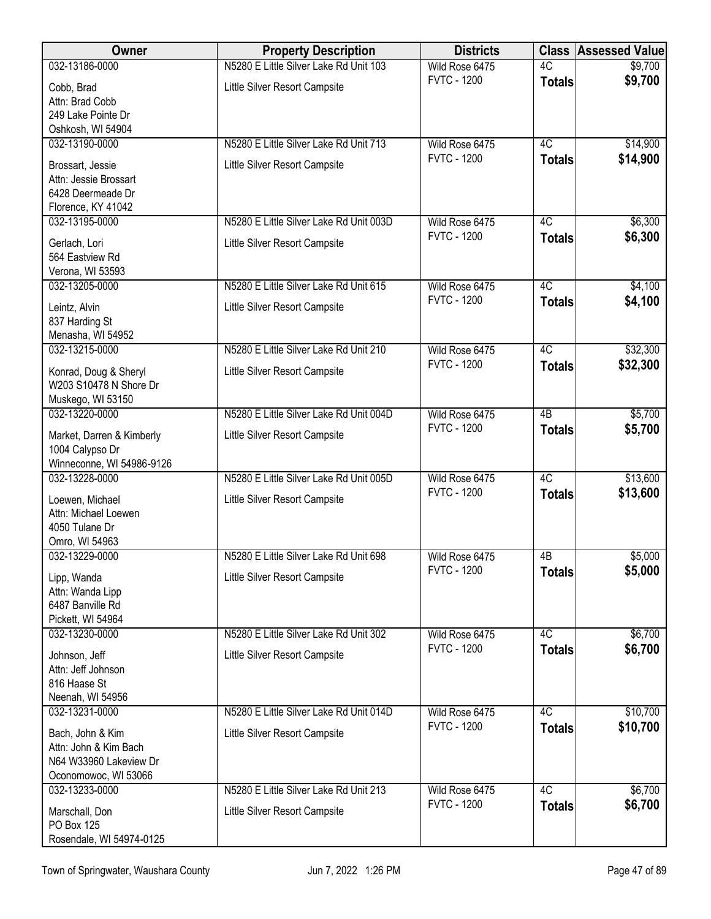| Owner | Property Description | Districts | Class | Assessed Value |
|---|---|---|---|---|
| 032-13186-0000<br>Cobb, Brad<br>Attn: Brad Cobb<br>249 Lake Pointe Dr<br>Oshkosh, WI 54904 | N5280 E Little Silver Lake Rd Unit 103<br>Little Silver Resort Campsite | Wild Rose 6475<br>FVTC - 1200 | 4C<br>**Totals** | $9,700<br>**$9,700** |
| 032-13190-0000<br>Brossart, Jessie<br>Attn: Jessie Brossart<br>6428 Deermeade Dr<br>Florence, KY 41042 | N5280 E Little Silver Lake Rd Unit 713<br>Little Silver Resort Campsite | Wild Rose 6475<br>FVTC - 1200 | 4C<br>**Totals** | $14,900<br>**$14,900** |
| 032-13195-0000<br>Gerlach, Lori<br>564 Eastview Rd<br>Verona, WI 53593 | N5280 E Little Silver Lake Rd Unit 003D<br>Little Silver Resort Campsite | Wild Rose 6475<br>FVTC - 1200 | 4C<br>**Totals** | $6,300<br>**$6,300** |
| 032-13205-0000<br>Leintz, Alvin<br>837 Harding St<br>Menasha, WI 54952 | N5280 E Little Silver Lake Rd Unit 615<br>Little Silver Resort Campsite | Wild Rose 6475<br>FVTC - 1200 | 4C<br>**Totals** | $4,100<br>**$4,100** |
| 032-13215-0000<br>Konrad, Doug & Sheryl<br>W203 S10478 N Shore Dr<br>Muskego, WI 53150 | N5280 E Little Silver Lake Rd Unit 210<br>Little Silver Resort Campsite | Wild Rose 6475<br>FVTC - 1200 | 4C<br>**Totals** | $32,300<br>**$32,300** |
| 032-13220-0000<br>Market, Darren & Kimberly<br>1004 Calypso Dr<br>Winneconne, WI 54986-9126 | N5280 E Little Silver Lake Rd Unit 004D<br>Little Silver Resort Campsite | Wild Rose 6475<br>FVTC - 1200 | 4B<br>**Totals** | $5,700<br>**$5,700** |
| 032-13228-0000<br>Loewen, Michael<br>Attn: Michael Loewen<br>4050 Tulane Dr<br>Omro, WI 54963 | N5280 E Little Silver Lake Rd Unit 005D<br>Little Silver Resort Campsite | Wild Rose 6475<br>FVTC - 1200 | 4C<br>**Totals** | $13,600<br>**$13,600** |
| 032-13229-0000<br>Lipp, Wanda<br>Attn: Wanda Lipp<br>6487 Banville Rd<br>Pickett, WI 54964 | N5280 E Little Silver Lake Rd Unit 698<br>Little Silver Resort Campsite | Wild Rose 6475<br>FVTC - 1200 | 4B<br>**Totals** | $5,000<br>**$5,000** |
| 032-13230-0000<br>Johnson, Jeff<br>Attn: Jeff Johnson<br>816 Haase St<br>Neenah, WI 54956 | N5280 E Little Silver Lake Rd Unit 302<br>Little Silver Resort Campsite | Wild Rose 6475<br>FVTC - 1200 | 4C<br>**Totals** | $6,700<br>**$6,700** |
| 032-13231-0000<br>Bach, John & Kim<br>Attn: John & Kim Bach<br>N64 W33960 Lakeview Dr<br>Oconomowoc, WI 53066 | N5280 E Little Silver Lake Rd Unit 014D<br>Little Silver Resort Campsite | Wild Rose 6475<br>FVTC - 1200 | 4C<br>**Totals** | $10,700<br>**$10,700** |
| 032-13233-0000<br>Marschall, Don<br>PO Box 125<br>Rosendale, WI 54974-0125 | N5280 E Little Silver Lake Rd Unit 213<br>Little Silver Resort Campsite | Wild Rose 6475<br>FVTC - 1200 | 4C<br>**Totals** | $6,700<br>**$6,700** |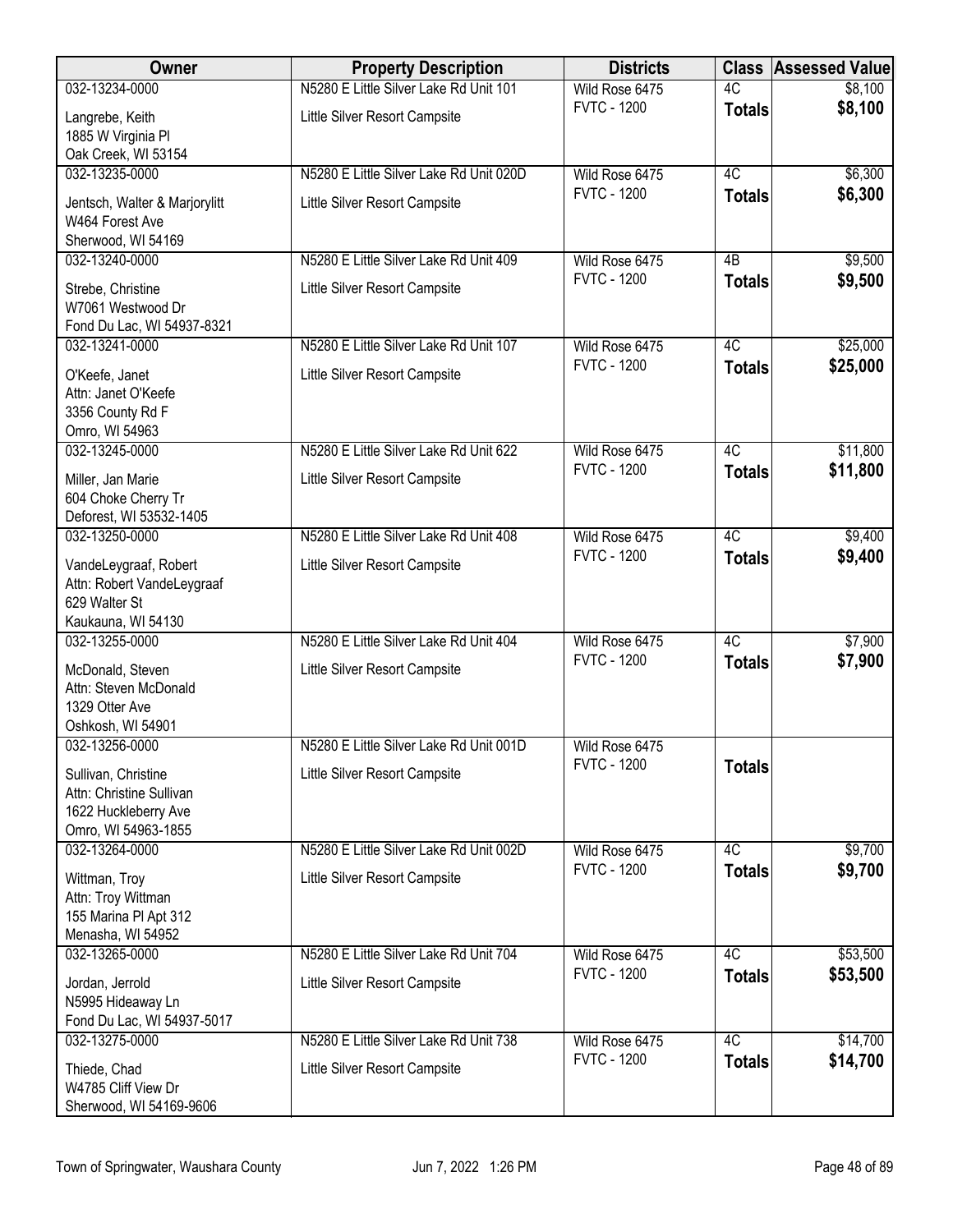| Owner | Property Description | Districts | Class | Assessed Value |
|---|---|---|---|---|
| 032-13234-0000<br>Langrebe, Keith<br>1885 W Virginia Pl<br>Oak Creek, WI 53154 | N5280 E Little Silver Lake Rd Unit 101<br>Little Silver Resort Campsite | Wild Rose 6475<br>FVTC - 1200 | 4C<br>**Totals** | $8,100<br>**$8,100** |
| 032-13235-0000<br>Jentsch, Walter & Marjorylitt<br>W464 Forest Ave<br>Sherwood, WI 54169 | N5280 E Little Silver Lake Rd Unit 020D<br>Little Silver Resort Campsite | Wild Rose 6475<br>FVTC - 1200 | 4C<br>**Totals** | $6,300<br>**$6,300** |
| 032-13240-0000<br>Strebe, Christine<br>W7061 Westwood Dr<br>Fond Du Lac, WI 54937-8321 | N5280 E Little Silver Lake Rd Unit 409<br>Little Silver Resort Campsite | Wild Rose 6475<br>FVTC - 1200 | 4B<br>**Totals** | $9,500<br>**$9,500** |
| 032-13241-0000<br>O'Keefe, Janet<br>Attn: Janet O'Keefe<br>3356 County Rd F<br>Omro, WI 54963 | N5280 E Little Silver Lake Rd Unit 107<br>Little Silver Resort Campsite | Wild Rose 6475<br>FVTC - 1200 | 4C<br>**Totals** | $25,000<br>**$25,000** |
| 032-13245-0000<br>Miller, Jan Marie<br>604 Choke Cherry Tr<br>Deforest, WI 53532-1405 | N5280 E Little Silver Lake Rd Unit 622<br>Little Silver Resort Campsite | Wild Rose 6475<br>FVTC - 1200 | 4C<br>**Totals** | $11,800<br>**$11,800** |
| 032-13250-0000<br>VandeLeygraaf, Robert<br>Attn: Robert VandeLeygraaf<br>629 Walter St<br>Kaukauna, WI 54130 | N5280 E Little Silver Lake Rd Unit 408<br>Little Silver Resort Campsite | Wild Rose 6475<br>FVTC - 1200 | 4C<br>**Totals** | $9,400<br>**$9,400** |
| 032-13255-0000<br>McDonald, Steven<br>Attn: Steven McDonald<br>1329 Otter Ave<br>Oshkosh, WI 54901 | N5280 E Little Silver Lake Rd Unit 404<br>Little Silver Resort Campsite | Wild Rose 6475<br>FVTC - 1200 | 4C<br>**Totals** | $7,900<br>**$7,900** |
| 032-13256-0000<br>Sullivan, Christine<br>Attn: Christine Sullivan<br>1622 Huckleberry Ave<br>Omro, WI 54963-1855 | N5280 E Little Silver Lake Rd Unit 001D<br>Little Silver Resort Campsite | Wild Rose 6475<br>FVTC - 1200 | **Totals** | |
| 032-13264-0000<br>Wittman, Troy<br>Attn: Troy Wittman<br>155 Marina Pl Apt 312<br>Menasha, WI 54952 | N5280 E Little Silver Lake Rd Unit 002D<br>Little Silver Resort Campsite | Wild Rose 6475<br>FVTC - 1200 | 4C<br>**Totals** | $9,700<br>**$9,700** |
| 032-13265-0000<br>Jordan, Jerrold<br>N5995 Hideaway Ln<br>Fond Du Lac, WI 54937-5017 | N5280 E Little Silver Lake Rd Unit 704<br>Little Silver Resort Campsite | Wild Rose 6475<br>FVTC - 1200 | 4C<br>**Totals** | $53,500<br>**$53,500** |
| 032-13275-0000<br>Thiede, Chad<br>W4785 Cliff View Dr<br>Sherwood, WI 54169-9606 | N5280 E Little Silver Lake Rd Unit 738<br>Little Silver Resort Campsite | Wild Rose 6475<br>FVTC - 1200 | 4C<br>**Totals** | $14,700<br>**$14,700** |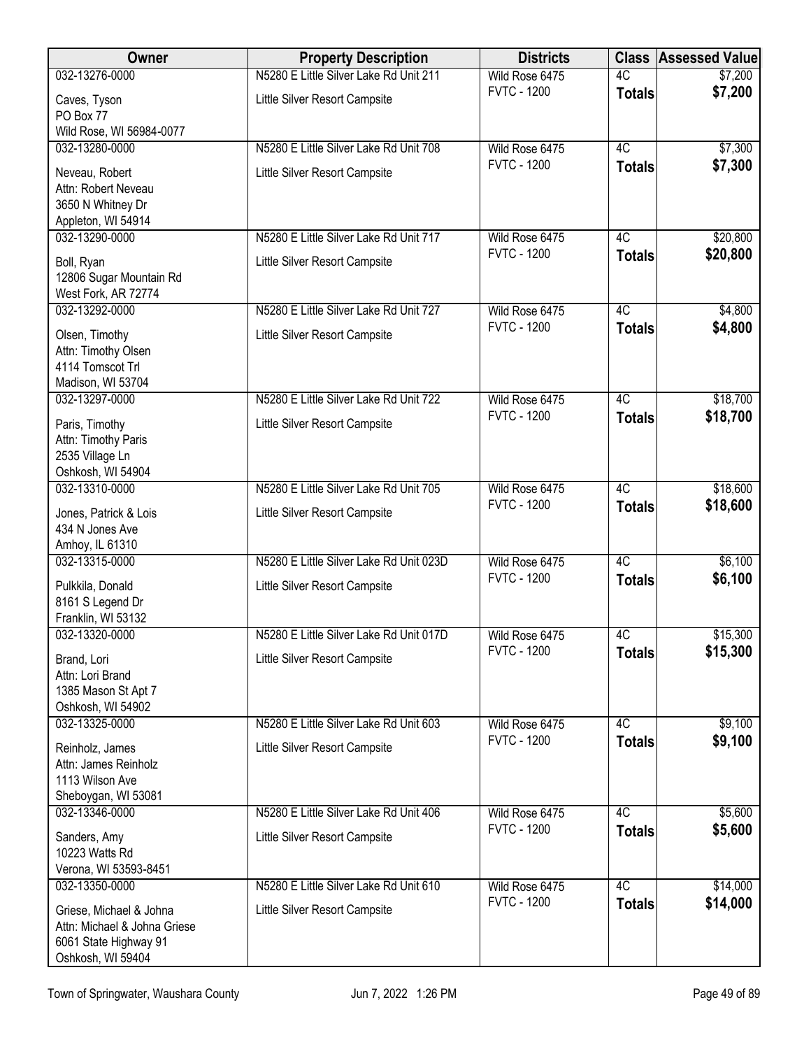| Owner | Property Description | Districts | Class | Assessed Value |
|---|---|---|---|---|
| 032-13276-0000<br>Caves, Tyson<br>PO Box 77<br>Wild Rose, WI 56984-0077 | N5280 E Little Silver Lake Rd Unit 211<br>Little Silver Resort Campsite | Wild Rose 6475<br>FVTC - 1200 | 4C<br>**Totals** | $7,200<br>**$7,200** |
| 032-13280-0000<br>Neveau, Robert<br>Attn: Robert Neveau<br>3650 N Whitney Dr<br>Appleton, WI 54914 | N5280 E Little Silver Lake Rd Unit 708<br>Little Silver Resort Campsite | Wild Rose 6475<br>FVTC - 1200 | 4C<br>**Totals** | $7,300<br>**$7,300** |
| 032-13290-0000<br>Boll, Ryan<br>12806 Sugar Mountain Rd<br>West Fork, AR 72774 | N5280 E Little Silver Lake Rd Unit 717<br>Little Silver Resort Campsite | Wild Rose 6475<br>FVTC - 1200 | 4C<br>**Totals** | $20,800<br>**$20,800** |
| 032-13292-0000<br>Olsen, Timothy<br>Attn: Timothy Olsen<br>4114 Tomscot Trl<br>Madison, WI 53704 | N5280 E Little Silver Lake Rd Unit 727<br>Little Silver Resort Campsite | Wild Rose 6475<br>FVTC - 1200 | 4C<br>**Totals** | $4,800<br>**$4,800** |
| 032-13297-0000<br>Paris, Timothy<br>Attn: Timothy Paris<br>2535 Village Ln<br>Oshkosh, WI 54904 | N5280 E Little Silver Lake Rd Unit 722<br>Little Silver Resort Campsite | Wild Rose 6475<br>FVTC - 1200 | 4C<br>**Totals** | $18,700<br>**$18,700** |
| 032-13310-0000<br>Jones, Patrick & Lois<br>434 N Jones Ave<br>Amhoy, IL 61310 | N5280 E Little Silver Lake Rd Unit 705<br>Little Silver Resort Campsite | Wild Rose 6475<br>FVTC - 1200 | 4C<br>**Totals** | $18,600<br>**$18,600** |
| 032-13315-0000<br>Pulkkila, Donald<br>8161 S Legend Dr<br>Franklin, WI 53132 | N5280 E Little Silver Lake Rd Unit 023D<br>Little Silver Resort Campsite | Wild Rose 6475<br>FVTC - 1200 | 4C<br>**Totals** | $6,100<br>**$6,100** |
| 032-13320-0000<br>Brand, Lori<br>Attn: Lori Brand<br>1385 Mason St Apt 7<br>Oshkosh, WI 54902 | N5280 E Little Silver Lake Rd Unit 017D<br>Little Silver Resort Campsite | Wild Rose 6475<br>FVTC - 1200 | 4C<br>**Totals** | $15,300<br>**$15,300** |
| 032-13325-0000<br>Reinholz, James<br>Attn: James Reinholz<br>1113 Wilson Ave<br>Sheboygan, WI 53081 | N5280 E Little Silver Lake Rd Unit 603<br>Little Silver Resort Campsite | Wild Rose 6475<br>FVTC - 1200 | 4C<br>**Totals** | $9,100<br>**$9,100** |
| 032-13346-0000<br>Sanders, Amy<br>10223 Watts Rd<br>Verona, WI 53593-8451 | N5280 E Little Silver Lake Rd Unit 406<br>Little Silver Resort Campsite | Wild Rose 6475<br>FVTC - 1200 | 4C<br>**Totals** | $5,600<br>**$5,600** |
| 032-13350-0000<br>Griese, Michael & Johna<br>Attn: Michael & Johna Griese<br>6061 State Highway 91<br>Oshkosh, WI 59404 | N5280 E Little Silver Lake Rd Unit 610<br>Little Silver Resort Campsite | Wild Rose 6475<br>FVTC - 1200 | 4C<br>**Totals** | $14,000<br>**$14,000** |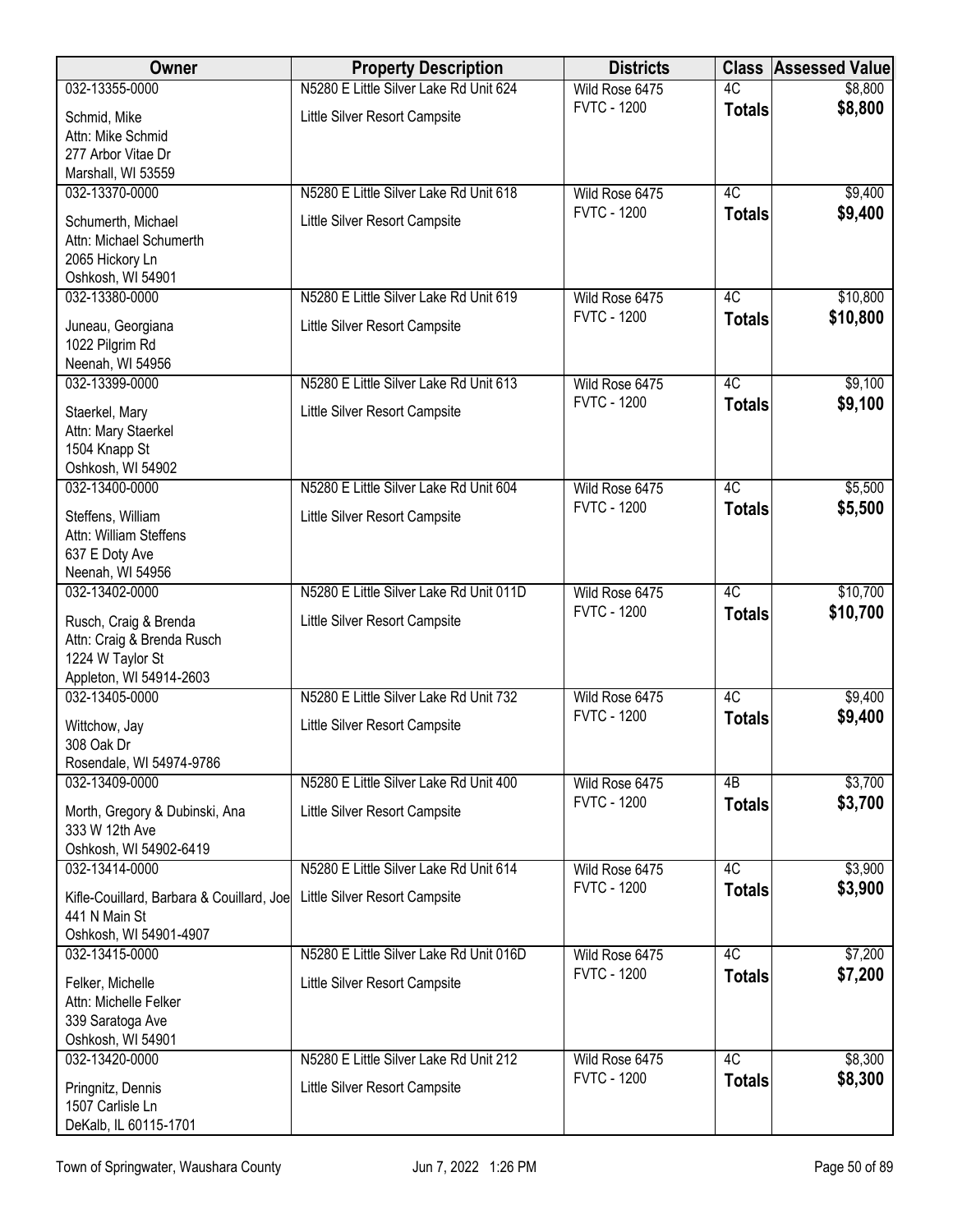| Owner | Property Description | Districts | Class | Assessed Value |
|---|---|---|---|---|
| 032-13355-0000<br>Schmid, Mike<br>Attn: Mike Schmid<br>277 Arbor Vitae Dr<br>Marshall, WI 53559 | N5280 E Little Silver Lake Rd Unit 624<br>Little Silver Resort Campsite | Wild Rose 6475<br>FVTC - 1200 | 4C<br>**Totals** | $8,800<br>**$8,800** |
| 032-13370-0000<br>Schumerth, Michael<br>Attn: Michael Schumerth<br>2065 Hickory Ln<br>Oshkosh, WI 54901 | N5280 E Little Silver Lake Rd Unit 618<br>Little Silver Resort Campsite | Wild Rose 6475<br>FVTC - 1200 | 4C<br>**Totals** | $9,400<br>**$9,400** |
| 032-13380-0000<br>Juneau, Georgiana<br>1022 Pilgrim Rd<br>Neenah, WI 54956 | N5280 E Little Silver Lake Rd Unit 619<br>Little Silver Resort Campsite | Wild Rose 6475<br>FVTC - 1200 | 4C<br>**Totals** | $10,800<br>**$10,800** |
| 032-13399-0000<br>Staerkel, Mary<br>Attn: Mary Staerkel<br>1504 Knapp St<br>Oshkosh, WI 54902 | N5280 E Little Silver Lake Rd Unit 613<br>Little Silver Resort Campsite | Wild Rose 6475<br>FVTC - 1200 | 4C<br>**Totals** | $9,100<br>**$9,100** |
| 032-13400-0000<br>Steffens, William<br>Attn: William Steffens<br>637 E Doty Ave<br>Neenah, WI 54956 | N5280 E Little Silver Lake Rd Unit 604<br>Little Silver Resort Campsite | Wild Rose 6475<br>FVTC - 1200 | 4C<br>**Totals** | $5,500<br>**$5,500** |
| 032-13402-0000<br>Rusch, Craig & Brenda<br>Attn: Craig & Brenda Rusch<br>1224 W Taylor St<br>Appleton, WI 54914-2603 | N5280 E Little Silver Lake Rd Unit 011D<br>Little Silver Resort Campsite | Wild Rose 6475<br>FVTC - 1200 | 4C<br>**Totals** | $10,700<br>**$10,700** |
| 032-13405-0000<br>Wittchow, Jay<br>308 Oak Dr<br>Rosendale, WI 54974-9786 | N5280 E Little Silver Lake Rd Unit 732<br>Little Silver Resort Campsite | Wild Rose 6475<br>FVTC - 1200 | 4C<br>**Totals** | $9,400<br>**$9,400** |
| 032-13409-0000<br>Morth, Gregory & Dubinski, Ana<br>333 W 12th Ave<br>Oshkosh, WI 54902-6419 | N5280 E Little Silver Lake Rd Unit 400<br>Little Silver Resort Campsite | Wild Rose 6475<br>FVTC - 1200 | 4B<br>**Totals** | $3,700<br>**$3,700** |
| 032-13414-0000<br>Kifle-Couillard, Barbara & Couillard, Joe<br>441 N Main St<br>Oshkosh, WI 54901-4907 | N5280 E Little Silver Lake Rd Unit 614<br>Little Silver Resort Campsite | Wild Rose 6475<br>FVTC - 1200 | 4C<br>**Totals** | $3,900<br>**$3,900** |
| 032-13415-0000<br>Felker, Michelle<br>Attn: Michelle Felker<br>339 Saratoga Ave<br>Oshkosh, WI 54901 | N5280 E Little Silver Lake Rd Unit 016D<br>Little Silver Resort Campsite | Wild Rose 6475<br>FVTC - 1200 | 4C<br>**Totals** | $7,200<br>**$7,200** |
| 032-13420-0000<br>Pringnitz, Dennis<br>1507 Carlisle Ln<br>DeKalb, IL 60115-1701 | N5280 E Little Silver Lake Rd Unit 212<br>Little Silver Resort Campsite | Wild Rose 6475<br>FVTC - 1200 | 4C<br>**Totals** | $8,300<br>**$8,300** |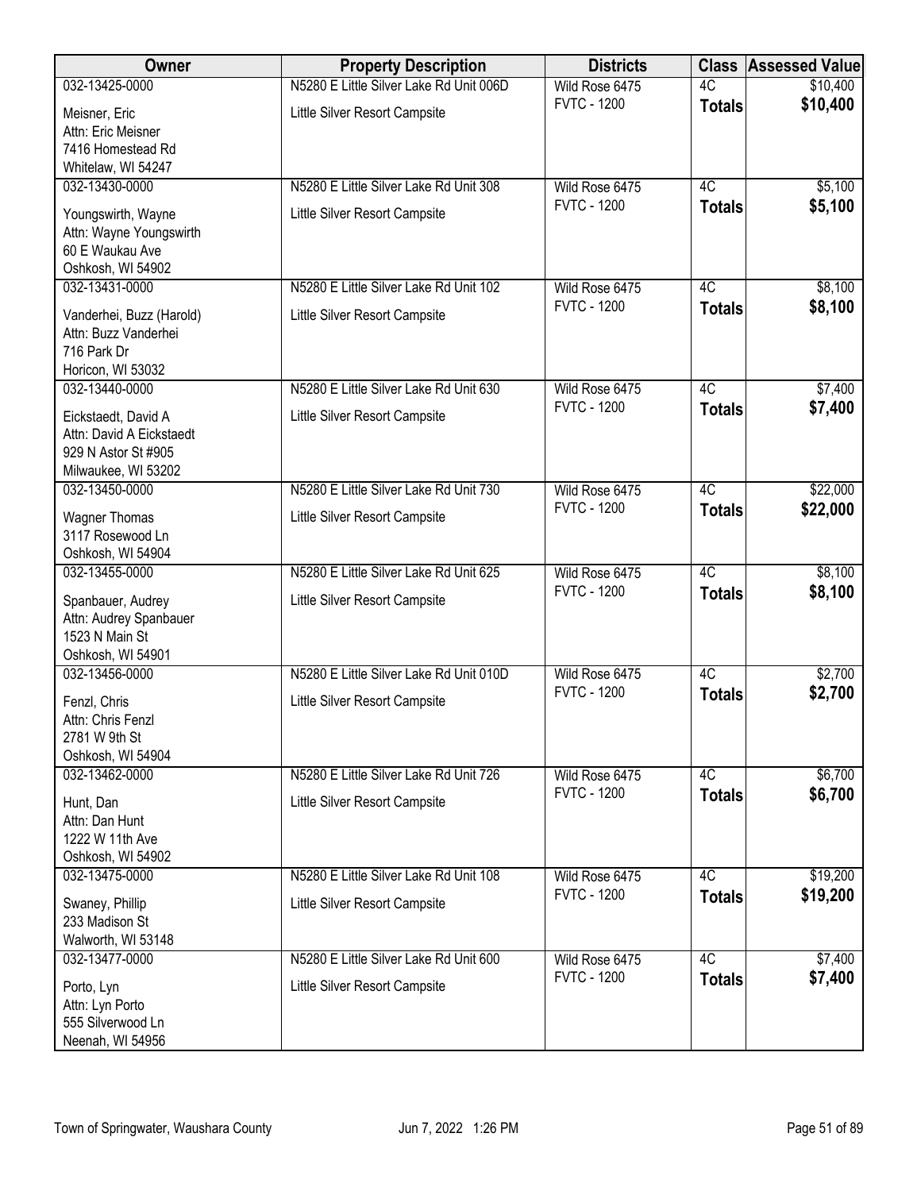| Owner | Property Description | Districts | Class | Assessed Value |
|---|---|---|---|---|
| 032-13425-0000<br>Meisner, Eric<br>Attn: Eric Meisner<br>7416 Homestead Rd<br>Whitelaw, WI 54247 | N5280 E Little Silver Lake Rd Unit 006D<br>Little Silver Resort Campsite | Wild Rose 6475<br>FVTC - 1200 | 4C<br>**Totals** | $10,400<br>**$10,400** |
| 032-13430-0000<br>Youngswirth, Wayne<br>Attn: Wayne Youngswirth<br>60 E Waukau Ave<br>Oshkosh, WI 54902 | N5280 E Little Silver Lake Rd Unit 308<br>Little Silver Resort Campsite | Wild Rose 6475<br>FVTC - 1200 | 4C<br>**Totals** | $5,100<br>**$5,100** |
| 032-13431-0000<br>Vanderhei, Buzz (Harold)<br>Attn: Buzz Vanderhei<br>716 Park Dr<br>Horicon, WI 53032 | N5280 E Little Silver Lake Rd Unit 102<br>Little Silver Resort Campsite | Wild Rose 6475<br>FVTC - 1200 | 4C<br>**Totals** | $8,100<br>**$8,100** |
| 032-13440-0000<br>Eickstaedt, David A<br>Attn: David A Eickstaedt<br>929 N Astor St #905<br>Milwaukee, WI 53202 | N5280 E Little Silver Lake Rd Unit 630<br>Little Silver Resort Campsite | Wild Rose 6475<br>FVTC - 1200 | 4C<br>**Totals** | $7,400<br>**$7,400** |
| 032-13450-0000<br>Wagner Thomas<br>3117 Rosewood Ln<br>Oshkosh, WI 54904 | N5280 E Little Silver Lake Rd Unit 730<br>Little Silver Resort Campsite | Wild Rose 6475<br>FVTC - 1200 | 4C<br>**Totals** | $22,000<br>**$22,000** |
| 032-13455-0000<br>Spanbauer, Audrey<br>Attn: Audrey Spanbauer<br>1523 N Main St<br>Oshkosh, WI 54901 | N5280 E Little Silver Lake Rd Unit 625<br>Little Silver Resort Campsite | Wild Rose 6475<br>FVTC - 1200 | 4C<br>**Totals** | $8,100<br>**$8,100** |
| 032-13456-0000<br>Fenzl, Chris<br>Attn: Chris Fenzl<br>2781 W 9th St<br>Oshkosh, WI 54904 | N5280 E Little Silver Lake Rd Unit 010D<br>Little Silver Resort Campsite | Wild Rose 6475<br>FVTC - 1200 | 4C<br>**Totals** | $2,700<br>**$2,700** |
| 032-13462-0000<br>Hunt, Dan<br>Attn: Dan Hunt<br>1222 W 11th Ave<br>Oshkosh, WI 54902 | N5280 E Little Silver Lake Rd Unit 726<br>Little Silver Resort Campsite | Wild Rose 6475<br>FVTC - 1200 | 4C<br>**Totals** | $6,700<br>**$6,700** |
| 032-13475-0000<br>Swaney, Phillip<br>233 Madison St<br>Walworth, WI 53148 | N5280 E Little Silver Lake Rd Unit 108<br>Little Silver Resort Campsite | Wild Rose 6475<br>FVTC - 1200 | 4C<br>**Totals** | $19,200<br>**$19,200** |
| 032-13477-0000<br>Porto, Lyn<br>Attn: Lyn Porto<br>555 Silverwood Ln<br>Neenah, WI 54956 | N5280 E Little Silver Lake Rd Unit 600<br>Little Silver Resort Campsite | Wild Rose 6475<br>FVTC - 1200 | 4C<br>**Totals** | $7,400<br>**$7,400** |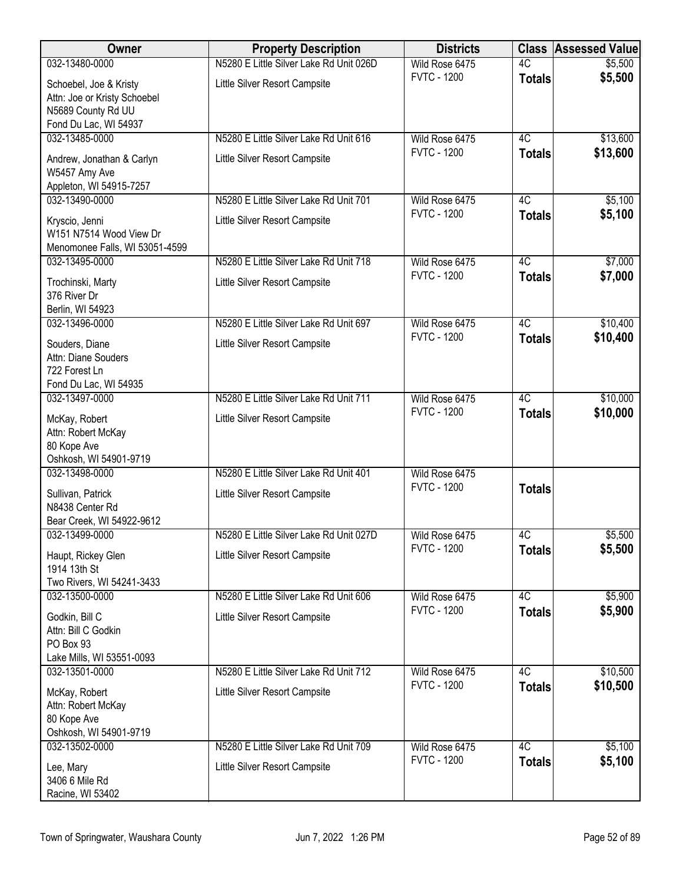| Owner | Property Description | Districts | Class | Assessed Value |
|---|---|---|---|---|
| 032-13480-0000 | N5280 E Little Silver Lake Rd Unit 026D | Wild Rose 6475 | 4C | $5,500 |
| Schoebel, Joe & Kristy<br>Attn: Joe or Kristy Schoebel<br>N5689 County Rd UU<br>Fond Du Lac, WI 54937 | Little Silver Resort Campsite | FVTC - 1200 | **Totals** | **$5,500** |
| 032-13485-0000 | N5280 E Little Silver Lake Rd Unit 616 | Wild Rose 6475 | 4C | $13,600 |
| Andrew, Jonathan & Carlyn<br>W5457 Amy Ave<br>Appleton, WI 54915-7257 | Little Silver Resort Campsite | FVTC - 1200 | **Totals** | **$13,600** |
| 032-13490-0000 | N5280 E Little Silver Lake Rd Unit 701 | Wild Rose 6475 | 4C | $5,100 |
| Kryscio, Jenni<br>W151 N7514 Wood View Dr<br>Menomonee Falls, WI 53051-4599 | Little Silver Resort Campsite | FVTC - 1200 | **Totals** | **$5,100** |
| 032-13495-0000 | N5280 E Little Silver Lake Rd Unit 718 | Wild Rose 6475 | 4C | $7,000 |
| Trochinski, Marty<br>376 River Dr<br>Berlin, WI 54923 | Little Silver Resort Campsite | FVTC - 1200 | **Totals** | **$7,000** |
| 032-13496-0000 | N5280 E Little Silver Lake Rd Unit 697 | Wild Rose 6475 | 4C | $10,400 |
| Souders, Diane<br>Attn: Diane Souders<br>722 Forest Ln<br>Fond Du Lac, WI 54935 | Little Silver Resort Campsite | FVTC - 1200 | **Totals** | **$10,400** |
| 032-13497-0000 | N5280 E Little Silver Lake Rd Unit 711 | Wild Rose 6475 | 4C | $10,000 |
| McKay, Robert<br>Attn: Robert McKay<br>80 Kope Ave<br>Oshkosh, WI 54901-9719 | Little Silver Resort Campsite | FVTC - 1200 | **Totals** | **$10,000** |
| 032-13498-0000 | N5280 E Little Silver Lake Rd Unit 401 | Wild Rose 6475 | | |
| Sullivan, Patrick<br>N8438 Center Rd<br>Bear Creek, WI 54922-9612 | Little Silver Resort Campsite | FVTC - 1200 | **Totals** | |
| 032-13499-0000 | N5280 E Little Silver Lake Rd Unit 027D | Wild Rose 6475 | 4C | $5,500 |
| Haupt, Rickey Glen<br>1914 13th St<br>Two Rivers, WI 54241-3433 | Little Silver Resort Campsite | FVTC - 1200 | **Totals** | **$5,500** |
| 032-13500-0000 | N5280 E Little Silver Lake Rd Unit 606 | Wild Rose 6475 | 4C | $5,900 |
| Godkin, Bill C<br>Attn: Bill C Godkin<br>PO Box 93<br>Lake Mills, WI 53551-0093 | Little Silver Resort Campsite | FVTC - 1200 | **Totals** | **$5,900** |
| 032-13501-0000 | N5280 E Little Silver Lake Rd Unit 712 | Wild Rose 6475 | 4C | $10,500 |
| McKay, Robert<br>Attn: Robert McKay<br>80 Kope Ave<br>Oshkosh, WI 54901-9719 | Little Silver Resort Campsite | FVTC - 1200 | **Totals** | **$10,500** |
| 032-13502-0000 | N5280 E Little Silver Lake Rd Unit 709 | Wild Rose 6475 | 4C | $5,100 |
| Lee, Mary<br>3406 6 Mile Rd<br>Racine, WI 53402 | Little Silver Resort Campsite | FVTC - 1200 | **Totals** | **$5,100** |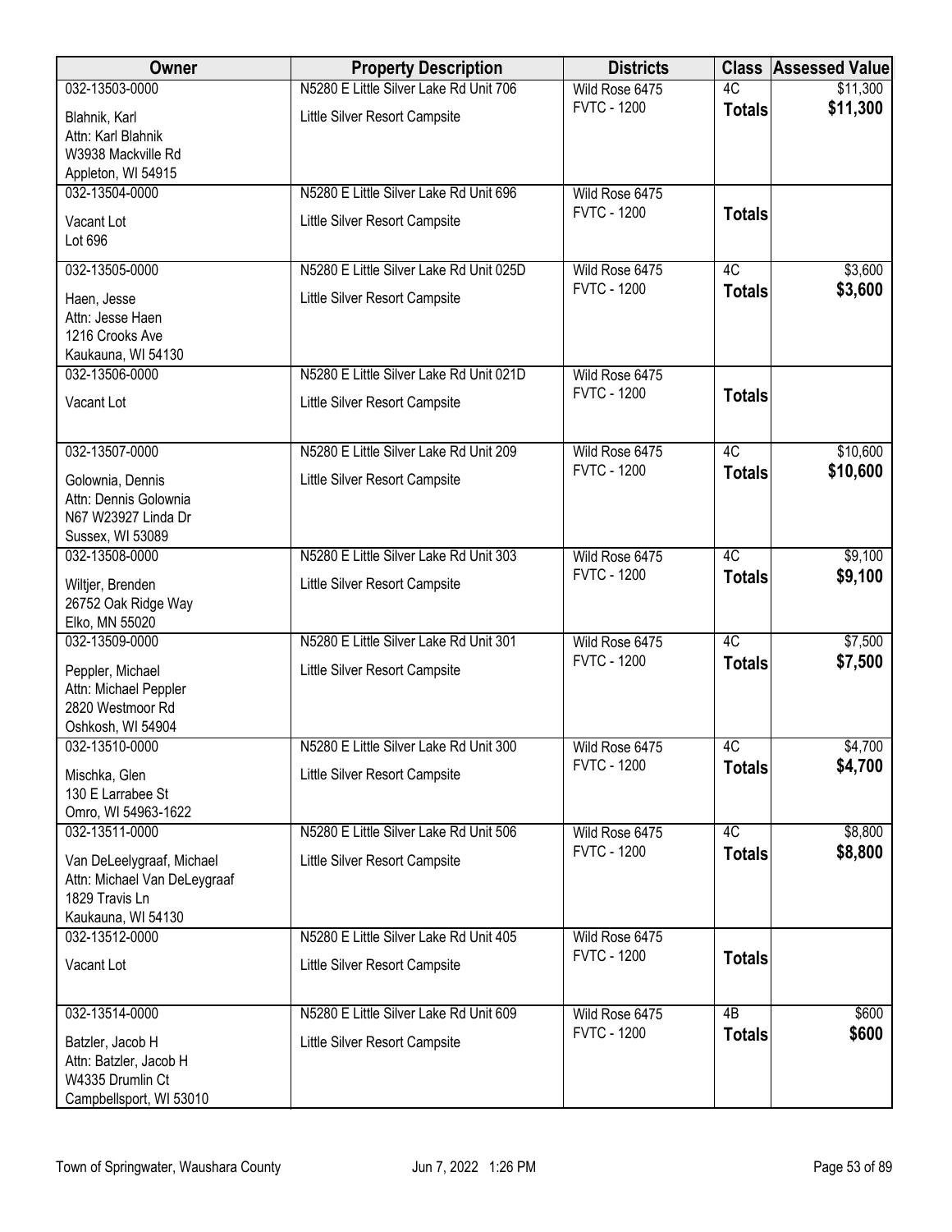| Owner | Property Description | Districts | Class | Assessed Value |
|---|---|---|---|---|
| 032-13503-0000<br>Blahnik, Karl<br>Attn: Karl Blahnik<br>W3938 Mackville Rd<br>Appleton, WI 54915 | N5280 E Little Silver Lake Rd Unit 706<br>Little Silver Resort Campsite | Wild Rose 6475<br>FVTC - 1200 | 4C<br>**Totals** | $11,300<br>**$11,300** |
| 032-13504-0000<br>Vacant Lot<br>Lot 696 | N5280 E Little Silver Lake Rd Unit 696<br>Little Silver Resort Campsite | Wild Rose 6475<br>FVTC - 1200 | **Totals** | |
| 032-13505-0000<br>Haen, Jesse<br>Attn: Jesse Haen<br>1216 Crooks Ave<br>Kaukauna, WI 54130 | N5280 E Little Silver Lake Rd Unit 025D<br>Little Silver Resort Campsite | Wild Rose 6475<br>FVTC - 1200 | 4C<br>**Totals** | $3,600<br>**$3,600** |
| 032-13506-0000<br>Vacant Lot | N5280 E Little Silver Lake Rd Unit 021D<br>Little Silver Resort Campsite | Wild Rose 6475<br>FVTC - 1200 | **Totals** | |
| 032-13507-0000<br>Golownia, Dennis<br>Attn: Dennis Golownia<br>N67 W23927 Linda Dr<br>Sussex, WI 53089 | N5280 E Little Silver Lake Rd Unit 209<br>Little Silver Resort Campsite | Wild Rose 6475<br>FVTC - 1200 | 4C<br>**Totals** | $10,600<br>**$10,600** |
| 032-13508-0000<br>Wiltjer, Brenden<br>26752 Oak Ridge Way<br>Elko, MN 55020 | N5280 E Little Silver Lake Rd Unit 303<br>Little Silver Resort Campsite | Wild Rose 6475<br>FVTC - 1200 | 4C<br>**Totals** | $9,100<br>**$9,100** |
| 032-13509-0000<br>Peppler, Michael<br>Attn: Michael Peppler<br>2820 Westmoor Rd<br>Oshkosh, WI 54904 | N5280 E Little Silver Lake Rd Unit 301<br>Little Silver Resort Campsite | Wild Rose 6475<br>FVTC - 1200 | 4C<br>**Totals** | $7,500<br>**$7,500** |
| 032-13510-0000<br>Mischka, Glen<br>130 E Larrabee St<br>Omro, WI 54963-1622 | N5280 E Little Silver Lake Rd Unit 300<br>Little Silver Resort Campsite | Wild Rose 6475<br>FVTC - 1200 | 4C<br>**Totals** | $4,700<br>**$4,700** |
| 032-13511-0000<br>Van DeLeelygraaf, Michael<br>Attn: Michael Van DeLeygraaf<br>1829 Travis Ln<br>Kaukauna, WI 54130 | N5280 E Little Silver Lake Rd Unit 506<br>Little Silver Resort Campsite | Wild Rose 6475<br>FVTC - 1200 | 4C<br>**Totals** | $8,800<br>**$8,800** |
| 032-13512-0000<br>Vacant Lot | N5280 E Little Silver Lake Rd Unit 405<br>Little Silver Resort Campsite | Wild Rose 6475<br>FVTC - 1200 | **Totals** | |
| 032-13514-0000<br>Batzler, Jacob H<br>Attn: Batzler, Jacob H<br>W4335 Drumlin Ct<br>Campbellsport, WI 53010 | N5280 E Little Silver Lake Rd Unit 609<br>Little Silver Resort Campsite | Wild Rose 6475<br>FVTC - 1200 | 4B<br>**Totals** | $600<br>**$600** |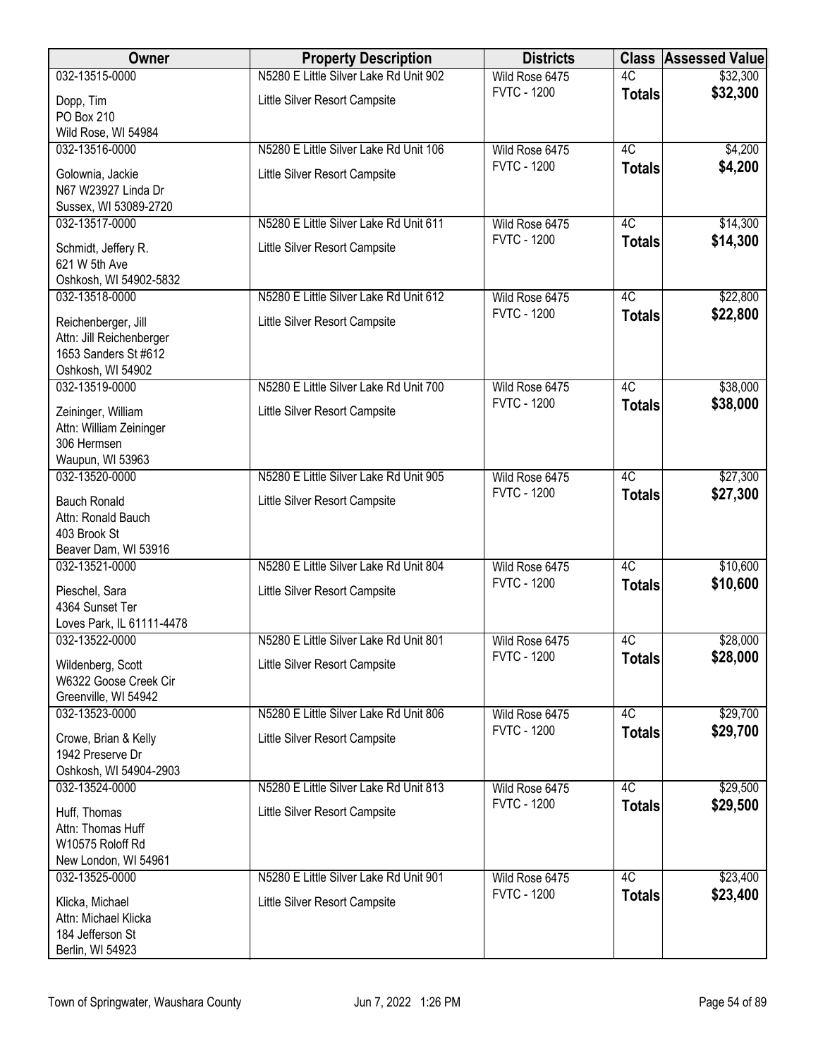| Owner | Property Description | Districts | Class | Assessed Value |
| --- | --- | --- | --- | --- |
| 032-13515-0000<br>Dopp, Tim<br>PO Box 210<br>Wild Rose, WI 54984 | N5280 E Little Silver Lake Rd Unit 902<br>Little Silver Resort Campsite | Wild Rose 6475<br>FVTC - 1200 | 4C<br>**Totals** | $32,300<br>**$32,300** |
| 032-13516-0000<br>Golownia, Jackie<br>N67 W23927 Linda Dr<br>Sussex, WI 53089-2720 | N5280 E Little Silver Lake Rd Unit 106<br>Little Silver Resort Campsite | Wild Rose 6475<br>FVTC - 1200 | 4C<br>**Totals** | $4,200<br>**$4,200** |
| 032-13517-0000<br>Schmidt, Jeffery R.<br>621 W 5th Ave<br>Oshkosh, WI 54902-5832 | N5280 E Little Silver Lake Rd Unit 611<br>Little Silver Resort Campsite | Wild Rose 6475<br>FVTC - 1200 | 4C<br>**Totals** | $14,300<br>**$14,300** |
| 032-13518-0000<br>Reichenberger, Jill<br>Attn: Jill Reichenberger<br>1653 Sanders St #612<br>Oshkosh, WI 54902 | N5280 E Little Silver Lake Rd Unit 612<br>Little Silver Resort Campsite | Wild Rose 6475<br>FVTC - 1200 | 4C<br>**Totals** | $22,800<br>**$22,800** |
| 032-13519-0000<br>Zeininger, William<br>Attn: William Zeininger<br>306 Hermsen<br>Waupun, WI 53963 | N5280 E Little Silver Lake Rd Unit 700<br>Little Silver Resort Campsite | Wild Rose 6475<br>FVTC - 1200 | 4C<br>**Totals** | $38,000<br>**$38,000** |
| 032-13520-0000<br>Bauch Ronald<br>Attn: Ronald Bauch<br>403 Brook St<br>Beaver Dam, WI 53916 | N5280 E Little Silver Lake Rd Unit 905<br>Little Silver Resort Campsite | Wild Rose 6475<br>FVTC - 1200 | 4C<br>**Totals** | $27,300<br>**$27,300** |
| 032-13521-0000<br>Pieschel, Sara<br>4364 Sunset Ter<br>Loves Park, IL 61111-4478 | N5280 E Little Silver Lake Rd Unit 804<br>Little Silver Resort Campsite | Wild Rose 6475<br>FVTC - 1200 | 4C<br>**Totals** | $10,600<br>**$10,600** |
| 032-13522-0000<br>Wildenberg, Scott<br>W6322 Goose Creek Cir<br>Greenville, WI 54942 | N5280 E Little Silver Lake Rd Unit 801<br>Little Silver Resort Campsite | Wild Rose 6475<br>FVTC - 1200 | 4C<br>**Totals** | $28,000<br>**$28,000** |
| 032-13523-0000<br>Crowe, Brian & Kelly<br>1942 Preserve Dr<br>Oshkosh, WI 54904-2903 | N5280 E Little Silver Lake Rd Unit 806<br>Little Silver Resort Campsite | Wild Rose 6475<br>FVTC - 1200 | 4C<br>**Totals** | $29,700<br>**$29,700** |
| 032-13524-0000<br>Huff, Thomas<br>Attn: Thomas Huff<br>W10575 Roloff Rd<br>New London, WI 54961 | N5280 E Little Silver Lake Rd Unit 813<br>Little Silver Resort Campsite | Wild Rose 6475<br>FVTC - 1200 | 4C<br>**Totals** | $29,500<br>**$29,500** |
| 032-13525-0000<br>Klicka, Michael<br>Attn: Michael Klicka<br>184 Jefferson St<br>Berlin, WI 54923 | N5280 E Little Silver Lake Rd Unit 901<br>Little Silver Resort Campsite | Wild Rose 6475<br>FVTC - 1200 | 4C<br>**Totals** | $23,400<br>**$23,400** |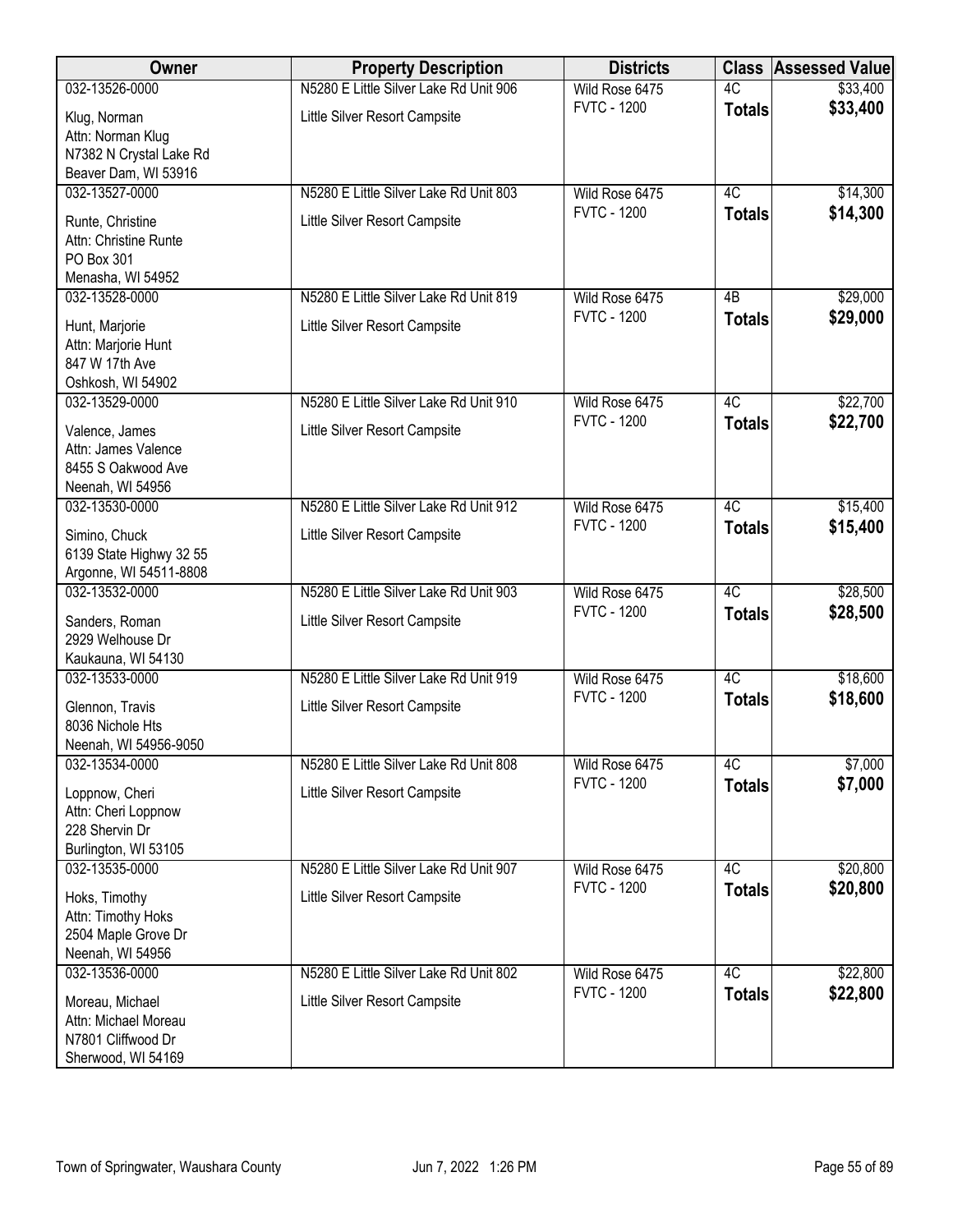| Owner | Property Description | Districts | Class | Assessed Value |
|---|---|---|---|---|
| 032-13526-0000<br>Klug, Norman<br>Attn: Norman Klug<br>N7382 N Crystal Lake Rd<br>Beaver Dam, WI 53916 | N5280 E Little Silver Lake Rd Unit 906<br>Little Silver Resort Campsite | Wild Rose 6475<br>FVTC - 1200 | 4C<br>**Totals** | $33,400<br>**$33,400** |
| 032-13527-0000<br>Runte, Christine<br>Attn: Christine Runte<br>PO Box 301<br>Menasha, WI 54952 | N5280 E Little Silver Lake Rd Unit 803<br>Little Silver Resort Campsite | Wild Rose 6475<br>FVTC - 1200 | 4C<br>**Totals** | $14,300<br>**$14,300** |
| 032-13528-0000<br>Hunt, Marjorie<br>Attn: Marjorie Hunt<br>847 W 17th Ave<br>Oshkosh, WI 54902 | N5280 E Little Silver Lake Rd Unit 819<br>Little Silver Resort Campsite | Wild Rose 6475<br>FVTC - 1200 | 4B<br>**Totals** | $29,000<br>**$29,000** |
| 032-13529-0000<br>Valence, James<br>Attn: James Valence<br>8455 S Oakwood Ave<br>Neenah, WI 54956 | N5280 E Little Silver Lake Rd Unit 910<br>Little Silver Resort Campsite | Wild Rose 6475<br>FVTC - 1200 | 4C<br>**Totals** | $22,700<br>**$22,700** |
| 032-13530-0000<br>Simino, Chuck<br>6139 State Highwy 32 55<br>Argonne, WI 54511-8808 | N5280 E Little Silver Lake Rd Unit 912<br>Little Silver Resort Campsite | Wild Rose 6475<br>FVTC - 1200 | 4C<br>**Totals** | $15,400<br>**$15,400** |
| 032-13532-0000<br>Sanders, Roman<br>2929 Welhouse Dr<br>Kaukauna, WI 54130 | N5280 E Little Silver Lake Rd Unit 903<br>Little Silver Resort Campsite | Wild Rose 6475<br>FVTC - 1200 | 4C<br>**Totals** | $28,500<br>**$28,500** |
| 032-13533-0000<br>Glennon, Travis<br>8036 Nichole Hts<br>Neenah, WI 54956-9050 | N5280 E Little Silver Lake Rd Unit 919<br>Little Silver Resort Campsite | Wild Rose 6475<br>FVTC - 1200 | 4C<br>**Totals** | $18,600<br>**$18,600** |
| 032-13534-0000<br>Loppnow, Cheri<br>Attn: Cheri Loppnow<br>228 Shervin Dr<br>Burlington, WI 53105 | N5280 E Little Silver Lake Rd Unit 808<br>Little Silver Resort Campsite | Wild Rose 6475<br>FVTC - 1200 | 4C<br>**Totals** | $7,000<br>**$7,000** |
| 032-13535-0000<br>Hoks, Timothy<br>Attn: Timothy Hoks<br>2504 Maple Grove Dr<br>Neenah, WI 54956 | N5280 E Little Silver Lake Rd Unit 907<br>Little Silver Resort Campsite | Wild Rose 6475<br>FVTC - 1200 | 4C<br>**Totals** | $20,800<br>**$20,800** |
| 032-13536-0000<br>Moreau, Michael<br>Attn: Michael Moreau<br>N7801 Cliffwood Dr<br>Sherwood, WI 54169 | N5280 E Little Silver Lake Rd Unit 802<br>Little Silver Resort Campsite | Wild Rose 6475<br>FVTC - 1200 | 4C<br>**Totals** | $22,800<br>**$22,800** |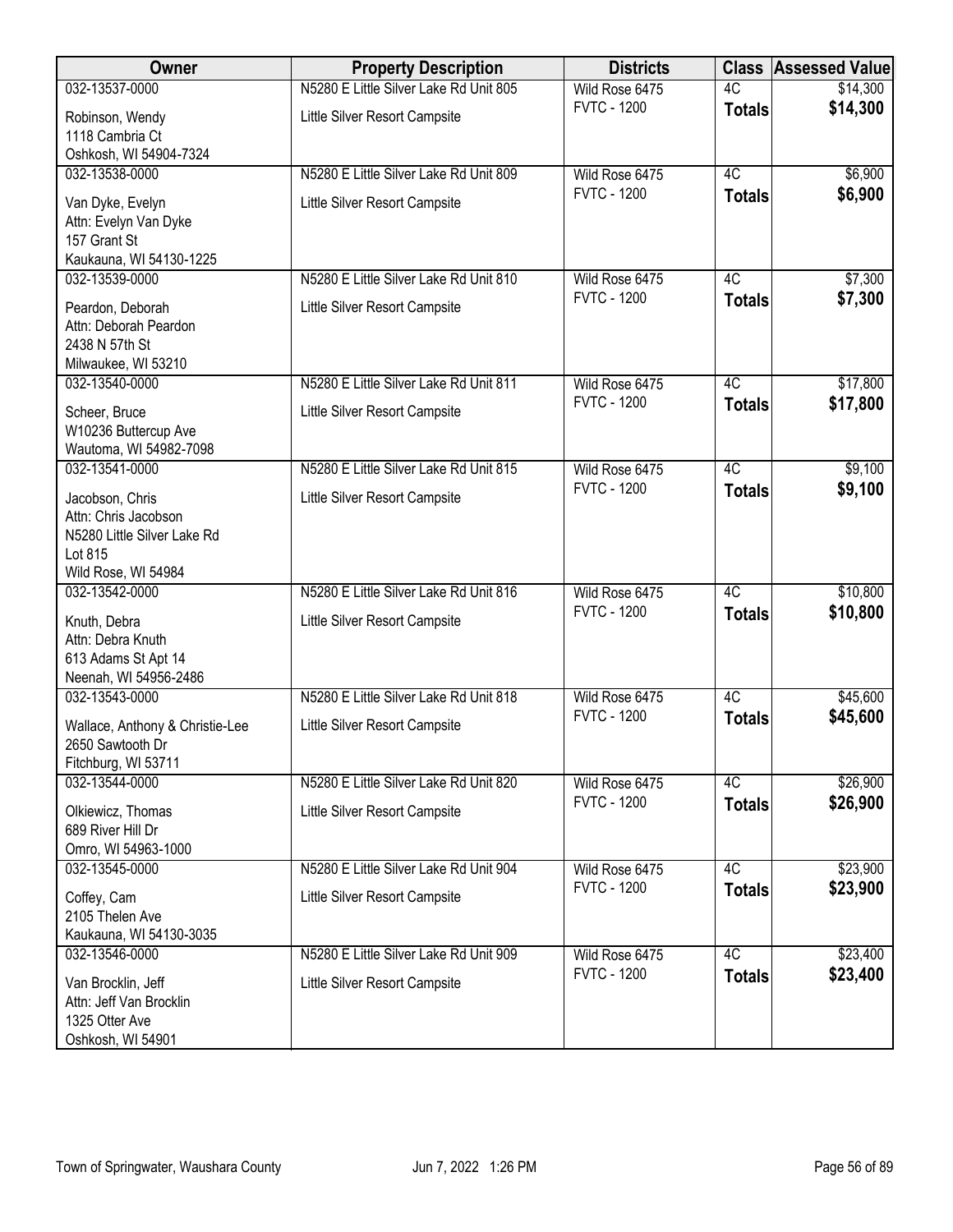| Owner | Property Description | Districts | Class | Assessed Value |
|---|---|---|---|---|
| 032-13537-0000<br>Robinson, Wendy<br>1118 Cambria Ct<br>Oshkosh, WI 54904-7324 | N5280 E Little Silver Lake Rd Unit 805<br>Little Silver Resort Campsite | Wild Rose 6475<br>FVTC - 1200 | 4C<br>**Totals** | $14,300<br>**$14,300** |
| 032-13538-0000<br>Van Dyke, Evelyn<br>Attn: Evelyn Van Dyke<br>157 Grant St<br>Kaukauna, WI 54130-1225 | N5280 E Little Silver Lake Rd Unit 809<br>Little Silver Resort Campsite | Wild Rose 6475<br>FVTC - 1200 | 4C<br>**Totals** | $6,900<br>**$6,900** |
| 032-13539-0000<br>Peardon, Deborah<br>Attn: Deborah Peardon<br>2438 N 57th St<br>Milwaukee, WI 53210 | N5280 E Little Silver Lake Rd Unit 810<br>Little Silver Resort Campsite | Wild Rose 6475<br>FVTC - 1200 | 4C<br>**Totals** | $7,300<br>**$7,300** |
| 032-13540-0000<br>Scheer, Bruce<br>W10236 Buttercup Ave<br>Wautoma, WI 54982-7098 | N5280 E Little Silver Lake Rd Unit 811<br>Little Silver Resort Campsite | Wild Rose 6475<br>FVTC - 1200 | 4C<br>**Totals** | $17,800<br>**$17,800** |
| 032-13541-0000<br>Jacobson, Chris<br>Attn: Chris Jacobson<br>N5280 Little Silver Lake Rd<br>Lot 815<br>Wild Rose, WI 54984 | N5280 E Little Silver Lake Rd Unit 815<br>Little Silver Resort Campsite | Wild Rose 6475<br>FVTC - 1200 | 4C<br>**Totals** | $9,100<br>**$9,100** |
| 032-13542-0000<br>Knuth, Debra<br>Attn: Debra Knuth<br>613 Adams St Apt 14<br>Neenah, WI 54956-2486 | N5280 E Little Silver Lake Rd Unit 816<br>Little Silver Resort Campsite | Wild Rose 6475<br>FVTC - 1200 | 4C<br>**Totals** | $10,800<br>**$10,800** |
| 032-13543-0000<br>Wallace, Anthony & Christie-Lee<br>2650 Sawtooth Dr<br>Fitchburg, WI 53711 | N5280 E Little Silver Lake Rd Unit 818<br>Little Silver Resort Campsite | Wild Rose 6475<br>FVTC - 1200 | 4C<br>**Totals** | $45,600<br>**$45,600** |
| 032-13544-0000<br>Olkiewicz, Thomas<br>689 River Hill Dr<br>Omro, WI 54963-1000 | N5280 E Little Silver Lake Rd Unit 820<br>Little Silver Resort Campsite | Wild Rose 6475<br>FVTC - 1200 | 4C<br>**Totals** | $26,900<br>**$26,900** |
| 032-13545-0000<br>Coffey, Cam<br>2105 Thelen Ave<br>Kaukauna, WI 54130-3035 | N5280 E Little Silver Lake Rd Unit 904<br>Little Silver Resort Campsite | Wild Rose 6475<br>FVTC - 1200 | 4C<br>**Totals** | $23,900<br>**$23,900** |
| 032-13546-0000<br>Van Brocklin, Jeff<br>Attn: Jeff Van Brocklin<br>1325 Otter Ave<br>Oshkosh, WI 54901 | N5280 E Little Silver Lake Rd Unit 909<br>Little Silver Resort Campsite | Wild Rose 6475<br>FVTC - 1200 | 4C<br>**Totals** | $23,400<br>**$23,400** |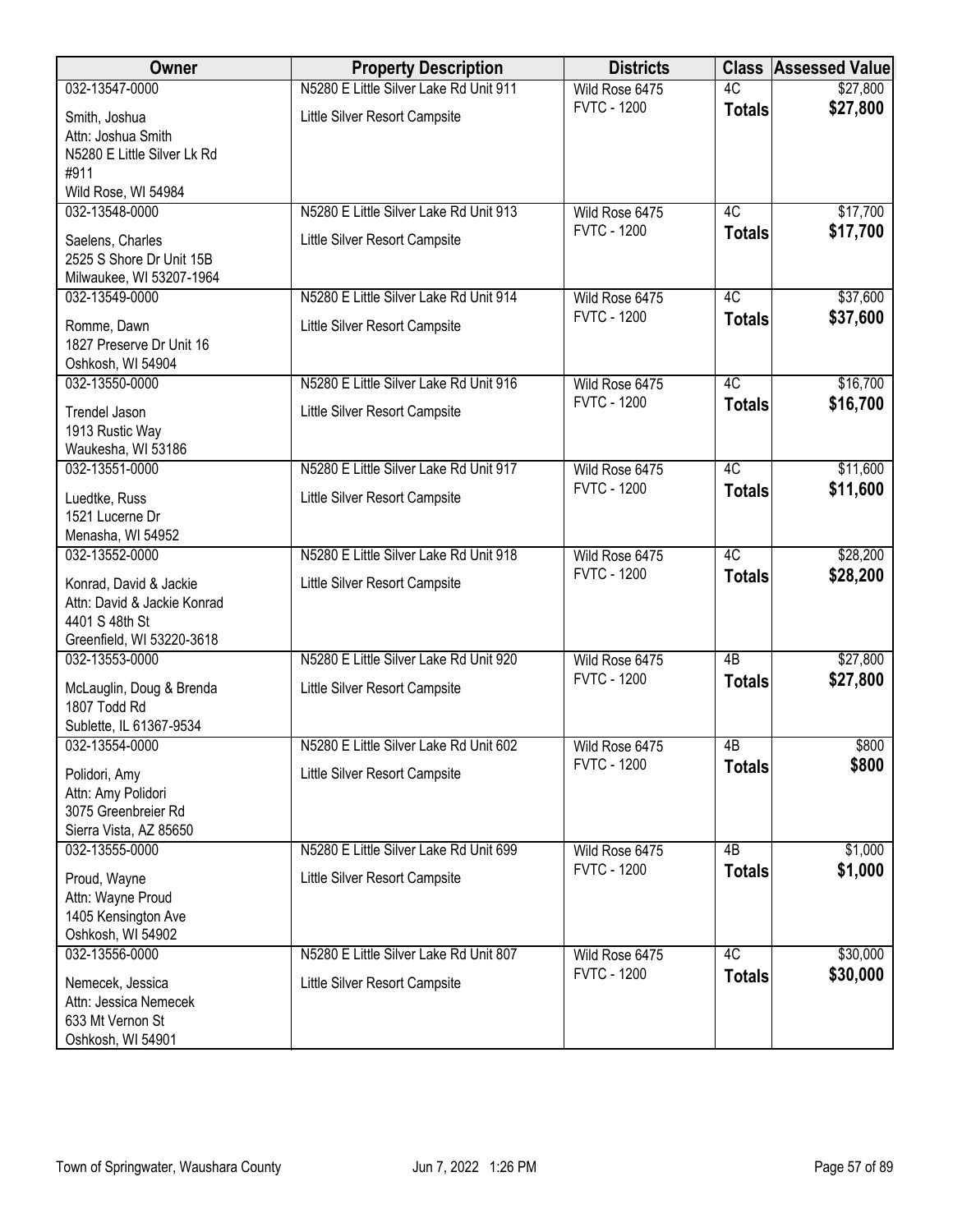| Owner | Property Description | Districts | Class | Assessed Value |
|---|---|---|---|---|
| 032-13547-0000<br>Smith, Joshua<br>Attn: Joshua Smith<br>N5280 E Little Silver Lk Rd<br>#911<br>Wild Rose, WI 54984 | N5280 E Little Silver Lake Rd Unit 911<br>Little Silver Resort Campsite | Wild Rose 6475<br>FVTC - 1200 | 4C<br>**Totals** | $27,800<br>**$27,800** |
| 032-13548-0000<br>Saelens, Charles<br>2525 S Shore Dr Unit 15B<br>Milwaukee, WI 53207-1964 | N5280 E Little Silver Lake Rd Unit 913<br>Little Silver Resort Campsite | Wild Rose 6475<br>FVTC - 1200 | 4C<br>**Totals** | $17,700<br>**$17,700** |
| 032-13549-0000<br>Romme, Dawn<br>1827 Preserve Dr Unit 16<br>Oshkosh, WI 54904 | N5280 E Little Silver Lake Rd Unit 914<br>Little Silver Resort Campsite | Wild Rose 6475<br>FVTC - 1200 | 4C<br>**Totals** | $37,600<br>**$37,600** |
| 032-13550-0000<br>Trendel Jason<br>1913 Rustic Way<br>Waukesha, WI 53186 | N5280 E Little Silver Lake Rd Unit 916<br>Little Silver Resort Campsite | Wild Rose 6475<br>FVTC - 1200 | 4C<br>**Totals** | $16,700<br>**$16,700** |
| 032-13551-0000<br>Luedtke, Russ<br>1521 Lucerne Dr<br>Menasha, WI 54952 | N5280 E Little Silver Lake Rd Unit 917<br>Little Silver Resort Campsite | Wild Rose 6475<br>FVTC - 1200 | 4C<br>**Totals** | $11,600<br>**$11,600** |
| 032-13552-0000<br>Konrad, David & Jackie<br>Attn: David & Jackie Konrad<br>4401 S 48th St<br>Greenfield, WI 53220-3618 | N5280 E Little Silver Lake Rd Unit 918<br>Little Silver Resort Campsite | Wild Rose 6475<br>FVTC - 1200 | 4C<br>**Totals** | $28,200<br>**$28,200** |
| 032-13553-0000<br>McLauglin, Doug & Brenda<br>1807 Todd Rd<br>Sublette, IL 61367-9534 | N5280 E Little Silver Lake Rd Unit 920<br>Little Silver Resort Campsite | Wild Rose 6475<br>FVTC - 1200 | 4B<br>**Totals** | $27,800<br>**$27,800** |
| 032-13554-0000<br>Polidori, Amy<br>Attn: Amy Polidori<br>3075 Greenbreier Rd<br>Sierra Vista, AZ 85650 | N5280 E Little Silver Lake Rd Unit 602<br>Little Silver Resort Campsite | Wild Rose 6475<br>FVTC - 1200 | 4B<br>**Totals** | $800<br>**$800** |
| 032-13555-0000<br>Proud, Wayne<br>Attn: Wayne Proud<br>1405 Kensington Ave<br>Oshkosh, WI 54902 | N5280 E Little Silver Lake Rd Unit 699<br>Little Silver Resort Campsite | Wild Rose 6475<br>FVTC - 1200 | 4B<br>**Totals** | $1,000<br>**$1,000** |
| 032-13556-0000<br>Nemecek, Jessica<br>Attn: Jessica Nemecek<br>633 Mt Vernon St<br>Oshkosh, WI 54901 | N5280 E Little Silver Lake Rd Unit 807<br>Little Silver Resort Campsite | Wild Rose 6475<br>FVTC - 1200 | 4C<br>**Totals** | $30,000<br>**$30,000** |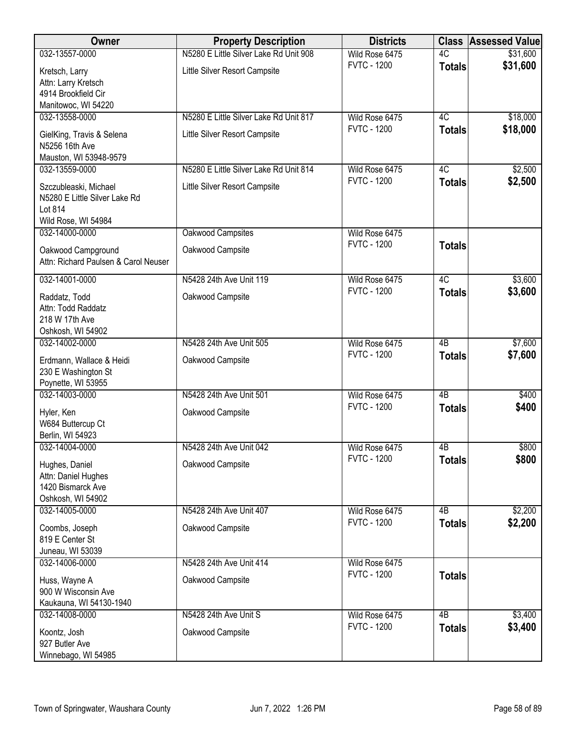| Owner | Property Description | Districts | Class | Assessed Value |
|---|---|---|---|---|
| 032-13557-0000<br>Kretsch, Larry<br>Attn: Larry Kretsch<br>4914 Brookfield Cir<br>Manitowoc, WI 54220 | N5280 E Little Silver Lake Rd Unit 908<br>Little Silver Resort Campsite | Wild Rose 6475<br>FVTC - 1200 | 4C<br>**Totals** | $31,600<br>**$31,600** |
| 032-13558-0000<br>GielKing, Travis & Selena<br>N5256 16th Ave<br>Mauston, WI 53948-9579 | N5280 E Little Silver Lake Rd Unit 817<br>Little Silver Resort Campsite | Wild Rose 6475<br>FVTC - 1200 | 4C<br>**Totals** | $18,000<br>**$18,000** |
| 032-13559-0000<br>Szczubleaski, Michael<br>N5280 E Little Silver Lake Rd<br>Lot 814<br>Wild Rose, WI 54984 | N5280 E Little Silver Lake Rd Unit 814<br>Little Silver Resort Campsite | Wild Rose 6475<br>FVTC - 1200 | 4C<br>**Totals** | $2,500<br>**$2,500** |
| 032-14000-0000<br>Oakwood Campground<br>Attn: Richard Paulsen & Carol Neuser | Oakwood Campsites<br>Oakwood Campsite | Wild Rose 6475<br>FVTC - 1200 | **Totals** | |
| 032-14001-0000<br>Raddatz, Todd<br>Attn: Todd Raddatz<br>218 W 17th Ave<br>Oshkosh, WI 54902 | N5428 24th Ave Unit 119<br>Oakwood Campsite | Wild Rose 6475<br>FVTC - 1200 | 4C<br>**Totals** | $3,600<br>**$3,600** |
| 032-14002-0000<br>Erdmann, Wallace & Heidi<br>230 E Washington St<br>Poynette, WI 53955 | N5428 24th Ave Unit 505<br>Oakwood Campsite | Wild Rose 6475<br>FVTC - 1200 | 4B<br>**Totals** | $7,600<br>**$7,600** |
| 032-14003-0000<br>Hyler, Ken<br>W684 Buttercup Ct<br>Berlin, WI 54923 | N5428 24th Ave Unit 501<br>Oakwood Campsite | Wild Rose 6475<br>FVTC - 1200 | 4B<br>**Totals** | $400<br>**$400** |
| 032-14004-0000<br>Hughes, Daniel<br>Attn: Daniel Hughes<br>1420 Bismarck Ave<br>Oshkosh, WI 54902 | N5428 24th Ave Unit 042<br>Oakwood Campsite | Wild Rose 6475<br>FVTC - 1200 | 4B<br>**Totals** | $800<br>**$800** |
| 032-14005-0000<br>Coombs, Joseph<br>819 E Center St<br>Juneau, WI 53039 | N5428 24th Ave Unit 407<br>Oakwood Campsite | Wild Rose 6475<br>FVTC - 1200 | 4B<br>**Totals** | $2,200<br>**$2,200** |
| 032-14006-0000<br>Huss, Wayne A<br>900 W Wisconsin Ave<br>Kaukauna, WI 54130-1940 | N5428 24th Ave Unit 414<br>Oakwood Campsite | Wild Rose 6475<br>FVTC - 1200 | **Totals** | |
| 032-14008-0000<br>Koontz, Josh<br>927 Butler Ave<br>Winnebago, WI 54985 | N5428 24th Ave Unit S<br>Oakwood Campsite | Wild Rose 6475<br>FVTC - 1200 | 4B<br>**Totals** | $3,400<br>**$3,400** |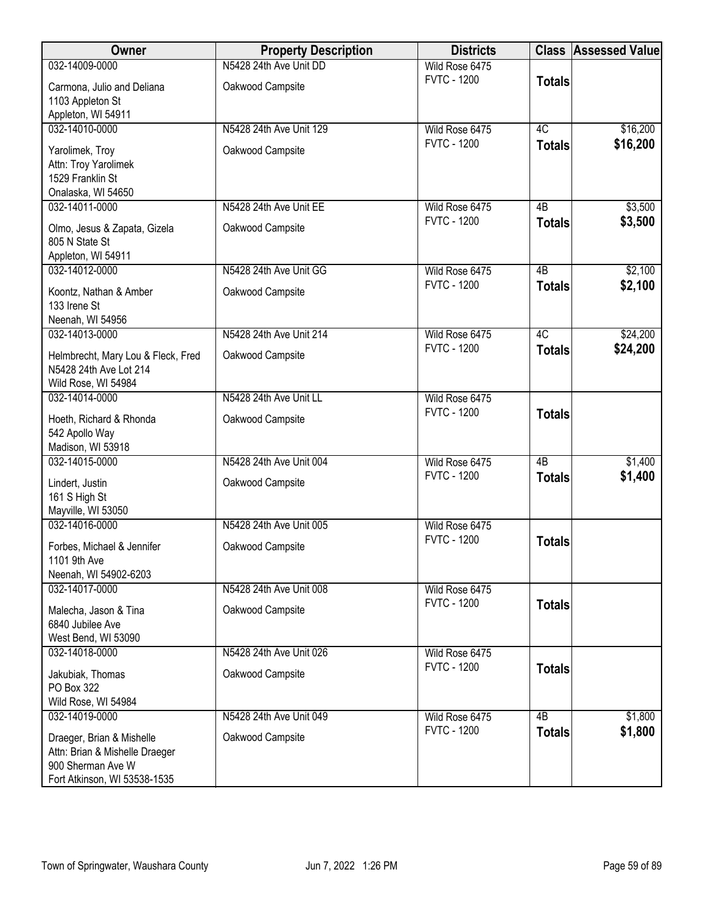| Owner | Property Description | Districts | Class | Assessed Value |
|---|---|---|---|---|
| 032-14009-0000<br>Carmona, Julio and Deliana<br>1103 Appleton St<br>Appleton, WI 54911 | N5428 24th Ave Unit DD<br>Oakwood Campsite | Wild Rose 6475<br>FVTC - 1200 | <br>**Totals** | |
| 032-14010-0000<br>Yarolimek, Troy<br>Attn: Troy Yarolimek<br>1529 Franklin St<br>Onalaska, WI 54650 | N5428 24th Ave Unit 129<br>Oakwood Campsite | Wild Rose 6475<br>FVTC - 1200 | 4C<br>**Totals** | $16,200<br>**$16,200** |
| 032-14011-0000<br>Olmo, Jesus & Zapata, Gizela<br>805 N State St<br>Appleton, WI 54911 | N5428 24th Ave Unit EE<br>Oakwood Campsite | Wild Rose 6475<br>FVTC - 1200 | 4B<br>**Totals** | $3,500<br>**$3,500** |
| 032-14012-0000<br>Koontz, Nathan & Amber<br>133 Irene St<br>Neenah, WI 54956 | N5428 24th Ave Unit GG<br>Oakwood Campsite | Wild Rose 6475<br>FVTC - 1200 | 4B<br>**Totals** | $2,100<br>**$2,100** |
| 032-14013-0000<br>Helmbrecht, Mary Lou & Fleck, Fred<br>N5428 24th Ave Lot 214<br>Wild Rose, WI 54984 | N5428 24th Ave Unit 214<br>Oakwood Campsite | Wild Rose 6475<br>FVTC - 1200 | 4C<br>**Totals** | $24,200<br>**$24,200** |
| 032-14014-0000<br>Hoeth, Richard & Rhonda<br>542 Apollo Way<br>Madison, WI 53918 | N5428 24th Ave Unit LL<br>Oakwood Campsite | Wild Rose 6475<br>FVTC - 1200 | <br>**Totals** | |
| 032-14015-0000<br>Lindert, Justin<br>161 S High St<br>Mayville, WI 53050 | N5428 24th Ave Unit 004<br>Oakwood Campsite | Wild Rose 6475<br>FVTC - 1200 | 4B<br>**Totals** | $1,400<br>**$1,400** |
| 032-14016-0000<br>Forbes, Michael & Jennifer<br>1101 9th Ave<br>Neenah, WI 54902-6203 | N5428 24th Ave Unit 005<br>Oakwood Campsite | Wild Rose 6475<br>FVTC - 1200 | <br>**Totals** | |
| 032-14017-0000<br>Malecha, Jason & Tina<br>6840 Jubilee Ave<br>West Bend, WI 53090 | N5428 24th Ave Unit 008<br>Oakwood Campsite | Wild Rose 6475<br>FVTC - 1200 | <br>**Totals** | |
| 032-14018-0000<br>Jakubiak, Thomas<br>PO Box 322<br>Wild Rose, WI 54984 | N5428 24th Ave Unit 026<br>Oakwood Campsite | Wild Rose 6475<br>FVTC - 1200 | <br>**Totals** | |
| 032-14019-0000<br>Draeger, Brian & Mishelle<br>Attn: Brian & Mishelle Draeger<br>900 Sherman Ave W<br>Fort Atkinson, WI 53538-1535 | N5428 24th Ave Unit 049<br>Oakwood Campsite | Wild Rose 6475<br>FVTC - 1200 | 4B<br>**Totals** | $1,800<br>**$1,800** |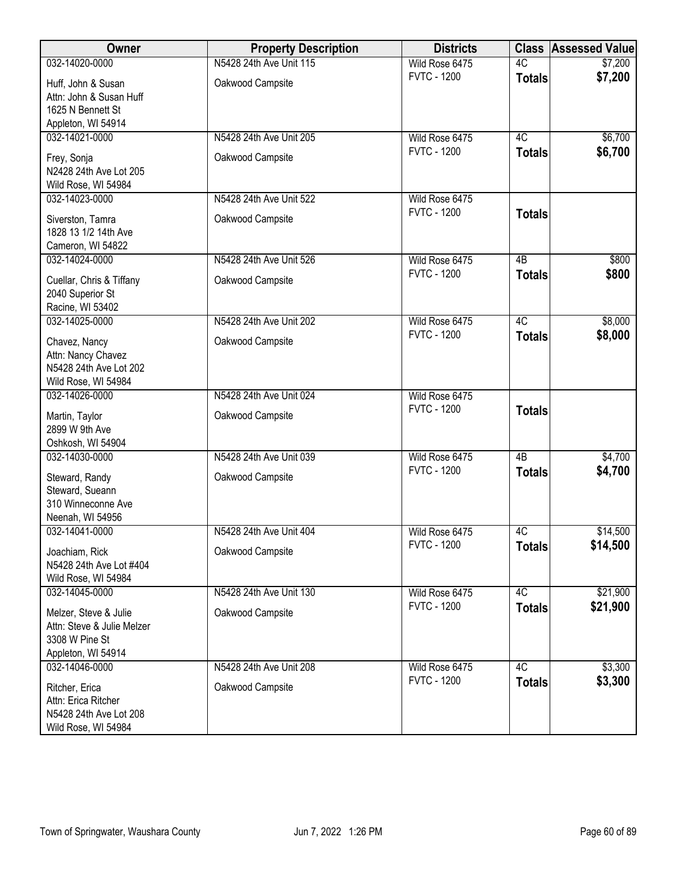| Owner | Property Description | Districts | Class | Assessed Value |
|---|---|---|---|---|
| 032-14020-0000<br>Huff, John & Susan<br>Attn: John & Susan Huff<br>1625 N Bennett St<br>Appleton, WI 54914 | N5428 24th Ave Unit 115<br>Oakwood Campsite | Wild Rose 6475<br>FVTC - 1200 | 4C<br>**Totals** | $7,200<br>**$7,200** |
| 032-14021-0000<br>Frey, Sonja<br>N2428 24th Ave Lot 205<br>Wild Rose, WI 54984 | N5428 24th Ave Unit 205<br>Oakwood Campsite | Wild Rose 6475<br>FVTC - 1200 | 4C<br>**Totals** | $6,700<br>**$6,700** |
| 032-14023-0000<br>Siverston, Tamra<br>1828 13 1/2 14th Ave<br>Cameron, WI 54822 | N5428 24th Ave Unit 522<br>Oakwood Campsite | Wild Rose 6475<br>FVTC - 1200 | **Totals** | |
| 032-14024-0000<br>Cuellar, Chris & Tiffany<br>2040 Superior St<br>Racine, WI 53402 | N5428 24th Ave Unit 526<br>Oakwood Campsite | Wild Rose 6475<br>FVTC - 1200 | 4B<br>**Totals** | $800<br>**$800** |
| 032-14025-0000<br>Chavez, Nancy<br>Attn: Nancy Chavez<br>N5428 24th Ave Lot 202<br>Wild Rose, WI 54984 | N5428 24th Ave Unit 202<br>Oakwood Campsite | Wild Rose 6475<br>FVTC - 1200 | 4C<br>**Totals** | $8,000<br>**$8,000** |
| 032-14026-0000<br>Martin, Taylor<br>2899 W 9th Ave<br>Oshkosh, WI 54904 | N5428 24th Ave Unit 024<br>Oakwood Campsite | Wild Rose 6475<br>FVTC - 1200 | **Totals** | |
| 032-14030-0000<br>Steward, Randy<br>Steward, Sueann<br>310 Winneconne Ave<br>Neenah, WI 54956 | N5428 24th Ave Unit 039<br>Oakwood Campsite | Wild Rose 6475<br>FVTC - 1200 | 4B<br>**Totals** | $4,700<br>**$4,700** |
| 032-14041-0000<br>Joachiam, Rick<br>N5428 24th Ave Lot #404<br>Wild Rose, WI 54984 | N5428 24th Ave Unit 404<br>Oakwood Campsite | Wild Rose 6475<br>FVTC - 1200 | 4C<br>**Totals** | $14,500<br>**$14,500** |
| 032-14045-0000<br>Melzer, Steve & Julie<br>Attn: Steve & Julie Melzer<br>3308 W Pine St<br>Appleton, WI 54914 | N5428 24th Ave Unit 130<br>Oakwood Campsite | Wild Rose 6475<br>FVTC - 1200 | 4C<br>**Totals** | $21,900<br>**$21,900** |
| 032-14046-0000<br>Ritcher, Erica<br>Attn: Erica Ritcher<br>N5428 24th Ave Lot 208<br>Wild Rose, WI 54984 | N5428 24th Ave Unit 208<br>Oakwood Campsite | Wild Rose 6475<br>FVTC - 1200 | 4C<br>**Totals** | $3,300<br>**$3,300** |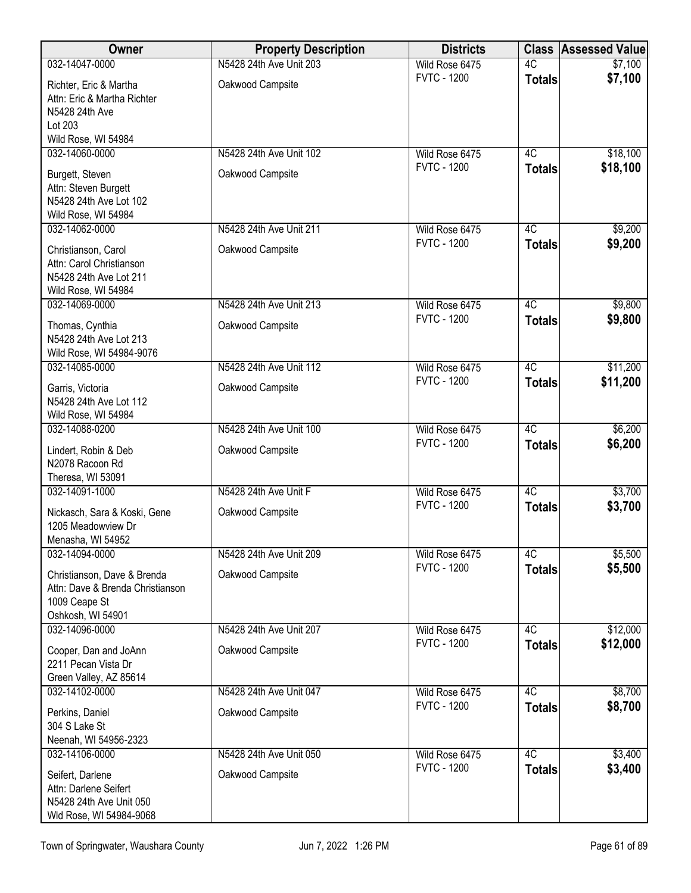| Owner | Property Description | Districts | Class | Assessed Value |
|---|---|---|---|---|
| 032-14047-0000<br>Richter, Eric & Martha<br>Attn: Eric & Martha Richter<br>N5428 24th Ave<br>Lot 203<br>Wild Rose, WI 54984 | N5428 24th Ave Unit 203<br>Oakwood Campsite | Wild Rose 6475<br>FVTC - 1200 | 4C<br>**Totals** | $7,100<br>**$7,100** |
| 032-14060-0000<br>Burgett, Steven<br>Attn: Steven Burgett<br>N5428 24th Ave Lot 102<br>Wild Rose, WI 54984 | N5428 24th Ave Unit 102<br>Oakwood Campsite | Wild Rose 6475<br>FVTC - 1200 | 4C<br>**Totals** | $18,100<br>**$18,100** |
| 032-14062-0000<br>Christianson, Carol<br>Attn: Carol Christianson<br>N5428 24th Ave Lot 211<br>Wild Rose, WI 54984 | N5428 24th Ave Unit 211<br>Oakwood Campsite | Wild Rose 6475<br>FVTC - 1200 | 4C<br>**Totals** | $9,200<br>**$9,200** |
| 032-14069-0000<br>Thomas, Cynthia<br>N5428 24th Ave Lot 213<br>Wild Rose, WI 54984-9076 | N5428 24th Ave Unit 213<br>Oakwood Campsite | Wild Rose 6475<br>FVTC - 1200 | 4C<br>**Totals** | $9,800<br>**$9,800** |
| 032-14085-0000<br>Garris, Victoria<br>N5428 24th Ave Lot 112<br>Wild Rose, WI 54984 | N5428 24th Ave Unit 112<br>Oakwood Campsite | Wild Rose 6475<br>FVTC - 1200 | 4C<br>**Totals** | $11,200<br>**$11,200** |
| 032-14088-0200<br>Lindert, Robin & Deb<br>N2078 Racoon Rd<br>Theresa, WI 53091 | N5428 24th Ave Unit 100<br>Oakwood Campsite | Wild Rose 6475<br>FVTC - 1200 | 4C<br>**Totals** | $6,200<br>**$6,200** |
| 032-14091-1000<br>Nickasch, Sara & Koski, Gene<br>1205 Meadowview Dr<br>Menasha, WI 54952 | N5428 24th Ave Unit F<br>Oakwood Campsite | Wild Rose 6475<br>FVTC - 1200 | 4C<br>**Totals** | $3,700<br>**$3,700** |
| 032-14094-0000<br>Christianson, Dave & Brenda<br>Attn: Dave & Brenda Christianson<br>1009 Ceape St<br>Oshkosh, WI 54901 | N5428 24th Ave Unit 209<br>Oakwood Campsite | Wild Rose 6475<br>FVTC - 1200 | 4C<br>**Totals** | $5,500<br>**$5,500** |
| 032-14096-0000<br>Cooper, Dan and JoAnn<br>2211 Pecan Vista Dr<br>Green Valley, AZ 85614 | N5428 24th Ave Unit 207<br>Oakwood Campsite | Wild Rose 6475<br>FVTC - 1200 | 4C<br>**Totals** | $12,000<br>**$12,000** |
| 032-14102-0000<br>Perkins, Daniel<br>304 S Lake St<br>Neenah, WI 54956-2323 | N5428 24th Ave Unit 047<br>Oakwood Campsite | Wild Rose 6475<br>FVTC - 1200 | 4C<br>**Totals** | $8,700<br>**$8,700** |
| 032-14106-0000<br>Seifert, Darlene<br>Attn: Darlene Seifert<br>N5428 24th Ave Unit 050<br>Wld Rose, WI 54984-9068 | N5428 24th Ave Unit 050<br>Oakwood Campsite | Wild Rose 6475<br>FVTC - 1200 | 4C<br>**Totals** | $3,400<br>**$3,400** |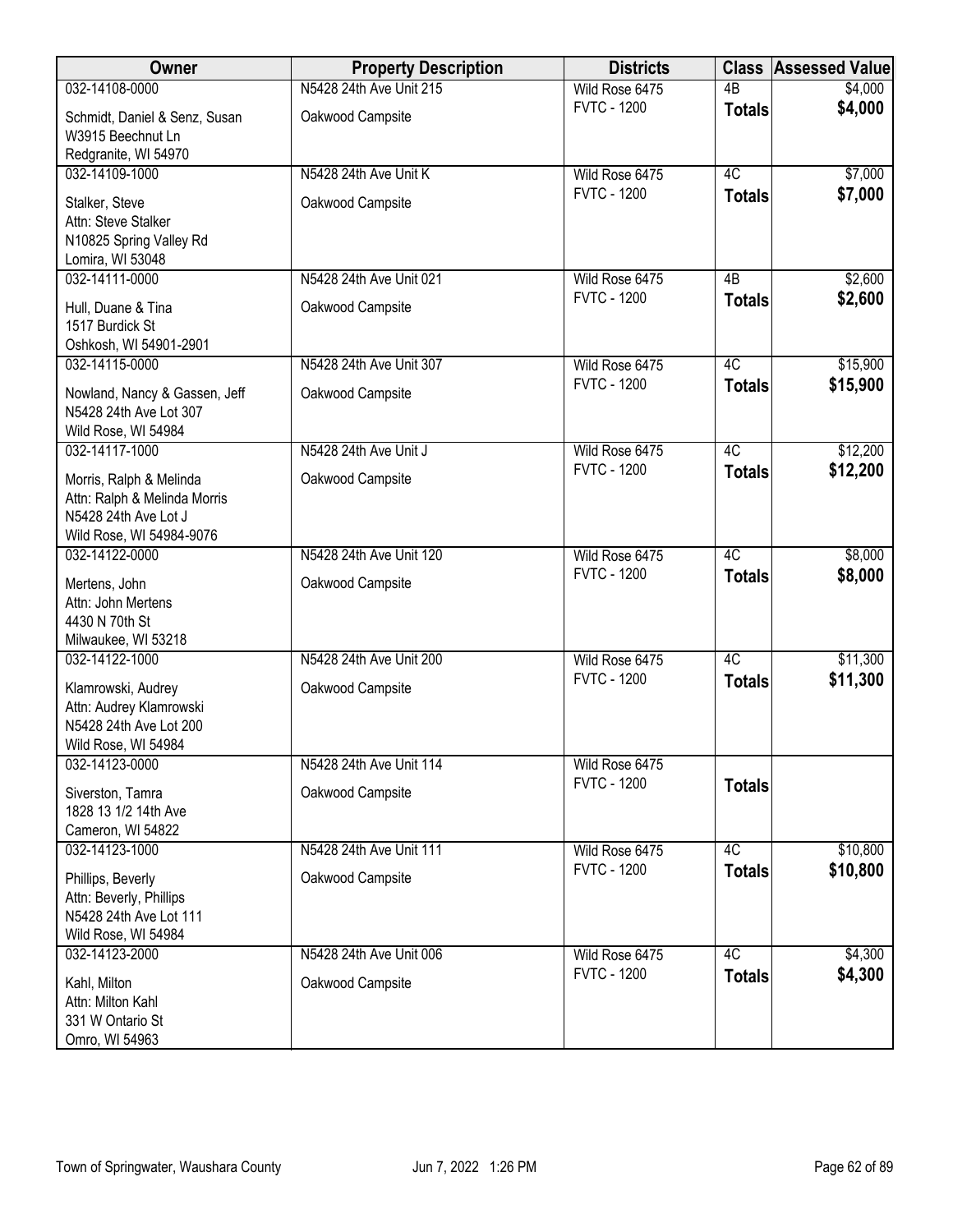| Owner | Property Description | Districts | Class | Assessed Value |
|---|---|---|---|---|
| 032-14108-0000<br>Schmidt, Daniel & Senz, Susan<br>W3915 Beechnut Ln<br>Redgranite, WI 54970 | N5428 24th Ave Unit 215<br>Oakwood Campsite | Wild Rose 6475<br>FVTC - 1200 | 4B<br>**Totals** | $4,000<br>**$4,000** |
| 032-14109-1000<br>Stalker, Steve<br>Attn: Steve Stalker<br>N10825 Spring Valley Rd<br>Lomira, WI 53048 | N5428 24th Ave Unit K<br>Oakwood Campsite | Wild Rose 6475<br>FVTC - 1200 | 4C<br>**Totals** | $7,000<br>**$7,000** |
| 032-14111-0000<br>Hull, Duane & Tina<br>1517 Burdick St<br>Oshkosh, WI 54901-2901 | N5428 24th Ave Unit 021<br>Oakwood Campsite | Wild Rose 6475<br>FVTC - 1200 | 4B<br>**Totals** | $2,600<br>**$2,600** |
| 032-14115-0000<br>Nowland, Nancy & Gassen, Jeff<br>N5428 24th Ave Lot 307<br>Wild Rose, WI 54984 | N5428 24th Ave Unit 307<br>Oakwood Campsite | Wild Rose 6475<br>FVTC - 1200 | 4C<br>**Totals** | $15,900<br>**$15,900** |
| 032-14117-1000<br>Morris, Ralph & Melinda<br>Attn: Ralph & Melinda Morris<br>N5428 24th Ave Lot J<br>Wild Rose, WI 54984-9076 | N5428 24th Ave Unit J<br>Oakwood Campsite | Wild Rose 6475<br>FVTC - 1200 | 4C<br>**Totals** | $12,200<br>**$12,200** |
| 032-14122-0000<br>Mertens, John<br>Attn: John Mertens<br>4430 N 70th St<br>Milwaukee, WI 53218 | N5428 24th Ave Unit 120<br>Oakwood Campsite | Wild Rose 6475<br>FVTC - 1200 | 4C<br>**Totals** | $8,000<br>**$8,000** |
| 032-14122-1000<br>Klamrowski, Audrey<br>Attn: Audrey Klamrowski<br>N5428 24th Ave Lot 200<br>Wild Rose, WI 54984 | N5428 24th Ave Unit 200<br>Oakwood Campsite | Wild Rose 6475<br>FVTC - 1200 | 4C<br>**Totals** | $11,300<br>**$11,300** |
| 032-14123-0000<br>Siverston, Tamra<br>1828 13 1/2 14th Ave<br>Cameron, WI 54822 | N5428 24th Ave Unit 114<br>Oakwood Campsite | Wild Rose 6475<br>FVTC - 1200 | **Totals** | |
| 032-14123-1000<br>Phillips, Beverly<br>Attn: Beverly, Phillips<br>N5428 24th Ave Lot 111<br>Wild Rose, WI 54984 | N5428 24th Ave Unit 111<br>Oakwood Campsite | Wild Rose 6475<br>FVTC - 1200 | 4C<br>**Totals** | $10,800<br>**$10,800** |
| 032-14123-2000<br>Kahl, Milton<br>Attn: Milton Kahl<br>331 W Ontario St<br>Omro, WI 54963 | N5428 24th Ave Unit 006<br>Oakwood Campsite | Wild Rose 6475<br>FVTC - 1200 | 4C<br>**Totals** | $4,300<br>**$4,300** |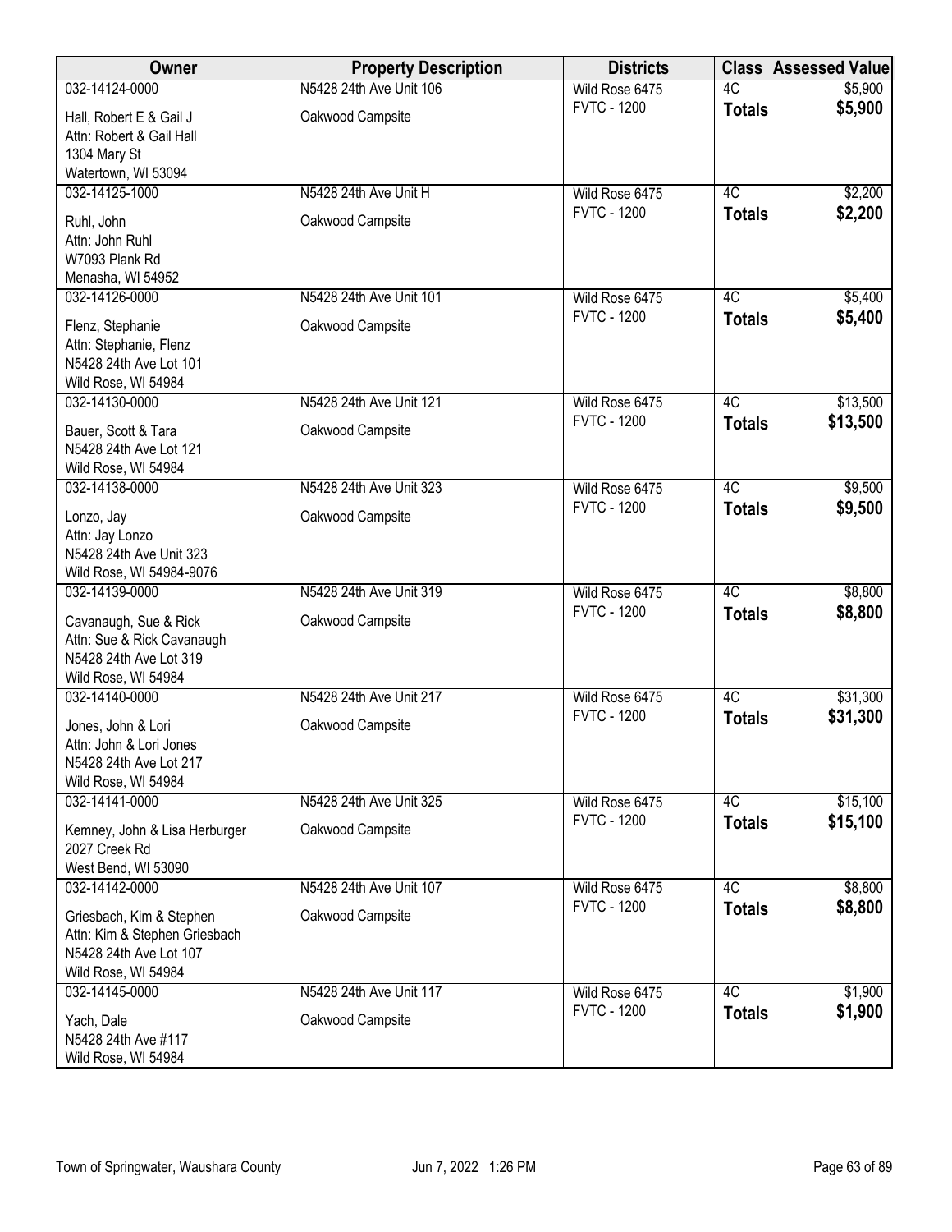| Owner | Property Description | Districts | Class | Assessed Value |
|---|---|---|---|---|
| 032-14124-0000<br>Hall, Robert E & Gail J<br>Attn: Robert & Gail Hall<br>1304 Mary St<br>Watertown, WI 53094 | N5428 24th Ave Unit 106<br>Oakwood Campsite | Wild Rose 6475<br>FVTC - 1200 | 4C<br>**Totals** | $5,900<br>**$5,900** |
| 032-14125-1000<br>Ruhl, John<br>Attn: John Ruhl<br>W7093 Plank Rd<br>Menasha, WI 54952 | N5428 24th Ave Unit H<br>Oakwood Campsite | Wild Rose 6475<br>FVTC - 1200 | 4C<br>**Totals** | $2,200<br>**$2,200** |
| 032-14126-0000<br>Flenz, Stephanie<br>Attn: Stephanie, Flenz<br>N5428 24th Ave Lot 101<br>Wild Rose, WI 54984 | N5428 24th Ave Unit 101<br>Oakwood Campsite | Wild Rose 6475<br>FVTC - 1200 | 4C<br>**Totals** | $5,400<br>**$5,400** |
| 032-14130-0000<br>Bauer, Scott & Tara<br>N5428 24th Ave Lot 121<br>Wild Rose, WI 54984 | N5428 24th Ave Unit 121<br>Oakwood Campsite | Wild Rose 6475<br>FVTC - 1200 | 4C<br>**Totals** | $13,500<br>**$13,500** |
| 032-14138-0000<br>Lonzo, Jay<br>Attn: Jay Lonzo<br>N5428 24th Ave Unit 323<br>Wild Rose, WI 54984-9076 | N5428 24th Ave Unit 323<br>Oakwood Campsite | Wild Rose 6475<br>FVTC - 1200 | 4C<br>**Totals** | $9,500<br>**$9,500** |
| 032-14139-0000<br>Cavanaugh, Sue & Rick<br>Attn: Sue & Rick Cavanaugh<br>N5428 24th Ave Lot 319<br>Wild Rose, WI 54984 | N5428 24th Ave Unit 319<br>Oakwood Campsite | Wild Rose 6475<br>FVTC - 1200 | 4C<br>**Totals** | $8,800<br>**$8,800** |
| 032-14140-0000<br>Jones, John & Lori<br>Attn: John & Lori Jones<br>N5428 24th Ave Lot 217<br>Wild Rose, WI 54984 | N5428 24th Ave Unit 217<br>Oakwood Campsite | Wild Rose 6475<br>FVTC - 1200 | 4C<br>**Totals** | $31,300<br>**$31,300** |
| 032-14141-0000<br>Kemney, John & Lisa Herburger<br>2027 Creek Rd<br>West Bend, WI 53090 | N5428 24th Ave Unit 325<br>Oakwood Campsite | Wild Rose 6475<br>FVTC - 1200 | 4C<br>**Totals** | $15,100<br>**$15,100** |
| 032-14142-0000<br>Griesbach, Kim & Stephen<br>Attn: Kim & Stephen Griesbach<br>N5428 24th Ave Lot 107<br>Wild Rose, WI 54984 | N5428 24th Ave Unit 107<br>Oakwood Campsite | Wild Rose 6475<br>FVTC - 1200 | 4C<br>**Totals** | $8,800<br>**$8,800** |
| 032-14145-0000<br>Yach, Dale<br>N5428 24th Ave #117<br>Wild Rose, WI 54984 | N5428 24th Ave Unit 117<br>Oakwood Campsite | Wild Rose 6475<br>FVTC - 1200 | 4C<br>**Totals** | $1,900<br>**$1,900** |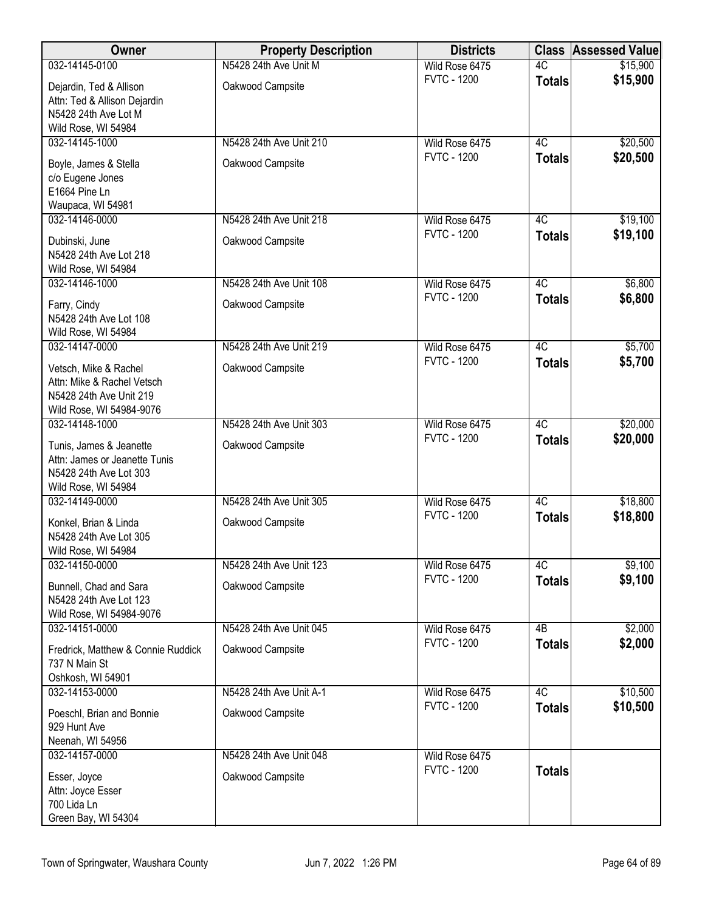| Owner | Property Description | Districts | Class | Assessed Value |
|---|---|---|---|---|
| 032-14145-0100<br>Dejardin, Ted & Allison<br>Attn: Ted & Allison Dejardin<br>N5428 24th Ave Lot M<br>Wild Rose, WI 54984 | N5428 24th Ave Unit M<br>Oakwood Campsite | Wild Rose 6475<br>FVTC - 1200 | 4C<br>**Totals** | $15,900<br>**$15,900** |
| 032-14145-1000<br>Boyle, James & Stella<br>c/o Eugene Jones<br>E1664 Pine Ln<br>Waupaca, WI 54981 | N5428 24th Ave Unit 210<br>Oakwood Campsite | Wild Rose 6475<br>FVTC - 1200 | 4C<br>**Totals** | $20,500<br>**$20,500** |
| 032-14146-0000<br>Dubinski, June<br>N5428 24th Ave Lot 218<br>Wild Rose, WI 54984 | N5428 24th Ave Unit 218<br>Oakwood Campsite | Wild Rose 6475<br>FVTC - 1200 | 4C<br>**Totals** | $19,100<br>**$19,100** |
| 032-14146-1000<br>Farry, Cindy<br>N5428 24th Ave Lot 108<br>Wild Rose, WI 54984 | N5428 24th Ave Unit 108<br>Oakwood Campsite | Wild Rose 6475<br>FVTC - 1200 | 4C<br>**Totals** | $6,800<br>**$6,800** |
| 032-14147-0000<br>Vetsch, Mike & Rachel<br>Attn: Mike & Rachel Vetsch<br>N5428 24th Ave Unit 219<br>Wild Rose, WI 54984-9076 | N5428 24th Ave Unit 219<br>Oakwood Campsite | Wild Rose 6475<br>FVTC - 1200 | 4C<br>**Totals** | $5,700<br>**$5,700** |
| 032-14148-1000<br>Tunis, James & Jeanette<br>Attn: James or Jeanette Tunis<br>N5428 24th Ave Lot 303<br>Wild Rose, WI 54984 | N5428 24th Ave Unit 303<br>Oakwood Campsite | Wild Rose 6475<br>FVTC - 1200 | 4C<br>**Totals** | $20,000<br>**$20,000** |
| 032-14149-0000<br>Konkel, Brian & Linda<br>N5428 24th Ave Lot 305<br>Wild Rose, WI 54984 | N5428 24th Ave Unit 305<br>Oakwood Campsite | Wild Rose 6475<br>FVTC - 1200 | 4C<br>**Totals** | $18,800<br>**$18,800** |
| 032-14150-0000<br>Bunnell, Chad and Sara<br>N5428 24th Ave Lot 123<br>Wild Rose, WI 54984-9076 | N5428 24th Ave Unit 123<br>Oakwood Campsite | Wild Rose 6475<br>FVTC - 1200 | 4C<br>**Totals** | $9,100<br>**$9,100** |
| 032-14151-0000<br>Fredrick, Matthew & Connie Ruddick<br>737 N Main St<br>Oshkosh, WI 54901 | N5428 24th Ave Unit 045<br>Oakwood Campsite | Wild Rose 6475<br>FVTC - 1200 | 4B<br>**Totals** | $2,000<br>**$2,000** |
| 032-14153-0000<br>Poeschl, Brian and Bonnie<br>929 Hunt Ave<br>Neenah, WI 54956 | N5428 24th Ave Unit A-1<br>Oakwood Campsite | Wild Rose 6475<br>FVTC - 1200 | 4C<br>**Totals** | $10,500<br>**$10,500** |
| 032-14157-0000<br>Esser, Joyce<br>Attn: Joyce Esser<br>700 Lida Ln<br>Green Bay, WI 54304 | N5428 24th Ave Unit 048<br>Oakwood Campsite | Wild Rose 6475<br>FVTC - 1200 | **Totals** | |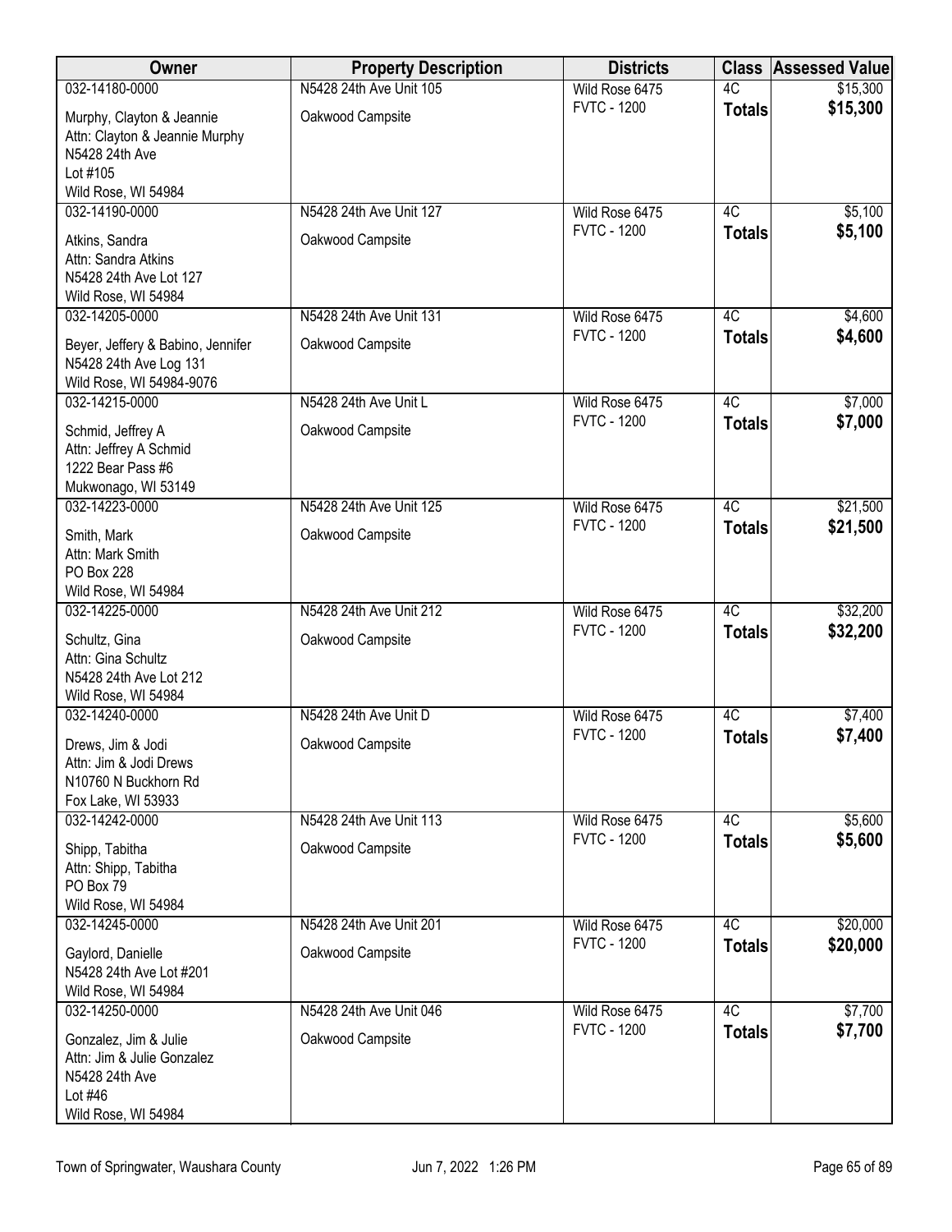| Owner | Property Description | Districts | Class | Assessed Value |
|---|---|---|---|---|
| 032-14180-0000<br>Murphy, Clayton & Jeannie<br>Attn: Clayton & Jeannie Murphy<br>N5428 24th Ave<br>Lot #105<br>Wild Rose, WI 54984 | N5428 24th Ave Unit 105<br>Oakwood Campsite | Wild Rose 6475<br>FVTC - 1200 | 4C<br>**Totals** | $15,300<br>**$15,300** |
| 032-14190-0000<br>Atkins, Sandra<br>Attn: Sandra Atkins<br>N5428 24th Ave Lot 127<br>Wild Rose, WI 54984 | N5428 24th Ave Unit 127<br>Oakwood Campsite | Wild Rose 6475<br>FVTC - 1200 | 4C<br>**Totals** | $5,100<br>**$5,100** |
| 032-14205-0000<br>Beyer, Jeffery & Babino, Jennifer<br>N5428 24th Ave Log 131<br>Wild Rose, WI 54984-9076 | N5428 24th Ave Unit 131<br>Oakwood Campsite | Wild Rose 6475<br>FVTC - 1200 | 4C<br>**Totals** | $4,600<br>**$4,600** |
| 032-14215-0000<br>Schmid, Jeffrey A<br>Attn: Jeffrey A Schmid<br>1222 Bear Pass #6<br>Mukwonago, WI 53149 | N5428 24th Ave Unit L<br>Oakwood Campsite | Wild Rose 6475<br>FVTC - 1200 | 4C<br>**Totals** | $7,000<br>**$7,000** |
| 032-14223-0000<br>Smith, Mark<br>Attn: Mark Smith<br>PO Box 228<br>Wild Rose, WI 54984 | N5428 24th Ave Unit 125<br>Oakwood Campsite | Wild Rose 6475<br>FVTC - 1200 | 4C<br>**Totals** | $21,500<br>**$21,500** |
| 032-14225-0000<br>Schultz, Gina<br>Attn: Gina Schultz<br>N5428 24th Ave Lot 212<br>Wild Rose, WI 54984 | N5428 24th Ave Unit 212<br>Oakwood Campsite | Wild Rose 6475<br>FVTC - 1200 | 4C<br>**Totals** | $32,200<br>**$32,200** |
| 032-14240-0000<br>Drews, Jim & Jodi<br>Attn: Jim & Jodi Drews<br>N10760 N Buckhorn Rd<br>Fox Lake, WI 53933 | N5428 24th Ave Unit D<br>Oakwood Campsite | Wild Rose 6475<br>FVTC - 1200 | 4C<br>**Totals** | $7,400<br>**$7,400** |
| 032-14242-0000<br>Shipp, Tabitha<br>Attn: Shipp, Tabitha<br>PO Box 79<br>Wild Rose, WI 54984 | N5428 24th Ave Unit 113<br>Oakwood Campsite | Wild Rose 6475<br>FVTC - 1200 | 4C<br>**Totals** | $5,600<br>**$5,600** |
| 032-14245-0000<br>Gaylord, Danielle<br>N5428 24th Ave Lot #201<br>Wild Rose, WI 54984 | N5428 24th Ave Unit 201<br>Oakwood Campsite | Wild Rose 6475<br>FVTC - 1200 | 4C<br>**Totals** | $20,000<br>**$20,000** |
| 032-14250-0000<br>Gonzalez, Jim & Julie<br>Attn: Jim & Julie Gonzalez<br>N5428 24th Ave<br>Lot #46<br>Wild Rose, WI 54984 | N5428 24th Ave Unit 046<br>Oakwood Campsite | Wild Rose 6475<br>FVTC - 1200 | 4C<br>**Totals** | $7,700<br>**$7,700** |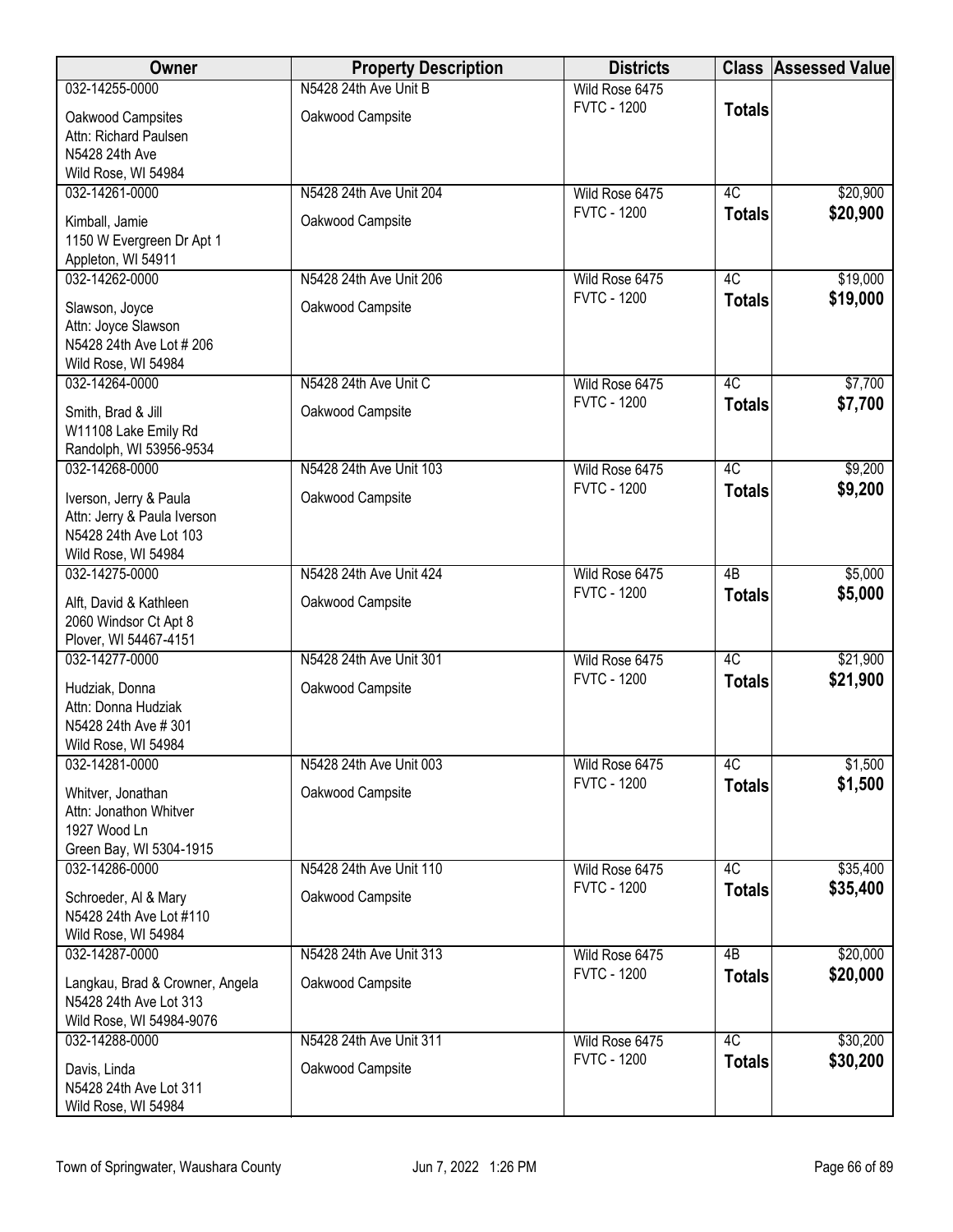| Owner | Property Description | Districts | Class | Assessed Value |
|---|---|---|---|---|
| 032-14255-0000<br>Oakwood Campsites<br>Attn: Richard Paulsen<br>N5428 24th Ave<br>Wild Rose, WI 54984 | N5428 24th Ave Unit B<br>Oakwood Campsite | Wild Rose 6475<br>FVTC - 1200 | **Totals** | |
| 032-14261-0000<br>Kimball, Jamie<br>1150 W Evergreen Dr Apt 1<br>Appleton, WI 54911 | N5428 24th Ave Unit 204<br>Oakwood Campsite | Wild Rose 6475<br>FVTC - 1200 | 4C<br>**Totals** | $20,900<br>**$20,900** |
| 032-14262-0000<br>Slawson, Joyce<br>Attn: Joyce Slawson<br>N5428 24th Ave Lot # 206<br>Wild Rose, WI 54984 | N5428 24th Ave Unit 206<br>Oakwood Campsite | Wild Rose 6475<br>FVTC - 1200 | 4C<br>**Totals** | $19,000<br>**$19,000** |
| 032-14264-0000<br>Smith, Brad & Jill<br>W11108 Lake Emily Rd<br>Randolph, WI 53956-9534 | N5428 24th Ave Unit C<br>Oakwood Campsite | Wild Rose 6475<br>FVTC - 1200 | 4C<br>**Totals** | $7,700<br>**$7,700** |
| 032-14268-0000<br>Iverson, Jerry & Paula<br>Attn: Jerry & Paula Iverson<br>N5428 24th Ave Lot 103<br>Wild Rose, WI 54984 | N5428 24th Ave Unit 103<br>Oakwood Campsite | Wild Rose 6475<br>FVTC - 1200 | 4C<br>**Totals** | $9,200<br>**$9,200** |
| 032-14275-0000<br>Alft, David & Kathleen<br>2060 Windsor Ct Apt 8<br>Plover, WI 54467-4151 | N5428 24th Ave Unit 424<br>Oakwood Campsite | Wild Rose 6475<br>FVTC - 1200 | 4B<br>**Totals** | $5,000<br>**$5,000** |
| 032-14277-0000<br>Hudziak, Donna<br>Attn: Donna Hudziak<br>N5428 24th Ave # 301<br>Wild Rose, WI 54984 | N5428 24th Ave Unit 301<br>Oakwood Campsite | Wild Rose 6475<br>FVTC - 1200 | 4C<br>**Totals** | $21,900<br>**$21,900** |
| 032-14281-0000<br>Whitver, Jonathan<br>Attn: Jonathon Whitver<br>1927 Wood Ln<br>Green Bay, WI 5304-1915 | N5428 24th Ave Unit 003<br>Oakwood Campsite | Wild Rose 6475<br>FVTC - 1200 | 4C<br>**Totals** | $1,500<br>**$1,500** |
| 032-14286-0000<br>Schroeder, Al & Mary<br>N5428 24th Ave Lot #110<br>Wild Rose, WI 54984 | N5428 24th Ave Unit 110<br>Oakwood Campsite | Wild Rose 6475<br>FVTC - 1200 | 4C<br>**Totals** | $35,400<br>**$35,400** |
| 032-14287-0000<br>Langkau, Brad & Crowner, Angela<br>N5428 24th Ave Lot 313<br>Wild Rose, WI 54984-9076 | N5428 24th Ave Unit 313<br>Oakwood Campsite | Wild Rose 6475<br>FVTC - 1200 | 4B<br>**Totals** | $20,000<br>**$20,000** |
| 032-14288-0000<br>Davis, Linda<br>N5428 24th Ave Lot 311<br>Wild Rose, WI 54984 | N5428 24th Ave Unit 311<br>Oakwood Campsite | Wild Rose 6475<br>FVTC - 1200 | 4C<br>**Totals** | $30,200<br>**$30,200** |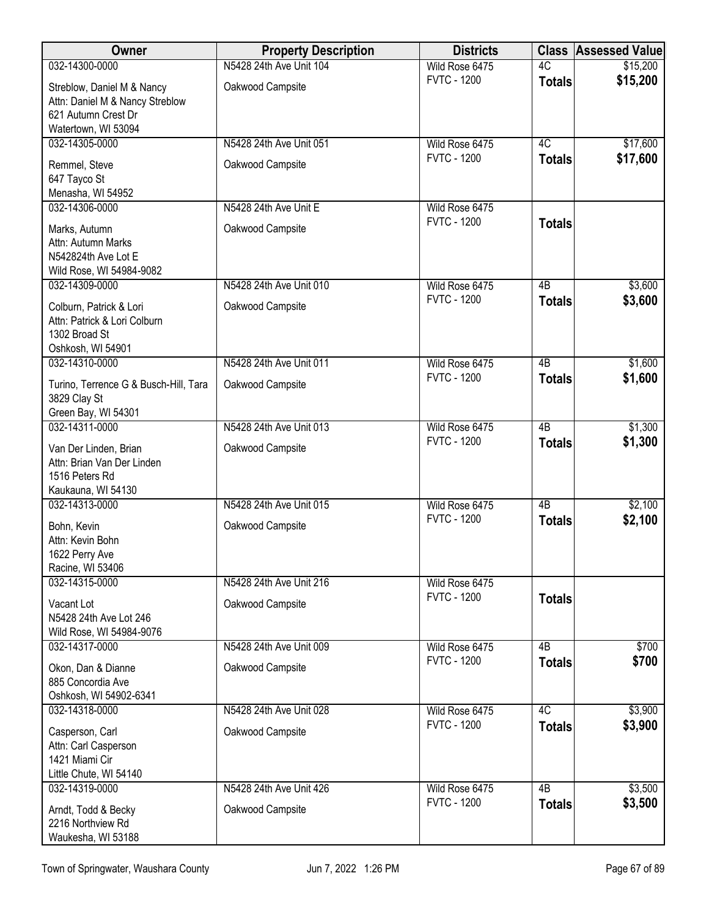| Owner | Property Description | Districts | Class | Assessed Value |
|---|---|---|---|---|
| 032-14300-0000<br>Streblow, Daniel M & Nancy<br>Attn: Daniel M & Nancy Streblow<br>621 Autumn Crest Dr<br>Watertown, WI 53094 | N5428 24th Ave Unit 104<br>Oakwood Campsite | Wild Rose 6475<br>FVTC - 1200 | 4C<br>**Totals** | $15,200<br>**$15,200** |
| 032-14305-0000<br>Remmel, Steve<br>647 Tayco St<br>Menasha, WI 54952 | N5428 24th Ave Unit 051<br>Oakwood Campsite | Wild Rose 6475<br>FVTC - 1200 | 4C<br>**Totals** | $17,600<br>**$17,600** |
| 032-14306-0000<br>Marks, Autumn<br>Attn: Autumn Marks<br>N542824th Ave Lot E<br>Wild Rose, WI 54984-9082 | N5428 24th Ave Unit E<br>Oakwood Campsite | Wild Rose 6475<br>FVTC - 1200 | **Totals** | |
| 032-14309-0000<br>Colburn, Patrick & Lori<br>Attn: Patrick & Lori Colburn<br>1302 Broad St<br>Oshkosh, WI 54901 | N5428 24th Ave Unit 010<br>Oakwood Campsite | Wild Rose 6475<br>FVTC - 1200 | 4B<br>**Totals** | $3,600<br>**$3,600** |
| 032-14310-0000<br>Turino, Terrence G & Busch-Hill, Tara<br>3829 Clay St<br>Green Bay, WI 54301 | N5428 24th Ave Unit 011<br>Oakwood Campsite | Wild Rose 6475<br>FVTC - 1200 | 4B<br>**Totals** | $1,600<br>**$1,600** |
| 032-14311-0000<br>Van Der Linden, Brian<br>Attn: Brian Van Der Linden<br>1516 Peters Rd<br>Kaukauna, WI 54130 | N5428 24th Ave Unit 013<br>Oakwood Campsite | Wild Rose 6475<br>FVTC - 1200 | 4B<br>**Totals** | $1,300<br>**$1,300** |
| 032-14313-0000<br>Bohn, Kevin<br>Attn: Kevin Bohn<br>1622 Perry Ave<br>Racine, WI 53406 | N5428 24th Ave Unit 015<br>Oakwood Campsite | Wild Rose 6475<br>FVTC - 1200 | 4B<br>**Totals** | $2,100<br>**$2,100** |
| 032-14315-0000<br>Vacant Lot<br>N5428 24th Ave Lot 246<br>Wild Rose, WI 54984-9076 | N5428 24th Ave Unit 216<br>Oakwood Campsite | Wild Rose 6475<br>FVTC - 1200 | **Totals** | |
| 032-14317-0000<br>Okon, Dan & Dianne<br>885 Concordia Ave<br>Oshkosh, WI 54902-6341 | N5428 24th Ave Unit 009<br>Oakwood Campsite | Wild Rose 6475<br>FVTC - 1200 | 4B<br>**Totals** | $700<br>**$700** |
| 032-14318-0000<br>Casperson, Carl<br>Attn: Carl Casperson<br>1421 Miami Cir<br>Little Chute, WI 54140 | N5428 24th Ave Unit 028<br>Oakwood Campsite | Wild Rose 6475<br>FVTC - 1200 | 4C<br>**Totals** | $3,900<br>**$3,900** |
| 032-14319-0000<br>Arndt, Todd & Becky<br>2216 Northview Rd<br>Waukesha, WI 53188 | N5428 24th Ave Unit 426<br>Oakwood Campsite | Wild Rose 6475<br>FVTC - 1200 | 4B<br>**Totals** | $3,500<br>**$3,500** |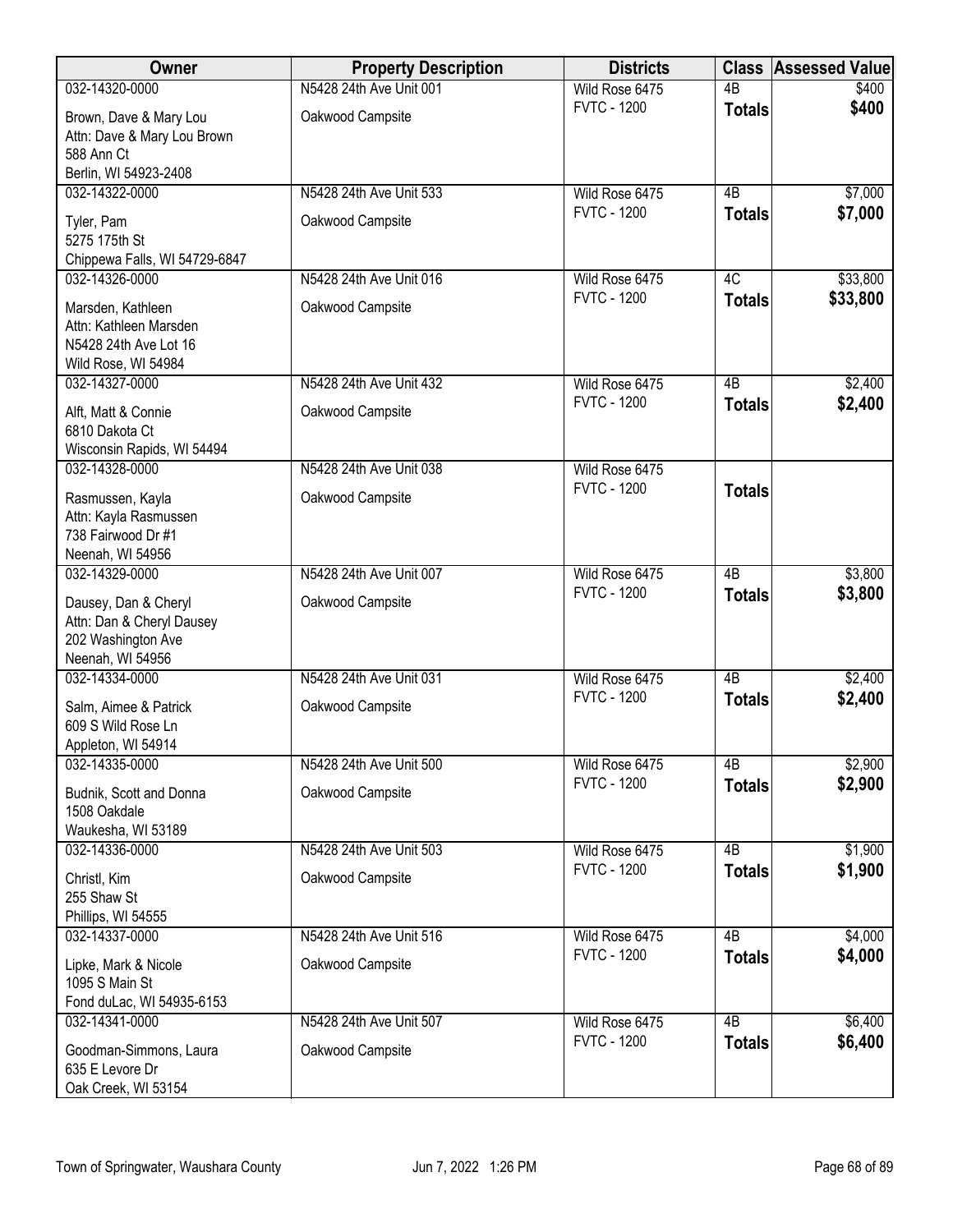| Owner | Property Description | Districts | Class | Assessed Value |
|---|---|---|---|---|
| 032-14320-0000 | N5428 24th Ave Unit 001 | Wild Rose 6475 | 4B | $400 |
| Brown, Dave & Mary Lou<br>Attn: Dave & Mary Lou Brown<br>588 Ann Ct<br>Berlin, WI 54923-2408 | Oakwood Campsite | FVTC - 1200 | **Totals** | **$400** |
| 032-14322-0000 | N5428 24th Ave Unit 533 | Wild Rose 6475 | 4B | $7,000 |
| Tyler, Pam<br>5275 175th St<br>Chippewa Falls, WI 54729-6847 | Oakwood Campsite | FVTC - 1200 | **Totals** | **$7,000** |
| 032-14326-0000 | N5428 24th Ave Unit 016 | Wild Rose 6475 | 4C | $33,800 |
| Marsden, Kathleen<br>Attn: Kathleen Marsden<br>N5428 24th Ave Lot 16<br>Wild Rose, WI 54984 | Oakwood Campsite | FVTC - 1200 | **Totals** | **$33,800** |
| 032-14327-0000 | N5428 24th Ave Unit 432 | Wild Rose 6475 | 4B | $2,400 |
| Alft, Matt & Connie<br>6810 Dakota Ct<br>Wisconsin Rapids, WI 54494 | Oakwood Campsite | FVTC - 1200 | **Totals** | **$2,400** |
| 032-14328-0000 | N5428 24th Ave Unit 038 | Wild Rose 6475 | | |
| Rasmussen, Kayla<br>Attn: Kayla Rasmussen<br>738 Fairwood Dr #1<br>Neenah, WI 54956 | Oakwood Campsite | FVTC - 1200 | **Totals** | |
| 032-14329-0000 | N5428 24th Ave Unit 007 | Wild Rose 6475 | 4B | $3,800 |
| Dausey, Dan & Cheryl<br>Attn: Dan & Cheryl Dausey<br>202 Washington Ave<br>Neenah, WI 54956 | Oakwood Campsite | FVTC - 1200 | **Totals** | **$3,800** |
| 032-14334-0000 | N5428 24th Ave Unit 031 | Wild Rose 6475 | 4B | $2,400 |
| Salm, Aimee & Patrick<br>609 S Wild Rose Ln<br>Appleton, WI 54914 | Oakwood Campsite | FVTC - 1200 | **Totals** | **$2,400** |
| 032-14335-0000 | N5428 24th Ave Unit 500 | Wild Rose 6475 | 4B | $2,900 |
| Budnik, Scott and Donna<br>1508 Oakdale<br>Waukesha, WI 53189 | Oakwood Campsite | FVTC - 1200 | **Totals** | **$2,900** |
| 032-14336-0000 | N5428 24th Ave Unit 503 | Wild Rose 6475 | 4B | $1,900 |
| Christl, Kim<br>255 Shaw St<br>Phillips, WI 54555 | Oakwood Campsite | FVTC - 1200 | **Totals** | **$1,900** |
| 032-14337-0000 | N5428 24th Ave Unit 516 | Wild Rose 6475 | 4B | $4,000 |
| Lipke, Mark & Nicole<br>1095 S Main St<br>Fond duLac, WI 54935-6153 | Oakwood Campsite | FVTC - 1200 | **Totals** | **$4,000** |
| 032-14341-0000 | N5428 24th Ave Unit 507 | Wild Rose 6475 | 4B | $6,400 |
| Goodman-Simmons, Laura<br>635 E Levore Dr<br>Oak Creek, WI 53154 | Oakwood Campsite | FVTC - 1200 | **Totals** | **$6,400** |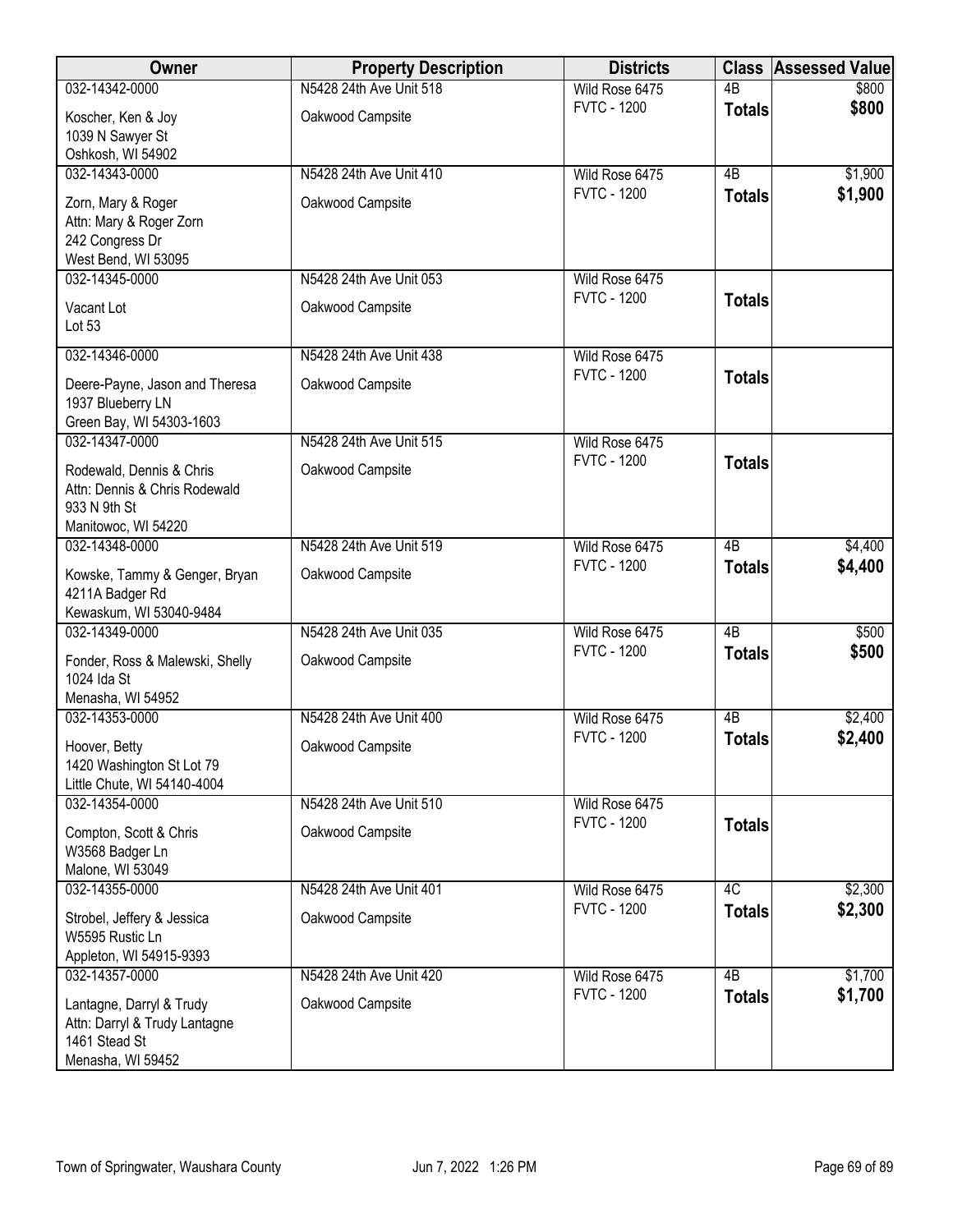| Owner | Property Description | Districts | Class | Assessed Value |
|---|---|---|---|---|
| 032-14342-0000<br>Koscher, Ken & Joy<br>1039 N Sawyer St<br>Oshkosh, WI 54902 | N5428 24th Ave Unit 518<br>Oakwood Campsite | Wild Rose 6475<br>FVTC - 1200 | 4B<br>**Totals** | $800<br>**$800** |
| 032-14343-0000<br>Zorn, Mary & Roger<br>Attn: Mary & Roger Zorn<br>242 Congress Dr<br>West Bend, WI 53095 | N5428 24th Ave Unit 410<br>Oakwood Campsite | Wild Rose 6475<br>FVTC - 1200 | 4B<br>**Totals** | $1,900<br>**$1,900** |
| 032-14345-0000<br>Vacant Lot<br>Lot 53 | N5428 24th Ave Unit 053<br>Oakwood Campsite | Wild Rose 6475<br>FVTC - 1200 | **Totals** | |
| 032-14346-0000<br>Deere-Payne, Jason and Theresa<br>1937 Blueberry LN<br>Green Bay, WI 54303-1603 | N5428 24th Ave Unit 438<br>Oakwood Campsite | Wild Rose 6475<br>FVTC - 1200 | **Totals** | |
| 032-14347-0000<br>Rodewald, Dennis & Chris<br>Attn: Dennis & Chris Rodewald<br>933 N 9th St<br>Manitowoc, WI 54220 | N5428 24th Ave Unit 515<br>Oakwood Campsite | Wild Rose 6475<br>FVTC - 1200 | **Totals** | |
| 032-14348-0000<br>Kowske, Tammy & Genger, Bryan<br>4211A Badger Rd<br>Kewaskum, WI 53040-9484 | N5428 24th Ave Unit 519<br>Oakwood Campsite | Wild Rose 6475<br>FVTC - 1200 | 4B<br>**Totals** | $4,400<br>**$4,400** |
| 032-14349-0000<br>Fonder, Ross & Malewski, Shelly<br>1024 Ida St<br>Menasha, WI 54952 | N5428 24th Ave Unit 035<br>Oakwood Campsite | Wild Rose 6475<br>FVTC - 1200 | 4B<br>**Totals** | $500<br>**$500** |
| 032-14353-0000<br>Hoover, Betty<br>1420 Washington St Lot 79<br>Little Chute, WI 54140-4004 | N5428 24th Ave Unit 400<br>Oakwood Campsite | Wild Rose 6475<br>FVTC - 1200 | 4B<br>**Totals** | $2,400<br>**$2,400** |
| 032-14354-0000<br>Compton, Scott & Chris<br>W3568 Badger Ln<br>Malone, WI 53049 | N5428 24th Ave Unit 510<br>Oakwood Campsite | Wild Rose 6475<br>FVTC - 1200 | **Totals** | |
| 032-14355-0000<br>Strobel, Jeffery & Jessica<br>W5595 Rustic Ln<br>Appleton, WI 54915-9393 | N5428 24th Ave Unit 401<br>Oakwood Campsite | Wild Rose 6475<br>FVTC - 1200 | 4C<br>**Totals** | $2,300<br>**$2,300** |
| 032-14357-0000<br>Lantagne, Darryl & Trudy<br>Attn: Darryl & Trudy Lantagne<br>1461 Stead St<br>Menasha, WI 59452 | N5428 24th Ave Unit 420<br>Oakwood Campsite | Wild Rose 6475<br>FVTC - 1200 | 4B<br>**Totals** | $1,700<br>**$1,700** |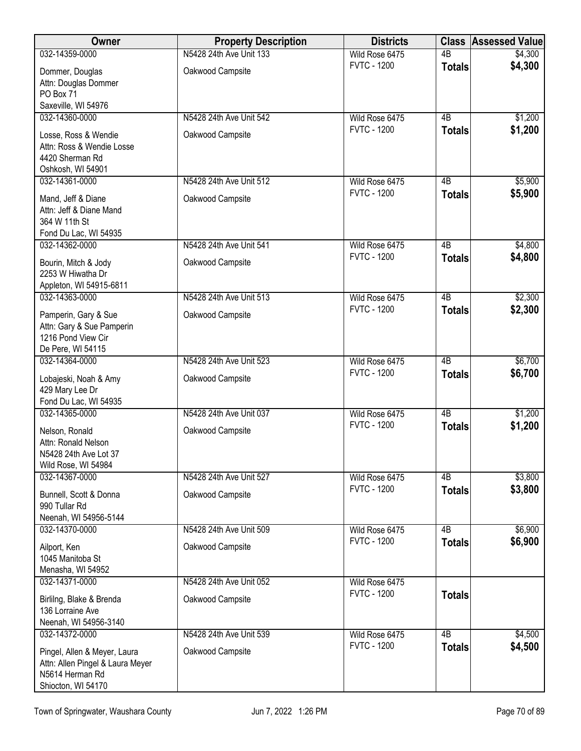| Owner | Property Description | Districts | Class | Assessed Value |
|---|---|---|---|---|
| 032-14359-0000 | N5428 24th Ave Unit 133 | Wild Rose 6475 | 4B | $4,300 |
| Dommer, Douglas<br>Attn: Douglas Dommer<br>PO Box 71<br>Saxeville, WI 54976 | Oakwood Campsite | FVTC - 1200 | **Totals** | **$4,300** |
| 032-14360-0000 | N5428 24th Ave Unit 542 | Wild Rose 6475 | 4B | $1,200 |
| Losse, Ross & Wendie<br>Attn: Ross & Wendie Losse<br>4420 Sherman Rd<br>Oshkosh, WI 54901 | Oakwood Campsite | FVTC - 1200 | **Totals** | **$1,200** |
| 032-14361-0000 | N5428 24th Ave Unit 512 | Wild Rose 6475 | 4B | $5,900 |
| Mand, Jeff & Diane<br>Attn: Jeff & Diane Mand<br>364 W 11th St<br>Fond Du Lac, WI 54935 | Oakwood Campsite | FVTC - 1200 | **Totals** | **$5,900** |
| 032-14362-0000 | N5428 24th Ave Unit 541 | Wild Rose 6475 | 4B | $4,800 |
| Bourin, Mitch & Jody<br>2253 W Hiwatha Dr<br>Appleton, WI 54915-6811 | Oakwood Campsite | FVTC - 1200 | **Totals** | **$4,800** |
| 032-14363-0000 | N5428 24th Ave Unit 513 | Wild Rose 6475 | 4B | $2,300 |
| Pamperin, Gary & Sue<br>Attn: Gary & Sue Pamperin<br>1216 Pond View Cir<br>De Pere, WI 54115 | Oakwood Campsite | FVTC - 1200 | **Totals** | **$2,300** |
| 032-14364-0000 | N5428 24th Ave Unit 523 | Wild Rose 6475 | 4B | $6,700 |
| Lobajeski, Noah & Amy<br>429 Mary Lee Dr<br>Fond Du Lac, WI 54935 | Oakwood Campsite | FVTC - 1200 | **Totals** | **$6,700** |
| 032-14365-0000 | N5428 24th Ave Unit 037 | Wild Rose 6475 | 4B | $1,200 |
| Nelson, Ronald<br>Attn: Ronald Nelson<br>N5428 24th Ave Lot 37<br>Wild Rose, WI 54984 | Oakwood Campsite | FVTC - 1200 | **Totals** | **$1,200** |
| 032-14367-0000 | N5428 24th Ave Unit 527 | Wild Rose 6475 | 4B | $3,800 |
| Bunnell, Scott & Donna<br>990 Tullar Rd<br>Neenah, WI 54956-5144 | Oakwood Campsite | FVTC - 1200 | **Totals** | **$3,800** |
| 032-14370-0000 | N5428 24th Ave Unit 509 | Wild Rose 6475 | 4B | $6,900 |
| Ailport, Ken<br>1045 Manitoba St<br>Menasha, WI 54952 | Oakwood Campsite | FVTC - 1200 | **Totals** | **$6,900** |
| 032-14371-0000 | N5428 24th Ave Unit 052 | Wild Rose 6475 | | |
| Birlilng, Blake & Brenda<br>136 Lorraine Ave<br>Neenah, WI 54956-3140 | Oakwood Campsite | FVTC - 1200 | **Totals** | |
| 032-14372-0000 | N5428 24th Ave Unit 539 | Wild Rose 6475 | 4B | $4,500 |
| Pingel, Allen & Meyer, Laura<br>Attn: Allen Pingel & Laura Meyer<br>N5614 Herman Rd<br>Shiocton, WI 54170 | Oakwood Campsite | FVTC - 1200 | **Totals** | **$4,500** |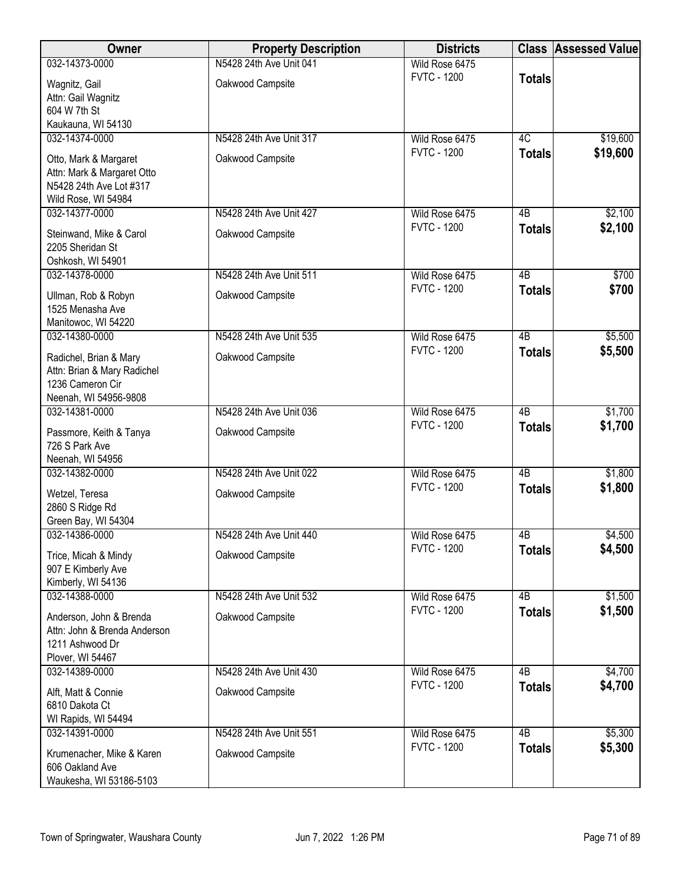| Owner | Property Description | Districts | Class | Assessed Value |
|---|---|---|---|---|
| 032-14373-0000<br>Wagnitz, Gail<br>Attn: Gail Wagnitz<br>604 W 7th St<br>Kaukauna, WI 54130 | N5428 24th Ave Unit 041<br>Oakwood Campsite | Wild Rose 6475<br>FVTC - 1200 | **Totals** | |
| 032-14374-0000<br>Otto, Mark & Margaret<br>Attn: Mark & Margaret Otto<br>N5428 24th Ave Lot #317<br>Wild Rose, WI 54984 | N5428 24th Ave Unit 317<br>Oakwood Campsite | Wild Rose 6475<br>FVTC - 1200 | 4C<br>**Totals** | $19,600<br>**$19,600** |
| 032-14377-0000<br>Steinwand, Mike & Carol<br>2205 Sheridan St<br>Oshkosh, WI 54901 | N5428 24th Ave Unit 427<br>Oakwood Campsite | Wild Rose 6475<br>FVTC - 1200 | 4B<br>**Totals** | $2,100<br>**$2,100** |
| 032-14378-0000<br>Ullman, Rob & Robyn<br>1525 Menasha Ave<br>Manitowoc, WI 54220 | N5428 24th Ave Unit 511<br>Oakwood Campsite | Wild Rose 6475<br>FVTC - 1200 | 4B<br>**Totals** | $700<br>**$700** |
| 032-14380-0000<br>Radichel, Brian & Mary<br>Attn: Brian & Mary Radichel<br>1236 Cameron Cir<br>Neenah, WI 54956-9808 | N5428 24th Ave Unit 535<br>Oakwood Campsite | Wild Rose 6475<br>FVTC - 1200 | 4B<br>**Totals** | $5,500<br>**$5,500** |
| 032-14381-0000<br>Passmore, Keith & Tanya<br>726 S Park Ave<br>Neenah, WI 54956 | N5428 24th Ave Unit 036<br>Oakwood Campsite | Wild Rose 6475<br>FVTC - 1200 | 4B<br>**Totals** | $1,700<br>**$1,700** |
| 032-14382-0000<br>Wetzel, Teresa<br>2860 S Ridge Rd<br>Green Bay, WI 54304 | N5428 24th Ave Unit 022<br>Oakwood Campsite | Wild Rose 6475<br>FVTC - 1200 | 4B<br>**Totals** | $1,800<br>**$1,800** |
| 032-14386-0000<br>Trice, Micah & Mindy<br>907 E Kimberly Ave<br>Kimberly, WI 54136 | N5428 24th Ave Unit 440<br>Oakwood Campsite | Wild Rose 6475<br>FVTC - 1200 | 4B<br>**Totals** | $4,500<br>**$4,500** |
| 032-14388-0000<br>Anderson, John & Brenda<br>Attn: John & Brenda Anderson<br>1211 Ashwood Dr<br>Plover, WI 54467 | N5428 24th Ave Unit 532<br>Oakwood Campsite | Wild Rose 6475<br>FVTC - 1200 | 4B<br>**Totals** | $1,500<br>**$1,500** |
| 032-14389-0000<br>Alft, Matt & Connie<br>6810 Dakota Ct<br>WI Rapids, WI 54494 | N5428 24th Ave Unit 430<br>Oakwood Campsite | Wild Rose 6475<br>FVTC - 1200 | 4B<br>**Totals** | $4,700<br>**$4,700** |
| 032-14391-0000<br>Krumenacher, Mike & Karen<br>606 Oakland Ave<br>Waukesha, WI 53186-5103 | N5428 24th Ave Unit 551<br>Oakwood Campsite | Wild Rose 6475<br>FVTC - 1200 | 4B<br>**Totals** | $5,300<br>**$5,300** |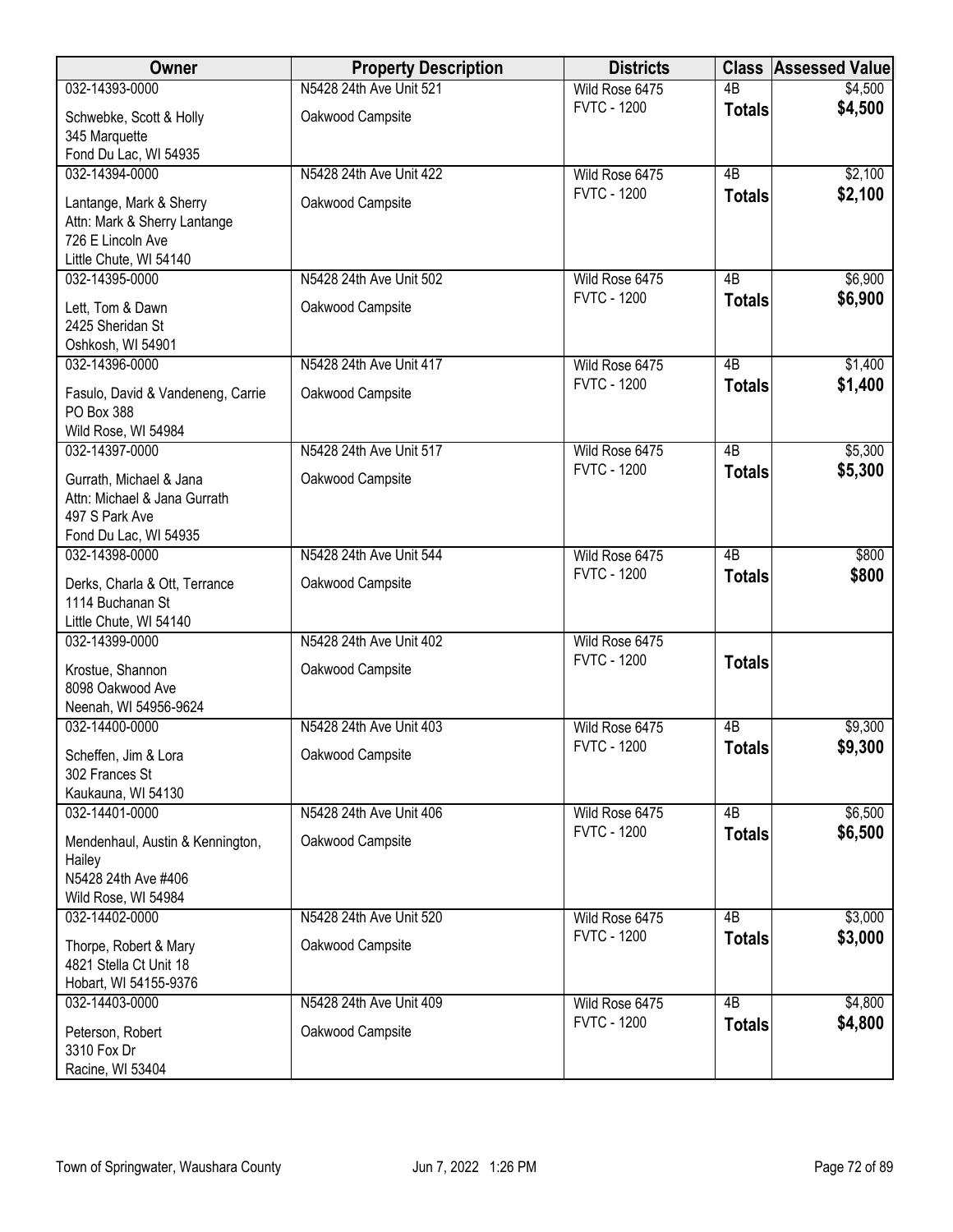| Owner | Property Description | Districts | Class | Assessed Value |
|---|---|---|---|---|
| 032-14393-0000<br>Schwebke, Scott & Holly<br>345 Marquette<br>Fond Du Lac, WI 54935 | N5428 24th Ave Unit 521<br>Oakwood Campsite | Wild Rose 6475<br>FVTC - 1200 | 4B<br>**Totals** | $4,500<br>**$4,500** |
| 032-14394-0000<br>Lantange, Mark & Sherry<br>Attn: Mark & Sherry Lantange<br>726 E Lincoln Ave<br>Little Chute, WI 54140 | N5428 24th Ave Unit 422<br>Oakwood Campsite | Wild Rose 6475<br>FVTC - 1200 | 4B<br>**Totals** | $2,100<br>**$2,100** |
| 032-14395-0000<br>Lett, Tom & Dawn<br>2425 Sheridan St<br>Oshkosh, WI 54901 | N5428 24th Ave Unit 502<br>Oakwood Campsite | Wild Rose 6475<br>FVTC - 1200 | 4B<br>**Totals** | $6,900<br>**$6,900** |
| 032-14396-0000<br>Fasulo, David & Vandeneng, Carrie<br>PO Box 388<br>Wild Rose, WI 54984 | N5428 24th Ave Unit 417<br>Oakwood Campsite | Wild Rose 6475<br>FVTC - 1200 | 4B<br>**Totals** | $1,400<br>**$1,400** |
| 032-14397-0000<br>Gurrath, Michael & Jana<br>Attn: Michael & Jana Gurrath<br>497 S Park Ave<br>Fond Du Lac, WI 54935 | N5428 24th Ave Unit 517<br>Oakwood Campsite | Wild Rose 6475<br>FVTC - 1200 | 4B<br>**Totals** | $5,300<br>**$5,300** |
| 032-14398-0000<br>Derks, Charla & Ott, Terrance<br>1114 Buchanan St<br>Little Chute, WI 54140 | N5428 24th Ave Unit 544<br>Oakwood Campsite | Wild Rose 6475<br>FVTC - 1200 | 4B<br>**Totals** | $800<br>**$800** |
| 032-14399-0000<br>Krostue, Shannon<br>8098 Oakwood Ave<br>Neenah, WI 54956-9624 | N5428 24th Ave Unit 402<br>Oakwood Campsite | Wild Rose 6475<br>FVTC - 1200 | **Totals** | |
| 032-14400-0000<br>Scheffen, Jim & Lora<br>302 Frances St<br>Kaukauna, WI 54130 | N5428 24th Ave Unit 403<br>Oakwood Campsite | Wild Rose 6475<br>FVTC - 1200 | 4B<br>**Totals** | $9,300<br>**$9,300** |
| 032-14401-0000<br>Mendenhaul, Austin & Kennington, Hailey<br>N5428 24th Ave #406<br>Wild Rose, WI 54984 | N5428 24th Ave Unit 406<br>Oakwood Campsite | Wild Rose 6475<br>FVTC - 1200 | 4B<br>**Totals** | $6,500<br>**$6,500** |
| 032-14402-0000<br>Thorpe, Robert & Mary<br>4821 Stella Ct Unit 18<br>Hobart, WI 54155-9376 | N5428 24th Ave Unit 520<br>Oakwood Campsite | Wild Rose 6475<br>FVTC - 1200 | 4B<br>**Totals** | $3,000<br>**$3,000** |
| 032-14403-0000<br>Peterson, Robert<br>3310 Fox Dr<br>Racine, WI 53404 | N5428 24th Ave Unit 409<br>Oakwood Campsite | Wild Rose 6475<br>FVTC - 1200 | 4B<br>**Totals** | $4,800<br>**$4,800** |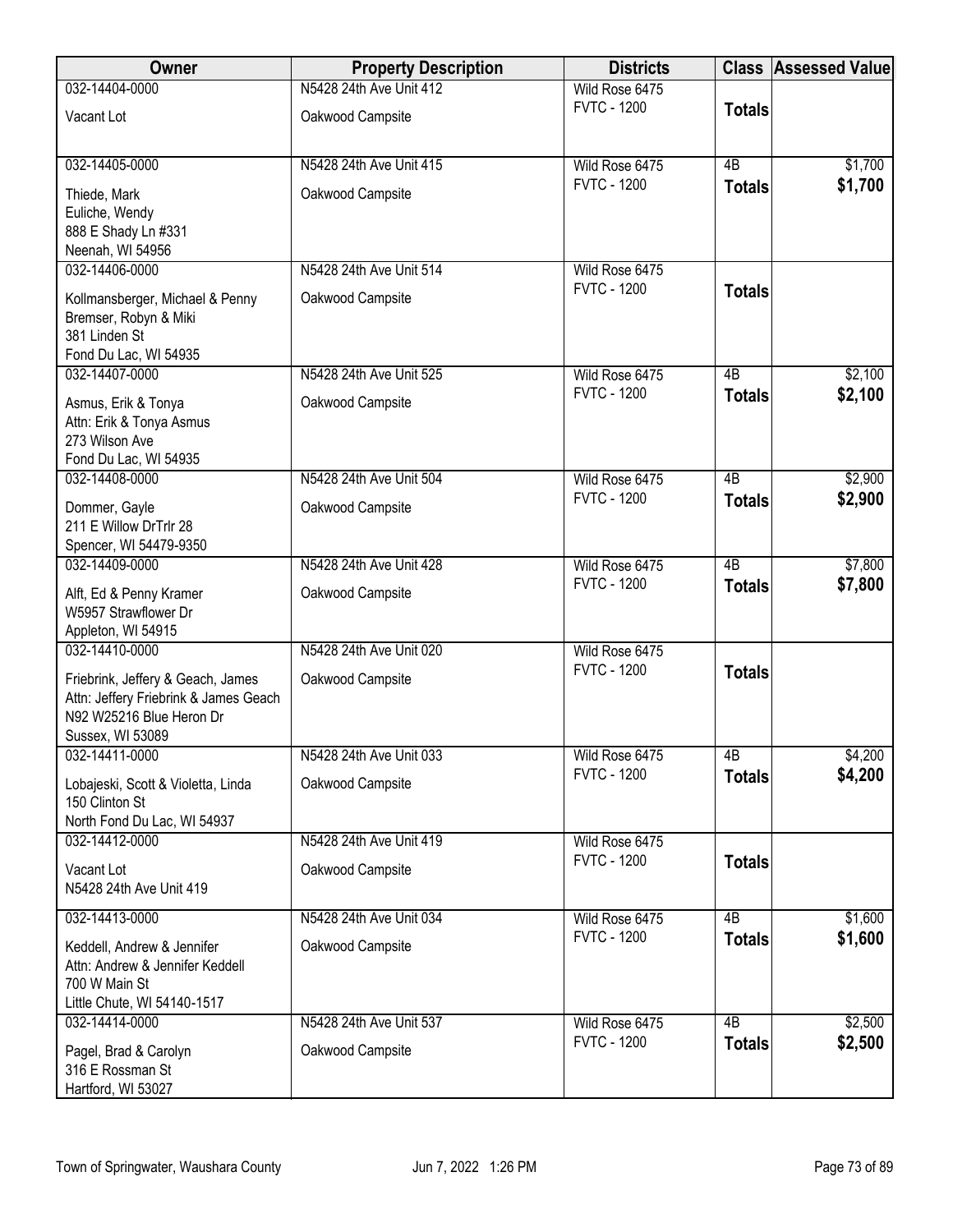| Owner | Property Description | Districts | Class | Assessed Value |
|---|---|---|---|---|
| 032-14404-0000<br>Vacant Lot | N5428 24th Ave Unit 412<br>Oakwood Campsite | Wild Rose 6475<br>FVTC - 1200 | Totals | |
| 032-14405-0000<br>Thiede, Mark<br>Euliche, Wendy<br>888 E Shady Ln #331<br>Neenah, WI 54956 | N5428 24th Ave Unit 415<br>Oakwood Campsite | Wild Rose 6475<br>FVTC - 1200 | 4B<br>**Totals** | $1,700<br>**$1,700** |
| 032-14406-0000<br>Kollmansberger, Michael & Penny<br>Bremser, Robyn & Miki<br>381 Linden St<br>Fond Du Lac, WI 54935 | N5428 24th Ave Unit 514<br>Oakwood Campsite | Wild Rose 6475<br>FVTC - 1200 | Totals | |
| 032-14407-0000<br>Asmus, Erik & Tonya<br>Attn: Erik & Tonya Asmus<br>273 Wilson Ave<br>Fond Du Lac, WI 54935 | N5428 24th Ave Unit 525<br>Oakwood Campsite | Wild Rose 6475<br>FVTC - 1200 | 4B<br>**Totals** | $2,100<br>**$2,100** |
| 032-14408-0000<br>Dommer, Gayle<br>211 E Willow DrTrlr 28<br>Spencer, WI 54479-9350 | N5428 24th Ave Unit 504<br>Oakwood Campsite | Wild Rose 6475<br>FVTC - 1200 | 4B<br>**Totals** | $2,900<br>**$2,900** |
| 032-14409-0000<br>Alft, Ed & Penny Kramer<br>W5957 Strawflower Dr<br>Appleton, WI 54915 | N5428 24th Ave Unit 428<br>Oakwood Campsite | Wild Rose 6475<br>FVTC - 1200 | 4B<br>**Totals** | $7,800<br>**$7,800** |
| 032-14410-0000<br>Friebrink, Jeffery & Geach, James<br>Attn: Jeffery Friebrink & James Geach<br>N92 W25216 Blue Heron Dr<br>Sussex, WI 53089 | N5428 24th Ave Unit 020<br>Oakwood Campsite | Wild Rose 6475<br>FVTC - 1200 | Totals | |
| 032-14411-0000<br>Lobajeski, Scott & Violetta, Linda<br>150 Clinton St<br>North Fond Du Lac, WI 54937 | N5428 24th Ave Unit 033<br>Oakwood Campsite | Wild Rose 6475<br>FVTC - 1200 | 4B<br>**Totals** | $4,200<br>**$4,200** |
| 032-14412-0000<br>Vacant Lot<br>N5428 24th Ave Unit 419 | N5428 24th Ave Unit 419<br>Oakwood Campsite | Wild Rose 6475<br>FVTC - 1200 | Totals | |
| 032-14413-0000<br>Keddell, Andrew & Jennifer<br>Attn: Andrew & Jennifer Keddell<br>700 W Main St<br>Little Chute, WI 54140-1517 | N5428 24th Ave Unit 034<br>Oakwood Campsite | Wild Rose 6475<br>FVTC - 1200 | 4B<br>**Totals** | $1,600<br>**$1,600** |
| 032-14414-0000<br>Pagel, Brad & Carolyn<br>316 E Rossman St<br>Hartford, WI 53027 | N5428 24th Ave Unit 537<br>Oakwood Campsite | Wild Rose 6475<br>FVTC - 1200 | 4B<br>**Totals** | $2,500<br>**$2,500** |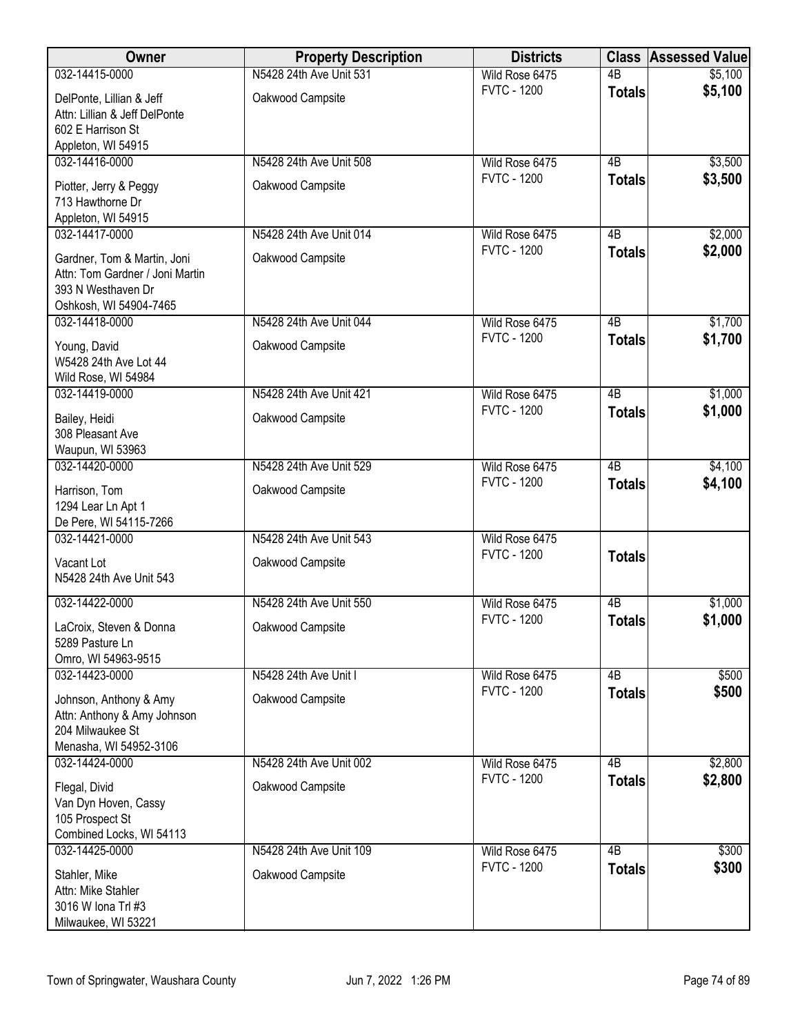| Owner | Property Description | Districts | Class | Assessed Value |
|---|---|---|---|---|
| 032-14415-0000<br>DelPonte, Lillian & Jeff<br>Attn: Lillian & Jeff DelPonte<br>602 E Harrison St<br>Appleton, WI 54915 | N5428 24th Ave Unit 531<br>Oakwood Campsite | Wild Rose 6475<br>FVTC - 1200 | 4B<br>**Totals** | $5,100<br>**$5,100** |
| 032-14416-0000<br>Piotter, Jerry & Peggy<br>713 Hawthorne Dr<br>Appleton, WI 54915 | N5428 24th Ave Unit 508<br>Oakwood Campsite | Wild Rose 6475<br>FVTC - 1200 | 4B<br>**Totals** | $3,500<br>**$3,500** |
| 032-14417-0000<br>Gardner, Tom & Martin, Joni<br>Attn: Tom Gardner / Joni Martin<br>393 N Westhaven Dr<br>Oshkosh, WI 54904-7465 | N5428 24th Ave Unit 014<br>Oakwood Campsite | Wild Rose 6475<br>FVTC - 1200 | 4B<br>**Totals** | $2,000<br>**$2,000** |
| 032-14418-0000<br>Young, David<br>W5428 24th Ave Lot 44<br>Wild Rose, WI 54984 | N5428 24th Ave Unit 044<br>Oakwood Campsite | Wild Rose 6475<br>FVTC - 1200 | 4B<br>**Totals** | $1,700<br>**$1,700** |
| 032-14419-0000<br>Bailey, Heidi<br>308 Pleasant Ave<br>Waupun, WI 53963 | N5428 24th Ave Unit 421<br>Oakwood Campsite | Wild Rose 6475<br>FVTC - 1200 | 4B<br>**Totals** | $1,000<br>**$1,000** |
| 032-14420-0000<br>Harrison, Tom<br>1294 Lear Ln Apt 1<br>De Pere, WI 54115-7266 | N5428 24th Ave Unit 529<br>Oakwood Campsite | Wild Rose 6475<br>FVTC - 1200 | 4B<br>**Totals** | $4,100<br>**$4,100** |
| 032-14421-0000<br>Vacant Lot<br>N5428 24th Ave Unit 543 | N5428 24th Ave Unit 543<br>Oakwood Campsite | Wild Rose 6475<br>FVTC - 1200 | **Totals** | |
| 032-14422-0000<br>LaCroix, Steven & Donna<br>5289 Pasture Ln<br>Omro, WI 54963-9515 | N5428 24th Ave Unit 550<br>Oakwood Campsite | Wild Rose 6475<br>FVTC - 1200 | 4B<br>**Totals** | $1,000<br>**$1,000** |
| 032-14423-0000<br>Johnson, Anthony & Amy<br>Attn: Anthony & Amy Johnson<br>204 Milwaukee St<br>Menasha, WI 54952-3106 | N5428 24th Ave Unit I<br>Oakwood Campsite | Wild Rose 6475<br>FVTC - 1200 | 4B<br>**Totals** | $500<br>**$500** |
| 032-14424-0000<br>Flegal, Divid<br>Van Dyn Hoven, Cassy<br>105 Prospect St<br>Combined Locks, WI 54113 | N5428 24th Ave Unit 002<br>Oakwood Campsite | Wild Rose 6475<br>FVTC - 1200 | 4B<br>**Totals** | $2,800<br>**$2,800** |
| 032-14425-0000<br>Stahler, Mike<br>Attn: Mike Stahler<br>3016 W Iona Trl #3<br>Milwaukee, WI 53221 | N5428 24th Ave Unit 109<br>Oakwood Campsite | Wild Rose 6475<br>FVTC - 1200 | 4B<br>**Totals** | $300<br>**$300** |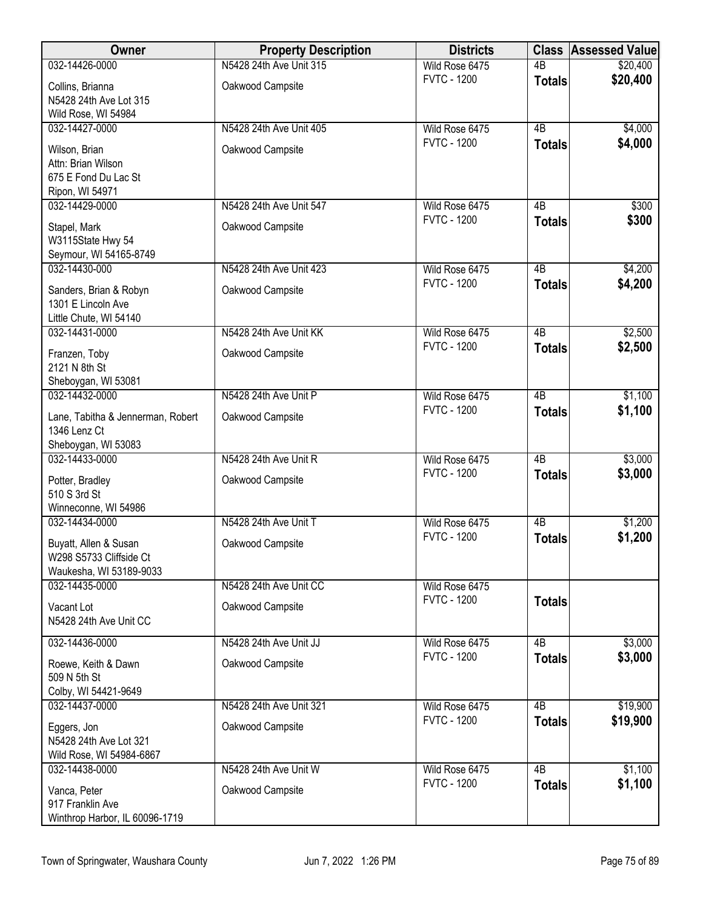| Owner | Property Description | Districts | Class | Assessed Value |
|---|---|---|---|---|
| 032-14426-0000<br>Collins, Brianna<br>N5428 24th Ave Lot 315<br>Wild Rose, WI 54984 | N5428 24th Ave Unit 315<br>Oakwood Campsite | Wild Rose 6475<br>FVTC - 1200 | 4B<br>**Totals** | $20,400<br>**$20,400** |
| 032-14427-0000<br>Wilson, Brian<br>Attn: Brian Wilson<br>675 E Fond Du Lac St<br>Ripon, WI 54971 | N5428 24th Ave Unit 405<br>Oakwood Campsite | Wild Rose 6475<br>FVTC - 1200 | 4B<br>**Totals** | $4,000<br>**$4,000** |
| 032-14429-0000<br>Stapel, Mark<br>W3115State Hwy 54<br>Seymour, WI 54165-8749 | N5428 24th Ave Unit 547<br>Oakwood Campsite | Wild Rose 6475<br>FVTC - 1200 | 4B<br>**Totals** | $300<br>**$300** |
| 032-14430-000<br>Sanders, Brian & Robyn<br>1301 E Lincoln Ave<br>Little Chute, WI 54140 | N5428 24th Ave Unit 423<br>Oakwood Campsite | Wild Rose 6475<br>FVTC - 1200 | 4B<br>**Totals** | $4,200<br>**$4,200** |
| 032-14431-0000<br>Franzen, Toby<br>2121 N 8th St<br>Sheboygan, WI 53081 | N5428 24th Ave Unit KK<br>Oakwood Campsite | Wild Rose 6475<br>FVTC - 1200 | 4B<br>**Totals** | $2,500<br>**$2,500** |
| 032-14432-0000<br>Lane, Tabitha & Jennerman, Robert<br>1346 Lenz Ct<br>Sheboygan, WI 53083 | N5428 24th Ave Unit P<br>Oakwood Campsite | Wild Rose 6475<br>FVTC - 1200 | 4B<br>**Totals** | $1,100<br>**$1,100** |
| 032-14433-0000<br>Potter, Bradley<br>510 S 3rd St<br>Winneconne, WI 54986 | N5428 24th Ave Unit R<br>Oakwood Campsite | Wild Rose 6475<br>FVTC - 1200 | 4B<br>**Totals** | $3,000<br>**$3,000** |
| 032-14434-0000<br>Buyatt, Allen & Susan<br>W298 S5733 Cliffside Ct<br>Waukesha, WI 53189-9033 | N5428 24th Ave Unit T<br>Oakwood Campsite | Wild Rose 6475<br>FVTC - 1200 | 4B<br>**Totals** | $1,200<br>**$1,200** |
| 032-14435-0000<br>Vacant Lot<br>N5428 24th Ave Unit CC | N5428 24th Ave Unit CC<br>Oakwood Campsite | Wild Rose 6475<br>FVTC - 1200 | **Totals** | |
| 032-14436-0000<br>Roewe, Keith & Dawn<br>509 N 5th St<br>Colby, WI 54421-9649 | N5428 24th Ave Unit JJ<br>Oakwood Campsite | Wild Rose 6475<br>FVTC - 1200 | 4B<br>**Totals** | $3,000<br>**$3,000** |
| 032-14437-0000<br>Eggers, Jon<br>N5428 24th Ave Lot 321<br>Wild Rose, WI 54984-6867 | N5428 24th Ave Unit 321<br>Oakwood Campsite | Wild Rose 6475<br>FVTC - 1200 | 4B<br>**Totals** | $19,900<br>**$19,900** |
| 032-14438-0000<br>Vanca, Peter<br>917 Franklin Ave<br>Winthrop Harbor, IL 60096-1719 | N5428 24th Ave Unit W<br>Oakwood Campsite | Wild Rose 6475<br>FVTC - 1200 | 4B<br>**Totals** | $1,100<br>**$1,100** |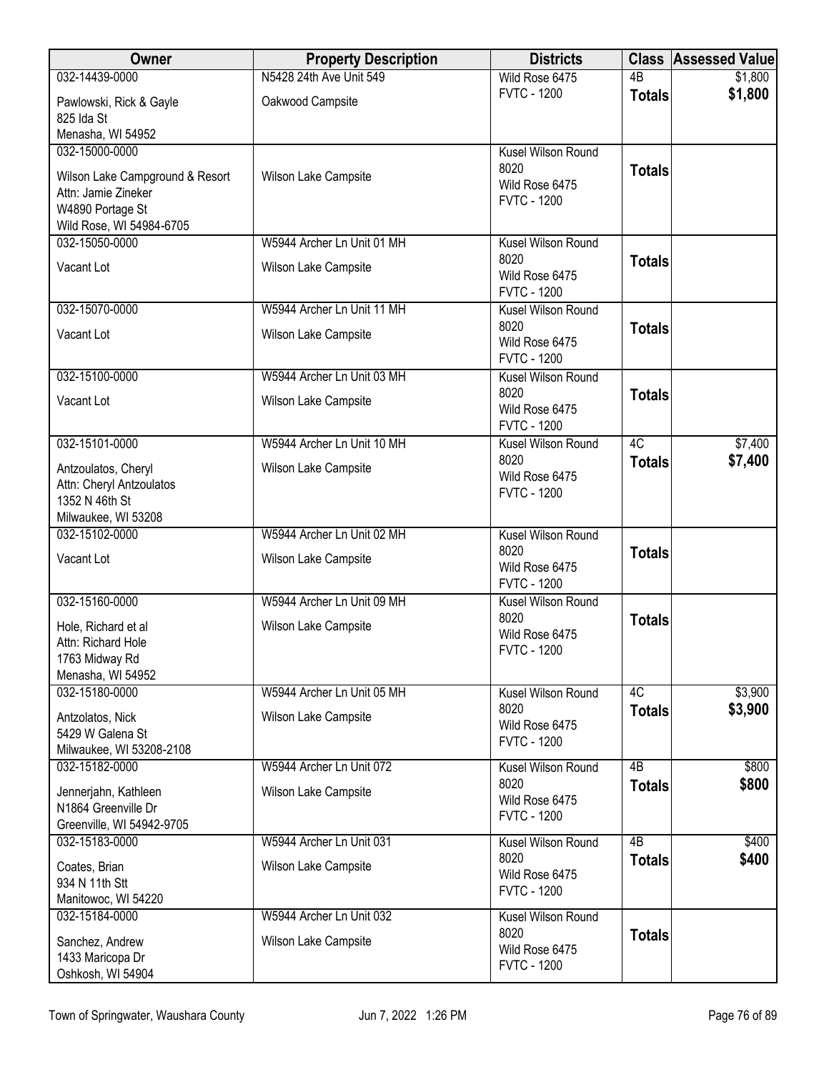| Owner | Property Description | Districts | Class | Assessed Value |
|---|---|---|---|---|
| 032-14439-0000<br>Pawlowski, Rick & Gayle<br>825 Ida St<br>Menasha, WI 54952 | N5428 24th Ave Unit 549<br>Oakwood Campsite | Wild Rose 6475<br>FVTC - 1200 | 4B<br>**Totals** | $1,800<br>**$1,800** |
| 032-15000-0000<br>Wilson Lake Campground & Resort<br>Attn: Jamie Zineker<br>W4890 Portage St<br>Wild Rose, WI 54984-6705 | Wilson Lake Campsite | Kusel Wilson Round 8020<br>Wild Rose 6475<br>FVTC - 1200 | **Totals** | |
| 032-15050-0000<br>Vacant Lot | W5944 Archer Ln Unit 01 MH<br>Wilson Lake Campsite | Kusel Wilson Round 8020<br>Wild Rose 6475<br>FVTC - 1200 | **Totals** | |
| 032-15070-0000<br>Vacant Lot | W5944 Archer Ln Unit 11 MH<br>Wilson Lake Campsite | Kusel Wilson Round 8020<br>Wild Rose 6475<br>FVTC - 1200 | **Totals** | |
| 032-15100-0000<br>Vacant Lot | W5944 Archer Ln Unit 03 MH<br>Wilson Lake Campsite | Kusel Wilson Round 8020<br>Wild Rose 6475<br>FVTC - 1200 | **Totals** | |
| 032-15101-0000<br>Antzoulatos, Cheryl<br>Attn: Cheryl Antzoulatos<br>1352 N 46th St<br>Milwaukee, WI 53208 | W5944 Archer Ln Unit 10 MH<br>Wilson Lake Campsite | Kusel Wilson Round 8020<br>Wild Rose 6475<br>FVTC - 1200 | 4C<br>**Totals** | $7,400<br>**$7,400** |
| 032-15102-0000<br>Vacant Lot | W5944 Archer Ln Unit 02 MH<br>Wilson Lake Campsite | Kusel Wilson Round 8020<br>Wild Rose 6475<br>FVTC - 1200 | **Totals** | |
| 032-15160-0000<br>Hole, Richard et al<br>Attn: Richard Hole<br>1763 Midway Rd<br>Menasha, WI 54952 | W5944 Archer Ln Unit 09 MH<br>Wilson Lake Campsite | Kusel Wilson Round 8020<br>Wild Rose 6475<br>FVTC - 1200 | **Totals** | |
| 032-15180-0000<br>Antzolatos, Nick<br>5429 W Galena St<br>Milwaukee, WI 53208-2108 | W5944 Archer Ln Unit 05 MH<br>Wilson Lake Campsite | Kusel Wilson Round 8020<br>Wild Rose 6475<br>FVTC - 1200 | 4C<br>**Totals** | $3,900<br>**$3,900** |
| 032-15182-0000<br>Jennerjahn, Kathleen<br>N1864 Greenville Dr<br>Greenville, WI 54942-9705 | W5944 Archer Ln Unit 072<br>Wilson Lake Campsite | Kusel Wilson Round 8020<br>Wild Rose 6475<br>FVTC - 1200 | 4B<br>**Totals** | $800<br>**$800** |
| 032-15183-0000<br>Coates, Brian<br>934 N 11th Stt<br>Manitowoc, WI 54220 | W5944 Archer Ln Unit 031<br>Wilson Lake Campsite | Kusel Wilson Round 8020<br>Wild Rose 6475<br>FVTC - 1200 | 4B<br>**Totals** | $400<br>**$400** |
| 032-15184-0000<br>Sanchez, Andrew<br>1433 Maricopa Dr<br>Oshkosh, WI 54904 | W5944 Archer Ln Unit 032<br>Wilson Lake Campsite | Kusel Wilson Round 8020<br>Wild Rose 6475<br>FVTC - 1200 | **Totals** | |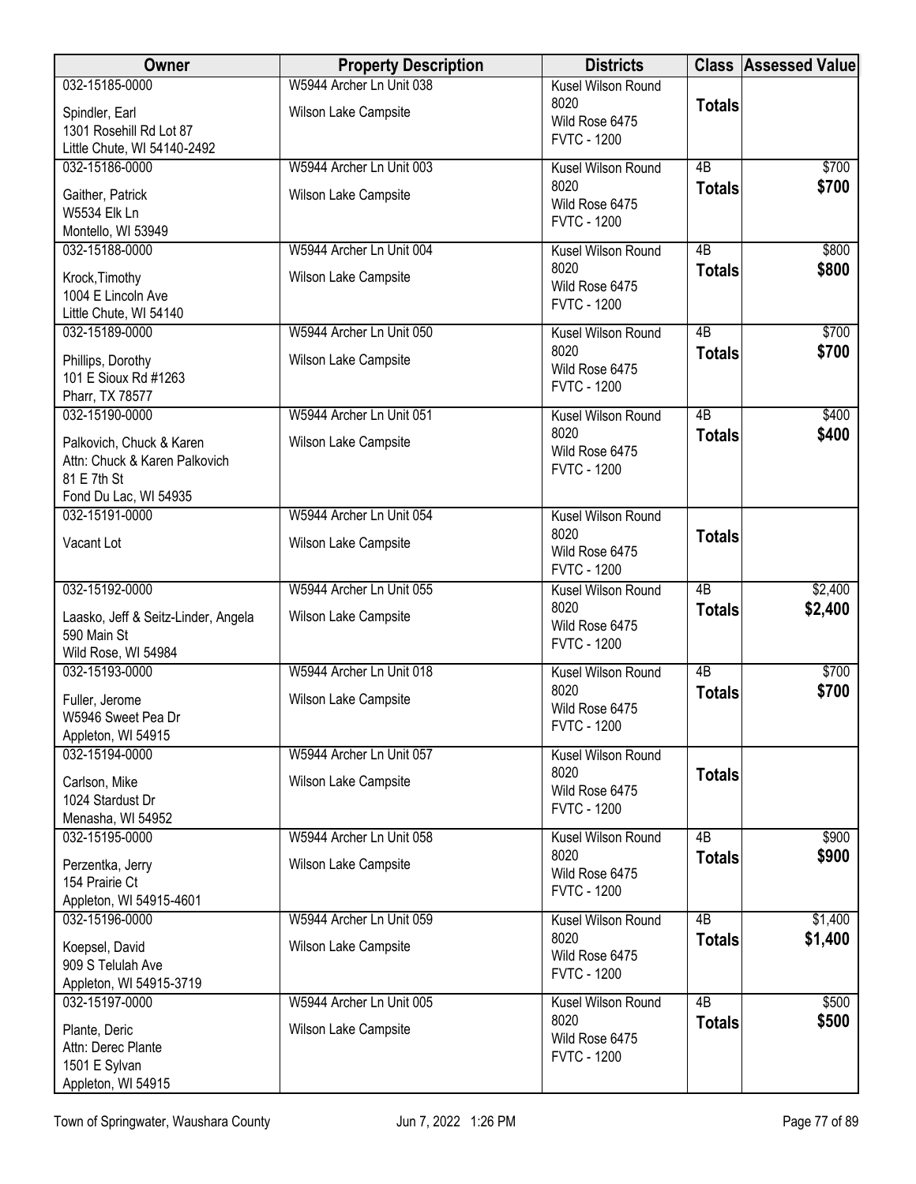| Owner | Property Description | Districts | Class | Assessed Value |
|---|---|---|---|---|
| 032-15185-0000<br>Spindler, Earl<br>1301 Rosehill Rd Lot 87<br>Little Chute, WI 54140-2492 | W5944 Archer Ln Unit 038<br>Wilson Lake Campsite | Kusel Wilson Round 8020<br>Wild Rose 6475<br>FVTC - 1200 | **Totals** | |
| 032-15186-0000<br>Gaither, Patrick<br>W5534 Elk Ln<br>Montello, WI 53949 | W5944 Archer Ln Unit 003<br>Wilson Lake Campsite | Kusel Wilson Round 8020<br>Wild Rose 6475<br>FVTC - 1200 | 4B<br>**Totals** | $700<br>**$700** |
| 032-15188-0000<br>Krock,Timothy<br>1004 E Lincoln Ave<br>Little Chute, WI 54140 | W5944 Archer Ln Unit 004<br>Wilson Lake Campsite | Kusel Wilson Round 8020<br>Wild Rose 6475<br>FVTC - 1200 | 4B<br>**Totals** | $800<br>**$800** |
| 032-15189-0000<br>Phillips, Dorothy<br>101 E Sioux Rd #1263<br>Pharr, TX 78577 | W5944 Archer Ln Unit 050<br>Wilson Lake Campsite | Kusel Wilson Round 8020<br>Wild Rose 6475<br>FVTC - 1200 | 4B<br>**Totals** | $700<br>**$700** |
| 032-15190-0000<br>Palkovich, Chuck & Karen<br>Attn: Chuck & Karen Palkovich<br>81 E 7th St<br>Fond Du Lac, WI 54935 | W5944 Archer Ln Unit 051<br>Wilson Lake Campsite | Kusel Wilson Round 8020<br>Wild Rose 6475<br>FVTC - 1200 | 4B<br>**Totals** | $400<br>**$400** |
| 032-15191-0000<br>Vacant Lot | W5944 Archer Ln Unit 054<br>Wilson Lake Campsite | Kusel Wilson Round 8020<br>Wild Rose 6475<br>FVTC - 1200 | **Totals** | |
| 032-15192-0000<br>Laasko, Jeff & Seitz-Linder, Angela<br>590 Main St<br>Wild Rose, WI 54984 | W5944 Archer Ln Unit 055<br>Wilson Lake Campsite | Kusel Wilson Round 8020<br>Wild Rose 6475<br>FVTC - 1200 | 4B<br>**Totals** | $2,400<br>**$2,400** |
| 032-15193-0000<br>Fuller, Jerome<br>W5946 Sweet Pea Dr<br>Appleton, WI 54915 | W5944 Archer Ln Unit 018<br>Wilson Lake Campsite | Kusel Wilson Round 8020<br>Wild Rose 6475<br>FVTC - 1200 | 4B<br>**Totals** | $700<br>**$700** |
| 032-15194-0000<br>Carlson, Mike<br>1024 Stardust Dr<br>Menasha, WI 54952 | W5944 Archer Ln Unit 057<br>Wilson Lake Campsite | Kusel Wilson Round 8020<br>Wild Rose 6475<br>FVTC - 1200 | **Totals** | |
| 032-15195-0000<br>Perzentka, Jerry<br>154 Prairie Ct<br>Appleton, WI 54915-4601 | W5944 Archer Ln Unit 058<br>Wilson Lake Campsite | Kusel Wilson Round 8020<br>Wild Rose 6475<br>FVTC - 1200 | 4B<br>**Totals** | $900<br>**$900** |
| 032-15196-0000<br>Koepsel, David<br>909 S Telulah Ave<br>Appleton, WI 54915-3719 | W5944 Archer Ln Unit 059<br>Wilson Lake Campsite | Kusel Wilson Round 8020<br>Wild Rose 6475<br>FVTC - 1200 | 4B<br>**Totals** | $1,400<br>**$1,400** |
| 032-15197-0000<br>Plante, Deric<br>Attn: Derec Plante<br>1501 E Sylvan<br>Appleton, WI 54915 | W5944 Archer Ln Unit 005<br>Wilson Lake Campsite | Kusel Wilson Round 8020<br>Wild Rose 6475<br>FVTC - 1200 | 4B<br>**Totals** | $500<br>**$500** |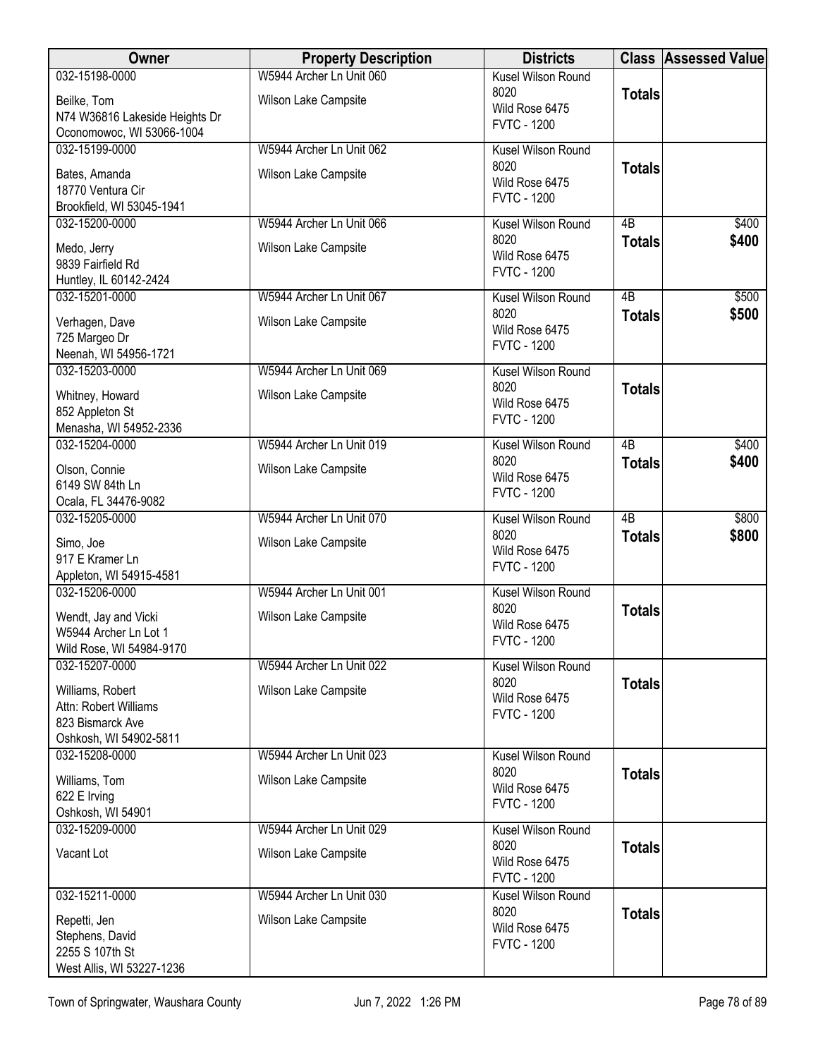| Owner | Property Description | Districts | Class | Assessed Value |
|---|---|---|---|---|
| 032-15198-0000<br>Beilke, Tom<br>N74 W36816 Lakeside Heights Dr<br>Oconomowoc, WI 53066-1004 | W5944 Archer Ln Unit 060<br>Wilson Lake Campsite | Kusel Wilson Round 8020<br>Wild Rose 6475<br>FVTC - 1200 | **Totals** | |
| 032-15199-0000<br>Bates, Amanda<br>18770 Ventura Cir<br>Brookfield, WI 53045-1941 | W5944 Archer Ln Unit 062<br>Wilson Lake Campsite | Kusel Wilson Round 8020<br>Wild Rose 6475<br>FVTC - 1200 | **Totals** | |
| 032-15200-0000<br>Medo, Jerry<br>9839 Fairfield Rd<br>Huntley, IL 60142-2424 | W5944 Archer Ln Unit 066<br>Wilson Lake Campsite | Kusel Wilson Round 8020<br>Wild Rose 6475<br>FVTC - 1200 | 4B<br>**Totals** | $400<br>**$400** |
| 032-15201-0000<br>Verhagen, Dave<br>725 Margeo Dr<br>Neenah, WI 54956-1721 | W5944 Archer Ln Unit 067<br>Wilson Lake Campsite | Kusel Wilson Round 8020<br>Wild Rose 6475<br>FVTC - 1200 | 4B<br>**Totals** | $500<br>**$500** |
| 032-15203-0000<br>Whitney, Howard<br>852 Appleton St<br>Menasha, WI 54952-2336 | W5944 Archer Ln Unit 069<br>Wilson Lake Campsite | Kusel Wilson Round 8020<br>Wild Rose 6475<br>FVTC - 1200 | **Totals** | |
| 032-15204-0000<br>Olson, Connie<br>6149 SW 84th Ln<br>Ocala, FL 34476-9082 | W5944 Archer Ln Unit 019<br>Wilson Lake Campsite | Kusel Wilson Round 8020<br>Wild Rose 6475<br>FVTC - 1200 | 4B<br>**Totals** | $400<br>**$400** |
| 032-15205-0000<br>Simo, Joe<br>917 E Kramer Ln<br>Appleton, WI 54915-4581 | W5944 Archer Ln Unit 070<br>Wilson Lake Campsite | Kusel Wilson Round 8020<br>Wild Rose 6475<br>FVTC - 1200 | 4B<br>**Totals** | $800<br>**$800** |
| 032-15206-0000<br>Wendt, Jay and Vicki<br>W5944 Archer Ln Lot 1<br>Wild Rose, WI 54984-9170 | W5944 Archer Ln Unit 001<br>Wilson Lake Campsite | Kusel Wilson Round 8020<br>Wild Rose 6475<br>FVTC - 1200 | **Totals** | |
| 032-15207-0000<br>Williams, Robert<br>Attn: Robert Williams<br>823 Bismarck Ave<br>Oshkosh, WI 54902-5811 | W5944 Archer Ln Unit 022<br>Wilson Lake Campsite | Kusel Wilson Round 8020<br>Wild Rose 6475<br>FVTC - 1200 | **Totals** | |
| 032-15208-0000<br>Williams, Tom<br>622 E Irving<br>Oshkosh, WI 54901 | W5944 Archer Ln Unit 023<br>Wilson Lake Campsite | Kusel Wilson Round 8020<br>Wild Rose 6475<br>FVTC - 1200 | **Totals** | |
| 032-15209-0000<br>Vacant Lot | W5944 Archer Ln Unit 029<br>Wilson Lake Campsite | Kusel Wilson Round 8020<br>Wild Rose 6475<br>FVTC - 1200 | **Totals** | |
| 032-15211-0000<br>Repetti, Jen<br>Stephens, David<br>2255 S 107th St<br>West Allis, WI 53227-1236 | W5944 Archer Ln Unit 030<br>Wilson Lake Campsite | Kusel Wilson Round 8020<br>Wild Rose 6475<br>FVTC - 1200 | **Totals** | |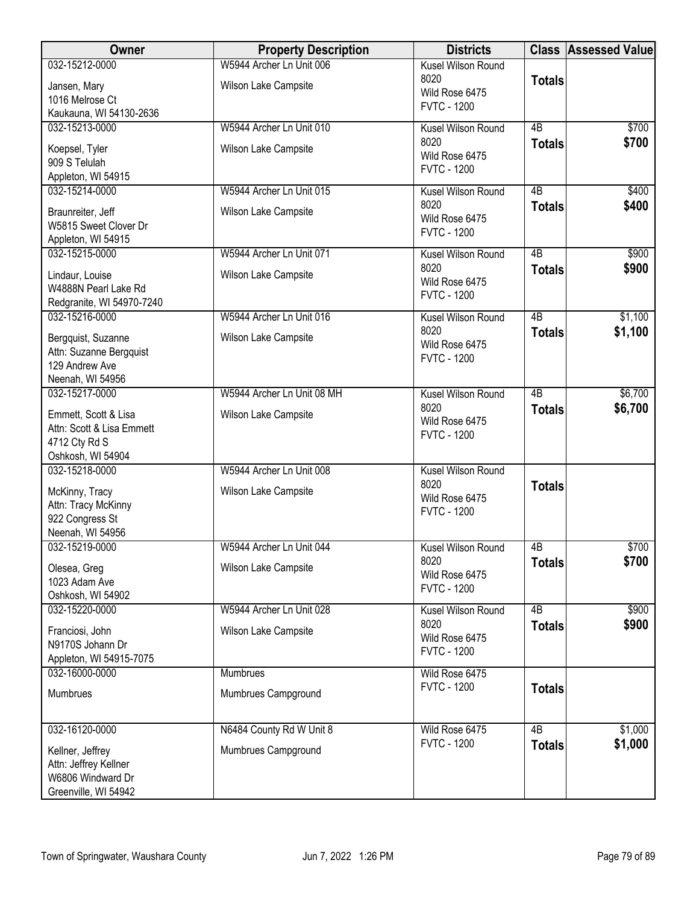| Owner | Property Description | Districts | Class | Assessed Value |
|---|---|---|---|---|
| 032-15212-0000<br>Jansen, Mary<br>1016 Melrose Ct<br>Kaukauna, WI 54130-2636 | W5944 Archer Ln Unit 006<br>Wilson Lake Campsite | Kusel Wilson Round 8020<br>Wild Rose 6475<br>FVTC - 1200 | **Totals** | |
| 032-15213-0000<br>Koepsel, Tyler<br>909 S Telulah<br>Appleton, WI 54915 | W5944 Archer Ln Unit 010<br>Wilson Lake Campsite | Kusel Wilson Round 8020<br>Wild Rose 6475<br>FVTC - 1200 | 4B<br>**Totals** | $700<br>**$700** |
| 032-15214-0000<br>Braunreiter, Jeff<br>W5815 Sweet Clover Dr<br>Appleton, WI 54915 | W5944 Archer Ln Unit 015<br>Wilson Lake Campsite | Kusel Wilson Round 8020<br>Wild Rose 6475<br>FVTC - 1200 | 4B<br>**Totals** | $400<br>**$400** |
| 032-15215-0000<br>Lindaur, Louise<br>W4888N Pearl Lake Rd<br>Redgranite, WI 54970-7240 | W5944 Archer Ln Unit 071<br>Wilson Lake Campsite | Kusel Wilson Round 8020<br>Wild Rose 6475<br>FVTC - 1200 | 4B<br>**Totals** | $900<br>**$900** |
| 032-15216-0000<br>Bergquist, Suzanne<br>Attn: Suzanne Bergquist<br>129 Andrew Ave<br>Neenah, WI 54956 | W5944 Archer Ln Unit 016<br>Wilson Lake Campsite | Kusel Wilson Round 8020<br>Wild Rose 6475<br>FVTC - 1200 | 4B<br>**Totals** | $1,100<br>**$1,100** |
| 032-15217-0000<br>Emmett, Scott & Lisa<br>Attn: Scott & Lisa Emmett<br>4712 Cty Rd S<br>Oshkosh, WI 54904 | W5944 Archer Ln Unit 08 MH<br>Wilson Lake Campsite | Kusel Wilson Round 8020<br>Wild Rose 6475<br>FVTC - 1200 | 4B<br>**Totals** | $6,700<br>**$6,700** |
| 032-15218-0000<br>McKinny, Tracy<br>Attn: Tracy McKinny<br>922 Congress St<br>Neenah, WI 54956 | W5944 Archer Ln Unit 008<br>Wilson Lake Campsite | Kusel Wilson Round 8020<br>Wild Rose 6475<br>FVTC - 1200 | **Totals** | |
| 032-15219-0000<br>Olesea, Greg<br>1023 Adam Ave<br>Oshkosh, WI 54902 | W5944 Archer Ln Unit 044<br>Wilson Lake Campsite | Kusel Wilson Round 8020<br>Wild Rose 6475<br>FVTC - 1200 | 4B<br>**Totals** | $700<br>**$700** |
| 032-15220-0000<br>Franciosi, John<br>N9170S Johann Dr<br>Appleton, WI 54915-7075 | W5944 Archer Ln Unit 028<br>Wilson Lake Campsite | Kusel Wilson Round 8020<br>Wild Rose 6475<br>FVTC - 1200 | 4B<br>**Totals** | $900<br>**$900** |
| 032-16000-0000<br>Mumbrues | Mumbrues<br>Mumbrues Campground | Wild Rose 6475<br>FVTC - 1200 | **Totals** | |
| 032-16120-0000<br>Kellner, Jeffrey<br>Attn: Jeffrey Kellner<br>W6806 Windward Dr<br>Greenville, WI 54942 | N6484 County Rd W Unit 8<br>Mumbrues Campground | Wild Rose 6475<br>FVTC - 1200 | 4B<br>**Totals** | $1,000<br>**$1,000** |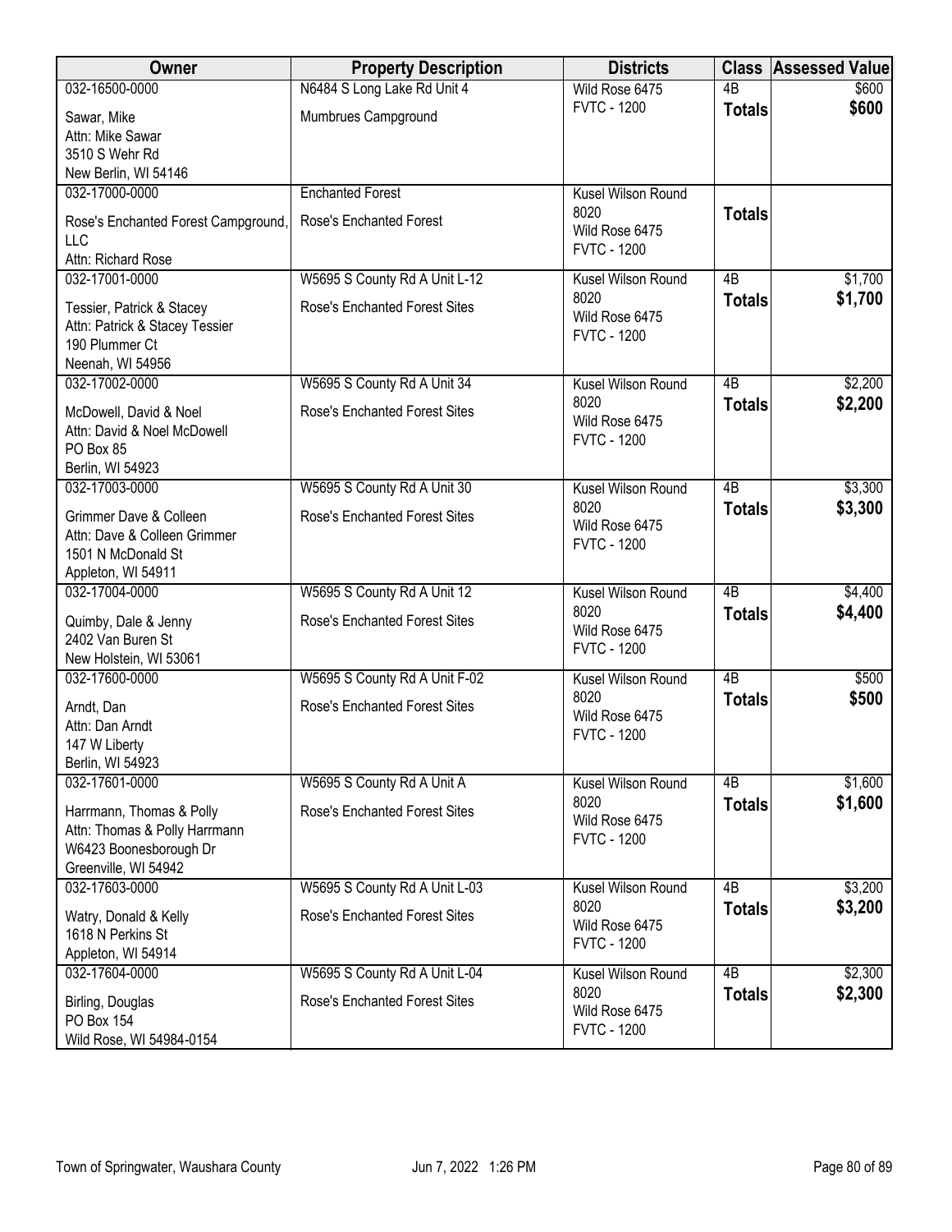| Owner | Property Description | Districts | Class | Assessed Value |
| --- | --- | --- | --- | --- |
| 032-16500-0000<br>Sawar, Mike<br>Attn: Mike Sawar<br>3510 S Wehr Rd<br>New Berlin, WI 54146 | N6484 S Long Lake Rd Unit 4<br>Mumbrues Campground | Wild Rose 6475<br>FVTC - 1200 | 4B<br>**Totals** | \$600<br>**\$600** |
| 032-17000-0000<br>Rose's Enchanted Forest Campground, LLC<br>Attn: Richard Rose | Enchanted Forest<br>Rose's Enchanted Forest | Kusel Wilson Round 8020<br>Wild Rose 6475<br>FVTC - 1200 | **Totals** | |
| 032-17001-0000<br>Tessier, Patrick & Stacey<br>Attn: Patrick & Stacey Tessier<br>190 Plummer Ct<br>Neenah, WI 54956 | W5695 S County Rd A Unit L-12<br>Rose's Enchanted Forest Sites | Kusel Wilson Round 8020<br>Wild Rose 6475<br>FVTC - 1200 | 4B<br>**Totals** | \$1,700<br>**\$1,700** |
| 032-17002-0000<br>McDowell, David & Noel<br>Attn: David & Noel McDowell<br>PO Box 85<br>Berlin, WI 54923 | W5695 S County Rd A Unit 34<br>Rose's Enchanted Forest Sites | Kusel Wilson Round 8020<br>Wild Rose 6475<br>FVTC - 1200 | 4B<br>**Totals** | \$2,200<br>**\$2,200** |
| 032-17003-0000<br>Grimmer Dave & Colleen<br>Attn: Dave & Colleen Grimmer<br>1501 N McDonald St<br>Appleton, WI 54911 | W5695 S County Rd A Unit 30<br>Rose's Enchanted Forest Sites | Kusel Wilson Round 8020<br>Wild Rose 6475<br>FVTC - 1200 | 4B<br>**Totals** | \$3,300<br>**\$3,300** |
| 032-17004-0000<br>Quimby, Dale & Jenny<br>2402 Van Buren St<br>New Holstein, WI 53061 | W5695 S County Rd A Unit 12<br>Rose's Enchanted Forest Sites | Kusel Wilson Round 8020<br>Wild Rose 6475<br>FVTC - 1200 | 4B<br>**Totals** | \$4,400<br>**\$4,400** |
| 032-17600-0000<br>Arndt, Dan<br>Attn: Dan Arndt<br>147 W Liberty<br>Berlin, WI 54923 | W5695 S County Rd A Unit F-02<br>Rose's Enchanted Forest Sites | Kusel Wilson Round 8020<br>Wild Rose 6475<br>FVTC - 1200 | 4B<br>**Totals** | \$500<br>**\$500** |
| 032-17601-0000<br>Harrmann, Thomas & Polly<br>Attn: Thomas & Polly Harrmann<br>W6423 Boonesborough Dr<br>Greenville, WI 54942 | W5695 S County Rd A Unit A<br>Rose's Enchanted Forest Sites | Kusel Wilson Round 8020<br>Wild Rose 6475<br>FVTC - 1200 | 4B<br>**Totals** | \$1,600<br>**\$1,600** |
| 032-17603-0000<br>Watry, Donald & Kelly<br>1618 N Perkins St<br>Appleton, WI 54914 | W5695 S County Rd A Unit L-03<br>Rose's Enchanted Forest Sites | Kusel Wilson Round 8020<br>Wild Rose 6475<br>FVTC - 1200 | 4B<br>**Totals** | \$3,200<br>**\$3,200** |
| 032-17604-0000<br>Birling, Douglas<br>PO Box 154<br>Wild Rose, WI 54984-0154 | W5695 S County Rd A Unit L-04<br>Rose's Enchanted Forest Sites | Kusel Wilson Round 8020<br>Wild Rose 6475<br>FVTC - 1200 | 4B<br>**Totals** | \$2,300<br>**\$2,300** |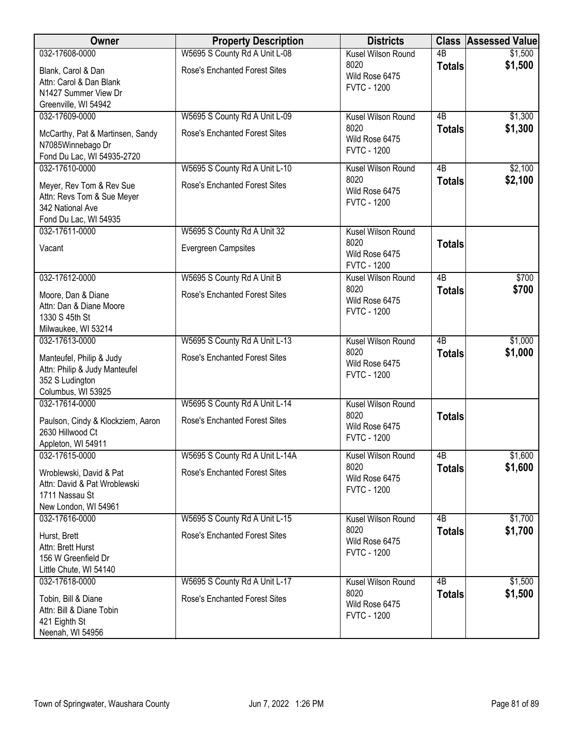| Owner | Property Description | Districts | Class | Assessed Value |
|---|---|---|---|---|
| 032-17608-0000<br>Blank, Carol & Dan<br>Attn: Carol & Dan Blank<br>N1427 Summer View Dr<br>Greenville, WI 54942 | W5695 S County Rd A Unit L-08<br>Rose's Enchanted Forest Sites | Kusel Wilson Round 8020<br>Wild Rose 6475<br>FVTC - 1200 | 4B<br>**Totals** | $1,500<br>**$1,500** |
| 032-17609-0000<br>McCarthy, Pat & Martinsen, Sandy<br>N7085Winnebago Dr<br>Fond Du Lac, WI 54935-2720 | W5695 S County Rd A Unit L-09<br>Rose's Enchanted Forest Sites | Kusel Wilson Round 8020<br>Wild Rose 6475<br>FVTC - 1200 | 4B<br>**Totals** | $1,300<br>**$1,300** |
| 032-17610-0000<br>Meyer, Rev Tom & Rev Sue<br>Attn: Revs Tom & Sue Meyer<br>342 National Ave<br>Fond Du Lac, WI 54935 | W5695 S County Rd A Unit L-10<br>Rose's Enchanted Forest Sites | Kusel Wilson Round 8020<br>Wild Rose 6475<br>FVTC - 1200 | 4B<br>**Totals** | $2,100<br>**$2,100** |
| 032-17611-0000<br>Vacant | W5695 S County Rd A Unit 32<br>Evergreen Campsites | Kusel Wilson Round 8020<br>Wild Rose 6475<br>FVTC - 1200 | **Totals** | |
| 032-17612-0000<br>Moore, Dan & Diane<br>Attn: Dan & Diane Moore<br>1330 S 45th St<br>Milwaukee, WI 53214 | W5695 S County Rd A Unit B<br>Rose's Enchanted Forest Sites | Kusel Wilson Round 8020<br>Wild Rose 6475<br>FVTC - 1200 | 4B<br>**Totals** | $700<br>**$700** |
| 032-17613-0000<br>Manteufel, Philip & Judy<br>Attn: Philip & Judy Manteufel<br>352 S Ludington<br>Columbus, WI 53925 | W5695 S County Rd A Unit L-13<br>Rose's Enchanted Forest Sites | Kusel Wilson Round 8020<br>Wild Rose 6475<br>FVTC - 1200 | 4B<br>**Totals** | $1,000<br>**$1,000** |
| 032-17614-0000<br>Paulson, Cindy & Klockziem, Aaron<br>2630 Hillwood Ct<br>Appleton, WI 54911 | W5695 S County Rd A Unit L-14<br>Rose's Enchanted Forest Sites | Kusel Wilson Round 8020<br>Wild Rose 6475<br>FVTC - 1200 | **Totals** | |
| 032-17615-0000<br>Wroblewski, David & Pat<br>Attn: David & Pat Wroblewski<br>1711 Nassau St<br>New London, WI 54961 | W5695 S County Rd A Unit L-14A<br>Rose's Enchanted Forest Sites | Kusel Wilson Round 8020<br>Wild Rose 6475<br>FVTC - 1200 | 4B<br>**Totals** | $1,600<br>**$1,600** |
| 032-17616-0000<br>Hurst, Brett<br>Attn: Brett Hurst<br>156 W Greenfield Dr<br>Little Chute, WI 54140 | W5695 S County Rd A Unit L-15<br>Rose's Enchanted Forest Sites | Kusel Wilson Round 8020<br>Wild Rose 6475<br>FVTC - 1200 | 4B<br>**Totals** | $1,700<br>**$1,700** |
| 032-17618-0000<br>Tobin, Bill & Diane<br>Attn: Bill & Diane Tobin<br>421 Eighth St<br>Neenah, WI 54956 | W5695 S County Rd A Unit L-17<br>Rose's Enchanted Forest Sites | Kusel Wilson Round 8020<br>Wild Rose 6475<br>FVTC - 1200 | 4B<br>**Totals** | $1,500<br>**$1,500** |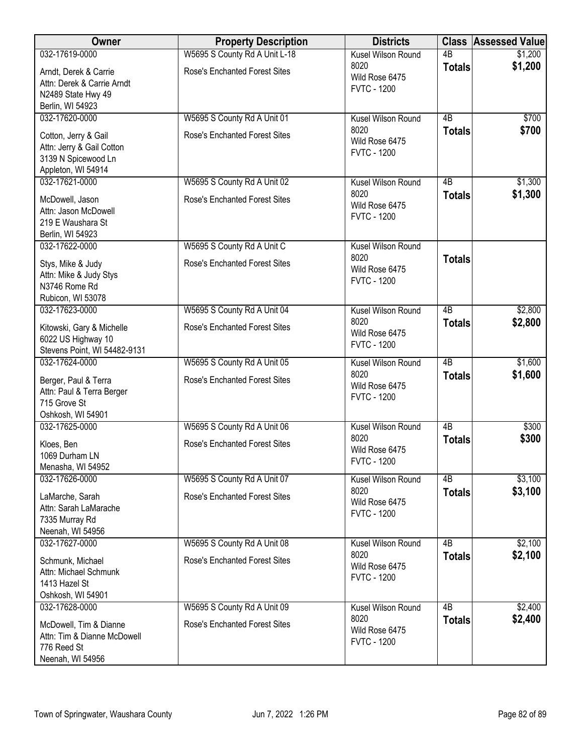| Owner | Property Description | Districts | Class | Assessed Value |
|---|---|---|---|---|
| 032-17619-0000<br>Arndt, Derek & Carrie<br>Attn: Derek & Carrie Arndt<br>N2489 State Hwy 49<br>Berlin, WI 54923 | W5695 S County Rd A Unit L-18<br>Rose's Enchanted Forest Sites | Kusel Wilson Round 8020<br>Wild Rose 6475<br>FVTC - 1200 | 4B<br>**Totals** | $1,200<br>**$1,200** |
| 032-17620-0000<br>Cotton, Jerry & Gail<br>Attn: Jerry & Gail Cotton<br>3139 N Spicewood Ln<br>Appleton, WI 54914 | W5695 S County Rd A Unit 01<br>Rose's Enchanted Forest Sites | Kusel Wilson Round 8020<br>Wild Rose 6475<br>FVTC - 1200 | 4B<br>**Totals** | $700<br>**$700** |
| 032-17621-0000<br>McDowell, Jason<br>Attn: Jason McDowell<br>219 E Waushara St<br>Berlin, WI 54923 | W5695 S County Rd A Unit 02<br>Rose's Enchanted Forest Sites | Kusel Wilson Round 8020<br>Wild Rose 6475<br>FVTC - 1200 | 4B<br>**Totals** | $1,300<br>**$1,300** |
| 032-17622-0000<br>Stys, Mike & Judy<br>Attn: Mike & Judy Stys<br>N3746 Rome Rd<br>Rubicon, WI 53078 | W5695 S County Rd A Unit C<br>Rose's Enchanted Forest Sites | Kusel Wilson Round 8020<br>Wild Rose 6475<br>FVTC - 1200 | **Totals** | |
| 032-17623-0000<br>Kitowski, Gary & Michelle<br>6022 US Highway 10<br>Stevens Point, WI 54482-9131 | W5695 S County Rd A Unit 04<br>Rose's Enchanted Forest Sites | Kusel Wilson Round 8020<br>Wild Rose 6475<br>FVTC - 1200 | 4B<br>**Totals** | $2,800<br>**$2,800** |
| 032-17624-0000<br>Berger, Paul & Terra<br>Attn: Paul & Terra Berger<br>715 Grove St<br>Oshkosh, WI 54901 | W5695 S County Rd A Unit 05<br>Rose's Enchanted Forest Sites | Kusel Wilson Round 8020<br>Wild Rose 6475<br>FVTC - 1200 | 4B<br>**Totals** | $1,600<br>**$1,600** |
| 032-17625-0000<br>Kloes, Ben<br>1069 Durham LN<br>Menasha, WI 54952 | W5695 S County Rd A Unit 06<br>Rose's Enchanted Forest Sites | Kusel Wilson Round 8020<br>Wild Rose 6475<br>FVTC - 1200 | 4B<br>**Totals** | $300<br>**$300** |
| 032-17626-0000<br>LaMarche, Sarah<br>Attn: Sarah LaMarache<br>7335 Murray Rd<br>Neenah, WI 54956 | W5695 S County Rd A Unit 07<br>Rose's Enchanted Forest Sites | Kusel Wilson Round 8020<br>Wild Rose 6475<br>FVTC - 1200 | 4B<br>**Totals** | $3,100<br>**$3,100** |
| 032-17627-0000<br>Schmunk, Michael<br>Attn: Michael Schmunk<br>1413 Hazel St<br>Oshkosh, WI 54901 | W5695 S County Rd A Unit 08<br>Rose's Enchanted Forest Sites | Kusel Wilson Round 8020<br>Wild Rose 6475<br>FVTC - 1200 | 4B<br>**Totals** | $2,100<br>**$2,100** |
| 032-17628-0000<br>McDowell, Tim & Dianne<br>Attn: Tim & Dianne McDowell<br>776 Reed St<br>Neenah, WI 54956 | W5695 S County Rd A Unit 09<br>Rose's Enchanted Forest Sites | Kusel Wilson Round 8020<br>Wild Rose 6475<br>FVTC - 1200 | 4B<br>**Totals** | $2,400<br>**$2,400** |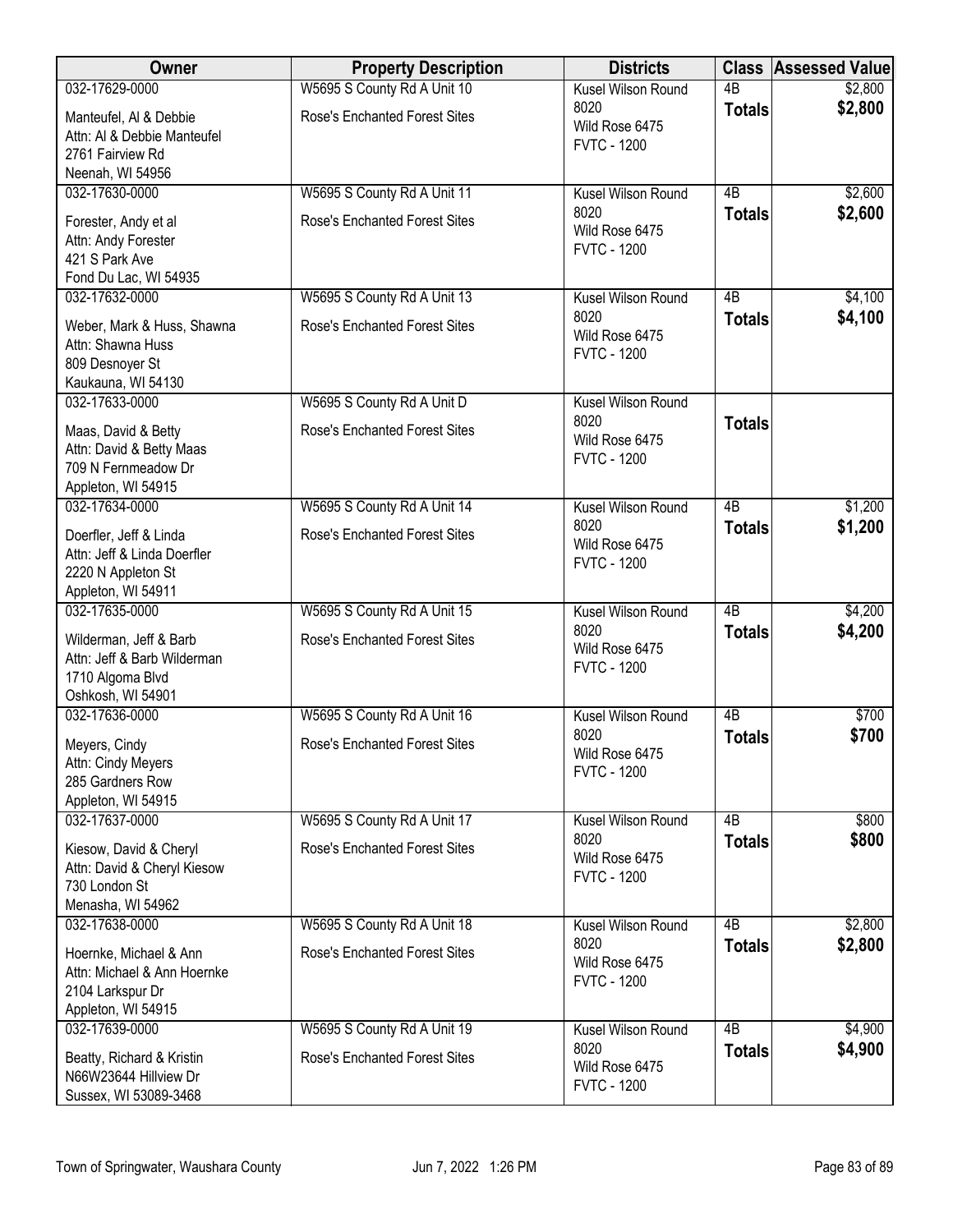| Owner | Property Description | Districts | Class | Assessed Value |
|---|---|---|---|---|
| 032-17629-0000<br>Manteufel, Al & Debbie<br>Attn: Al & Debbie Manteufel<br>2761 Fairview Rd<br>Neenah, WI 54956 | W5695 S County Rd A Unit 10<br>Rose's Enchanted Forest Sites | Kusel Wilson Round<br>8020<br>Wild Rose 6475<br>FVTC - 1200 | 4B<br>**Totals** | $2,800<br>**$2,800** |
| 032-17630-0000<br>Forester, Andy et al<br>Attn: Andy Forester<br>421 S Park Ave<br>Fond Du Lac, WI 54935 | W5695 S County Rd A Unit 11<br>Rose's Enchanted Forest Sites | Kusel Wilson Round<br>8020<br>Wild Rose 6475<br>FVTC - 1200 | 4B<br>**Totals** | $2,600<br>**$2,600** |
| 032-17632-0000<br>Weber, Mark & Huss, Shawna<br>Attn: Shawna Huss<br>809 Desnoyer St<br>Kaukauna, WI 54130 | W5695 S County Rd A Unit 13<br>Rose's Enchanted Forest Sites | Kusel Wilson Round<br>8020<br>Wild Rose 6475<br>FVTC - 1200 | 4B<br>**Totals** | $4,100<br>**$4,100** |
| 032-17633-0000<br>Maas, David & Betty<br>Attn: David & Betty Maas<br>709 N Fernmeadow Dr<br>Appleton, WI 54915 | W5695 S County Rd A Unit D<br>Rose's Enchanted Forest Sites | Kusel Wilson Round<br>8020<br>Wild Rose 6475<br>FVTC - 1200 | **Totals** | |
| 032-17634-0000<br>Doerfler, Jeff & Linda<br>Attn: Jeff & Linda Doerfler<br>2220 N Appleton St<br>Appleton, WI 54911 | W5695 S County Rd A Unit 14<br>Rose's Enchanted Forest Sites | Kusel Wilson Round<br>8020<br>Wild Rose 6475<br>FVTC - 1200 | 4B<br>**Totals** | $1,200<br>**$1,200** |
| 032-17635-0000<br>Wilderman, Jeff & Barb<br>Attn: Jeff & Barb Wilderman<br>1710 Algoma Blvd<br>Oshkosh, WI 54901 | W5695 S County Rd A Unit 15<br>Rose's Enchanted Forest Sites | Kusel Wilson Round<br>8020<br>Wild Rose 6475<br>FVTC - 1200 | 4B<br>**Totals** | $4,200<br>**$4,200** |
| 032-17636-0000<br>Meyers, Cindy<br>Attn: Cindy Meyers<br>285 Gardners Row<br>Appleton, WI 54915 | W5695 S County Rd A Unit 16<br>Rose's Enchanted Forest Sites | Kusel Wilson Round<br>8020<br>Wild Rose 6475<br>FVTC - 1200 | 4B<br>**Totals** | $700<br>**$700** |
| 032-17637-0000<br>Kiesow, David & Cheryl<br>Attn: David & Cheryl Kiesow<br>730 London St<br>Menasha, WI 54962 | W5695 S County Rd A Unit 17<br>Rose's Enchanted Forest Sites | Kusel Wilson Round<br>8020<br>Wild Rose 6475<br>FVTC - 1200 | 4B<br>**Totals** | $800<br>**$800** |
| 032-17638-0000<br>Hoernke, Michael & Ann<br>Attn: Michael & Ann Hoernke<br>2104 Larkspur Dr<br>Appleton, WI 54915 | W5695 S County Rd A Unit 18<br>Rose's Enchanted Forest Sites | Kusel Wilson Round<br>8020<br>Wild Rose 6475<br>FVTC - 1200 | 4B<br>**Totals** | $2,800<br>**$2,800** |
| 032-17639-0000<br>Beatty, Richard & Kristin<br>N66W23644 Hillview Dr<br>Sussex, WI 53089-3468 | W5695 S County Rd A Unit 19<br>Rose's Enchanted Forest Sites | Kusel Wilson Round<br>8020<br>Wild Rose 6475<br>FVTC - 1200 | 4B<br>**Totals** | $4,900<br>**$4,900** |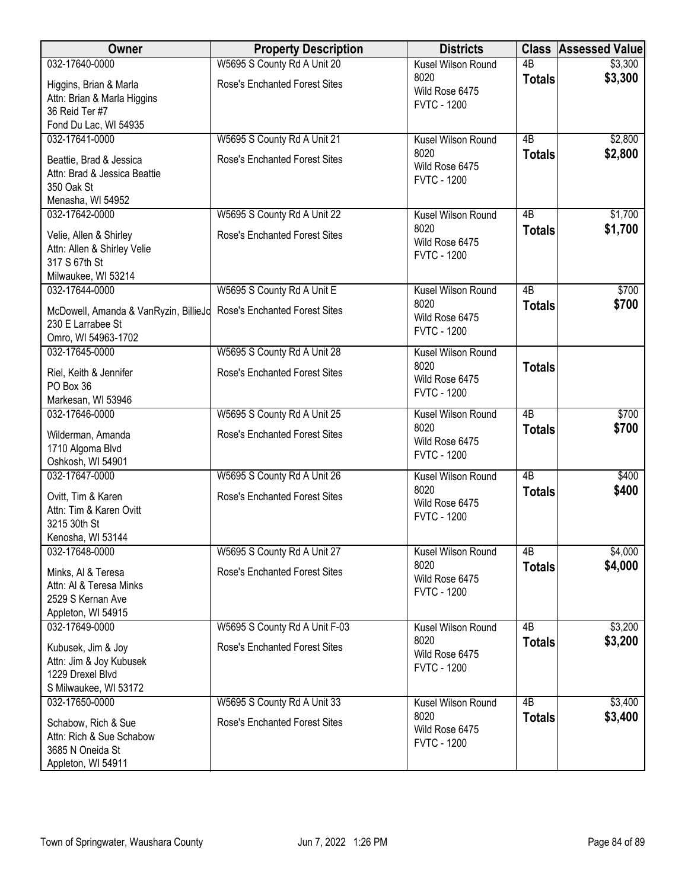| Owner | Property Description | Districts | Class | Assessed Value |
|---|---|---|---|---|
| 032-17640-0000<br>Higgins, Brian & Marla<br>Attn: Brian & Marla Higgins<br>36 Reid Ter #7<br>Fond Du Lac, WI 54935 | W5695 S County Rd A Unit 20<br>Rose's Enchanted Forest Sites | Kusel Wilson Round 8020<br>Wild Rose 6475<br>FVTC - 1200 | 4B<br>**Totals** | $3,300<br>**$3,300** |
| 032-17641-0000<br>Beattie, Brad & Jessica<br>Attn: Brad & Jessica Beattie<br>350 Oak St<br>Menasha, WI 54952 | W5695 S County Rd A Unit 21<br>Rose's Enchanted Forest Sites | Kusel Wilson Round 8020<br>Wild Rose 6475<br>FVTC - 1200 | 4B<br>**Totals** | $2,800<br>**$2,800** |
| 032-17642-0000<br>Velie, Allen & Shirley<br>Attn: Allen & Shirley Velie<br>317 S 67th St<br>Milwaukee, WI 53214 | W5695 S County Rd A Unit 22<br>Rose's Enchanted Forest Sites | Kusel Wilson Round 8020<br>Wild Rose 6475<br>FVTC - 1200 | 4B<br>**Totals** | $1,700<br>**$1,700** |
| 032-17644-0000<br>McDowell, Amanda & VanRyzin, BillieJo<br>230 E Larrabee St<br>Omro, WI 54963-1702 | W5695 S County Rd A Unit E<br>Rose's Enchanted Forest Sites | Kusel Wilson Round 8020<br>Wild Rose 6475<br>FVTC - 1200 | 4B<br>**Totals** | $700<br>**$700** |
| 032-17645-0000<br>Riel, Keith & Jennifer<br>PO Box 36<br>Markesan, WI 53946 | W5695 S County Rd A Unit 28<br>Rose's Enchanted Forest Sites | Kusel Wilson Round 8020<br>Wild Rose 6475<br>FVTC - 1200 | **Totals** | |
| 032-17646-0000<br>Wilderman, Amanda<br>1710 Algoma Blvd<br>Oshkosh, WI 54901 | W5695 S County Rd A Unit 25<br>Rose's Enchanted Forest Sites | Kusel Wilson Round 8020<br>Wild Rose 6475<br>FVTC - 1200 | 4B<br>**Totals** | $700<br>**$700** |
| 032-17647-0000<br>Ovitt, Tim & Karen<br>Attn: Tim & Karen Ovitt<br>3215 30th St<br>Kenosha, WI 53144 | W5695 S County Rd A Unit 26<br>Rose's Enchanted Forest Sites | Kusel Wilson Round 8020<br>Wild Rose 6475<br>FVTC - 1200 | 4B<br>**Totals** | $400<br>**$400** |
| 032-17648-0000<br>Minks, Al & Teresa<br>Attn: Al & Teresa Minks<br>2529 S Kernan Ave<br>Appleton, WI 54915 | W5695 S County Rd A Unit 27<br>Rose's Enchanted Forest Sites | Kusel Wilson Round 8020<br>Wild Rose 6475<br>FVTC - 1200 | 4B<br>**Totals** | $4,000<br>**$4,000** |
| 032-17649-0000<br>Kubusek, Jim & Joy<br>Attn: Jim & Joy Kubusek<br>1229 Drexel Blvd<br>S Milwaukee, WI 53172 | W5695 S County Rd A Unit F-03<br>Rose's Enchanted Forest Sites | Kusel Wilson Round 8020<br>Wild Rose 6475<br>FVTC - 1200 | 4B<br>**Totals** | $3,200<br>**$3,200** |
| 032-17650-0000<br>Schabow, Rich & Sue<br>Attn: Rich & Sue Schabow<br>3685 N Oneida St<br>Appleton, WI 54911 | W5695 S County Rd A Unit 33<br>Rose's Enchanted Forest Sites | Kusel Wilson Round 8020<br>Wild Rose 6475<br>FVTC - 1200 | 4B<br>**Totals** | $3,400<br>**$3,400** |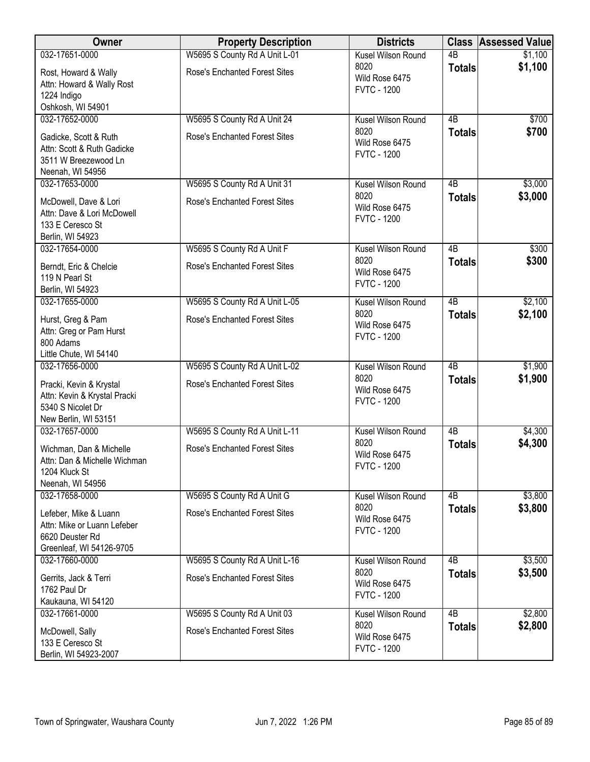| Owner | Property Description | Districts | Class | Assessed Value |
|---|---|---|---|---|
| 032-17651-0000<br>Rost, Howard & Wally<br>Attn: Howard & Wally Rost<br>1224 Indigo<br>Oshkosh, WI 54901 | W5695 S County Rd A Unit L-01<br>Rose's Enchanted Forest Sites | Kusel Wilson Round<br>8020<br>Wild Rose 6475<br>FVTC - 1200 | 4B<br>**Totals** | $1,100<br>**$1,100** |
| 032-17652-0000<br>Gadicke, Scott & Ruth<br>Attn: Scott & Ruth Gadicke<br>3511 W Breezewood Ln<br>Neenah, WI 54956 | W5695 S County Rd A Unit 24<br>Rose's Enchanted Forest Sites | Kusel Wilson Round<br>8020<br>Wild Rose 6475<br>FVTC - 1200 | 4B<br>**Totals** | $700<br>**$700** |
| 032-17653-0000<br>McDowell, Dave & Lori<br>Attn: Dave & Lori McDowell<br>133 E Ceresco St<br>Berlin, WI 54923 | W5695 S County Rd A Unit 31<br>Rose's Enchanted Forest Sites | Kusel Wilson Round<br>8020<br>Wild Rose 6475<br>FVTC - 1200 | 4B<br>**Totals** | $3,000<br>**$3,000** |
| 032-17654-0000<br>Berndt, Eric & Chelcie<br>119 N Pearl St<br>Berlin, WI 54923 | W5695 S County Rd A Unit F<br>Rose's Enchanted Forest Sites | Kusel Wilson Round<br>8020<br>Wild Rose 6475<br>FVTC - 1200 | 4B<br>**Totals** | $300<br>**$300** |
| 032-17655-0000<br>Hurst, Greg & Pam<br>Attn: Greg or Pam Hurst<br>800 Adams<br>Little Chute, WI 54140 | W5695 S County Rd A Unit L-05<br>Rose's Enchanted Forest Sites | Kusel Wilson Round<br>8020<br>Wild Rose 6475<br>FVTC - 1200 | 4B<br>**Totals** | $2,100<br>**$2,100** |
| 032-17656-0000<br>Pracki, Kevin & Krystal<br>Attn: Kevin & Krystal Pracki<br>5340 S Nicolet Dr<br>New Berlin, WI 53151 | W5695 S County Rd A Unit L-02<br>Rose's Enchanted Forest Sites | Kusel Wilson Round<br>8020<br>Wild Rose 6475<br>FVTC - 1200 | 4B<br>**Totals** | $1,900<br>**$1,900** |
| 032-17657-0000<br>Wichman, Dan & Michelle<br>Attn: Dan & Michelle Wichman<br>1204 Kluck St<br>Neenah, WI 54956 | W5695 S County Rd A Unit L-11<br>Rose's Enchanted Forest Sites | Kusel Wilson Round<br>8020<br>Wild Rose 6475<br>FVTC - 1200 | 4B<br>**Totals** | $4,300<br>**$4,300** |
| 032-17658-0000<br>Lefeber, Mike & Luann<br>Attn: Mike or Luann Lefeber<br>6620 Deuster Rd<br>Greenleaf, WI 54126-9705 | W5695 S County Rd A Unit G<br>Rose's Enchanted Forest Sites | Kusel Wilson Round<br>8020<br>Wild Rose 6475<br>FVTC - 1200 | 4B<br>**Totals** | $3,800<br>**$3,800** |
| 032-17660-0000<br>Gerrits, Jack & Terri<br>1762 Paul Dr<br>Kaukauna, WI 54120 | W5695 S County Rd A Unit L-16<br>Rose's Enchanted Forest Sites | Kusel Wilson Round<br>8020<br>Wild Rose 6475<br>FVTC - 1200 | 4B<br>**Totals** | $3,500<br>**$3,500** |
| 032-17661-0000<br>McDowell, Sally<br>133 E Ceresco St<br>Berlin, WI 54923-2007 | W5695 S County Rd A Unit 03<br>Rose's Enchanted Forest Sites | Kusel Wilson Round<br>8020<br>Wild Rose 6475<br>FVTC - 1200 | 4B<br>**Totals** | $2,800<br>**$2,800** |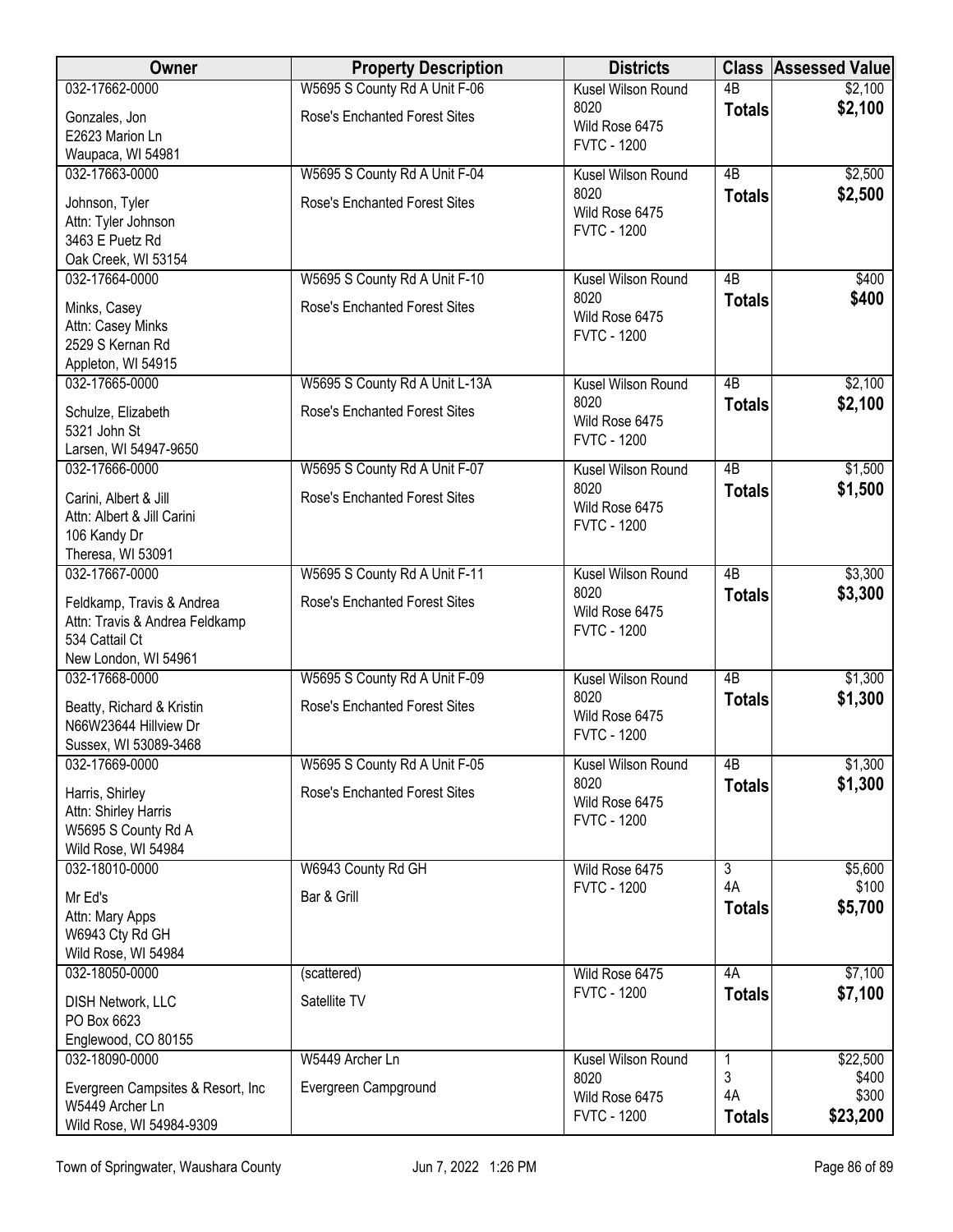| Owner | Property Description | Districts | Class | Assessed Value |
|---|---|---|---|---|
| 032-17662-0000<br>Gonzales, Jon<br>E2623 Marion Ln<br>Waupaca, WI 54981 | W5695 S County Rd A Unit F-06<br>Rose's Enchanted Forest Sites | Kusel Wilson Round 8020<br>Wild Rose 6475<br>FVTC - 1200 | 4B<br>**Totals** | $2,100<br>**$2,100** |
| 032-17663-0000<br>Johnson, Tyler<br>Attn: Tyler Johnson<br>3463 E Puetz Rd<br>Oak Creek, WI 53154 | W5695 S County Rd A Unit F-04<br>Rose's Enchanted Forest Sites | Kusel Wilson Round 8020<br>Wild Rose 6475<br>FVTC - 1200 | 4B<br>**Totals** | $2,500<br>**$2,500** |
| 032-17664-0000<br>Minks, Casey<br>Attn: Casey Minks<br>2529 S Kernan Rd<br>Appleton, WI 54915 | W5695 S County Rd A Unit F-10<br>Rose's Enchanted Forest Sites | Kusel Wilson Round 8020<br>Wild Rose 6475<br>FVTC - 1200 | 4B<br>**Totals** | $400<br>**$400** |
| 032-17665-0000<br>Schulze, Elizabeth<br>5321 John St<br>Larsen, WI 54947-9650 | W5695 S County Rd A Unit L-13A<br>Rose's Enchanted Forest Sites | Kusel Wilson Round 8020<br>Wild Rose 6475<br>FVTC - 1200 | 4B<br>**Totals** | $2,100<br>**$2,100** |
| 032-17666-0000<br>Carini, Albert & Jill<br>Attn: Albert & Jill Carini<br>106 Kandy Dr<br>Theresa, WI 53091 | W5695 S County Rd A Unit F-07<br>Rose's Enchanted Forest Sites | Kusel Wilson Round 8020<br>Wild Rose 6475<br>FVTC - 1200 | 4B<br>**Totals** | $1,500<br>**$1,500** |
| 032-17667-0000<br>Feldkamp, Travis & Andrea<br>Attn: Travis & Andrea Feldkamp<br>534 Cattail Ct<br>New London, WI 54961 | W5695 S County Rd A Unit F-11<br>Rose's Enchanted Forest Sites | Kusel Wilson Round 8020<br>Wild Rose 6475<br>FVTC - 1200 | 4B<br>**Totals** | $3,300<br>**$3,300** |
| 032-17668-0000<br>Beatty, Richard & Kristin<br>N66W23644 Hillview Dr<br>Sussex, WI 53089-3468 | W5695 S County Rd A Unit F-09<br>Rose's Enchanted Forest Sites | Kusel Wilson Round 8020<br>Wild Rose 6475<br>FVTC - 1200 | 4B<br>**Totals** | $1,300<br>**$1,300** |
| 032-17669-0000<br>Harris, Shirley<br>Attn: Shirley Harris<br>W5695 S County Rd A<br>Wild Rose, WI 54984 | W5695 S County Rd A Unit F-05<br>Rose's Enchanted Forest Sites | Kusel Wilson Round 8020<br>Wild Rose 6475<br>FVTC - 1200 | 4B<br>**Totals** | $1,300<br>**$1,300** |
| 032-18010-0000<br>Mr Ed's<br>Attn: Mary Apps<br>W6943 Cty Rd GH<br>Wild Rose, WI 54984 | W6943 County Rd GH<br>Bar & Grill | Wild Rose 6475<br>FVTC - 1200 | 3<br>4A<br>**Totals** | $5,600<br>$100<br>**$5,700** |
| 032-18050-0000<br>DISH Network, LLC<br>PO Box 6623<br>Englewood, CO 80155 | (scattered)<br>Satellite TV | Wild Rose 6475<br>FVTC - 1200 | 4A<br>**Totals** | $7,100<br>**$7,100** |
| 032-18090-0000<br>Evergreen Campsites & Resort, Inc<br>W5449 Archer Ln<br>Wild Rose, WI 54984-9309 | W5449 Archer Ln<br>Evergreen Campground | Kusel Wilson Round 8020<br>Wild Rose 6475<br>FVTC - 1200 | 1<br>3<br>4A<br>**Totals** | $22,500<br>$400<br>$300<br>**$23,200** |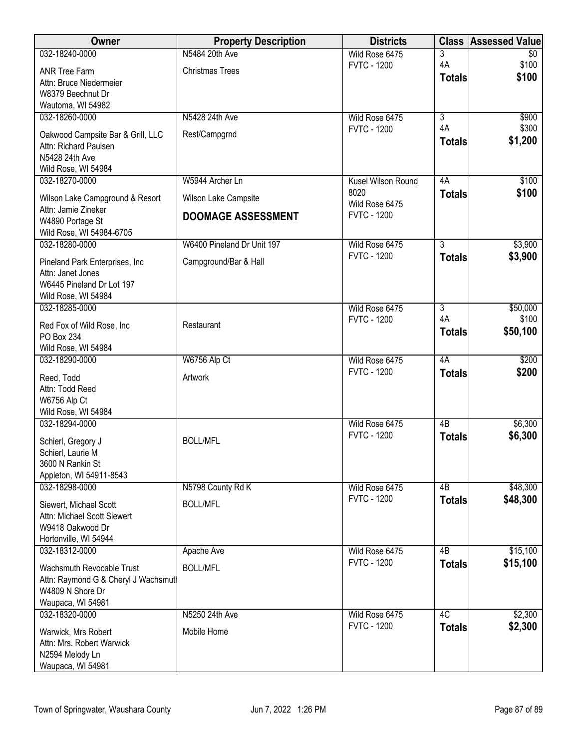| Owner | Property Description | Districts | Class | Assessed Value |
|---|---|---|---|---|
| 032-18240-0000<br>ANR Tree Farm<br>Attn: Bruce Niedermeier<br>W8379 Beechnut Dr<br>Wautoma, WI 54982 | N5484 20th Ave<br>Christmas Trees | Wild Rose 6475<br>FVTC - 1200 | 3<br>4A<br>**Totals** | $0<br>$100<br>**$100** |
| 032-18260-0000<br>Oakwood Campsite Bar & Grill, LLC<br>Attn: Richard Paulsen<br>N5428 24th Ave<br>Wild Rose, WI 54984 | N5428 24th Ave<br>Rest/Campgrnd | Wild Rose 6475<br>FVTC - 1200 | 3<br>4A<br>**Totals** | $900<br>$300<br>**$1,200** |
| 032-18270-0000<br>Wilson Lake Campground & Resort<br>Attn: Jamie Zineker<br>W4890 Portage St<br>Wild Rose, WI 54984-6705 | W5944 Archer Ln<br>Wilson Lake Campsite<br>**DOOMAGE ASSESSMENT** | Kusel Wilson Round 8020<br>Wild Rose 6475<br>FVTC - 1200 | 4A<br>**Totals** | $100<br>**$100** |
| 032-18280-0000<br>Pineland Park Enterprises, Inc<br>Attn: Janet Jones<br>W6445 Pineland Dr Lot 197<br>Wild Rose, WI 54984 | W6400 Pineland Dr Unit 197<br>Campground/Bar & Hall | Wild Rose 6475<br>FVTC - 1200 | 3<br>**Totals** | $3,900<br>**$3,900** |
| 032-18285-0000<br>Red Fox of Wild Rose, Inc<br>PO Box 234<br>Wild Rose, WI 54984 | Restaurant | Wild Rose 6475<br>FVTC - 1200 | 3<br>4A<br>**Totals** | $50,000<br>$100<br>**$50,100** |
| 032-18290-0000<br>Reed, Todd<br>Attn: Todd Reed<br>W6756 Alp Ct<br>Wild Rose, WI 54984 | W6756 Alp Ct<br>Artwork | Wild Rose 6475<br>FVTC - 1200 | 4A<br>**Totals** | $200<br>**$200** |
| 032-18294-0000<br>Schierl, Gregory J<br>Schierl, Laurie M<br>3600 N Rankin St<br>Appleton, WI 54911-8543 | BOLL/MFL | Wild Rose 6475<br>FVTC - 1200 | 4B<br>**Totals** | $6,300<br>**$6,300** |
| 032-18298-0000<br>Siewert, Michael Scott<br>Attn: Michael Scott Siewert<br>W9418 Oakwood Dr<br>Hortonville, WI 54944 | N5798 County Rd K<br>BOLL/MFL | Wild Rose 6475<br>FVTC - 1200 | 4B<br>**Totals** | $48,300<br>**$48,300** |
| 032-18312-0000<br>Wachsmuth Revocable Trust<br>Attn: Raymond G & Cheryl J Wachsmutl<br>W4809 N Shore Dr<br>Waupaca, WI 54981 | Apache Ave<br>BOLL/MFL | Wild Rose 6475<br>FVTC - 1200 | 4B<br>**Totals** | $15,100<br>**$15,100** |
| 032-18320-0000<br>Warwick, Mrs Robert<br>Attn: Mrs. Robert Warwick<br>N2594 Melody Ln<br>Waupaca, WI 54981 | N5250 24th Ave<br>Mobile Home | Wild Rose 6475<br>FVTC - 1200 | 4C<br>**Totals** | $2,300<br>**$2,300** |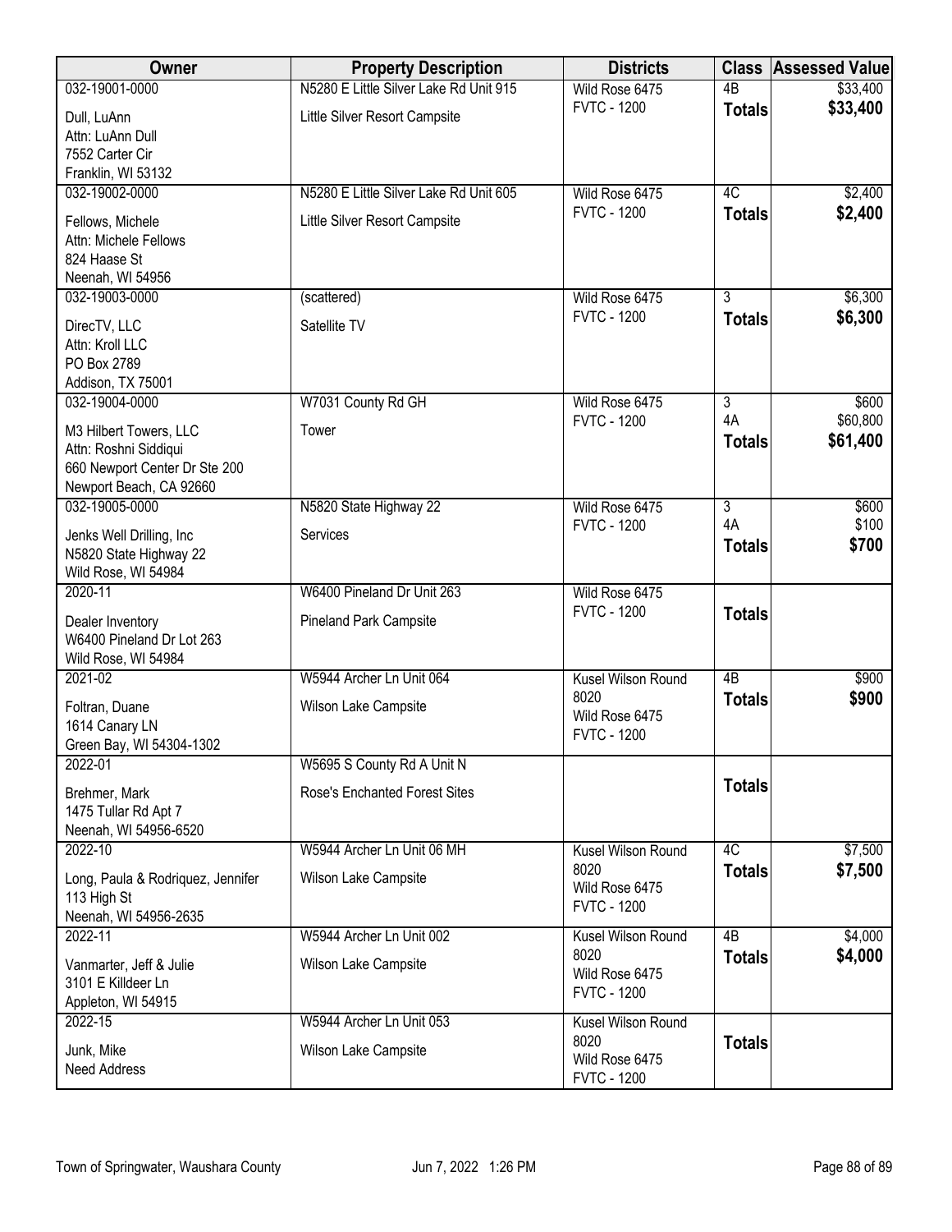| Owner | Property Description | Districts | Class | Assessed Value |
|---|---|---|---|---|
| 032-19001-0000<br>Dull, LuAnn<br>Attn: LuAnn Dull<br>7552 Carter Cir<br>Franklin, WI 53132 | N5280 E Little Silver Lake Rd Unit 915<br>Little Silver Resort Campsite | Wild Rose 6475<br>FVTC - 1200 | 4B<br>**Totals** | $33,400<br>**$33,400** |
| 032-19002-0000<br>Fellows, Michele<br>Attn: Michele Fellows<br>824 Haase St<br>Neenah, WI 54956 | N5280 E Little Silver Lake Rd Unit 605<br>Little Silver Resort Campsite | Wild Rose 6475<br>FVTC - 1200 | 4C<br>**Totals** | $2,400<br>**$2,400** |
| 032-19003-0000<br>DirecTV, LLC<br>Attn: Kroll LLC<br>PO Box 2789<br>Addison, TX 75001 | (scattered)<br>Satellite TV | Wild Rose 6475<br>FVTC - 1200 | 3<br>**Totals** | $6,300<br>**$6,300** |
| 032-19004-0000<br>M3 Hilbert Towers, LLC<br>Attn: Roshni Siddiqui<br>660 Newport Center Dr Ste 200<br>Newport Beach, CA 92660 | W7031 County Rd GH<br>Tower | Wild Rose 6475<br>FVTC - 1200 | 3<br>4A<br>**Totals** | $600<br>$60,800<br>**$61,400** |
| 032-19005-0000<br>Jenks Well Drilling, Inc<br>N5820 State Highway 22<br>Wild Rose, WI 54984 | N5820 State Highway 22<br>Services | Wild Rose 6475<br>FVTC - 1200 | 3<br>4A<br>**Totals** | $600<br>$100<br>**$700** |
| 2020-11<br>Dealer Inventory<br>W6400 Pineland Dr Lot 263<br>Wild Rose, WI 54984 | W6400 Pineland Dr Unit 263<br>Pineland Park Campsite | Wild Rose 6475<br>FVTC - 1200 | **Totals** | |
| 2021-02<br>Foltran, Duane<br>1614 Canary LN<br>Green Bay, WI 54304-1302 | W5944 Archer Ln Unit 064<br>Wilson Lake Campsite | Kusel Wilson Round 8020<br>Wild Rose 6475<br>FVTC - 1200 | 4B<br>**Totals** | $900<br>**$900** |
| 2022-01<br>Brehmer, Mark<br>1475 Tullar Rd Apt 7<br>Neenah, WI 54956-6520 | W5695 S County Rd A Unit N<br>Rose's Enchanted Forest Sites | | **Totals** | |
| 2022-10<br>Long, Paula & Rodriquez, Jennifer<br>113 High St<br>Neenah, WI 54956-2635 | W5944 Archer Ln Unit 06 MH<br>Wilson Lake Campsite | Kusel Wilson Round 8020<br>Wild Rose 6475<br>FVTC - 1200 | 4C<br>**Totals** | $7,500<br>**$7,500** |
| 2022-11<br>Vanmarter, Jeff & Julie<br>3101 E Killdeer Ln<br>Appleton, WI 54915 | W5944 Archer Ln Unit 002<br>Wilson Lake Campsite | Kusel Wilson Round 8020<br>Wild Rose 6475<br>FVTC - 1200 | 4B<br>**Totals** | $4,000<br>**$4,000** |
| 2022-15<br>Junk, Mike<br>Need Address | W5944 Archer Ln Unit 053<br>Wilson Lake Campsite | Kusel Wilson Round 8020<br>Wild Rose 6475<br>FVTC - 1200 | **Totals** | |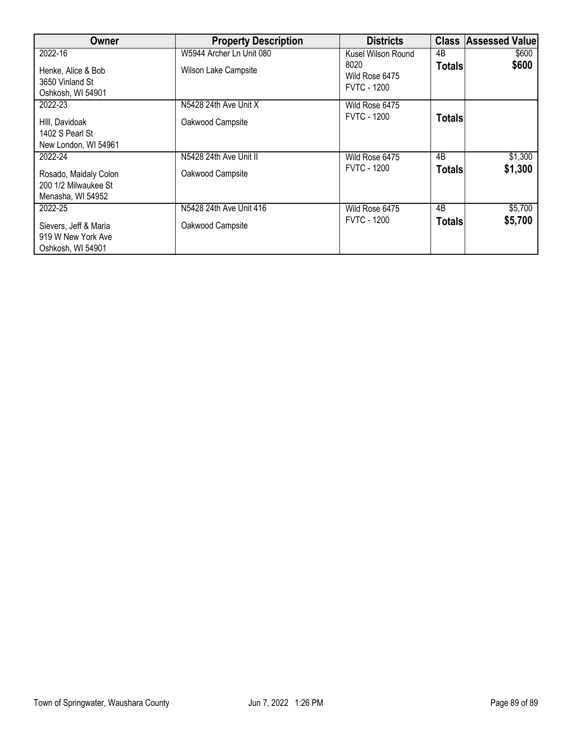| Owner | Property Description | Districts | Class | Assessed Value |
|---|---|---|---|---|
| 2022-16<br>Henke, Alice & Bob<br>3650 Vinland St<br>Oshkosh, WI 54901 | W5944 Archer Ln Unit 080<br>Wilson Lake Campsite | Kusel Wilson Round 8020<br>Wild Rose 6475<br>FVTC - 1200 | 4B<br>**Totals** | $600<br>**$600** |
| 2022-23<br>HIll, Davidoak<br>1402 S Pearl St<br>New London, WI 54961 | N5428 24th Ave Unit X<br>Oakwood Campsite | Wild Rose 6475<br>FVTC - 1200 | **Totals** | |
| 2022-24<br>Rosado, Maidaly Colon<br>200 1/2 Milwaukee St<br>Menasha, WI 54952 | N5428 24th Ave Unit II<br>Oakwood Campsite | Wild Rose 6475<br>FVTC - 1200 | 4B<br>**Totals** | $1,300<br>**$1,300** |
| 2022-25<br>Sievers, Jeff & Maria<br>919 W New York Ave<br>Oshkosh, WI 54901 | N5428 24th Ave Unit 416<br>Oakwood Campsite | Wild Rose 6475<br>FVTC - 1200 | 4B<br>**Totals** | $5,700<br>**$5,700** |